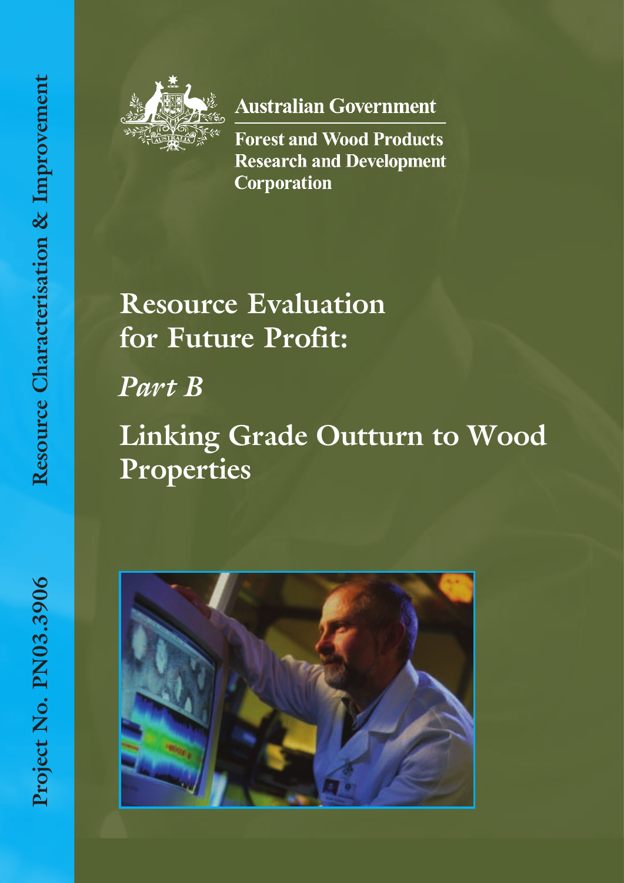Resource Characterisation & Improvement

Project No. PN03.3906

Australian Government

Forest and Wood Products Research and Development Corporation

# Resource Evaluation for Future Profit:

## *Part B*

## Linking Grade Outturn to Wood Properties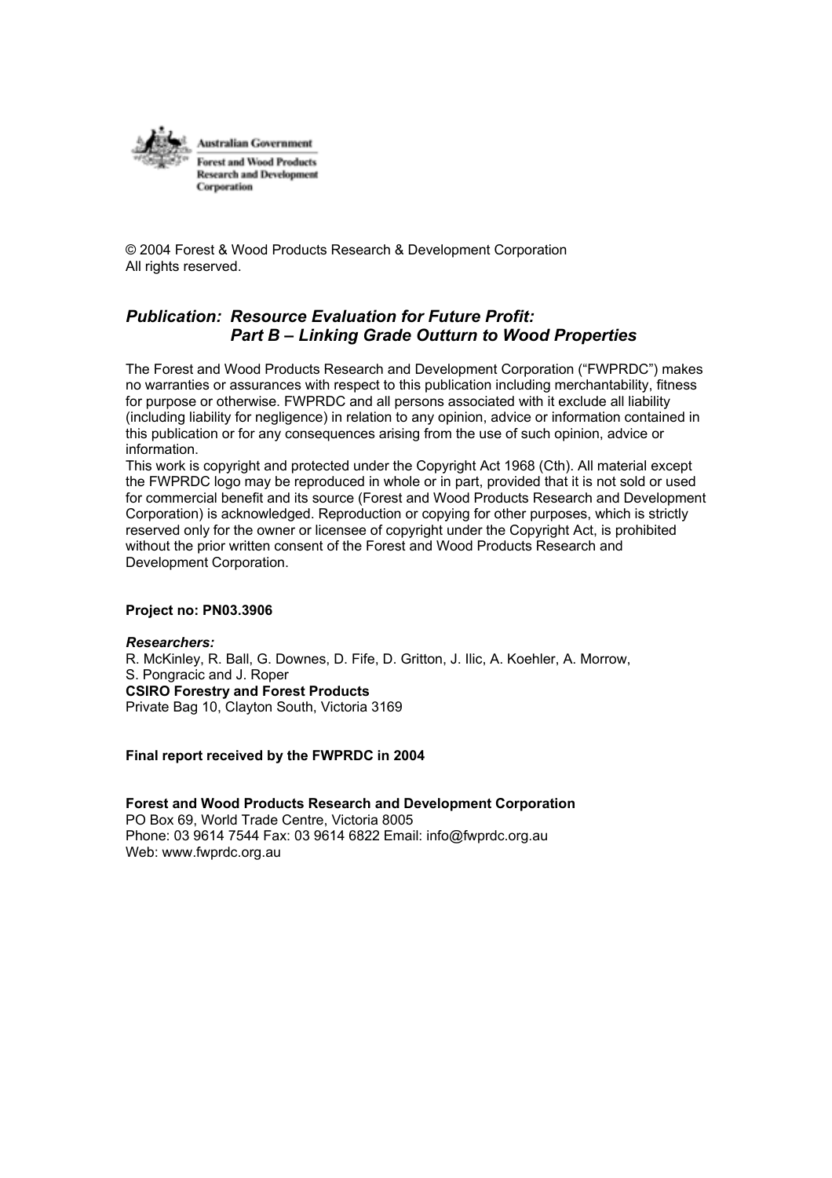Australian Government

Forest and Wood Products Research and Development Corporation

© 2004 Forest & Wood Products Research & Development Corporation
All rights reserved.

***Publication: Resource Evaluation for Future Profit:***
***Part B – Linking Grade Outturn to Wood Properties***

The Forest and Wood Products Research and Development Corporation ("FWPRDC") makes no warranties or assurances with respect to this publication including merchantability, fitness for purpose or otherwise. FWPRDC and all persons associated with it exclude all liability (including liability for negligence) in relation to any opinion, advice or information contained in this publication or for any consequences arising from the use of such opinion, advice or information.
This work is copyright and protected under the Copyright Act 1968 (Cth). All material except the FWPRDC logo may be reproduced in whole or in part, provided that it is not sold or used for commercial benefit and its source (Forest and Wood Products Research and Development Corporation) is acknowledged. Reproduction or copying for other purposes, which is strictly reserved only for the owner or licensee of copyright under the Copyright Act, is prohibited without the prior written consent of the Forest and Wood Products Research and Development Corporation.

**Project no: PN03.3906**

***Researchers:***
R. McKinley, R. Ball, G. Downes, D. Fife, D. Gritton, J. Ilic, A. Koehler, A. Morrow, S. Pongracic and J. Roper
**CSIRO Forestry and Forest Products**
Private Bag 10, Clayton South, Victoria 3169

**Final report received by the FWPRDC in 2004**

**Forest and Wood Products Research and Development Corporation**
PO Box 69, World Trade Centre, Victoria 8005
Phone: 03 9614 7544 Fax: 03 9614 6822 Email: info@fwprdc.org.au
Web: www.fwprdc.org.au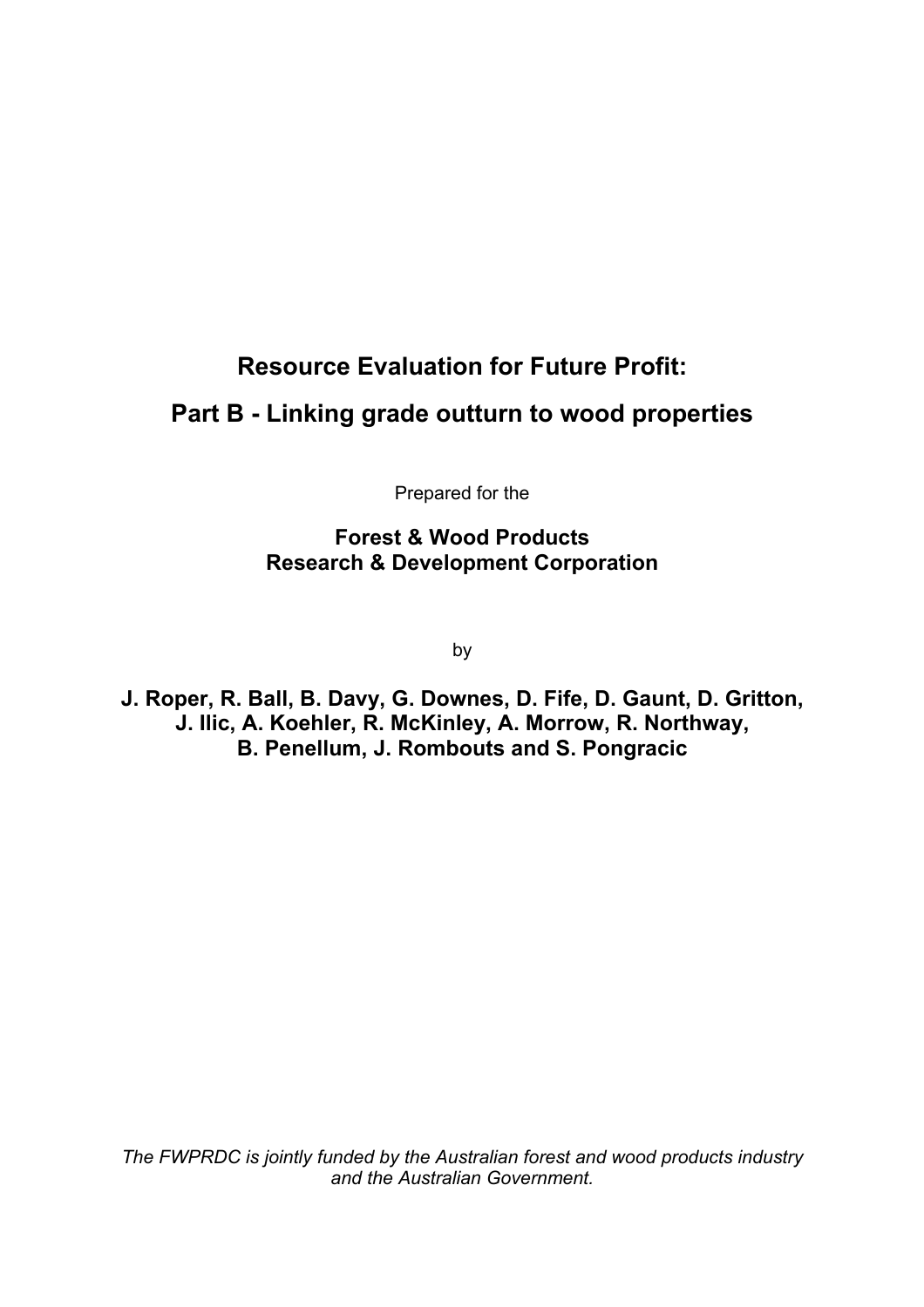# Resource Evaluation for Future Profit:

# Part B - Linking grade outturn to wood properties

Prepared for the

**Forest & Wood Products**
**Research & Development Corporation**

by

**J. Roper, R. Ball, B. Davy, G. Downes, D. Fife, D. Gaunt, D. Gritton, J. Ilic, A. Koehler, R. McKinley, A. Morrow, R. Northway, B. Penellum, J. Rombouts and S. Pongracic**

*The FWPRDC is jointly funded by the Australian forest and wood products industry and the Australian Government.*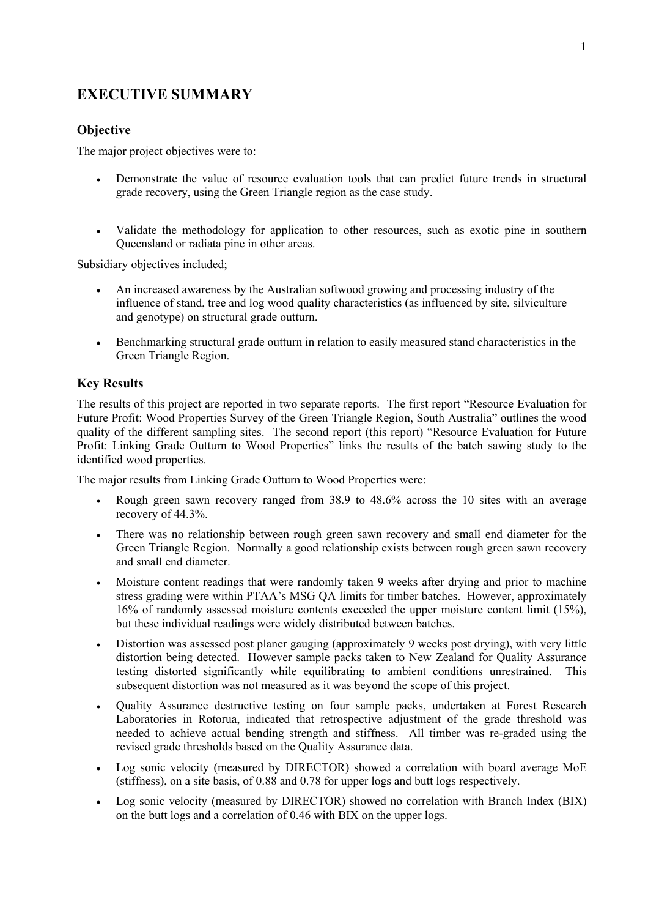# EXECUTIVE SUMMARY

## Objective

The major project objectives were to:

- Demonstrate the value of resource evaluation tools that can predict future trends in structural grade recovery, using the Green Triangle region as the case study.
- Validate the methodology for application to other resources, such as exotic pine in southern Queensland or radiata pine in other areas.

Subsidiary objectives included;

- An increased awareness by the Australian softwood growing and processing industry of the influence of stand, tree and log wood quality characteristics (as influenced by site, silviculture and genotype) on structural grade outturn.
- Benchmarking structural grade outturn in relation to easily measured stand characteristics in the Green Triangle Region.

## Key Results

The results of this project are reported in two separate reports. The first report "Resource Evaluation for Future Profit: Wood Properties Survey of the Green Triangle Region, South Australia" outlines the wood quality of the different sampling sites. The second report (this report) "Resource Evaluation for Future Profit: Linking Grade Outturn to Wood Properties" links the results of the batch sawing study to the identified wood properties.

The major results from Linking Grade Outturn to Wood Properties were:

- Rough green sawn recovery ranged from 38.9 to 48.6% across the 10 sites with an average recovery of 44.3%.
- There was no relationship between rough green sawn recovery and small end diameter for the Green Triangle Region. Normally a good relationship exists between rough green sawn recovery and small end diameter.
- Moisture content readings that were randomly taken 9 weeks after drying and prior to machine stress grading were within PTAA's MSG QA limits for timber batches. However, approximately 16% of randomly assessed moisture contents exceeded the upper moisture content limit (15%), but these individual readings were widely distributed between batches.
- Distortion was assessed post planer gauging (approximately 9 weeks post drying), with very little distortion being detected. However sample packs taken to New Zealand for Quality Assurance testing distorted significantly while equilibrating to ambient conditions unrestrained. This subsequent distortion was not measured as it was beyond the scope of this project.
- Quality Assurance destructive testing on four sample packs, undertaken at Forest Research Laboratories in Rotorua, indicated that retrospective adjustment of the grade threshold was needed to achieve actual bending strength and stiffness. All timber was re-graded using the revised grade thresholds based on the Quality Assurance data.
- Log sonic velocity (measured by DIRECTOR) showed a correlation with board average MoE (stiffness), on a site basis, of 0.88 and 0.78 for upper logs and butt logs respectively.
- Log sonic velocity (measured by DIRECTOR) showed no correlation with Branch Index (BIX) on the butt logs and a correlation of 0.46 with BIX on the upper logs.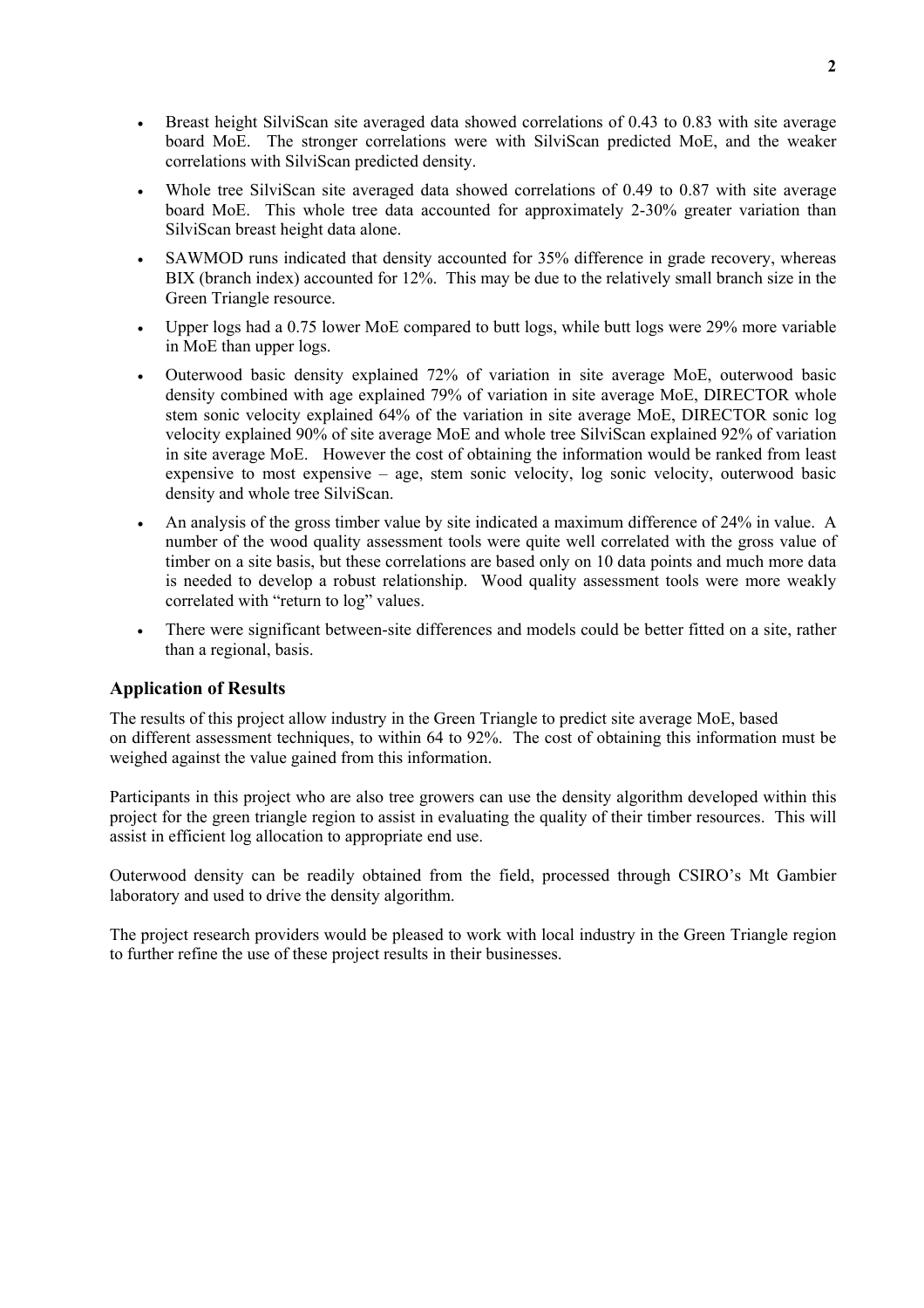- Breast height SilviScan site averaged data showed correlations of 0.43 to 0.83 with site average board MoE. The stronger correlations were with SilviScan predicted MoE, and the weaker correlations with SilviScan predicted density.
- Whole tree SilviScan site averaged data showed correlations of 0.49 to 0.87 with site average board MoE. This whole tree data accounted for approximately 2-30% greater variation than SilviScan breast height data alone.
- SAWMOD runs indicated that density accounted for 35% difference in grade recovery, whereas BIX (branch index) accounted for 12%. This may be due to the relatively small branch size in the Green Triangle resource.
- Upper logs had a 0.75 lower MoE compared to butt logs, while butt logs were 29% more variable in MoE than upper logs.
- Outerwood basic density explained 72% of variation in site average MoE, outerwood basic density combined with age explained 79% of variation in site average MoE, DIRECTOR whole stem sonic velocity explained 64% of the variation in site average MoE, DIRECTOR sonic log velocity explained 90% of site average MoE and whole tree SilviScan explained 92% of variation in site average MoE. However the cost of obtaining the information would be ranked from least expensive to most expensive – age, stem sonic velocity, log sonic velocity, outerwood basic density and whole tree SilviScan.
- An analysis of the gross timber value by site indicated a maximum difference of 24% in value. A number of the wood quality assessment tools were quite well correlated with the gross value of timber on a site basis, but these correlations are based only on 10 data points and much more data is needed to develop a robust relationship. Wood quality assessment tools were more weakly correlated with "return to log" values.
- There were significant between-site differences and models could be better fitted on a site, rather than a regional, basis.

## Application of Results

The results of this project allow industry in the Green Triangle to predict site average MoE, based on different assessment techniques, to within 64 to 92%. The cost of obtaining this information must be weighed against the value gained from this information.

Participants in this project who are also tree growers can use the density algorithm developed within this project for the green triangle region to assist in evaluating the quality of their timber resources. This will assist in efficient log allocation to appropriate end use.

Outerwood density can be readily obtained from the field, processed through CSIRO's Mt Gambier laboratory and used to drive the density algorithm.

The project research providers would be pleased to work with local industry in the Green Triangle region to further refine the use of these project results in their businesses.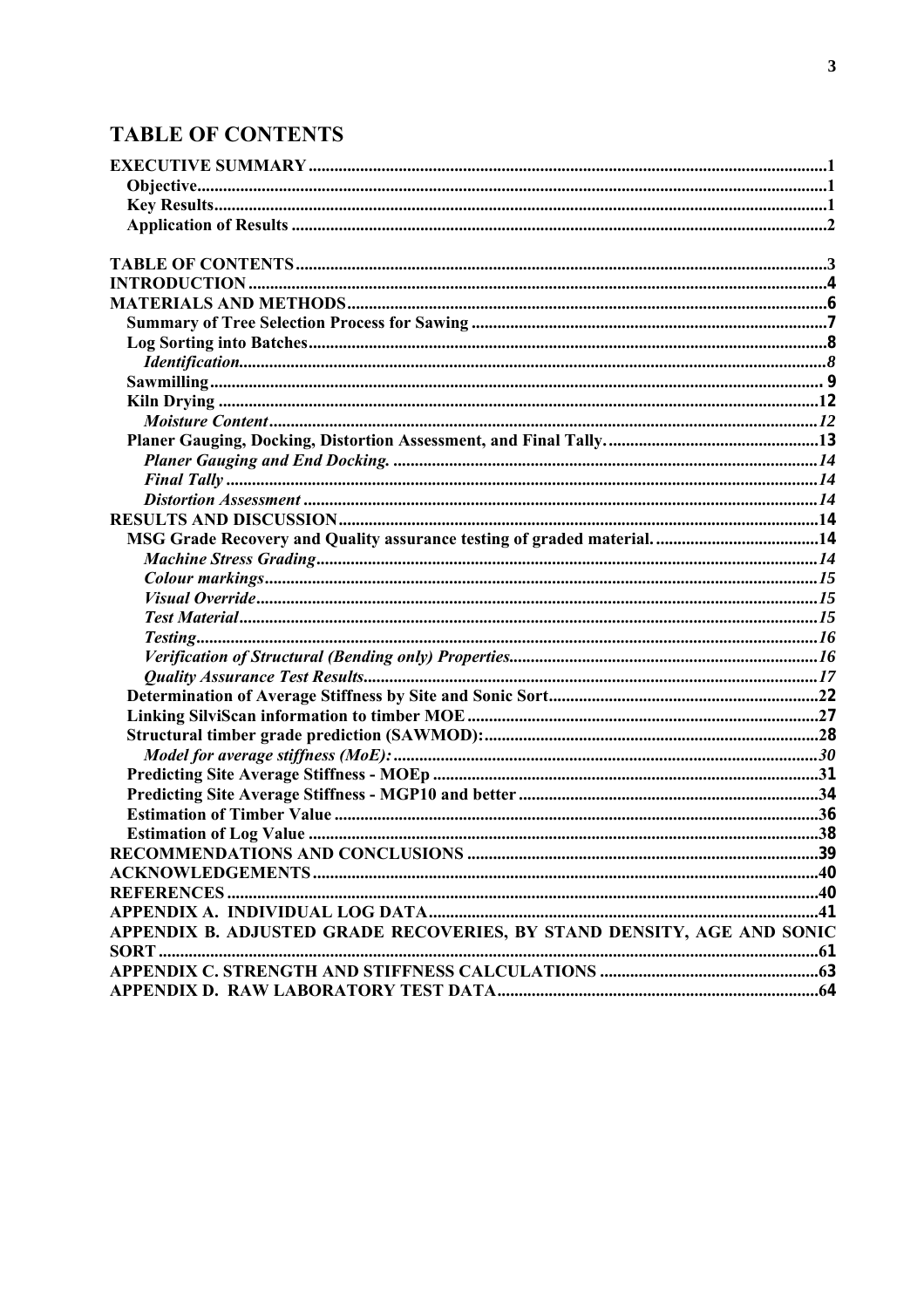# TABLE OF CONTENTS

**EXECUTIVE SUMMARY**....................1
- **Objective**....................1
- **Key Results**....................1
- **Application of Results**....................2

**TABLE OF CONTENTS**....................3
**INTRODUCTION**....................4
**MATERIALS AND METHODS**....................6
- **Summary of Tree Selection Process for Sawing**....................7
- **Log Sorting into Batches**....................8
  - ***Identification***....................8
- **Sawmilling**....................9
- **Kiln Drying**....................12
  - ***Moisture Content***....................12
- **Planer Gauging, Docking, Distortion Assessment, and Final Tally.**....................13
  - ***Planer Gauging and End Docking.***....................14
  - ***Final Tally***....................14
  - ***Distortion Assessment***....................14

**RESULTS AND DISCUSSION**....................14
- **MSG Grade Recovery and Quality assurance testing of graded material.**....................14
  - ***Machine Stress Grading***....................14
  - ***Colour markings***....................15
  - ***Visual Override***....................15
  - ***Test Material***....................15
  - ***Testing***....................16
  - ***Verification of Structural (Bending only) Properties***....................16
  - ***Quality Assurance Test Results***....................17
- **Determination of Average Stiffness by Site and Sonic Sort**....................22
- **Linking SilviScan information to timber MOE**....................27
- **Structural timber grade prediction (SAWMOD):**....................28
  - ***Model for average stiffness (MoE):***....................30
- **Predicting Site Average Stiffness - MOEp**....................31
- **Predicting Site Average Stiffness - MGP10 and better**....................34
- **Estimation of Timber Value**....................36
- **Estimation of Log Value**....................38

**RECOMMENDATIONS AND CONCLUSIONS**....................39
**ACKNOWLEDGEMENTS**....................40
**REFERENCES**....................40
**APPENDIX A. INDIVIDUAL LOG DATA**....................41
**APPENDIX B. ADJUSTED GRADE RECOVERIES, BY STAND DENSITY, AGE AND SONIC SORT**....................61
**APPENDIX C. STRENGTH AND STIFFNESS CALCULATIONS**....................63
**APPENDIX D. RAW LABORATORY TEST DATA**....................64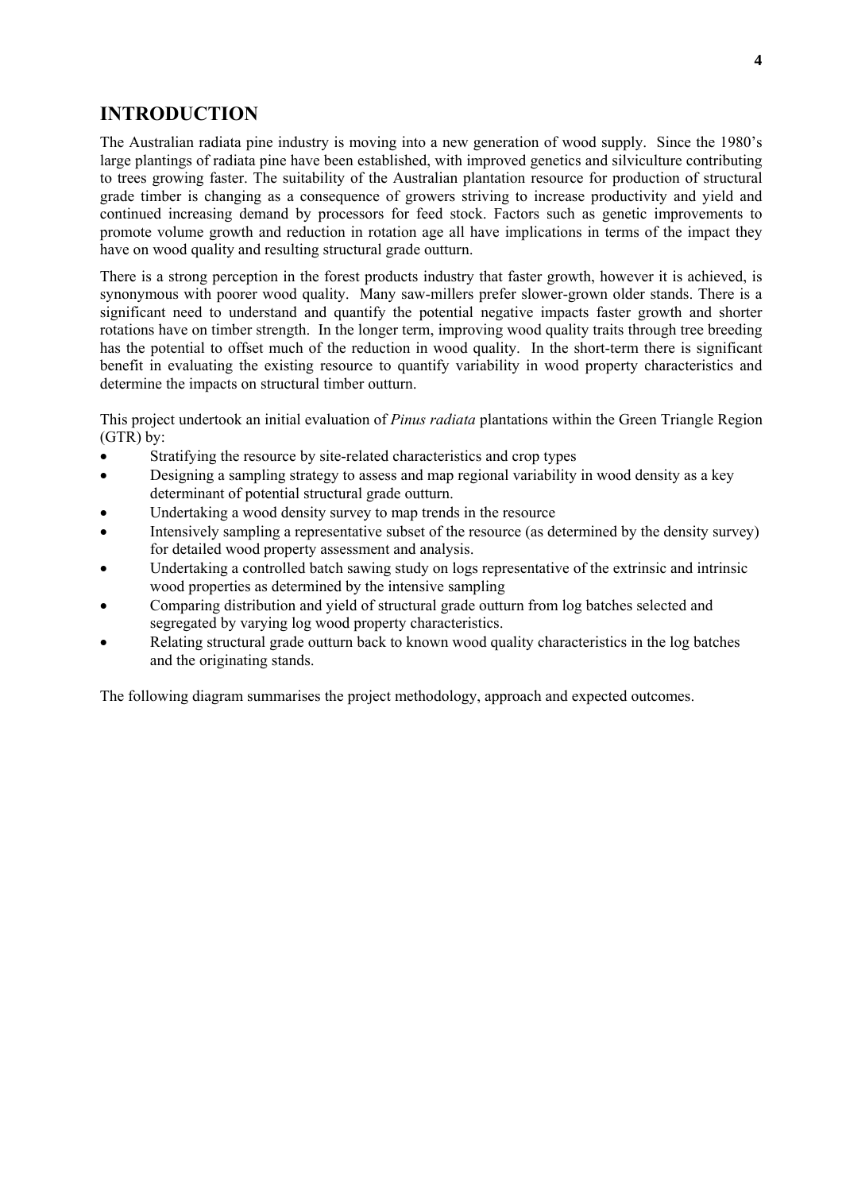# INTRODUCTION

The Australian radiata pine industry is moving into a new generation of wood supply. Since the 1980's large plantings of radiata pine have been established, with improved genetics and silviculture contributing to trees growing faster. The suitability of the Australian plantation resource for production of structural grade timber is changing as a consequence of growers striving to increase productivity and yield and continued increasing demand by processors for feed stock. Factors such as genetic improvements to promote volume growth and reduction in rotation age all have implications in terms of the impact they have on wood quality and resulting structural grade outturn.

There is a strong perception in the forest products industry that faster growth, however it is achieved, is synonymous with poorer wood quality. Many saw-millers prefer slower-grown older stands. There is a significant need to understand and quantify the potential negative impacts faster growth and shorter rotations have on timber strength. In the longer term, improving wood quality traits through tree breeding has the potential to offset much of the reduction in wood quality. In the short-term there is significant benefit in evaluating the existing resource to quantify variability in wood property characteristics and determine the impacts on structural timber outturn.

This project undertook an initial evaluation of *Pinus radiata* plantations within the Green Triangle Region (GTR) by:

- Stratifying the resource by site-related characteristics and crop types
- Designing a sampling strategy to assess and map regional variability in wood density as a key determinant of potential structural grade outturn.
- Undertaking a wood density survey to map trends in the resource
- Intensively sampling a representative subset of the resource (as determined by the density survey) for detailed wood property assessment and analysis.
- Undertaking a controlled batch sawing study on logs representative of the extrinsic and intrinsic wood properties as determined by the intensive sampling
- Comparing distribution and yield of structural grade outturn from log batches selected and segregated by varying log wood property characteristics.
- Relating structural grade outturn back to known wood quality characteristics in the log batches and the originating stands.

The following diagram summarises the project methodology, approach and expected outcomes.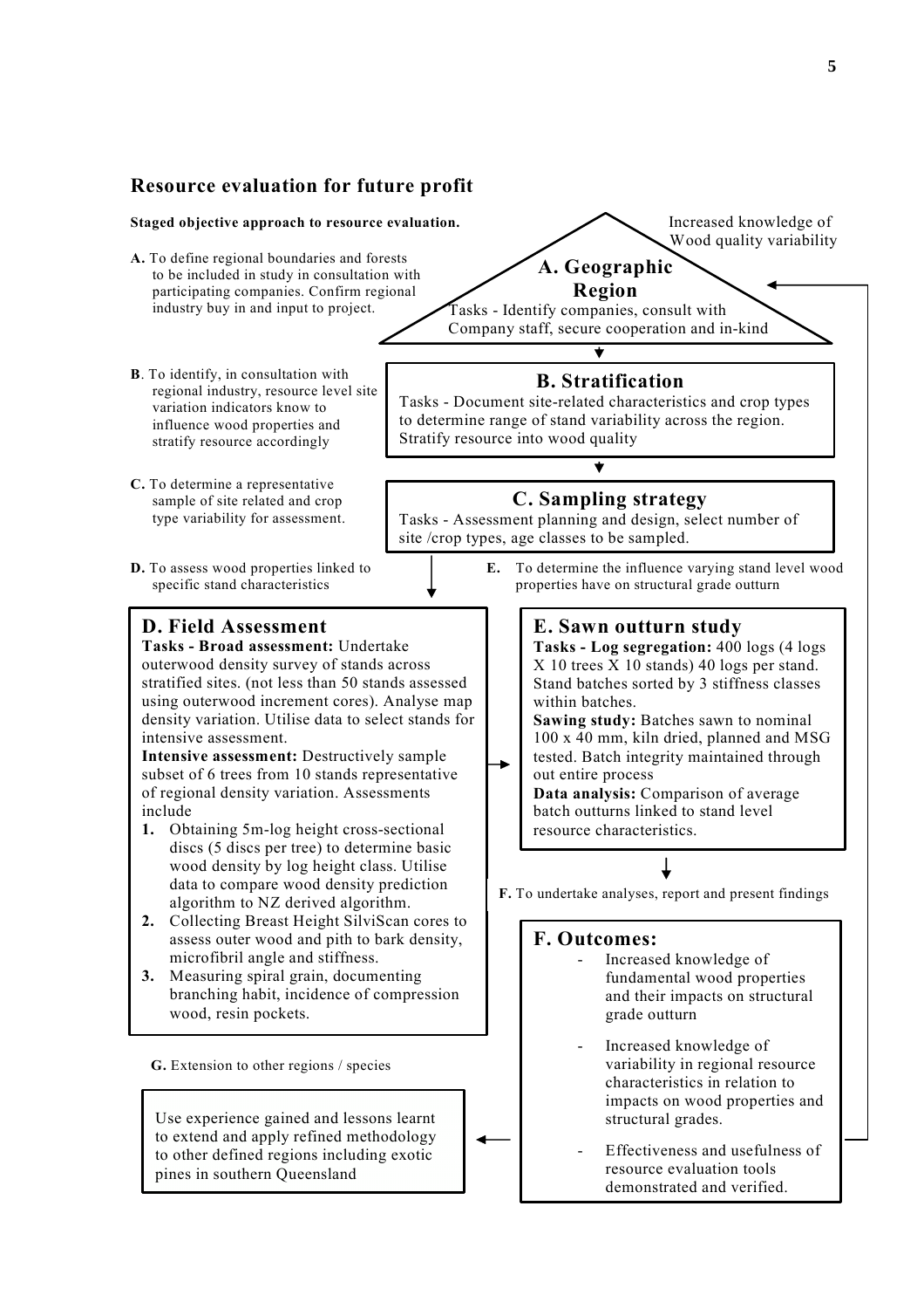## Resource evaluation for future profit

**Staged objective approach to resource evaluation.**

Increased knowledge of Wood quality variability

**A.** To define regional boundaries and forests to be included in study in consultation with participating companies. Confirm regional industry buy in and input to project.

### A. Geographic Region

Tasks - Identify companies, consult with Company staff, secure cooperation and in-kind

**B**. To identify, in consultation with regional industry, resource level site variation indicators know to influence wood properties and stratify resource accordingly

### B. Stratification

Tasks - Document site-related characteristics and crop types to determine range of stand variability across the region. Stratify resource into wood quality

**C.** To determine a representative sample of site related and crop type variability for assessment.

### C. Sampling strategy

Tasks - Assessment planning and design, select number of site /crop types, age classes to be sampled.

**D.** To assess wood properties linked to specific stand characteristics

### D. Field Assessment

**Tasks - Broad assessment:** Undertake outerwood density survey of stands across stratified sites. (not less than 50 stands assessed using outerwood increment cores). Analyse map density variation. Utilise data to select stands for intensive assessment.

**Intensive assessment:** Destructively sample subset of 6 trees from 10 stands representative of regional density variation. Assessments include

1. Obtaining 5m-log height cross-sectional discs (5 discs per tree) to determine basic wood density by log height class. Utilise data to compare wood density prediction algorithm to NZ derived algorithm.
2. Collecting Breast Height SilviScan cores to assess outer wood and pith to bark density, microfibril angle and stiffness.
3. Measuring spiral grain, documenting branching habit, incidence of compression wood, resin pockets.

**E.** To determine the influence varying stand level wood properties have on structural grade outturn

### E. Sawn outturn study

**Tasks - Log segregation:** 400 logs (4 logs X 10 trees X 10 stands) 40 logs per stand. Stand batches sorted by 3 stiffness classes within batches.

**Sawing study:** Batches sawn to nominal 100 x 40 mm, kiln dried, planned and MSG tested. Batch integrity maintained through out entire process

**Data analysis:** Comparison of average batch outturns linked to stand level resource characteristics.

**F.** To undertake analyses, report and present findings

### F. Outcomes:

- Increased knowledge of fundamental wood properties and their impacts on structural grade outturn
- Increased knowledge of variability in regional resource characteristics in relation to impacts on wood properties and structural grades.
- Effectiveness and usefulness of resource evaluation tools demonstrated and verified.

**G.** Extension to other regions / species

Use experience gained and lessons learnt to extend and apply refined methodology to other defined regions including exotic pines in southern Queensland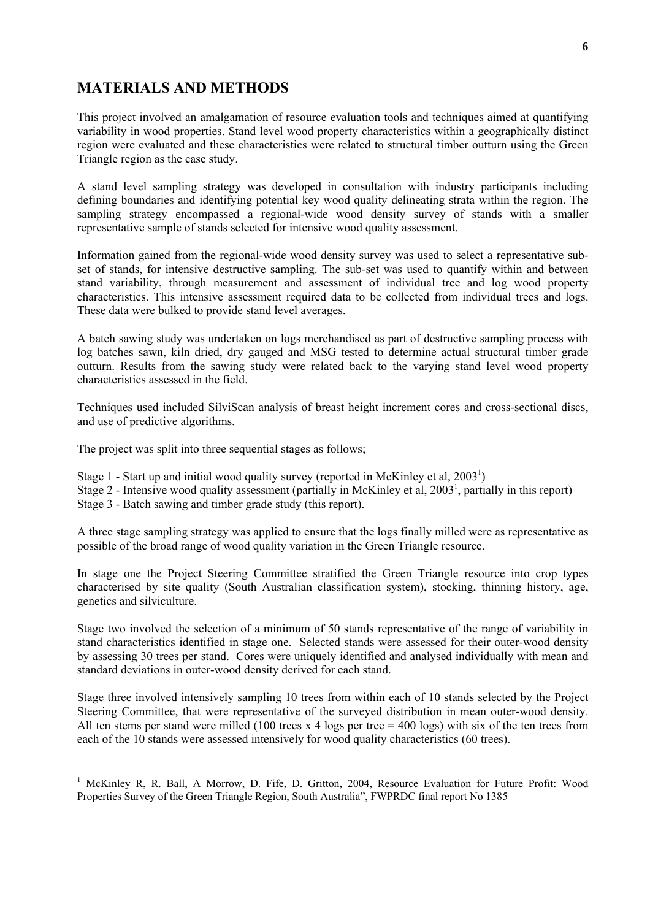## MATERIALS AND METHODS

This project involved an amalgamation of resource evaluation tools and techniques aimed at quantifying variability in wood properties. Stand level wood property characteristics within a geographically distinct region were evaluated and these characteristics were related to structural timber outturn using the Green Triangle region as the case study.

A stand level sampling strategy was developed in consultation with industry participants including defining boundaries and identifying potential key wood quality delineating strata within the region. The sampling strategy encompassed a regional-wide wood density survey of stands with a smaller representative sample of stands selected for intensive wood quality assessment.

Information gained from the regional-wide wood density survey was used to select a representative sub-set of stands, for intensive destructive sampling. The sub-set was used to quantify within and between stand variability, through measurement and assessment of individual tree and log wood property characteristics. This intensive assessment required data to be collected from individual trees and logs. These data were bulked to provide stand level averages.

A batch sawing study was undertaken on logs merchandised as part of destructive sampling process with log batches sawn, kiln dried, dry gauged and MSG tested to determine actual structural timber grade outturn. Results from the sawing study were related back to the varying stand level wood property characteristics assessed in the field.

Techniques used included SilviScan analysis of breast height increment cores and cross-sectional discs, and use of predictive algorithms.

The project was split into three sequential stages as follows;

Stage 1 - Start up and initial wood quality survey (reported in McKinley et al, 2003[1])
Stage 2 - Intensive wood quality assessment (partially in McKinley et al, 2003[1], partially in this report)
Stage 3 - Batch sawing and timber grade study (this report).

A three stage sampling strategy was applied to ensure that the logs finally milled were as representative as possible of the broad range of wood quality variation in the Green Triangle resource.

In stage one the Project Steering Committee stratified the Green Triangle resource into crop types characterised by site quality (South Australian classification system), stocking, thinning history, age, genetics and silviculture.

Stage two involved the selection of a minimum of 50 stands representative of the range of variability in stand characteristics identified in stage one. Selected stands were assessed for their outer-wood density by assessing 30 trees per stand. Cores were uniquely identified and analysed individually with mean and standard deviations in outer-wood density derived for each stand.

Stage three involved intensively sampling 10 trees from within each of 10 stands selected by the Project Steering Committee, that were representative of the surveyed distribution in mean outer-wood density. All ten stems per stand were milled (100 trees x 4 logs per tree = 400 logs) with six of the ten trees from each of the 10 stands were assessed intensively for wood quality characteristics (60 trees).

---

[1] McKinley R, R. Ball, A Morrow, D. Fife, D. Gritton, 2004, Resource Evaluation for Future Profit: Wood Properties Survey of the Green Triangle Region, South Australia", FWPRDC final report No 1385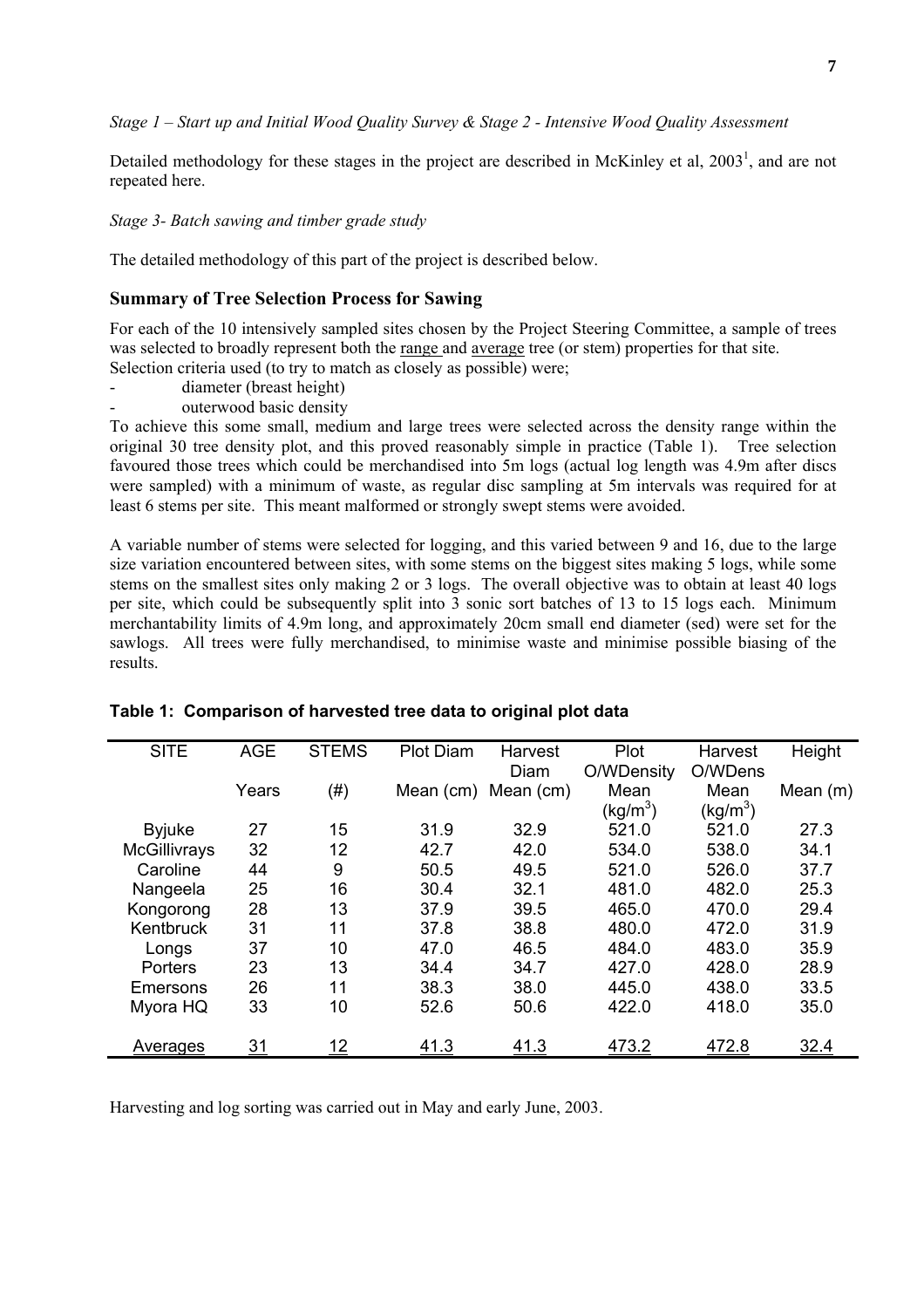*Stage 1 – Start up and Initial Wood Quality Survey & Stage 2 - Intensive Wood Quality Assessment*

Detailed methodology for these stages in the project are described in McKinley et al, 2003[1], and are not repeated here.

*Stage 3- Batch sawing and timber grade study*

The detailed methodology of this part of the project is described below.

## Summary of Tree Selection Process for Sawing

For each of the 10 intensively sampled sites chosen by the Project Steering Committee, a sample of trees was selected to broadly represent both the range and average tree (or stem) properties for that site. Selection criteria used (to try to match as closely as possible) were;

- diameter (breast height)
- outerwood basic density

To achieve this some small, medium and large trees were selected across the density range within the original 30 tree density plot, and this proved reasonably simple in practice (Table 1). Tree selection favoured those trees which could be merchandised into 5m logs (actual log length was 4.9m after discs were sampled) with a minimum of waste, as regular disc sampling at 5m intervals was required for at least 6 stems per site. This meant malformed or strongly swept stems were avoided.

A variable number of stems were selected for logging, and this varied between 9 and 16, due to the large size variation encountered between sites, with some stems on the biggest sites making 5 logs, while some stems on the smallest sites only making 2 or 3 logs. The overall objective was to obtain at least 40 logs per site, which could be subsequently split into 3 sonic sort batches of 13 to 15 logs each. Minimum merchantability limits of 4.9m long, and approximately 20cm small end diameter (sed) were set for the sawlogs. All trees were fully merchandised, to minimise waste and minimise possible biasing of the results.

**Table 1: Comparison of harvested tree data to original plot data**

| SITE | AGE | STEMS | Plot Diam | Harvest Diam | Plot O/WDensity | Harvest O/WDens | Height |
|---|---|---|---|---|---|---|---|
| | Years | (#) | Mean (cm) | Mean (cm) | Mean (kg/m$^3$) | Mean (kg/m$^3$) | Mean (m) |
| Byjuke | 27 | 15 | 31.9 | 32.9 | 521.0 | 521.0 | 27.3 |
| McGillivrays | 32 | 12 | 42.7 | 42.0 | 534.0 | 538.0 | 34.1 |
| Caroline | 44 | 9 | 50.5 | 49.5 | 521.0 | 526.0 | 37.7 |
| Nangeela | 25 | 16 | 30.4 | 32.1 | 481.0 | 482.0 | 25.3 |
| Kongorong | 28 | 13 | 37.9 | 39.5 | 465.0 | 470.0 | 29.4 |
| Kentbruck | 31 | 11 | 37.8 | 38.8 | 480.0 | 472.0 | 31.9 |
| Longs | 37 | 10 | 47.0 | 46.5 | 484.0 | 483.0 | 35.9 |
| Porters | 23 | 13 | 34.4 | 34.7 | 427.0 | 428.0 | 28.9 |
| Emersons | 26 | 11 | 38.3 | 38.0 | 445.0 | 438.0 | 33.5 |
| Myora HQ | 33 | 10 | 52.6 | 50.6 | 422.0 | 418.0 | 35.0 |
| Averages | 31 | 12 | 41.3 | 41.3 | 473.2 | 472.8 | 32.4 |

Harvesting and log sorting was carried out in May and early June, 2003.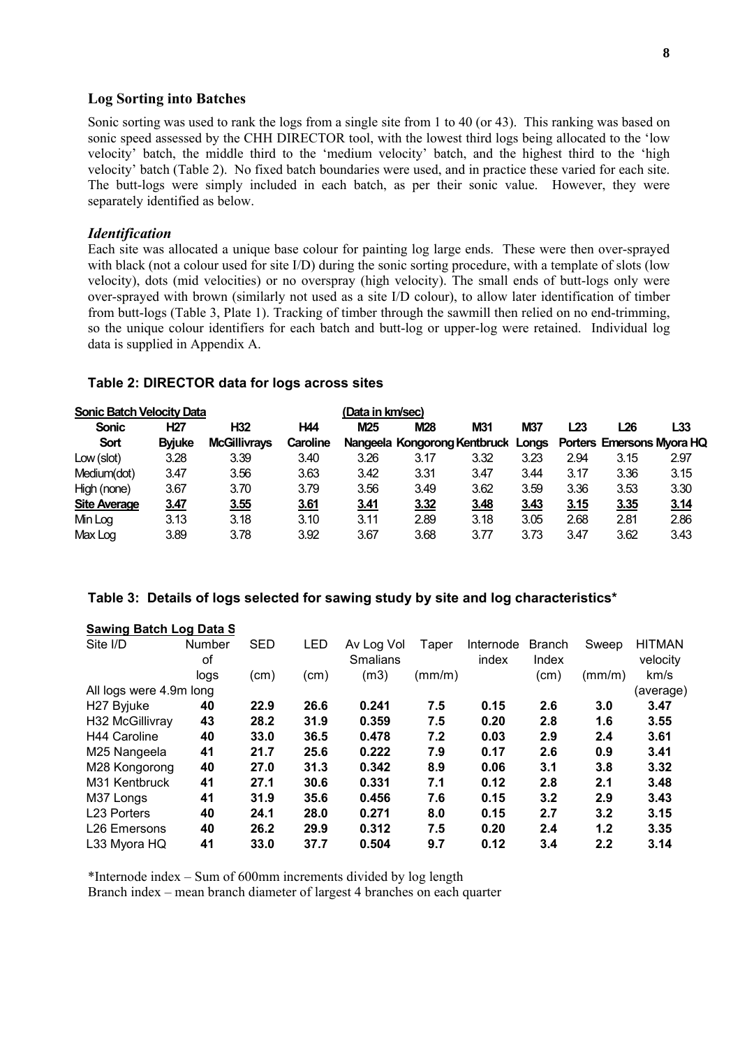## Log Sorting into Batches

Sonic sorting was used to rank the logs from a single site from 1 to 40 (or 43). This ranking was based on sonic speed assessed by the CHH DIRECTOR tool, with the lowest third logs being allocated to the 'low velocity' batch, the middle third to the 'medium velocity' batch, and the highest third to the 'high velocity' batch (Table 2). No fixed batch boundaries were used, and in practice these varied for each site. The butt-logs were simply included in each batch, as per their sonic value. However, they were separately identified as below.

### *Identification*

Each site was allocated a unique base colour for painting log large ends. These were then over-sprayed with black (not a colour used for site I/D) during the sonic sorting procedure, with a template of slots (low velocity), dots (mid velocities) or no overspray (high velocity). The small ends of butt-logs only were over-sprayed with brown (similarly not used as a site I/D colour), to allow later identification of timber from butt-logs (Table 3, Plate 1). Tracking of timber through the sawmill then relied on no end-trimming, so the unique colour identifiers for each batch and butt-log or upper-log were retained. Individual log data is supplied in Appendix A.

**Table 2: DIRECTOR data for logs across sites**

**Sonic Batch Velocity Data** (Data in km/sec)

| Sonic Sort | H27 Byjuke | H32 McGillivrays | H44 Caroline | M25 Nangeela | M28 Kongorong | M31 Kentbruck | M37 Longs | L23 Porters | L26 Emersons | L33 Myora HQ |
|---|---|---|---|---|---|---|---|---|---|---|
| Low (slot) | 3.28 | 3.39 | 3.40 | 3.26 | 3.17 | 3.32 | 3.23 | 2.94 | 3.15 | 2.97 |
| Medium(dot) | 3.47 | 3.56 | 3.63 | 3.42 | 3.31 | 3.47 | 3.44 | 3.17 | 3.36 | 3.15 |
| High (none) | 3.67 | 3.70 | 3.79 | 3.56 | 3.49 | 3.62 | 3.59 | 3.36 | 3.53 | 3.30 |
| **Site Average** | **3.47** | **3.55** | **3.61** | **3.41** | **3.32** | **3.48** | **3.43** | **3.15** | **3.35** | **3.14** |
| Min Log | 3.13 | 3.18 | 3.10 | 3.11 | 2.89 | 3.18 | 3.05 | 2.68 | 2.81 | 2.86 |
| Max Log | 3.89 | 3.78 | 3.92 | 3.67 | 3.68 | 3.77 | 3.73 | 3.47 | 3.62 | 3.43 |

**Table 3: Details of logs selected for sawing study by site and log characteristics\***

**Sawing Batch Log Data S**

| Site I/D | Number of logs | SED (cm) | LED (cm) | Av Log Vol Smalians (m3) | Taper (mm/m) | Internode index | Branch Index (cm) | Sweep (mm/m) | HITMAN velocity km/s (average) |
|---|---|---|---|---|---|---|---|---|---|
| All logs were 4.9m long | | | | | | | | | |
| H27 Byjuke | **40** | **22.9** | **26.6** | **0.241** | **7.5** | **0.15** | **2.6** | **3.0** | **3.47** |
| H32 McGillivray | **43** | **28.2** | **31.9** | **0.359** | **7.5** | **0.20** | **2.8** | **1.6** | **3.55** |
| H44 Caroline | **40** | **33.0** | **36.5** | **0.478** | **7.2** | **0.03** | **2.9** | **2.4** | **3.61** |
| M25 Nangeela | **41** | **21.7** | **25.6** | **0.222** | **7.9** | **0.17** | **2.6** | **0.9** | **3.41** |
| M28 Kongorong | **40** | **27.0** | **31.3** | **0.342** | **8.9** | **0.06** | **3.1** | **3.8** | **3.32** |
| M31 Kentbruck | **41** | **27.1** | **30.6** | **0.331** | **7.1** | **0.12** | **2.8** | **2.1** | **3.48** |
| M37 Longs | **41** | **31.9** | **35.6** | **0.456** | **7.6** | **0.15** | **3.2** | **2.9** | **3.43** |
| L23 Porters | **40** | **24.1** | **28.0** | **0.271** | **8.0** | **0.15** | **2.7** | **3.2** | **3.15** |
| L26 Emersons | **40** | **26.2** | **29.9** | **0.312** | **7.5** | **0.20** | **2.4** | **1.2** | **3.35** |
| L33 Myora HQ | **41** | **33.0** | **37.7** | **0.504** | **9.7** | **0.12** | **3.4** | **2.2** | **3.14** |

\*Internode index – Sum of 600mm increments divided by log length
Branch index – mean branch diameter of largest 4 branches on each quarter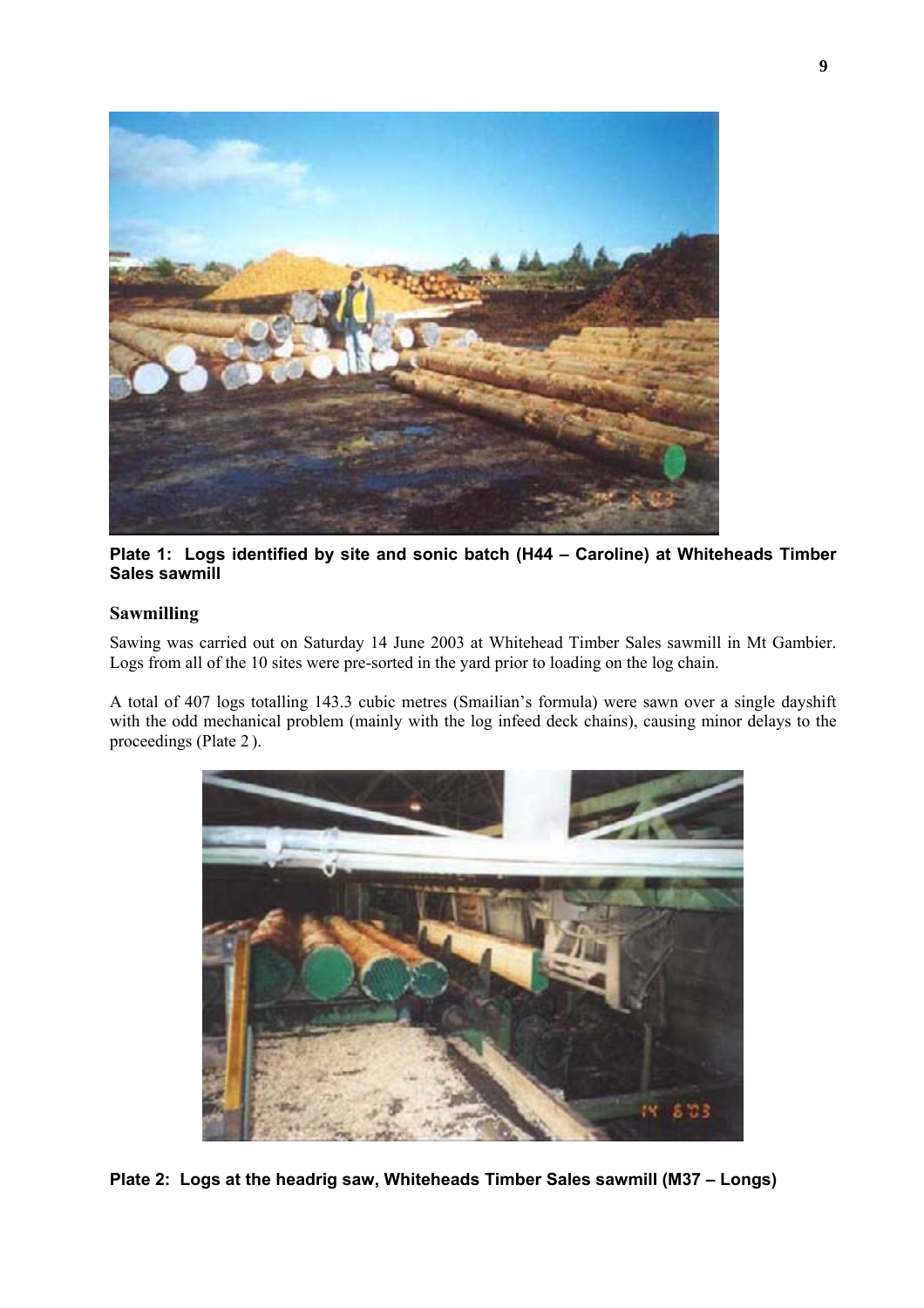**Plate 1: Logs identified by site and sonic batch (H44 – Caroline) at Whiteheads Timber Sales sawmill**

## Sawmilling

Sawing was carried out on Saturday 14 June 2003 at Whitehead Timber Sales sawmill in Mt Gambier. Logs from all of the 10 sites were pre-sorted in the yard prior to loading on the log chain.

A total of 407 logs totalling 143.3 cubic metres (Smailian's formula) were sawn over a single dayshift with the odd mechanical problem (mainly with the log infeed deck chains), causing minor delays to the proceedings (Plate 2 ).

**Plate 2: Logs at the headrig saw, Whiteheads Timber Sales sawmill (M37 – Longs)**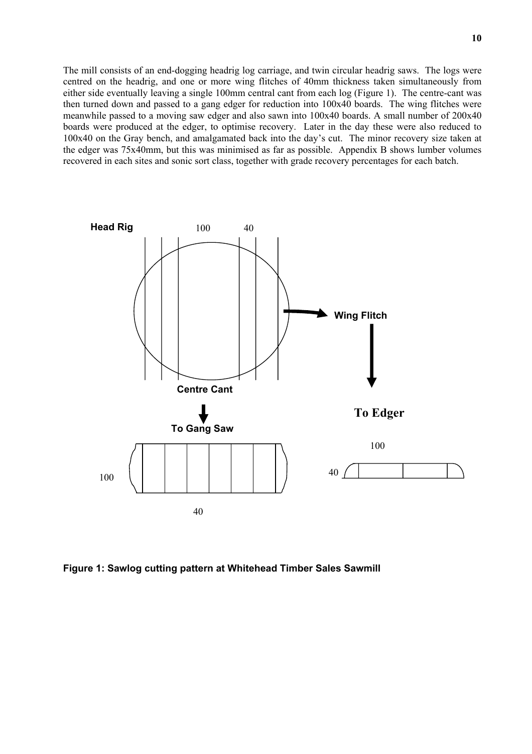The mill consists of an end-dogging headrig log carriage, and twin circular headrig saws. The logs were centred on the headrig, and one or more wing flitches of 40mm thickness taken simultaneously from either side eventually leaving a single 100mm central cant from each log (Figure 1). The centre-cant was then turned down and passed to a gang edger for reduction into 100x40 boards. The wing flitches were meanwhile passed to a moving saw edger and also sawn into 100x40 boards. A small number of 200x40 boards were produced at the edger, to optimise recovery. Later in the day these were also reduced to 100x40 on the Gray bench, and amalgamated back into the day's cut. The minor recovery size taken at the edger was 75x40mm, but this was minimised as far as possible. Appendix B shows lumber volumes recovered in each sites and sonic sort class, together with grade recovery percentages for each batch.

**Head Rig** 100 40

**Wing Flitch**

**Centre Cant**

**To Gang Saw**

**To Edger**

100

40

100

40

**Figure 1: Sawlog cutting pattern at Whitehead Timber Sales Sawmill**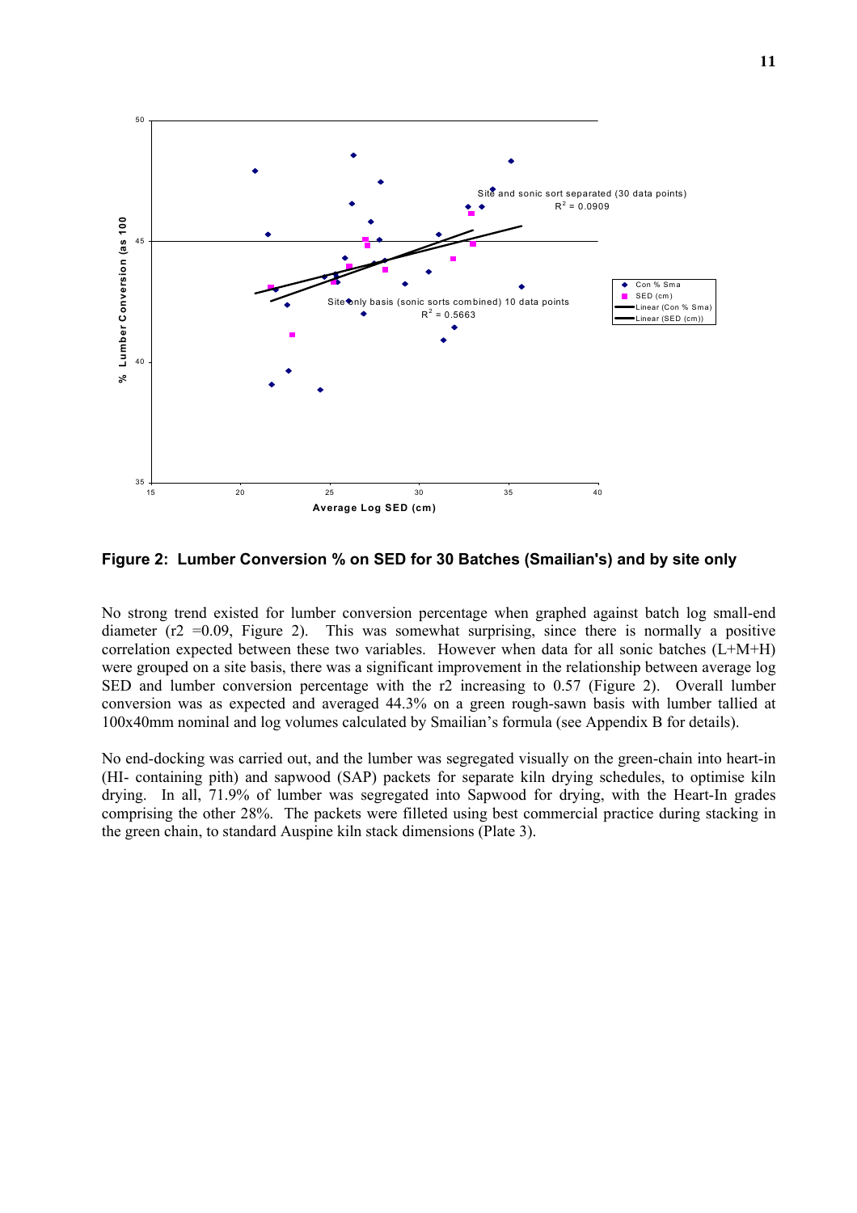**Figure 2: Lumber Conversion % on SED for 30 Batches (Smailian's) and by site only**

No strong trend existed for lumber conversion percentage when graphed against batch log small-end diameter (r2 =0.09, Figure 2). This was somewhat surprising, since there is normally a positive correlation expected between these two variables. However when data for all sonic batches (L+M+H) were grouped on a site basis, there was a significant improvement in the relationship between average log SED and lumber conversion percentage with the r2 increasing to 0.57 (Figure 2). Overall lumber conversion was as expected and averaged 44.3% on a green rough-sawn basis with lumber tallied at 100x40mm nominal and log volumes calculated by Smailian's formula (see Appendix B for details).

No end-docking was carried out, and the lumber was segregated visually on the green-chain into heart-in (HI- containing pith) and sapwood (SAP) packets for separate kiln drying schedules, to optimise kiln drying. In all, 71.9% of lumber was segregated into Sapwood for drying, with the Heart-In grades comprising the other 28%. The packets were filleted using best commercial practice during stacking in the green chain, to standard Auspine kiln stack dimensions (Plate 3).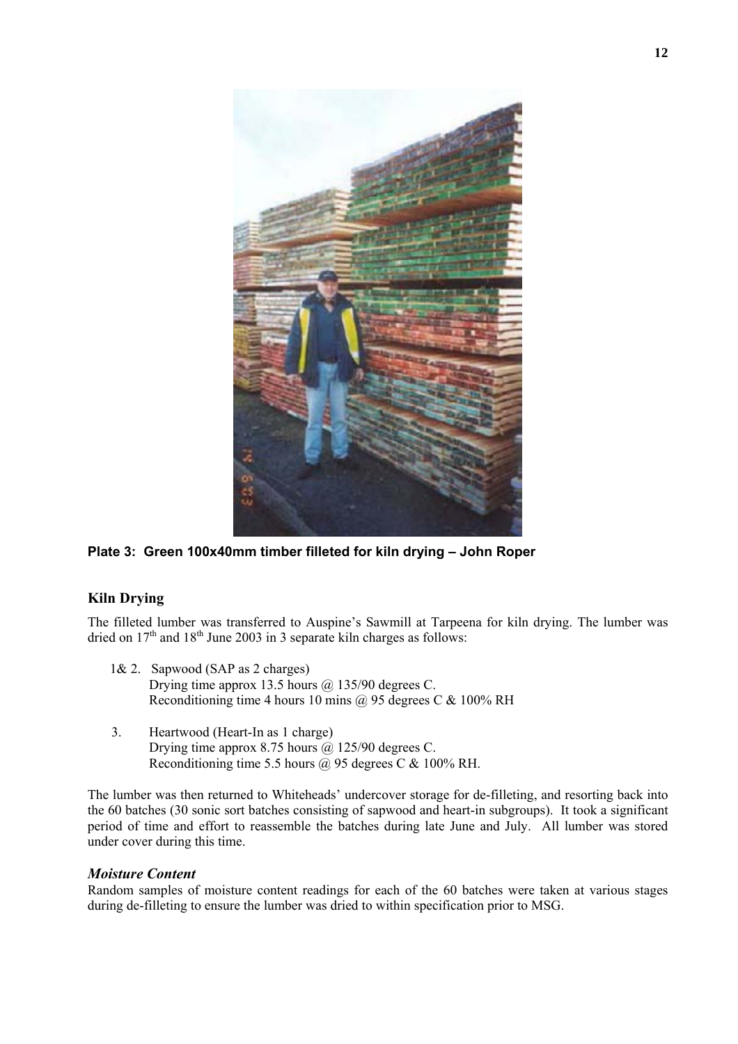Plate 3: Green 100x40mm timber filleted for kiln drying – John Roper

## Kiln Drying

The filleted lumber was transferred to Auspine's Sawmill at Tarpeena for kiln drying. The lumber was dried on 17th and 18th June 2003 in 3 separate kiln charges as follows:

1& 2. Sapwood (SAP as 2 charges)
Drying time approx 13.5 hours @ 135/90 degrees C.
Reconditioning time 4 hours 10 mins @ 95 degrees C & 100% RH

3. Heartwood (Heart-In as 1 charge)
Drying time approx 8.75 hours @ 125/90 degrees C.
Reconditioning time 5.5 hours @ 95 degrees C & 100% RH.

The lumber was then returned to Whiteheads' undercover storage for de-filleting, and resorting back into the 60 batches (30 sonic sort batches consisting of sapwood and heart-in subgroups). It took a significant period of time and effort to reassemble the batches during late June and July. All lumber was stored under cover during this time.

### *Moisture Content*

Random samples of moisture content readings for each of the 60 batches were taken at various stages during de-filleting to ensure the lumber was dried to within specification prior to MSG.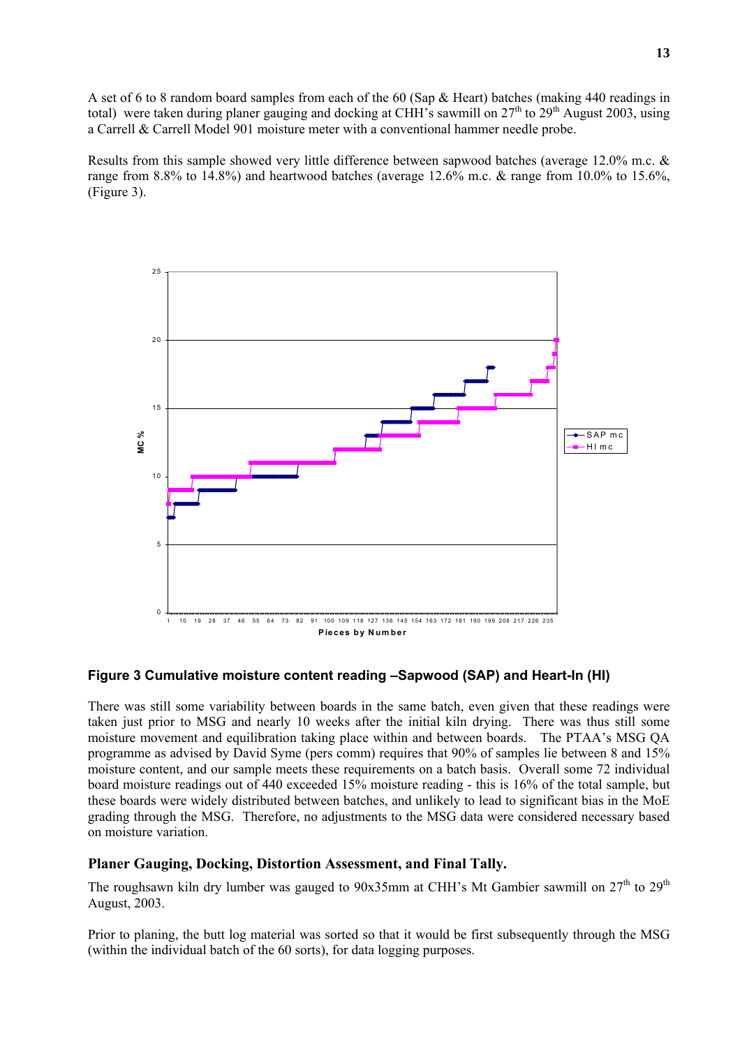A set of 6 to 8 random board samples from each of the 60 (Sap & Heart) batches (making 440 readings in total) were taken during planer gauging and docking at CHH's sawmill on 27th to 29th August 2003, using a Carrell & Carrell Model 901 moisture meter with a conventional hammer needle probe.

Results from this sample showed very little difference between sapwood batches (average 12.0% m.c. & range from 8.8% to 14.8%) and heartwood batches (average 12.6% m.c. & range from 10.0% to 15.6%, (Figure 3).

**Figure 3 Cumulative moisture content reading –Sapwood (SAP) and Heart-In (HI)**

There was still some variability between boards in the same batch, even given that these readings were taken just prior to MSG and nearly 10 weeks after the initial kiln drying. There was thus still some moisture movement and equilibration taking place within and between boards. The PTAA's MSG QA programme as advised by David Syme (pers comm) requires that 90% of samples lie between 8 and 15% moisture content, and our sample meets these requirements on a batch basis. Overall some 72 individual board moisture readings out of 440 exceeded 15% moisture reading - this is 16% of the total sample, but these boards were widely distributed between batches, and unlikely to lead to significant bias in the MoE grading through the MSG. Therefore, no adjustments to the MSG data were considered necessary based on moisture variation.

## Planer Gauging, Docking, Distortion Assessment, and Final Tally.

The roughsawn kiln dry lumber was gauged to 90x35mm at CHH's Mt Gambier sawmill on 27th to 29th August, 2003.

Prior to planing, the butt log material was sorted so that it would be first subsequently through the MSG (within the individual batch of the 60 sorts), for data logging purposes.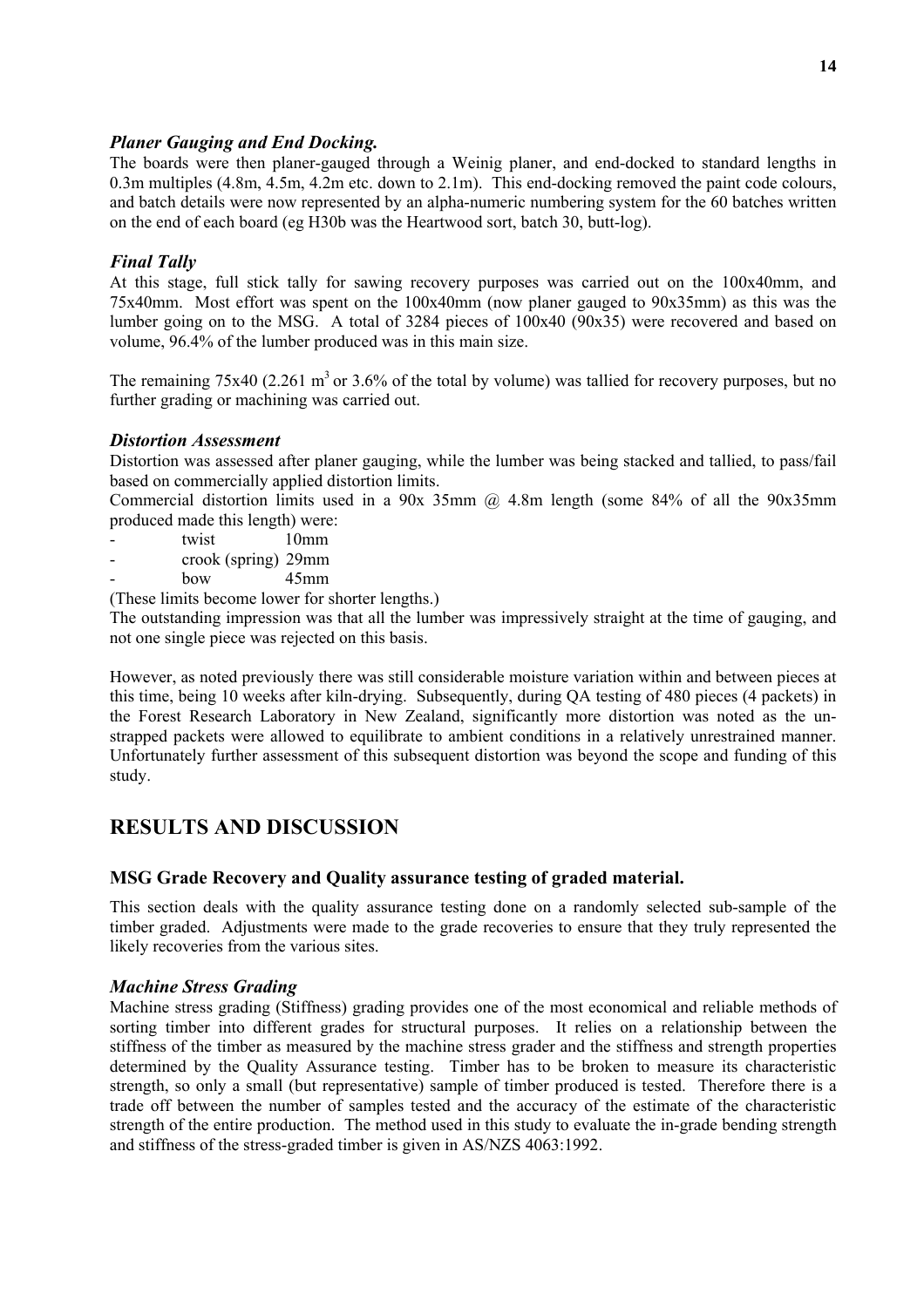### *Planer Gauging and End Docking.*

The boards were then planer-gauged through a Weinig planer, and end-docked to standard lengths in 0.3m multiples (4.8m, 4.5m, 4.2m etc. down to 2.1m). This end-docking removed the paint code colours, and batch details were now represented by an alpha-numeric numbering system for the 60 batches written on the end of each board (eg H30b was the Heartwood sort, batch 30, butt-log).

### *Final Tally*

At this stage, full stick tally for sawing recovery purposes was carried out on the 100x40mm, and 75x40mm. Most effort was spent on the 100x40mm (now planer gauged to 90x35mm) as this was the lumber going on to the MSG. A total of 3284 pieces of 100x40 (90x35) were recovered and based on volume, 96.4% of the lumber produced was in this main size.

The remaining 75x40 (2.261 $m^3$ or 3.6% of the total by volume) was tallied for recovery purposes, but no further grading or machining was carried out.

### *Distortion Assessment*

Distortion was assessed after planer gauging, while the lumber was being stacked and tallied, to pass/fail based on commercially applied distortion limits.

Commercial distortion limits used in a 90x 35mm @ 4.8m length (some 84% of all the 90x35mm produced made this length) were:

- twist 10mm
- crook (spring) 29mm
- bow 45mm

(These limits become lower for shorter lengths.)

The outstanding impression was that all the lumber was impressively straight at the time of gauging, and not one single piece was rejected on this basis.

However, as noted previously there was still considerable moisture variation within and between pieces at this time, being 10 weeks after kiln-drying. Subsequently, during QA testing of 480 pieces (4 packets) in the Forest Research Laboratory in New Zealand, significantly more distortion was noted as the un-strapped packets were allowed to equilibrate to ambient conditions in a relatively unrestrained manner. Unfortunately further assessment of this subsequent distortion was beyond the scope and funding of this study.

## RESULTS AND DISCUSSION

### MSG Grade Recovery and Quality assurance testing of graded material.

This section deals with the quality assurance testing done on a randomly selected sub-sample of the timber graded. Adjustments were made to the grade recoveries to ensure that they truly represented the likely recoveries from the various sites.

### *Machine Stress Grading*

Machine stress grading (Stiffness) grading provides one of the most economical and reliable methods of sorting timber into different grades for structural purposes. It relies on a relationship between the stiffness of the timber as measured by the machine stress grader and the stiffness and strength properties determined by the Quality Assurance testing. Timber has to be broken to measure its characteristic strength, so only a small (but representative) sample of timber produced is tested. Therefore there is a trade off between the number of samples tested and the accuracy of the estimate of the characteristic strength of the entire production. The method used in this study to evaluate the in-grade bending strength and stiffness of the stress-graded timber is given in AS/NZS 4063:1992.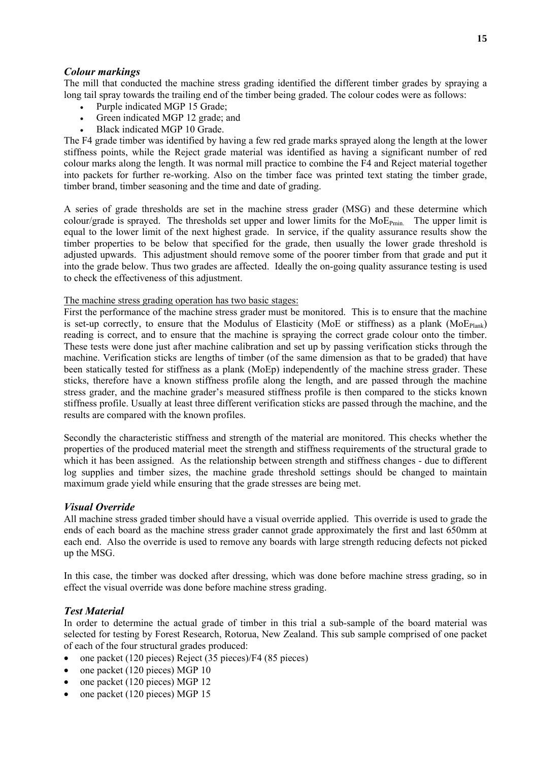### *Colour markings*

The mill that conducted the machine stress grading identified the different timber grades by spraying a long tail spray towards the trailing end of the timber being graded. The colour codes were as follows:

- Purple indicated MGP 15 Grade;
- Green indicated MGP 12 grade; and
- Black indicated MGP 10 Grade.

The F4 grade timber was identified by having a few red grade marks sprayed along the length at the lower stiffness points, while the Reject grade material was identified as having a significant number of red colour marks along the length. It was normal mill practice to combine the F4 and Reject material together into packets for further re-working. Also on the timber face was printed text stating the timber grade, timber brand, timber seasoning and the time and date of grading.

A series of grade thresholds are set in the machine stress grader (MSG) and these determine which colour/grade is sprayed. The thresholds set upper and lower limits for the $MoE_{Pmin.}$ The upper limit is equal to the lower limit of the next highest grade. In service, if the quality assurance results show the timber properties to be below that specified for the grade, then usually the lower grade threshold is adjusted upwards. This adjustment should remove some of the poorer timber from that grade and put it into the grade below. Thus two grades are affected. Ideally the on-going quality assurance testing is used to check the effectiveness of this adjustment.

The machine stress grading operation has two basic stages:

First the performance of the machine stress grader must be monitored. This is to ensure that the machine is set-up correctly, to ensure that the Modulus of Elasticity (MoE or stiffness) as a plank ($MoE_{Plank}$) reading is correct, and to ensure that the machine is spraying the correct grade colour onto the timber. These tests were done just after machine calibration and set up by passing verification sticks through the machine. Verification sticks are lengths of timber (of the same dimension as that to be graded) that have been statically tested for stiffness as a plank (MoEp) independently of the machine stress grader. These sticks, therefore have a known stiffness profile along the length, and are passed through the machine stress grader, and the machine grader's measured stiffness profile is then compared to the sticks known stiffness profile. Usually at least three different verification sticks are passed through the machine, and the results are compared with the known profiles.

Secondly the characteristic stiffness and strength of the material are monitored. This checks whether the properties of the produced material meet the strength and stiffness requirements of the structural grade to which it has been assigned. As the relationship between strength and stiffness changes - due to different log supplies and timber sizes, the machine grade threshold settings should be changed to maintain maximum grade yield while ensuring that the grade stresses are being met.

### *Visual Override*

All machine stress graded timber should have a visual override applied. This override is used to grade the ends of each board as the machine stress grader cannot grade approximately the first and last 650mm at each end. Also the override is used to remove any boards with large strength reducing defects not picked up the MSG.

In this case, the timber was docked after dressing, which was done before machine stress grading, so in effect the visual override was done before machine stress grading.

### *Test Material*

In order to determine the actual grade of timber in this trial a sub-sample of the board material was selected for testing by Forest Research, Rotorua, New Zealand. This sub sample comprised of one packet of each of the four structural grades produced:

- one packet (120 pieces) Reject (35 pieces)/F4 (85 pieces)
- one packet (120 pieces) MGP 10
- one packet (120 pieces) MGP 12
- one packet (120 pieces) MGP 15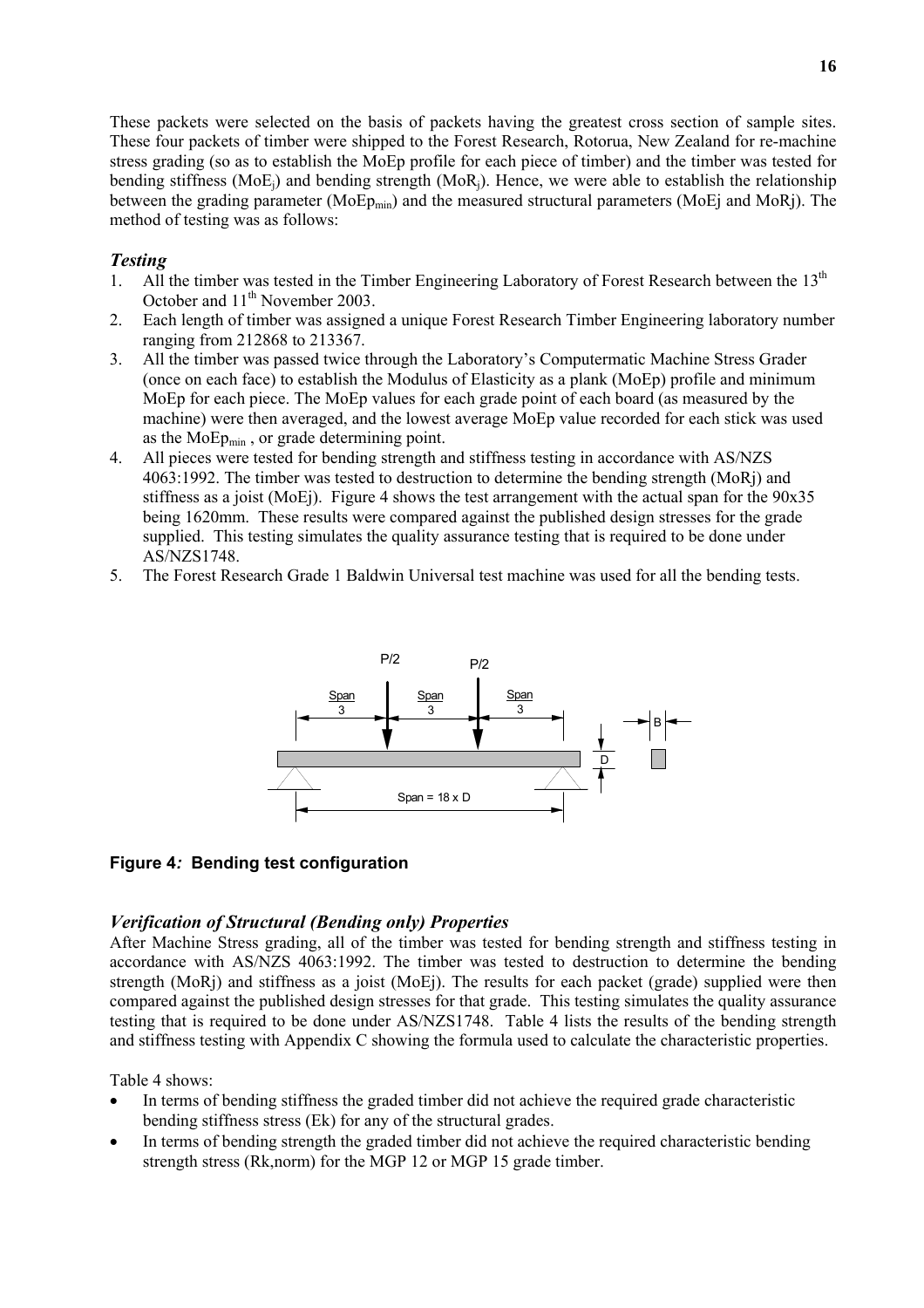These packets were selected on the basis of packets having the greatest cross section of sample sites. These four packets of timber were shipped to the Forest Research, Rotorua, New Zealand for re-machine stress grading (so as to establish the MoEp profile for each piece of timber) and the timber was tested for bending stiffness ($MoE_j$) and bending strength ($MoR_j$). Hence, we were able to establish the relationship between the grading parameter ($MoEp_{min}$) and the measured structural parameters (MoEj and MoRj). The method of testing was as follows:

### *Testing*

1. All the timber was tested in the Timber Engineering Laboratory of Forest Research between the 13th October and 11th November 2003.
2. Each length of timber was assigned a unique Forest Research Timber Engineering laboratory number ranging from 212868 to 213367.
3. All the timber was passed twice through the Laboratory's Computermatic Machine Stress Grader (once on each face) to establish the Modulus of Elasticity as a plank (MoEp) profile and minimum MoEp for each piece. The MoEp values for each grade point of each board (as measured by the machine) were then averaged, and the lowest average MoEp value recorded for each stick was used as the $MoEp_{min}$ , or grade determining point.
4. All pieces were tested for bending strength and stiffness testing in accordance with AS/NZS 4063:1992. The timber was tested to destruction to determine the bending strength (MoRj) and stiffness as a joist (MoEj). Figure 4 shows the test arrangement with the actual span for the 90x35 being 1620mm. These results were compared against the published design stresses for the grade supplied. This testing simulates the quality assurance testing that is required to be done under AS/NZS1748.
5. The Forest Research Grade 1 Baldwin Universal test machine was used for all the bending tests.

P/2 P/2

Span/3 Span/3 Span/3

B

D

Span = 18 x D

**Figure 4*:* Bending test configuration**

### *Verification of Structural (Bending only) Properties*

After Machine Stress grading, all of the timber was tested for bending strength and stiffness testing in accordance with AS/NZS 4063:1992. The timber was tested to destruction to determine the bending strength (MoRj) and stiffness as a joist (MoEj). The results for each packet (grade) supplied were then compared against the published design stresses for that grade. This testing simulates the quality assurance testing that is required to be done under AS/NZS1748. Table 4 lists the results of the bending strength and stiffness testing with Appendix C showing the formula used to calculate the characteristic properties.

Table 4 shows:

- In terms of bending stiffness the graded timber did not achieve the required grade characteristic bending stiffness stress (Ek) for any of the structural grades.
- In terms of bending strength the graded timber did not achieve the required characteristic bending strength stress (Rk,norm) for the MGP 12 or MGP 15 grade timber.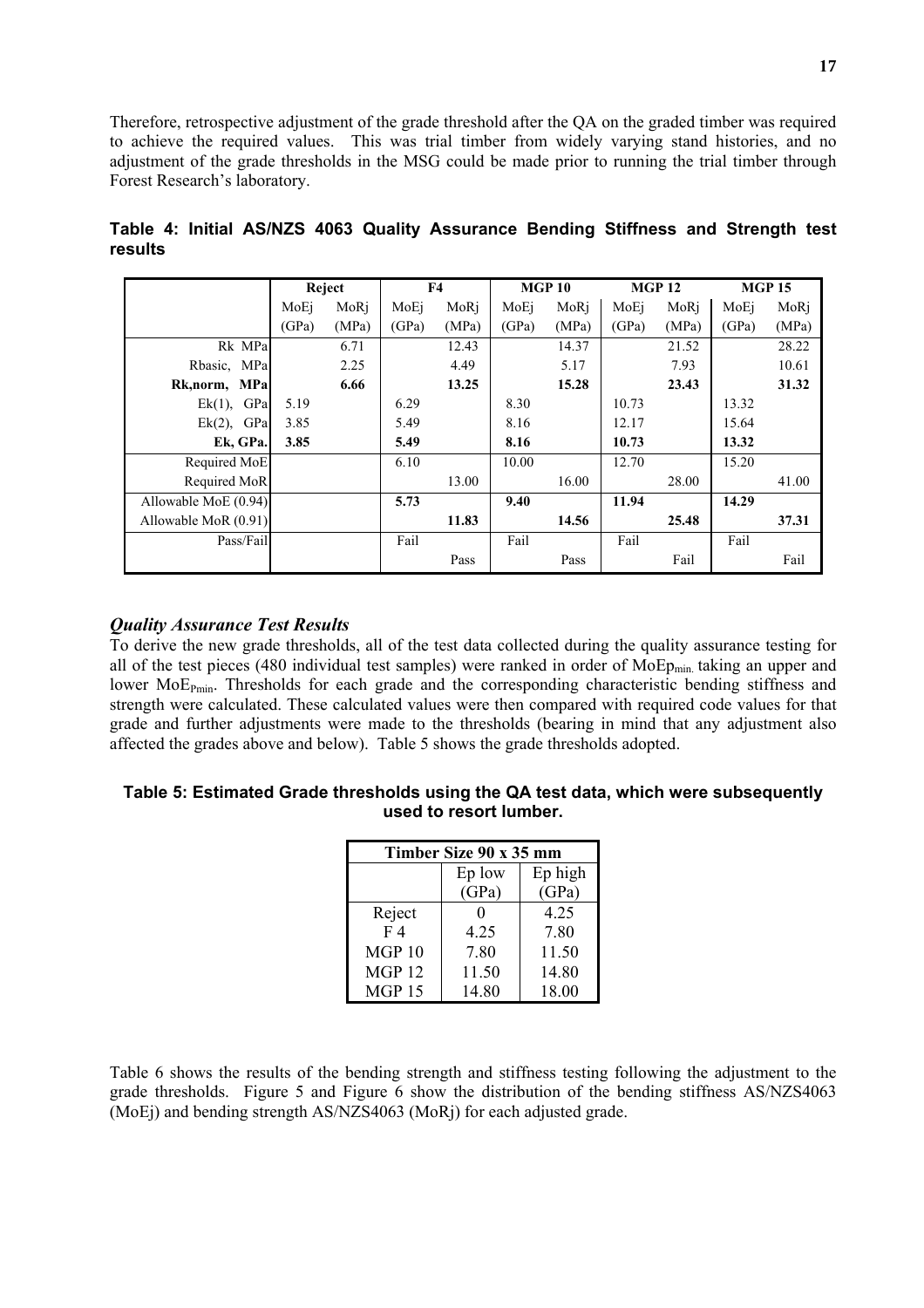Therefore, retrospective adjustment of the grade threshold after the QA on the graded timber was required to achieve the required values. This was trial timber from widely varying stand histories, and no adjustment of the grade thresholds in the MSG could be made prior to running the trial timber through Forest Research's laboratory.

**Table 4: Initial AS/NZS 4063 Quality Assurance Bending Stiffness and Strength test results**

| | Reject | | F4 | | MGP 10 | | MGP 12 | | MGP 15 | |
|---|---|---|---|---|---|---|---|---|---|---|
| | MoEj (GPa) | MoRj (MPa) | MoEj (GPa) | MoRj (MPa) | MoEj (GPa) | MoRj (MPa) | MoEj (GPa) | MoRj (MPa) | MoEj (GPa) | MoRj (MPa) |
| Rk MPa | | 6.71 | | 12.43 | | 14.37 | | 21.52 | | 28.22 |
| Rbasic, MPa | | 2.25 | | 4.49 | | 5.17 | | 7.93 | | 10.61 |
| **Rk,norm, MPa** | | **6.66** | | **13.25** | | **15.28** | | **23.43** | | **31.32** |
| Ek(1), GPa | 5.19 | | 6.29 | | 8.30 | | 10.73 | | 13.32 | |
| Ek(2), GPa | 3.85 | | 5.49 | | 8.16 | | 12.17 | | 15.64 | |
| **Ek, GPa.** | **3.85** | | **5.49** | | **8.16** | | **10.73** | | **13.32** | |
| Required MoE | | | 6.10 | | 10.00 | | 12.70 | | 15.20 | |
| Required MoR | | | | 13.00 | | 16.00 | | 28.00 | | 41.00 |
| Allowable MoE (0.94) | | | **5.73** | | **9.40** | | **11.94** | | **14.29** | |
| Allowable MoR (0.91) | | | | **11.83** | | **14.56** | | **25.48** | | **37.31** |
| Pass/Fail | | | Fail | | Fail | | Fail | | Fail | |
| | | | | Pass | | Pass | | Fail | | Fail |

### *Quality Assurance Test Results*

To derive the new grade thresholds, all of the test data collected during the quality assurance testing for all of the test pieces (480 individual test samples) were ranked in order of $MoEp_{min.}$ taking an upper and lower $MoE_{Pmin}$. Thresholds for each grade and the corresponding characteristic bending stiffness and strength were calculated. These calculated values were then compared with required code values for that grade and further adjustments were made to the thresholds (bearing in mind that any adjustment also affected the grades above and below). Table 5 shows the grade thresholds adopted.

**Table 5: Estimated Grade thresholds using the QA test data, which were subsequently used to resort lumber.**

| Timber Size 90 x 35 mm | | |
|---|---|---|
| | Ep low (GPa) | Ep high (GPa) |
| Reject | 0 | 4.25 |
| F 4 | 4.25 | 7.80 |
| MGP 10 | 7.80 | 11.50 |
| MGP 12 | 11.50 | 14.80 |
| MGP 15 | 14.80 | 18.00 |

Table 6 shows the results of the bending strength and stiffness testing following the adjustment to the grade thresholds. Figure 5 and Figure 6 show the distribution of the bending stiffness AS/NZS4063 (MoEj) and bending strength AS/NZS4063 (MoRj) for each adjusted grade.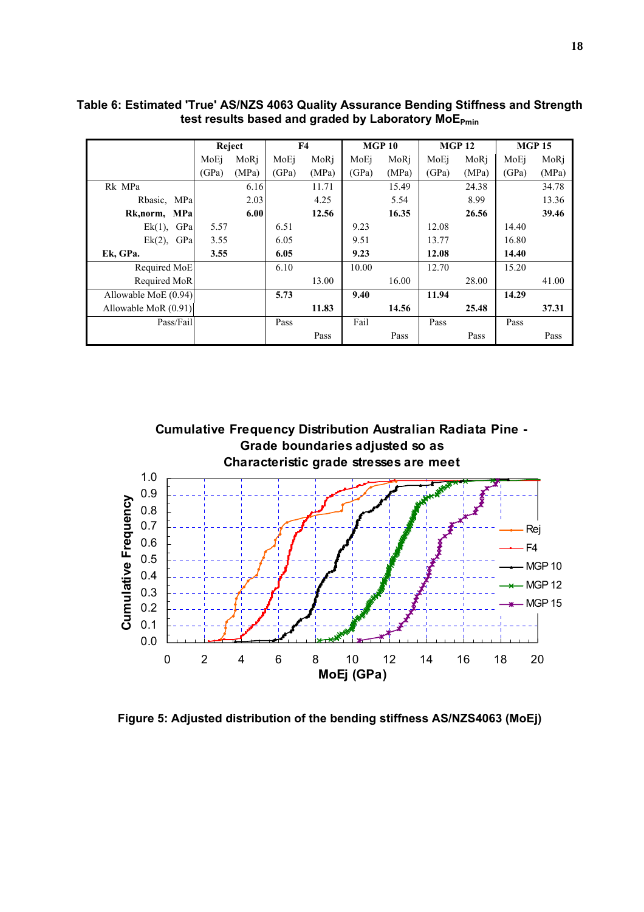**Table 6: Estimated 'True' AS/NZS 4063 Quality Assurance Bending Stiffness and Strength test results based and graded by Laboratory $MoE_{Pmin}$**

| | Reject | | F4 | | MGP 10 | | MGP 12 | | MGP 15 | |
|---|---|---|---|---|---|---|---|---|---|---|
| | MoEj (GPa) | MoRj (MPa) | MoEj (GPa) | MoRj (MPa) | MoEj (GPa) | MoRj (MPa) | MoEj (GPa) | MoRj (MPa) | MoEj (GPa) | MoRj (MPa) |
| Rk MPa | | 6.16 | | 11.71 | | 15.49 | | 24.38 | | 34.78 |
| Rbasic, MPa | | 2.03 | | 4.25 | | 5.54 | | 8.99 | | 13.36 |
| **Rk,norm, MPa** | | **6.00** | | **12.56** | | **16.35** | | **26.56** | | **39.46** |
| Ek(1), GPa | 5.57 | | 6.51 | | 9.23 | | 12.08 | | 14.40 | |
| Ek(2), GPa | 3.55 | | 6.05 | | 9.51 | | 13.77 | | 16.80 | |
| **Ek, GPa.** | **3.55** | | **6.05** | | **9.23** | | **12.08** | | **14.40** | |
| Required MoE | | | 6.10 | | 10.00 | | 12.70 | | 15.20 | |
| Required MoR | | | | 13.00 | | 16.00 | | 28.00 | | 41.00 |
| Allowable MoE (0.94) | | | **5.73** | | **9.40** | | **11.94** | | **14.29** | |
| Allowable MoR (0.91) | | | | **11.83** | | **14.56** | | **25.48** | | **37.31** |
| Pass/Fail | | | Pass | | Fail | | Pass | | Pass | |
| | | | | Pass | | Pass | | Pass | | Pass |

Figure 5: Adjusted distribution of the bending stiffness AS/NZS4063 (MoEj)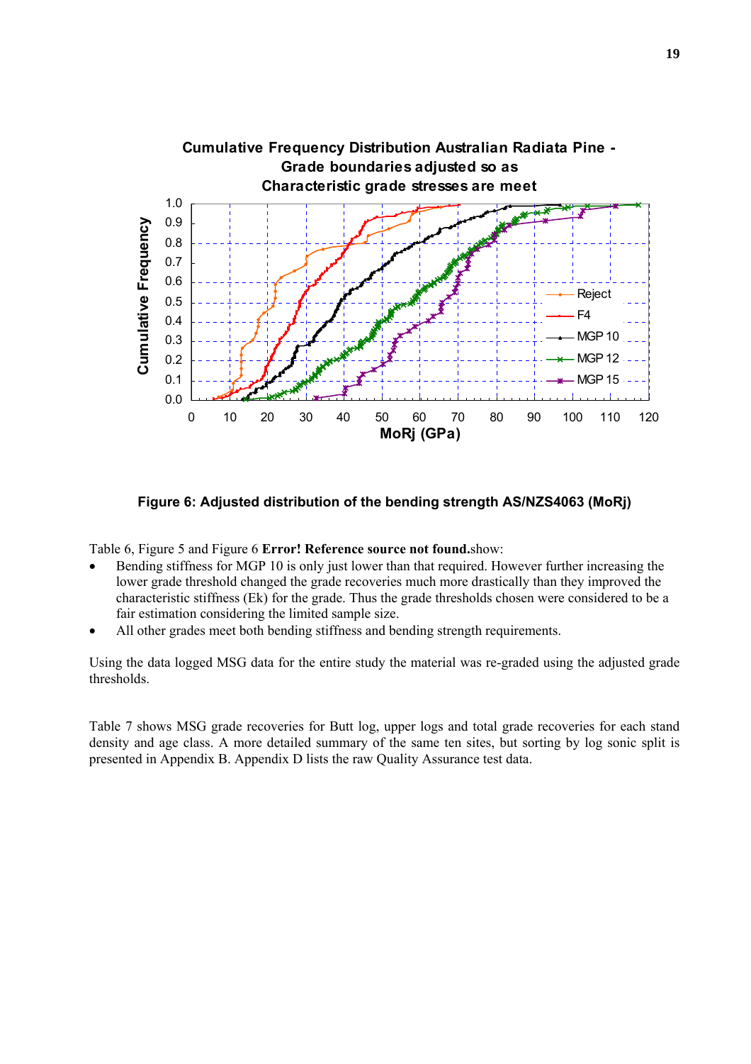Cumulative Frequency Distribution Australian Radiata Pine - Grade boundaries adjusted so as Characteristic grade stresses are meet

**Figure 6: Adjusted distribution of the bending strength AS/NZS4063 (MoRj)**

Table 6, Figure 5 and Figure 6 **Error! Reference source not found.**show:

- Bending stiffness for MGP 10 is only just lower than that required. However further increasing the lower grade threshold changed the grade recoveries much more drastically than they improved the characteristic stiffness (Ek) for the grade. Thus the grade thresholds chosen were considered to be a fair estimation considering the limited sample size.
- All other grades meet both bending stiffness and bending strength requirements.

Using the data logged MSG data for the entire study the material was re-graded using the adjusted grade thresholds.

Table 7 shows MSG grade recoveries for Butt log, upper logs and total grade recoveries for each stand density and age class. A more detailed summary of the same ten sites, but sorting by log sonic split is presented in Appendix B. Appendix D lists the raw Quality Assurance test data.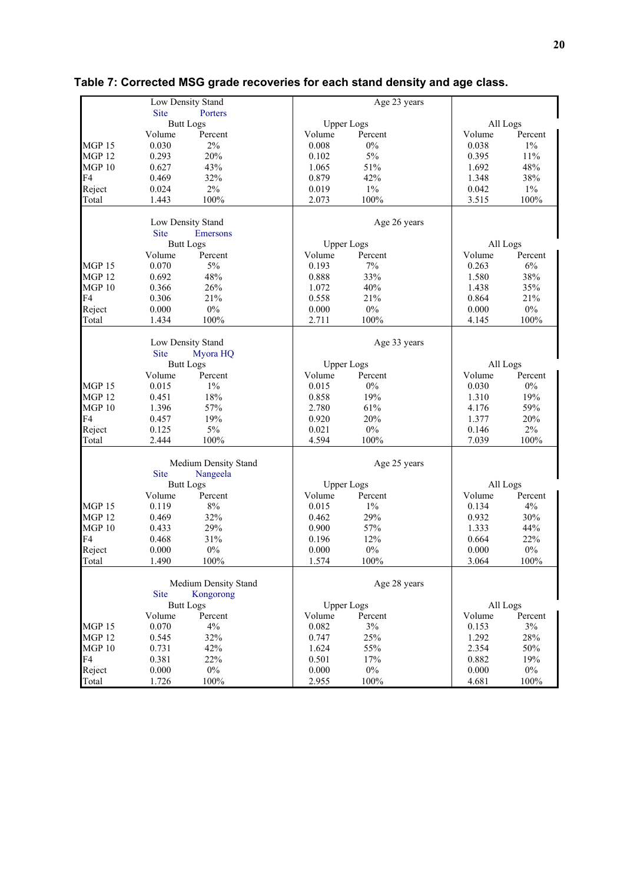**Table 7: Corrected MSG grade recoveries for each stand density and age class.**

| | Low Density Stand | | | Age 23 years | | |
|---|---|---|---|---|---|---|
| | Site: Porters | | | | | |
| | Butt Logs | | Upper Logs | | All Logs | |
| | Volume | Percent | Volume | Percent | Volume | Percent |
| MGP 15 | 0.030 | 2% | 0.008 | 0% | 0.038 | 1% |
| MGP 12 | 0.293 | 20% | 0.102 | 5% | 0.395 | 11% |
| MGP 10 | 0.627 | 43% | 1.065 | 51% | 1.692 | 48% |
| F4 | 0.469 | 32% | 0.879 | 42% | 1.348 | 38% |
| Reject | 0.024 | 2% | 0.019 | 1% | 0.042 | 1% |
| Total | 1.443 | 100% | 2.073 | 100% | 3.515 | 100% |

| | Low Density Stand | | | Age 26 years | | |
|---|---|---|---|---|---|---|
| | Site: Emersons | | | | | |
| | Butt Logs | | Upper Logs | | All Logs | |
| | Volume | Percent | Volume | Percent | Volume | Percent |
| MGP 15 | 0.070 | 5% | 0.193 | 7% | 0.263 | 6% |
| MGP 12 | 0.692 | 48% | 0.888 | 33% | 1.580 | 38% |
| MGP 10 | 0.366 | 26% | 1.072 | 40% | 1.438 | 35% |
| F4 | 0.306 | 21% | 0.558 | 21% | 0.864 | 21% |
| Reject | 0.000 | 0% | 0.000 | 0% | 0.000 | 0% |
| Total | 1.434 | 100% | 2.711 | 100% | 4.145 | 100% |

| | Low Density Stand | | | Age 33 years | | |
|---|---|---|---|---|---|---|
| | Site: Myora HQ | | | | | |
| | Butt Logs | | Upper Logs | | All Logs | |
| | Volume | Percent | Volume | Percent | Volume | Percent |
| MGP 15 | 0.015 | 1% | 0.015 | 0% | 0.030 | 0% |
| MGP 12 | 0.451 | 18% | 0.858 | 19% | 1.310 | 19% |
| MGP 10 | 1.396 | 57% | 2.780 | 61% | 4.176 | 59% |
| F4 | 0.457 | 19% | 0.920 | 20% | 1.377 | 20% |
| Reject | 0.125 | 5% | 0.021 | 0% | 0.146 | 2% |
| Total | 2.444 | 100% | 4.594 | 100% | 7.039 | 100% |

| | Medium Density Stand | | | Age 25 years | | |
|---|---|---|---|---|---|---|
| | Site: Nangeela | | | | | |
| | Butt Logs | | Upper Logs | | All Logs | |
| | Volume | Percent | Volume | Percent | Volume | Percent |
| MGP 15 | 0.119 | 8% | 0.015 | 1% | 0.134 | 4% |
| MGP 12 | 0.469 | 32% | 0.462 | 29% | 0.932 | 30% |
| MGP 10 | 0.433 | 29% | 0.900 | 57% | 1.333 | 44% |
| F4 | 0.468 | 31% | 0.196 | 12% | 0.664 | 22% |
| Reject | 0.000 | 0% | 0.000 | 0% | 0.000 | 0% |
| Total | 1.490 | 100% | 1.574 | 100% | 3.064 | 100% |

| | Medium Density Stand | | | Age 28 years | | |
|---|---|---|---|---|---|---|
| | Site: Kongorong | | | | | |
| | Butt Logs | | Upper Logs | | All Logs | |
| | Volume | Percent | Volume | Percent | Volume | Percent |
| MGP 15 | 0.070 | 4% | 0.082 | 3% | 0.153 | 3% |
| MGP 12 | 0.545 | 32% | 0.747 | 25% | 1.292 | 28% |
| MGP 10 | 0.731 | 42% | 1.624 | 55% | 2.354 | 50% |
| F4 | 0.381 | 22% | 0.501 | 17% | 0.882 | 19% |
| Reject | 0.000 | 0% | 0.000 | 0% | 0.000 | 0% |
| Total | 1.726 | 100% | 2.955 | 100% | 4.681 | 100% |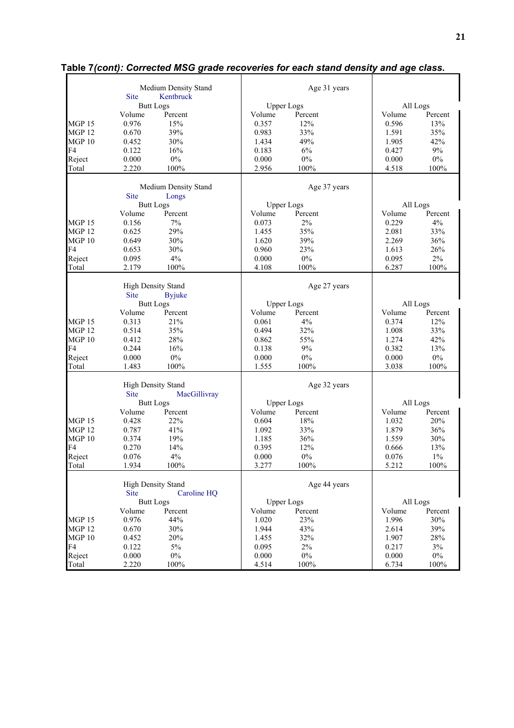**Table 7*(cont): Corrected MSG grade recoveries for each stand density and age class.***

| Medium Density Stand | Site: Kentbruck | | Age 31 years | | | |
|---|---|---|---|---|---|---|
| | Butt Logs | | Upper Logs | | All Logs | |
| | Volume | Percent | Volume | Percent | Volume | Percent |
| MGP 15 | 0.976 | 15% | 0.357 | 12% | 0.596 | 13% |
| MGP 12 | 0.670 | 39% | 0.983 | 33% | 1.591 | 35% |
| MGP 10 | 0.452 | 30% | 1.434 | 49% | 1.905 | 42% |
| F4 | 0.122 | 16% | 0.183 | 6% | 0.427 | 9% |
| Reject | 0.000 | 0% | 0.000 | 0% | 0.000 | 0% |
| Total | 2.220 | 100% | 2.956 | 100% | 4.518 | 100% |

| Medium Density Stand | Site: Longs | | Age 37 years | | | |
|---|---|---|---|---|---|---|
| | Butt Logs | | Upper Logs | | All Logs | |
| | Volume | Percent | Volume | Percent | Volume | Percent |
| MGP 15 | 0.156 | 7% | 0.073 | 2% | 0.229 | 4% |
| MGP 12 | 0.625 | 29% | 1.455 | 35% | 2.081 | 33% |
| MGP 10 | 0.649 | 30% | 1.620 | 39% | 2.269 | 36% |
| F4 | 0.653 | 30% | 0.960 | 23% | 1.613 | 26% |
| Reject | 0.095 | 4% | 0.000 | 0% | 0.095 | 2% |
| Total | 2.179 | 100% | 4.108 | 100% | 6.287 | 100% |

| High Density Stand | Site: Byjuke | | Age 27 years | | | |
|---|---|---|---|---|---|---|
| | Butt Logs | | Upper Logs | | All Logs | |
| | Volume | Percent | Volume | Percent | Volume | Percent |
| MGP 15 | 0.313 | 21% | 0.061 | 4% | 0.374 | 12% |
| MGP 12 | 0.514 | 35% | 0.494 | 32% | 1.008 | 33% |
| MGP 10 | 0.412 | 28% | 0.862 | 55% | 1.274 | 42% |
| F4 | 0.244 | 16% | 0.138 | 9% | 0.382 | 13% |
| Reject | 0.000 | 0% | 0.000 | 0% | 0.000 | 0% |
| Total | 1.483 | 100% | 1.555 | 100% | 3.038 | 100% |

| High Density Stand | Site: MacGillivray | | Age 32 years | | | |
|---|---|---|---|---|---|---|
| | Butt Logs | | Upper Logs | | All Logs | |
| | Volume | Percent | Volume | Percent | Volume | Percent |
| MGP 15 | 0.428 | 22% | 0.604 | 18% | 1.032 | 20% |
| MGP 12 | 0.787 | 41% | 1.092 | 33% | 1.879 | 36% |
| MGP 10 | 0.374 | 19% | 1.185 | 36% | 1.559 | 30% |
| F4 | 0.270 | 14% | 0.395 | 12% | 0.666 | 13% |
| Reject | 0.076 | 4% | 0.000 | 0% | 0.076 | 1% |
| Total | 1.934 | 100% | 3.277 | 100% | 5.212 | 100% |

| High Density Stand | Site: Caroline HQ | | Age 44 years | | | |
|---|---|---|---|---|---|---|
| | Butt Logs | | Upper Logs | | All Logs | |
| | Volume | Percent | Volume | Percent | Volume | Percent |
| MGP 15 | 0.976 | 44% | 1.020 | 23% | 1.996 | 30% |
| MGP 12 | 0.670 | 30% | 1.944 | 43% | 2.614 | 39% |
| MGP 10 | 0.452 | 20% | 1.455 | 32% | 1.907 | 28% |
| F4 | 0.122 | 5% | 0.095 | 2% | 0.217 | 3% |
| Reject | 0.000 | 0% | 0.000 | 0% | 0.000 | 0% |
| Total | 2.220 | 100% | 4.514 | 100% | 6.734 | 100% |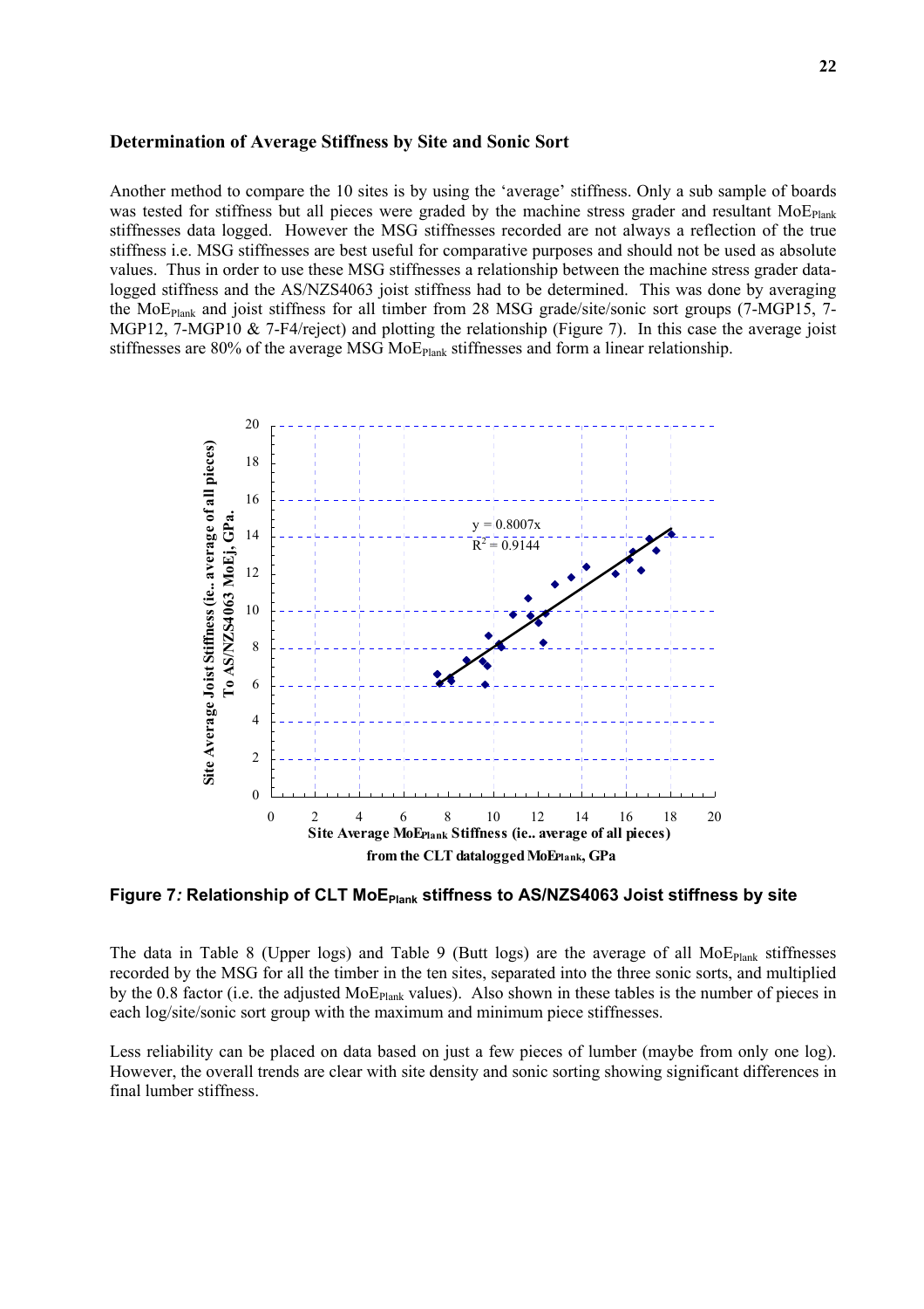### Determination of Average Stiffness by Site and Sonic Sort

Another method to compare the 10 sites is by using the 'average' stiffness. Only a sub sample of boards was tested for stiffness but all pieces were graded by the machine stress grader and resultant $MoE_{Plank}$ stiffnesses data logged. However the MSG stiffnesses recorded are not always a reflection of the true stiffness i.e. MSG stiffnesses are best useful for comparative purposes and should not be used as absolute values. Thus in order to use these MSG stiffnesses a relationship between the machine stress grader data-logged stiffness and the AS/NZS4063 joist stiffness had to be determined. This was done by averaging the $MoE_{Plank}$ and joist stiffness for all timber from 28 MSG grade/site/sonic sort groups (7-MGP15, 7-MGP12, 7-MGP10 & 7-F4/reject) and plotting the relationship (Figure 7). In this case the average joist stiffnesses are 80% of the average MSG $MoE_{Plank}$ stiffnesses and form a linear relationship.

**Figure 7: Relationship of CLT $MoE_{Plank}$ stiffness to AS/NZS4063 Joist stiffness by site**

The data in Table 8 (Upper logs) and Table 9 (Butt logs) are the average of all $MoE_{Plank}$ stiffnesses recorded by the MSG for all the timber in the ten sites, separated into the three sonic sorts, and multiplied by the 0.8 factor (i.e. the adjusted $MoE_{Plank}$ values). Also shown in these tables is the number of pieces in each log/site/sonic sort group with the maximum and minimum piece stiffnesses.

Less reliability can be placed on data based on just a few pieces of lumber (maybe from only one log). However, the overall trends are clear with site density and sonic sorting showing significant differences in final lumber stiffness.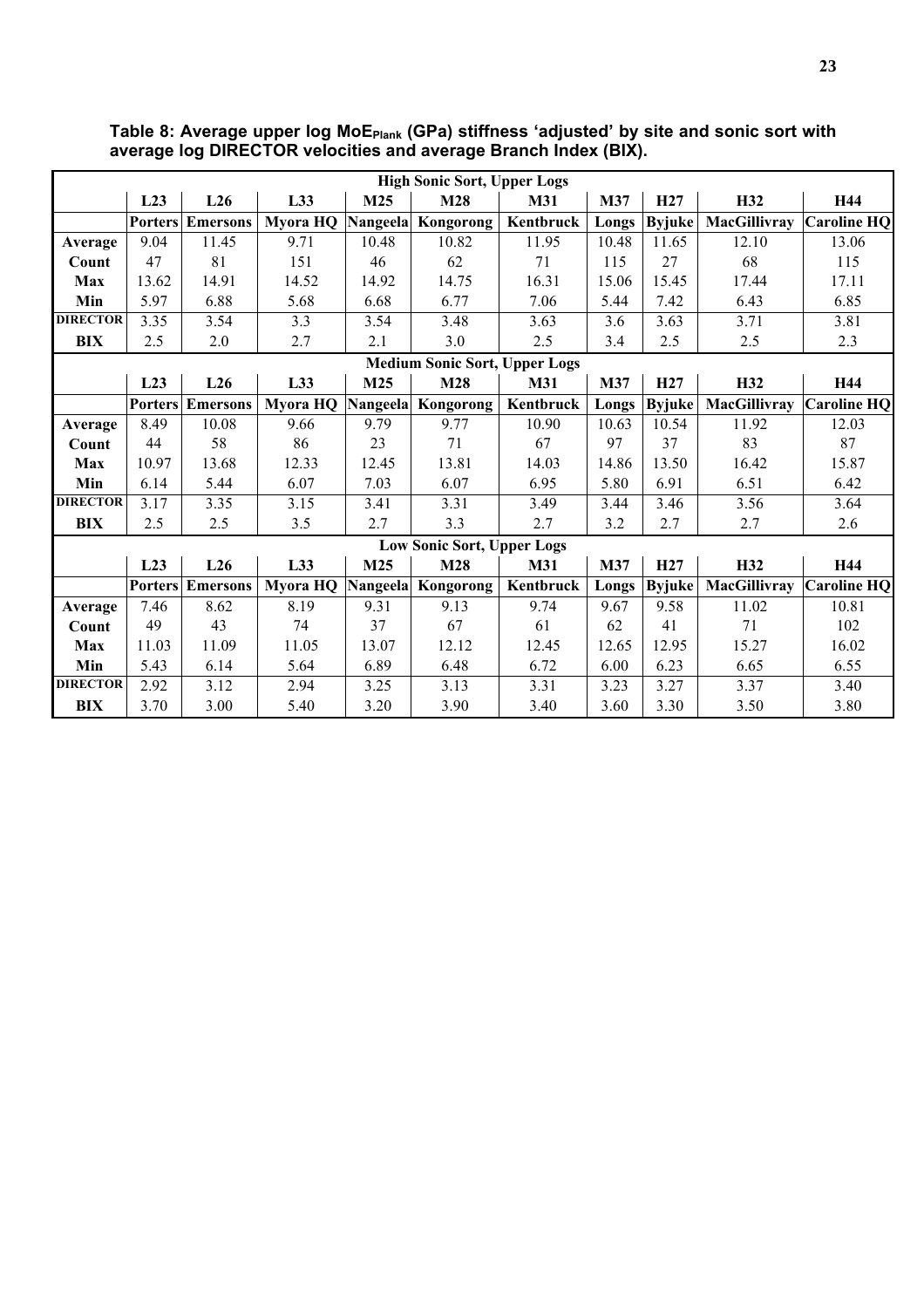**Table 8: Average upper log $MoE_{Plank}$ (GPa) stiffness 'adjusted' by site and sonic sort with average log DIRECTOR velocities and average Branch Index (BIX).**

| High Sonic Sort, Upper Logs | | | | | | | | | | |
|---|---|---|---|---|---|---|---|---|---|---|
| | L23 | L26 | L33 | M25 | M28 | M31 | M37 | H27 | H32 | H44 |
| | Porters | Emersons | Myora HQ | Nangeela | Kongorong | Kentbruck | Longs | Byjuke | MacGillivray | Caroline HQ |
| Average | 9.04 | 11.45 | 9.71 | 10.48 | 10.82 | 11.95 | 10.48 | 11.65 | 12.10 | 13.06 |
| Count | 47 | 81 | 151 | 46 | 62 | 71 | 115 | 27 | 68 | 115 |
| Max | 13.62 | 14.91 | 14.52 | 14.92 | 14.75 | 16.31 | 15.06 | 15.45 | 17.44 | 17.11 |
| Min | 5.97 | 6.88 | 5.68 | 6.68 | 6.77 | 7.06 | 5.44 | 7.42 | 6.43 | 6.85 |
| DIRECTOR | 3.35 | 3.54 | 3.3 | 3.54 | 3.48 | 3.63 | 3.6 | 3.63 | 3.71 | 3.81 |
| BIX | 2.5 | 2.0 | 2.7 | 2.1 | 3.0 | 2.5 | 3.4 | 2.5 | 2.5 | 2.3 |
| **Medium Sonic Sort, Upper Logs** | | | | | | | | | | |
| | L23 | L26 | L33 | M25 | M28 | M31 | M37 | H27 | H32 | H44 |
| | Porters | Emersons | Myora HQ | Nangeela | Kongorong | Kentbruck | Longs | Byjuke | MacGillivray | Caroline HQ |
| Average | 8.49 | 10.08 | 9.66 | 9.79 | 9.77 | 10.90 | 10.63 | 10.54 | 11.92 | 12.03 |
| Count | 44 | 58 | 86 | 23 | 71 | 67 | 97 | 37 | 83 | 87 |
| Max | 10.97 | 13.68 | 12.33 | 12.45 | 13.81 | 14.03 | 14.86 | 13.50 | 16.42 | 15.87 |
| Min | 6.14 | 5.44 | 6.07 | 7.03 | 6.07 | 6.95 | 5.80 | 6.91 | 6.51 | 6.42 |
| DIRECTOR | 3.17 | 3.35 | 3.15 | 3.41 | 3.31 | 3.49 | 3.44 | 3.46 | 3.56 | 3.64 |
| BIX | 2.5 | 2.5 | 3.5 | 2.7 | 3.3 | 2.7 | 3.2 | 2.7 | 2.7 | 2.6 |
| **Low Sonic Sort, Upper Logs** | | | | | | | | | | |
| | L23 | L26 | L33 | M25 | M28 | M31 | M37 | H27 | H32 | H44 |
| | Porters | Emersons | Myora HQ | Nangeela | Kongorong | Kentbruck | Longs | Byjuke | MacGillivray | Caroline HQ |
| Average | 7.46 | 8.62 | 8.19 | 9.31 | 9.13 | 9.74 | 9.67 | 9.58 | 11.02 | 10.81 |
| Count | 49 | 43 | 74 | 37 | 67 | 61 | 62 | 41 | 71 | 102 |
| Max | 11.03 | 11.09 | 11.05 | 13.07 | 12.12 | 12.45 | 12.65 | 12.95 | 15.27 | 16.02 |
| Min | 5.43 | 6.14 | 5.64 | 6.89 | 6.48 | 6.72 | 6.00 | 6.23 | 6.65 | 6.55 |
| DIRECTOR | 2.92 | 3.12 | 2.94 | 3.25 | 3.13 | 3.31 | 3.23 | 3.27 | 3.37 | 3.40 |
| BIX | 3.70 | 3.00 | 5.40 | 3.20 | 3.90 | 3.40 | 3.60 | 3.30 | 3.50 | 3.80 |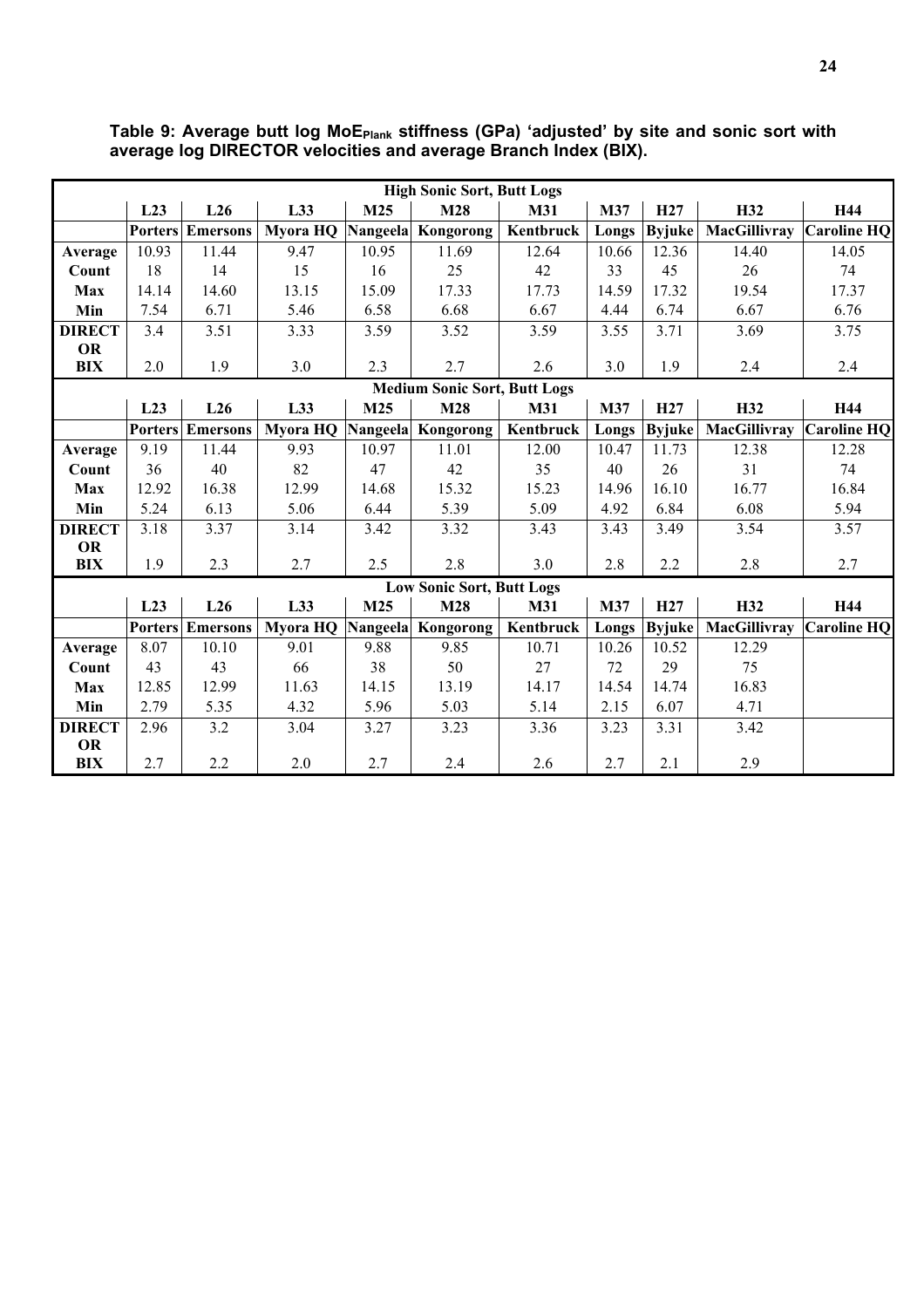**Table 9: Average butt log $MoE_{Plank}$ stiffness (GPa) 'adjusted' by site and sonic sort with average log DIRECTOR velocities and average Branch Index (BIX).**

| High Sonic Sort, Butt Logs | | | | | | | | | | |
|---|---|---|---|---|---|---|---|---|---|---|
| | L23 | L26 | L33 | M25 | M28 | M31 | M37 | H27 | H32 | H44 |
| | Porters | Emersons | Myora HQ | Nangeela | Kongorong | Kentbruck | Longs | Byjuke | MacGillivray | Caroline HQ |
| Average | 10.93 | 11.44 | 9.47 | 10.95 | 11.69 | 12.64 | 10.66 | 12.36 | 14.40 | 14.05 |
| Count | 18 | 14 | 15 | 16 | 25 | 42 | 33 | 45 | 26 | 74 |
| Max | 14.14 | 14.60 | 13.15 | 15.09 | 17.33 | 17.73 | 14.59 | 17.32 | 19.54 | 17.37 |
| Min | 7.54 | 6.71 | 5.46 | 6.58 | 6.68 | 6.67 | 4.44 | 6.74 | 6.67 | 6.76 |
| DIRECTOR | 3.4 | 3.51 | 3.33 | 3.59 | 3.52 | 3.59 | 3.55 | 3.71 | 3.69 | 3.75 |
| BIX | 2.0 | 1.9 | 3.0 | 2.3 | 2.7 | 2.6 | 3.0 | 1.9 | 2.4 | 2.4 |
| **Medium Sonic Sort, Butt Logs** | | | | | | | | | | |
| | L23 | L26 | L33 | M25 | M28 | M31 | M37 | H27 | H32 | H44 |
| | Porters | Emersons | Myora HQ | Nangeela | Kongorong | Kentbruck | Longs | Byjuke | MacGillivray | Caroline HQ |
| Average | 9.19 | 11.44 | 9.93 | 10.97 | 11.01 | 12.00 | 10.47 | 11.73 | 12.38 | 12.28 |
| Count | 36 | 40 | 82 | 47 | 42 | 35 | 40 | 26 | 31 | 74 |
| Max | 12.92 | 16.38 | 12.99 | 14.68 | 15.32 | 15.23 | 14.96 | 16.10 | 16.77 | 16.84 |
| Min | 5.24 | 6.13 | 5.06 | 6.44 | 5.39 | 5.09 | 4.92 | 6.84 | 6.08 | 5.94 |
| DIRECTOR | 3.18 | 3.37 | 3.14 | 3.42 | 3.32 | 3.43 | 3.43 | 3.49 | 3.54 | 3.57 |
| BIX | 1.9 | 2.3 | 2.7 | 2.5 | 2.8 | 3.0 | 2.8 | 2.2 | 2.8 | 2.7 |
| **Low Sonic Sort, Butt Logs** | | | | | | | | | | |
| | L23 | L26 | L33 | M25 | M28 | M31 | M37 | H27 | H32 | H44 |
| | Porters | Emersons | Myora HQ | Nangeela | Kongorong | Kentbruck | Longs | Byjuke | MacGillivray | Caroline HQ |
| Average | 8.07 | 10.10 | 9.01 | 9.88 | 9.85 | 10.71 | 10.26 | 10.52 | 12.29 | |
| Count | 43 | 43 | 66 | 38 | 50 | 27 | 72 | 29 | 75 | |
| Max | 12.85 | 12.99 | 11.63 | 14.15 | 13.19 | 14.17 | 14.54 | 14.74 | 16.83 | |
| Min | 2.79 | 5.35 | 4.32 | 5.96 | 5.03 | 5.14 | 2.15 | 6.07 | 4.71 | |
| DIRECTOR | 2.96 | 3.2 | 3.04 | 3.27 | 3.23 | 3.36 | 3.23 | 3.31 | 3.42 | |
| BIX | 2.7 | 2.2 | 2.0 | 2.7 | 2.4 | 2.6 | 2.7 | 2.1 | 2.9 | |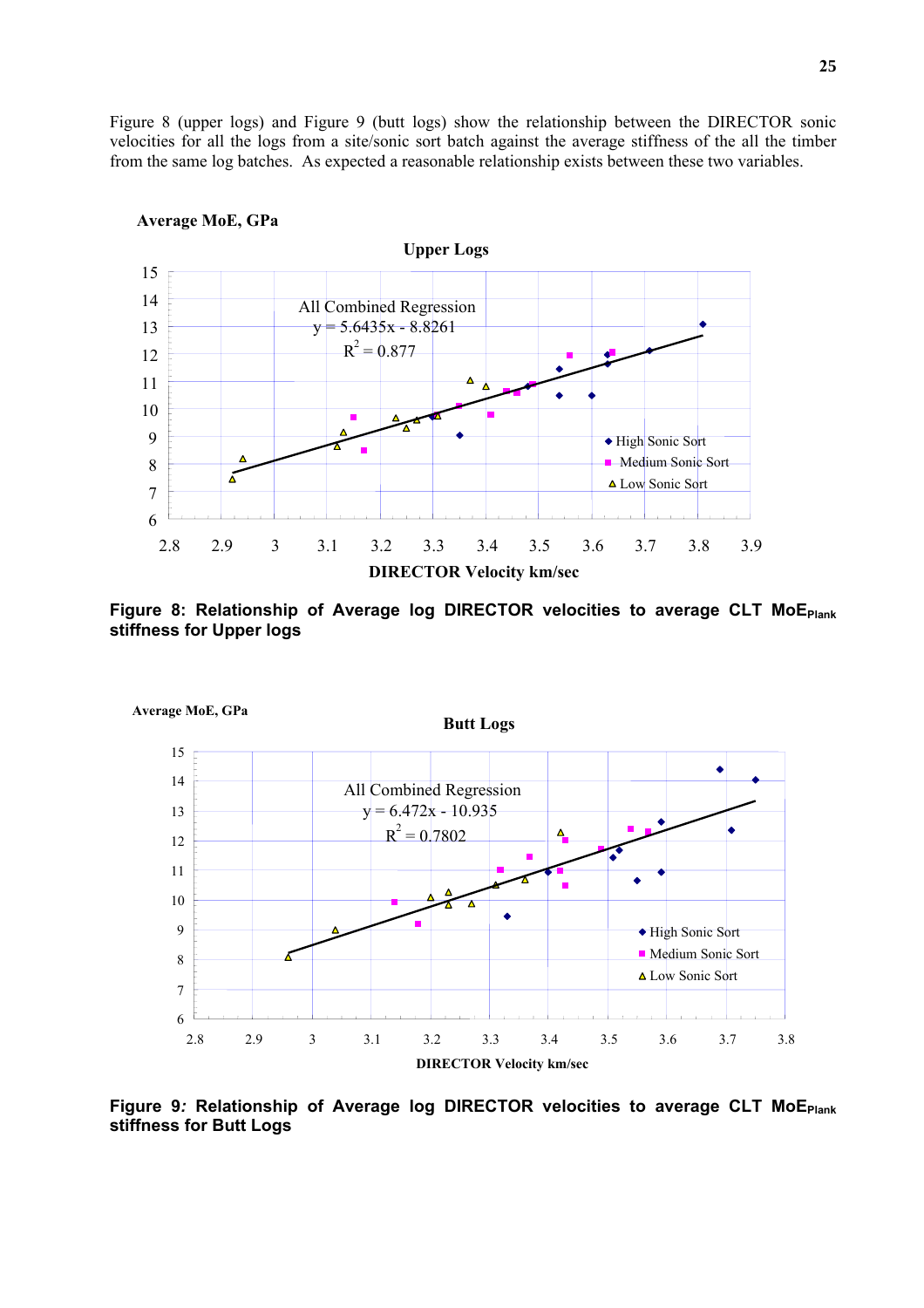Figure 8 (upper logs) and Figure 9 (butt logs) show the relationship between the DIRECTOR sonic velocities for all the logs from a site/sonic sort batch against the average stiffness of the all the timber from the same log batches. As expected a reasonable relationship exists between these two variables.

**Figure 8: Relationship of Average log DIRECTOR velocities to average CLT $MoE_{Plank}$ stiffness for Upper logs**

**Figure 9: Relationship of Average log DIRECTOR velocities to average CLT $MoE_{Plank}$ stiffness for Butt Logs**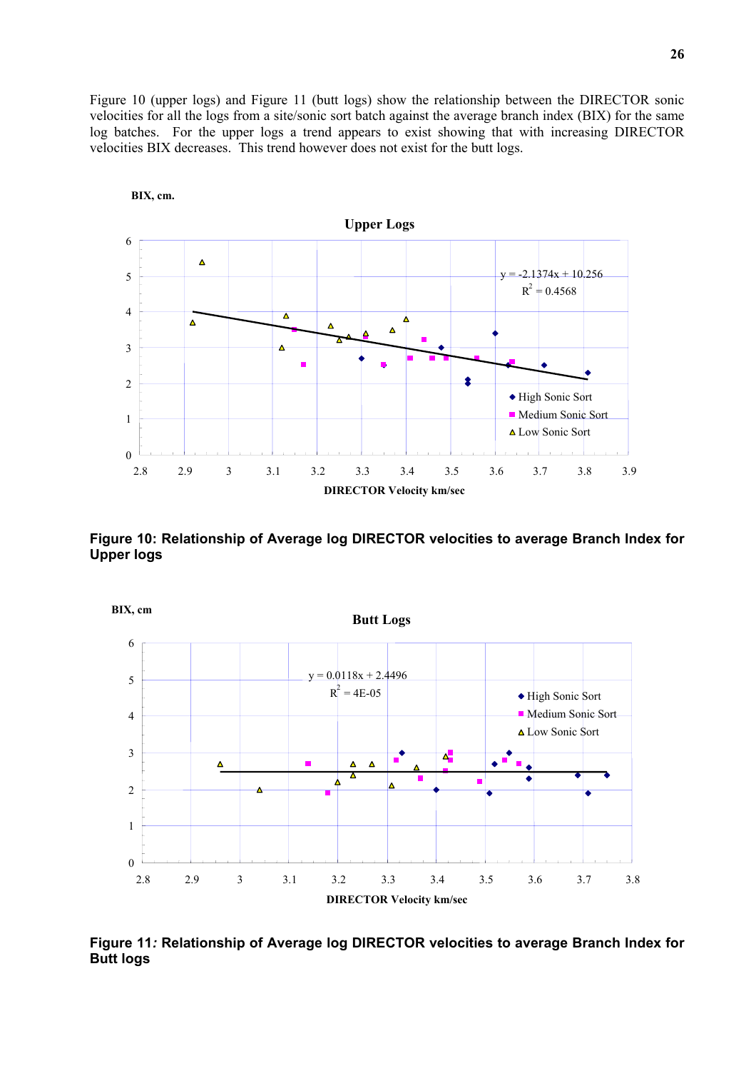Figure 10 (upper logs) and Figure 11 (butt logs) show the relationship between the DIRECTOR sonic velocities for all the logs from a site/sonic sort batch against the average branch index (BIX) for the same log batches. For the upper logs a trend appears to exist showing that with increasing DIRECTOR velocities BIX decreases. This trend however does not exist for the butt logs.

BIX, cm.

**Upper Logs**

$y = -2.1374x + 10.256$
$R^2 = 0.4568$

- High Sonic Sort
- Medium Sonic Sort
- Low Sonic Sort

DIRECTOR Velocity km/sec

**Figure 10: Relationship of Average log DIRECTOR velocities to average Branch Index for Upper logs**

BIX, cm

**Butt Logs**

$y = 0.0118x + 2.4496$
$R^2 = 4E-05$

- High Sonic Sort
- Medium Sonic Sort
- Low Sonic Sort

DIRECTOR Velocity km/sec

**Figure 11*:* Relationship of Average log DIRECTOR velocities to average Branch Index for Butt logs**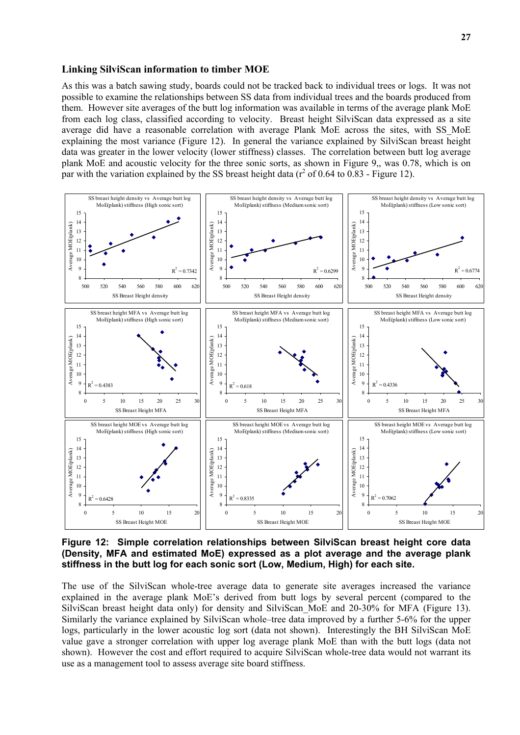## Linking SilviScan information to timber MOE

As this was a batch sawing study, boards could not be tracked back to individual trees or logs. It was not possible to examine the relationships between SS data from individual trees and the boards produced from them. However site averages of the butt log information was available in terms of the average plank MoE from each log class, classified according to velocity. Breast height SilviScan data expressed as a site average did have a reasonable correlation with average Plank MoE across the sites, with SS_MoE explaining the most variance (Figure 12). In general the variance explained by SilviScan breast height data was greater in the lower velocity (lower stiffness) classes. The correlation between butt log average plank MoE and acoustic velocity for the three sonic sorts, as shown in Figure 9,, was 0.78, which is on par with the variation explained by the SS breast height data ($r^2$ of 0.64 to 0.83 - Figure 12).

**Figure 12: Simple correlation relationships between SilviScan breast height core data (Density, MFA and estimated MoE) expressed as a plot average and the average plank stiffness in the butt log for each sonic sort (Low, Medium, High) for each site.**

The use of the SilviScan whole-tree average data to generate site averages increased the variance explained in the average plank MoE's derived from butt logs by several percent (compared to the SilviScan breast height data only) for density and SilviScan_MoE and 20-30% for MFA (Figure 13). Similarly the variance explained by SilviScan whole–tree data improved by a further 5-6% for the upper logs, particularly in the lower acoustic log sort (data not shown). Interestingly the BH SilviScan MoE value gave a stronger correlation with upper log average plank MoE than with the butt logs (data not shown). However the cost and effort required to acquire SilviScan whole-tree data would not warrant its use as a management tool to assess average site board stiffness.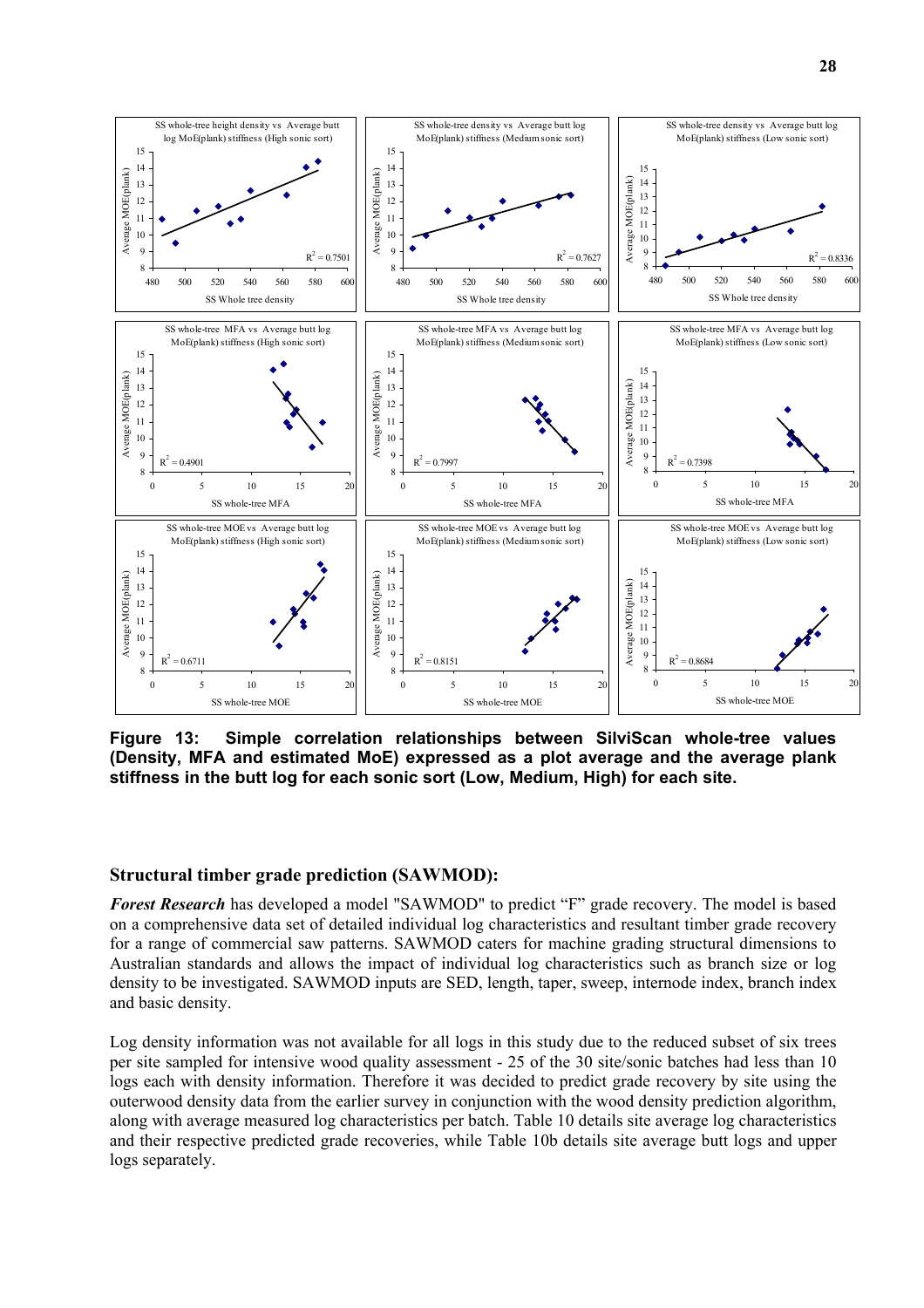**Figure 13: Simple correlation relationships between SilviScan whole-tree values (Density, MFA and estimated MoE) expressed as a plot average and the average plank stiffness in the butt log for each sonic sort (Low, Medium, High) for each site.**

### Structural timber grade prediction (SAWMOD):

***Forest Research*** has developed a model "SAWMOD" to predict "F" grade recovery. The model is based on a comprehensive data set of detailed individual log characteristics and resultant timber grade recovery for a range of commercial saw patterns. SAWMOD caters for machine grading structural dimensions to Australian standards and allows the impact of individual log characteristics such as branch size or log density to be investigated. SAWMOD inputs are SED, length, taper, sweep, internode index, branch index and basic density.

Log density information was not available for all logs in this study due to the reduced subset of six trees per site sampled for intensive wood quality assessment - 25 of the 30 site/sonic batches had less than 10 logs each with density information. Therefore it was decided to predict grade recovery by site using the outerwood density data from the earlier survey in conjunction with the wood density prediction algorithm, along with average measured log characteristics per batch. Table 10 details site average log characteristics and their respective predicted grade recoveries, while Table 10b details site average butt logs and upper logs separately.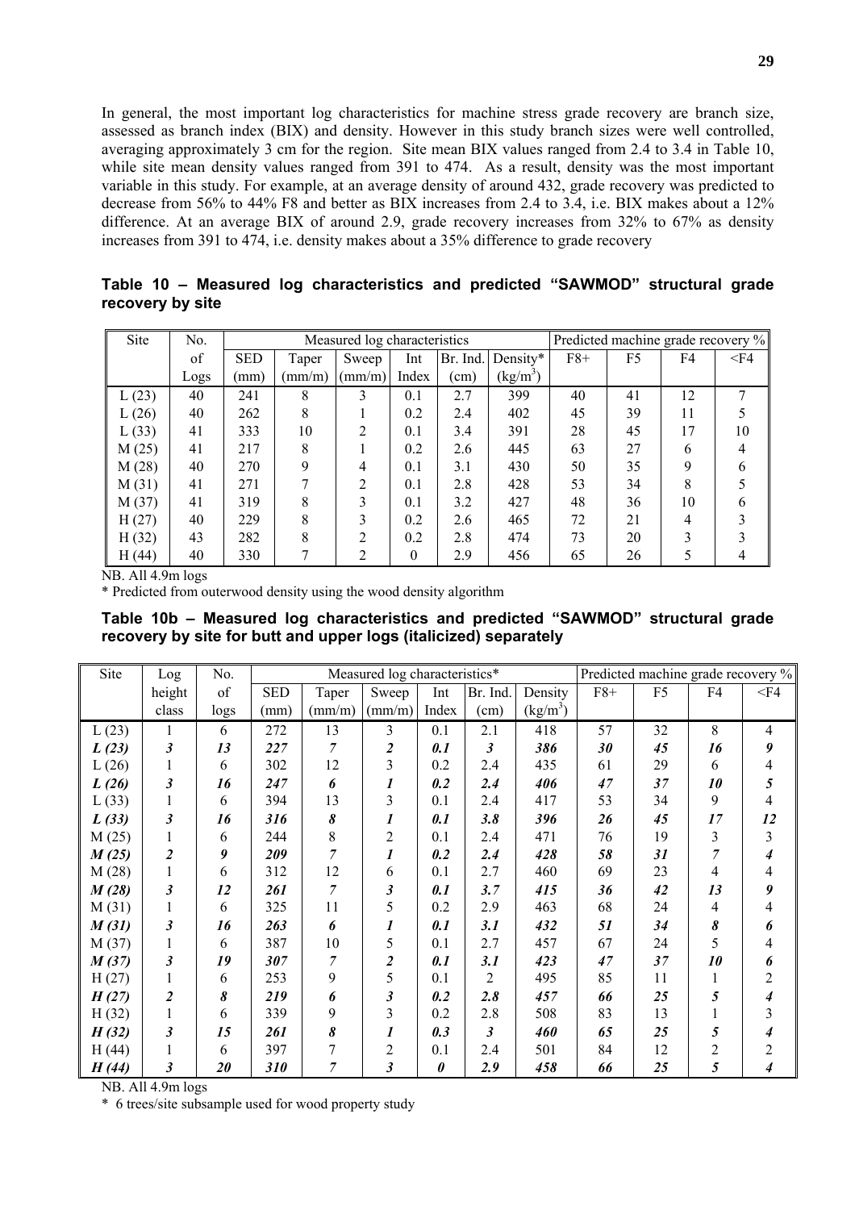In general, the most important log characteristics for machine stress grade recovery are branch size, assessed as branch index (BIX) and density. However in this study branch sizes were well controlled, averaging approximately 3 cm for the region. Site mean BIX values ranged from 2.4 to 3.4 in Table 10, while site mean density values ranged from 391 to 474. As a result, density was the most important variable in this study. For example, at an average density of around 432, grade recovery was predicted to decrease from 56% to 44% F8 and better as BIX increases from 2.4 to 3.4, i.e. BIX makes about a 12% difference. At an average BIX of around 2.9, grade recovery increases from 32% to 67% as density increases from 391 to 474, i.e. density makes about a 35% difference to grade recovery

**Table 10 – Measured log characteristics and predicted "SAWMOD" structural grade recovery by site**

| Site | No. | Measured log characteristics | | | | | | Predicted machine grade recovery % | | | |
|---|---|---|---|---|---|---|---|---|---|---|---|
| | of Logs | SED (mm) | Taper (mm/m) | Sweep (mm/m) | Int Index | Br. Ind. (cm) | Density* ($kg/m^3$) | F8+ | F5 | F4 | <F4 |
| L (23) | 40 | 241 | 8 | 3 | 0.1 | 2.7 | 399 | 40 | 41 | 12 | 7 |
| L (26) | 40 | 262 | 8 | 1 | 0.2 | 2.4 | 402 | 45 | 39 | 11 | 5 |
| L (33) | 41 | 333 | 10 | 2 | 0.1 | 3.4 | 391 | 28 | 45 | 17 | 10 |
| M (25) | 41 | 217 | 8 | 1 | 0.2 | 2.6 | 445 | 63 | 27 | 6 | 4 |
| M (28) | 40 | 270 | 9 | 4 | 0.1 | 3.1 | 430 | 50 | 35 | 9 | 6 |
| M (31) | 41 | 271 | 7 | 2 | 0.1 | 2.8 | 428 | 53 | 34 | 8 | 5 |
| M (37) | 41 | 319 | 8 | 3 | 0.1 | 3.2 | 427 | 48 | 36 | 10 | 6 |
| H (27) | 40 | 229 | 8 | 3 | 0.2 | 2.6 | 465 | 72 | 21 | 4 | 3 |
| H (32) | 43 | 282 | 8 | 2 | 0.2 | 2.8 | 474 | 73 | 20 | 3 | 3 |
| H (44) | 40 | 330 | 7 | 2 | 0 | 2.9 | 456 | 65 | 26 | 5 | 4 |

NB. All 4.9m logs

\* Predicted from outerwood density using the wood density algorithm

**Table 10b – Measured log characteristics and predicted "SAWMOD" structural grade recovery by site for butt and upper logs (italicized) separately**

| Site | Log height class | No. of logs | Measured log characteristics* | | | | | | Predicted machine grade recovery % | | | |
|---|---|---|---|---|---|---|---|---|---|---|---|---|
| | | | SED (mm) | Taper (mm/m) | Sweep (mm/m) | Int Index | Br. Ind. (cm) | Density ($kg/m^3$) | F8+ | F5 | F4 | <F4 |
| L (23) | 1 | 6 | 272 | 13 | 3 | 0.1 | 2.1 | 418 | 57 | 32 | 8 | 4 |
| ***L (23)*** | ***3*** | ***13*** | ***227*** | ***7*** | ***2*** | ***0.1*** | ***3*** | ***386*** | ***30*** | ***45*** | ***16*** | ***9*** |
| L (26) | 1 | 6 | 302 | 12 | 3 | 0.2 | 2.4 | 435 | 61 | 29 | 6 | 4 |
| ***L (26)*** | ***3*** | ***16*** | ***247*** | ***6*** | ***1*** | ***0.2*** | ***2.4*** | ***406*** | ***47*** | ***37*** | ***10*** | ***5*** |
| L (33) | 1 | 6 | 394 | 13 | 3 | 0.1 | 2.4 | 417 | 53 | 34 | 9 | 4 |
| ***L (33)*** | ***3*** | ***16*** | ***316*** | ***8*** | ***1*** | ***0.1*** | ***3.8*** | ***396*** | ***26*** | ***45*** | ***17*** | ***12*** |
| M (25) | 1 | 6 | 244 | 8 | 2 | 0.1 | 2.4 | 471 | 76 | 19 | 3 | 3 |
| ***M (25)*** | ***2*** | ***9*** | ***209*** | ***7*** | ***1*** | ***0.2*** | ***2.4*** | ***428*** | ***58*** | ***31*** | ***7*** | ***4*** |
| M (28) | 1 | 6 | 312 | 12 | 6 | 0.1 | 2.7 | 460 | 69 | 23 | 4 | 4 |
| ***M (28)*** | ***3*** | ***12*** | ***261*** | ***7*** | ***3*** | ***0.1*** | ***3.7*** | ***415*** | ***36*** | ***42*** | ***13*** | ***9*** |
| M (31) | 1 | 6 | 325 | 11 | 5 | 0.2 | 2.9 | 463 | 68 | 24 | 4 | 4 |
| ***M (31)*** | ***3*** | ***16*** | ***263*** | ***6*** | ***1*** | ***0.1*** | ***3.1*** | ***432*** | ***51*** | ***34*** | ***8*** | ***6*** |
| M (37) | 1 | 6 | 387 | 10 | 5 | 0.1 | 2.7 | 457 | 67 | 24 | 5 | 4 |
| ***M (37)*** | ***3*** | ***19*** | ***307*** | ***7*** | ***2*** | ***0.1*** | ***3.1*** | ***423*** | ***47*** | ***37*** | ***10*** | ***6*** |
| H (27) | 1 | 6 | 253 | 9 | 5 | 0.1 | 2 | 495 | 85 | 11 | 1 | 2 |
| ***H (27)*** | ***2*** | ***8*** | ***219*** | ***6*** | ***3*** | ***0.2*** | ***2.8*** | ***457*** | ***66*** | ***25*** | ***5*** | ***4*** |
| H (32) | 1 | 6 | 339 | 9 | 3 | 0.2 | 2.8 | 508 | 83 | 13 | 1 | 3 |
| ***H (32)*** | ***3*** | ***15*** | ***261*** | ***8*** | ***1*** | ***0.3*** | ***3*** | ***460*** | ***65*** | ***25*** | ***5*** | ***4*** |
| H (44) | 1 | 6 | 397 | 7 | 2 | 0.1 | 2.4 | 501 | 84 | 12 | 2 | 2 |
| ***H (44)*** | ***3*** | ***20*** | ***310*** | ***7*** | ***3*** | ***0*** | ***2.9*** | ***458*** | ***66*** | ***25*** | ***5*** | ***4*** |

NB. All 4.9m logs

\* 6 trees/site subsample used for wood property study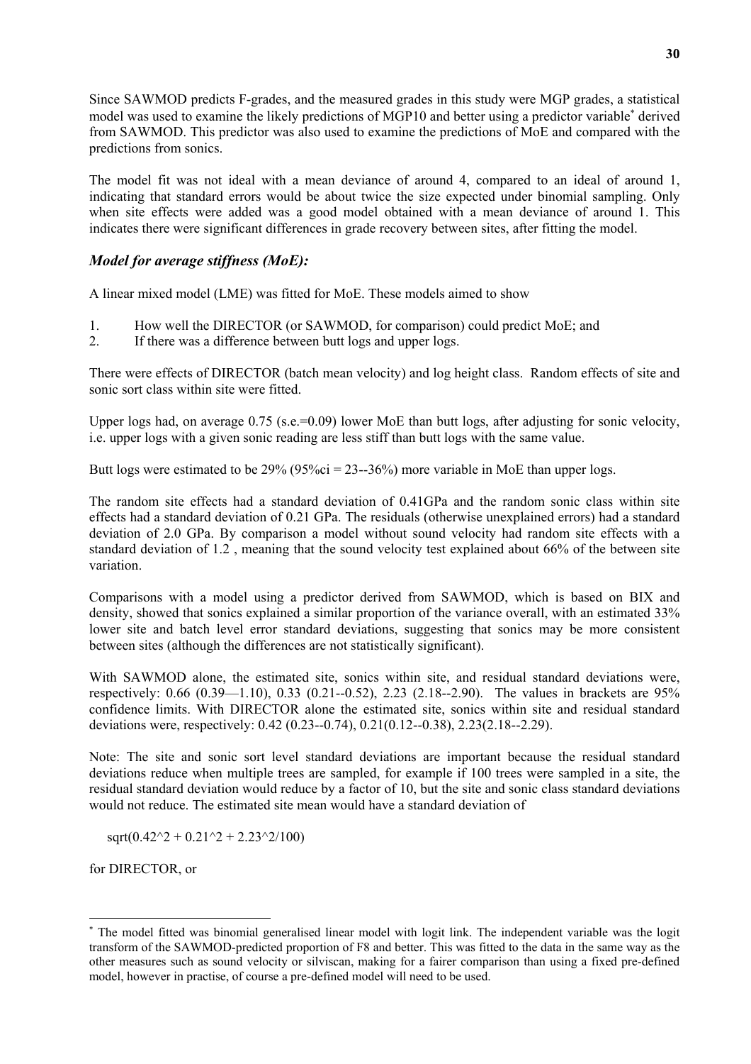Since SAWMOD predicts F-grades, and the measured grades in this study were MGP grades, a statistical model was used to examine the likely predictions of MGP10 and better using a predictor variable* derived from SAWMOD. This predictor was also used to examine the predictions of MoE and compared with the predictions from sonics.

The model fit was not ideal with a mean deviance of around 4, compared to an ideal of around 1, indicating that standard errors would be about twice the size expected under binomial sampling. Only when site effects were added was a good model obtained with a mean deviance of around 1. This indicates there were significant differences in grade recovery between sites, after fitting the model.

### *Model for average stiffness (MoE):*

A linear mixed model (LME) was fitted for MoE. These models aimed to show

1. How well the DIRECTOR (or SAWMOD, for comparison) could predict MoE; and
2. If there was a difference between butt logs and upper logs.

There were effects of DIRECTOR (batch mean velocity) and log height class. Random effects of site and sonic sort class within site were fitted.

Upper logs had, on average 0.75 (s.e.=0.09) lower MoE than butt logs, after adjusting for sonic velocity, i.e. upper logs with a given sonic reading are less stiff than butt logs with the same value.

Butt logs were estimated to be 29% (95%ci = 23--36%) more variable in MoE than upper logs.

The random site effects had a standard deviation of 0.41GPa and the random sonic class within site effects had a standard deviation of 0.21 GPa. The residuals (otherwise unexplained errors) had a standard deviation of 2.0 GPa. By comparison a model without sound velocity had random site effects with a standard deviation of 1.2 , meaning that the sound velocity test explained about 66% of the between site variation.

Comparisons with a model using a predictor derived from SAWMOD, which is based on BIX and density, showed that sonics explained a similar proportion of the variance overall, with an estimated 33% lower site and batch level error standard deviations, suggesting that sonics may be more consistent between sites (although the differences are not statistically significant).

With SAWMOD alone, the estimated site, sonics within site, and residual standard deviations were, respectively: 0.66 (0.39—1.10), 0.33 (0.21--0.52), 2.23 (2.18--2.90). The values in brackets are 95% confidence limits. With DIRECTOR alone the estimated site, sonics within site and residual standard deviations were, respectively: 0.42 (0.23--0.74), 0.21(0.12--0.38), 2.23(2.18--2.29).

Note: The site and sonic sort level standard deviations are important because the residual standard deviations reduce when multiple trees are sampled, for example if 100 trees were sampled in a site, the residual standard deviation would reduce by a factor of 10, but the site and sonic class standard deviations would not reduce. The estimated site mean would have a standard deviation of

$$\text{sqrt}(0.42^2 + 0.21^2 + 2.23^2/100)$$

for DIRECTOR, or

---

* The model fitted was binomial generalised linear model with logit link. The independent variable was the logit transform of the SAWMOD-predicted proportion of F8 and better. This was fitted to the data in the same way as the other measures such as sound velocity or silviscan, making for a fairer comparison than using a fixed pre-defined model, however in practise, of course a pre-defined model will need to be used.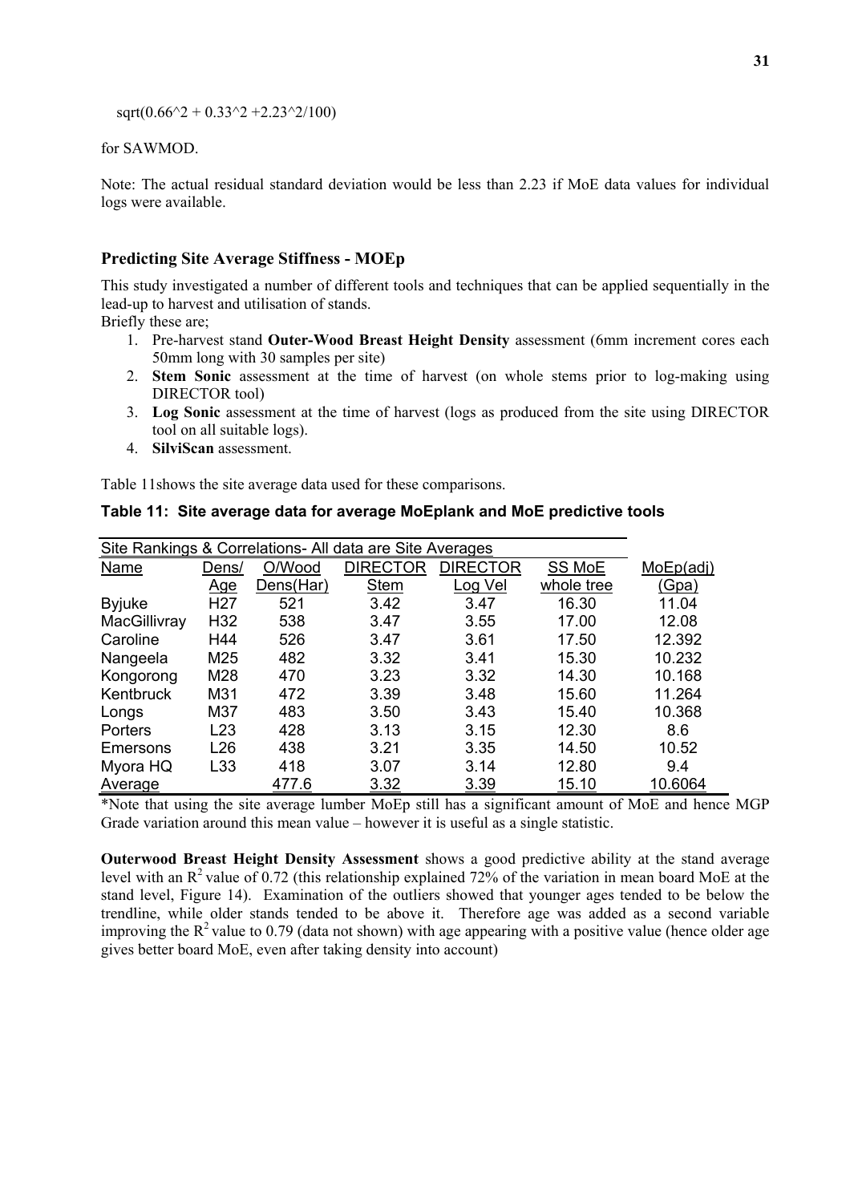$\text{sqrt}(0.66^2 + 0.33^2 + 2.23^2/100)$

for SAWMOD.

Note: The actual residual standard deviation would be less than 2.23 if MoE data values for individual logs were available.

### Predicting Site Average Stiffness - MOEp

This study investigated a number of different tools and techniques that can be applied sequentially in the lead-up to harvest and utilisation of stands.
Briefly these are;

1. Pre-harvest stand **Outer-Wood Breast Height Density** assessment (6mm increment cores each 50mm long with 30 samples per site)
2. **Stem Sonic** assessment at the time of harvest (on whole stems prior to log-making using DIRECTOR tool)
3. **Log Sonic** assessment at the time of harvest (logs as produced from the site using DIRECTOR tool on all suitable logs).
4. **SilviScan** assessment.

Table 11shows the site average data used for these comparisons.

**Table 11: Site average data for average MoEplank and MoE predictive tools**

| Site Rankings & Correlations- All data are Site Averages | | | | | | |
|---|---|---|---|---|---|---|
| Name | Dens/ Age | O/Wood Dens(Har) | DIRECTOR Stem | DIRECTOR Log Vel | SS MoE whole tree | MoEp(adj) (Gpa) |
| Byjuke | H27 | 521 | 3.42 | 3.47 | 16.30 | 11.04 |
| MacGillivray | H32 | 538 | 3.47 | 3.55 | 17.00 | 12.08 |
| Caroline | H44 | 526 | 3.47 | 3.61 | 17.50 | 12.392 |
| Nangeela | M25 | 482 | 3.32 | 3.41 | 15.30 | 10.232 |
| Kongorong | M28 | 470 | 3.23 | 3.32 | 14.30 | 10.168 |
| Kentbruck | M31 | 472 | 3.39 | 3.48 | 15.60 | 11.264 |
| Longs | M37 | 483 | 3.50 | 3.43 | 15.40 | 10.368 |
| Porters | L23 | 428 | 3.13 | 3.15 | 12.30 | 8.6 |
| Emersons | L26 | 438 | 3.21 | 3.35 | 14.50 | 10.52 |
| Myora HQ | L33 | 418 | 3.07 | 3.14 | 12.80 | 9.4 |
| Average | | 477.6 | 3.32 | 3.39 | 15.10 | 10.6064 |

*Note that using the site average lumber MoEp still has a significant amount of MoE and hence MGP Grade variation around this mean value – however it is useful as a single statistic.

**Outerwood Breast Height Density Assessment** shows a good predictive ability at the stand average level with an $R^2$ value of 0.72 (this relationship explained 72% of the variation in mean board MoE at the stand level, Figure 14). Examination of the outliers showed that younger ages tended to be below the trendline, while older stands tended to be above it. Therefore age was added as a second variable improving the $R^2$ value to 0.79 (data not shown) with age appearing with a positive value (hence older age gives better board MoE, even after taking density into account)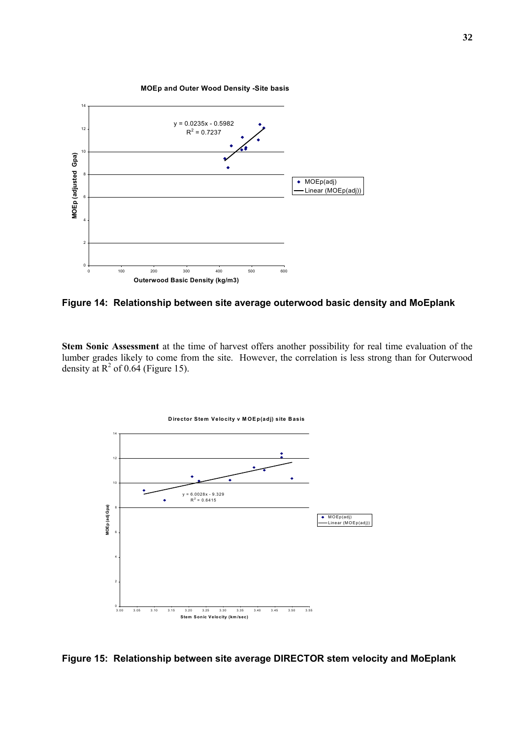**Figure 14: Relationship between site average outerwood basic density and MoEplank**

**Stem Sonic Assessment** at the time of harvest offers another possibility for real time evaluation of the lumber grades likely to come from the site. However, the correlation is less strong than for Outerwood density at $R^2$ of 0.64 (Figure 15).

**Figure 15: Relationship between site average DIRECTOR stem velocity and MoEplank**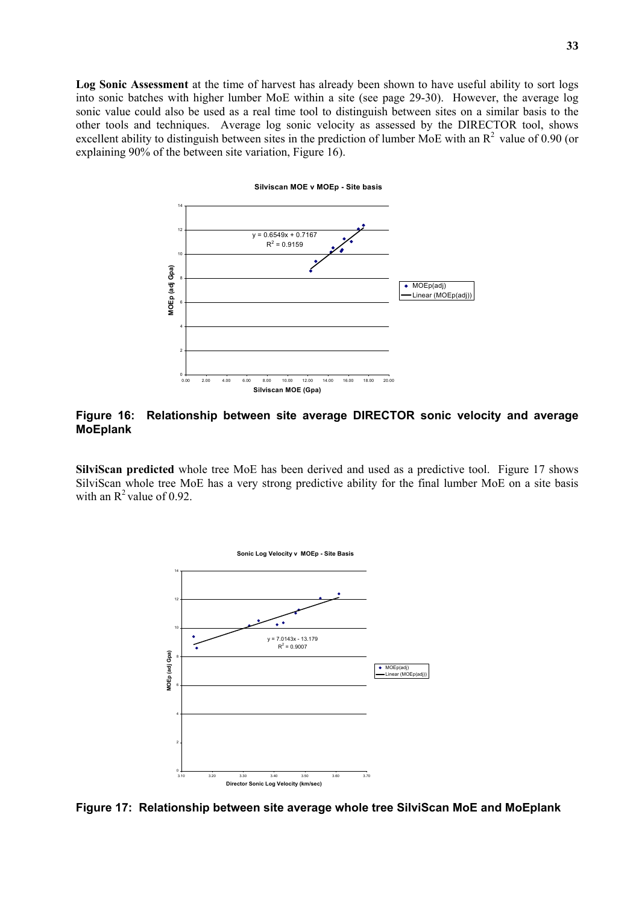**Log Sonic Assessment** at the time of harvest has already been shown to have useful ability to sort logs into sonic batches with higher lumber MoE within a site (see page 29-30). However, the average log sonic value could also be used as a real time tool to distinguish between sites on a similar basis to the other tools and techniques. Average log sonic velocity as assessed by the DIRECTOR tool, shows excellent ability to distinguish between sites in the prediction of lumber MoE with an $R^2$ value of 0.90 (or explaining 90% of the between site variation, Figure 16).

**Figure 16: Relationship between site average DIRECTOR sonic velocity and average MoEplank**

**SilviScan predicted** whole tree MoE has been derived and used as a predictive tool. Figure 17 shows SilviScan whole tree MoE has a very strong predictive ability for the final lumber MoE on a site basis with an $R^2$ value of 0.92.

**Figure 17: Relationship between site average whole tree SilviScan MoE and MoEplank**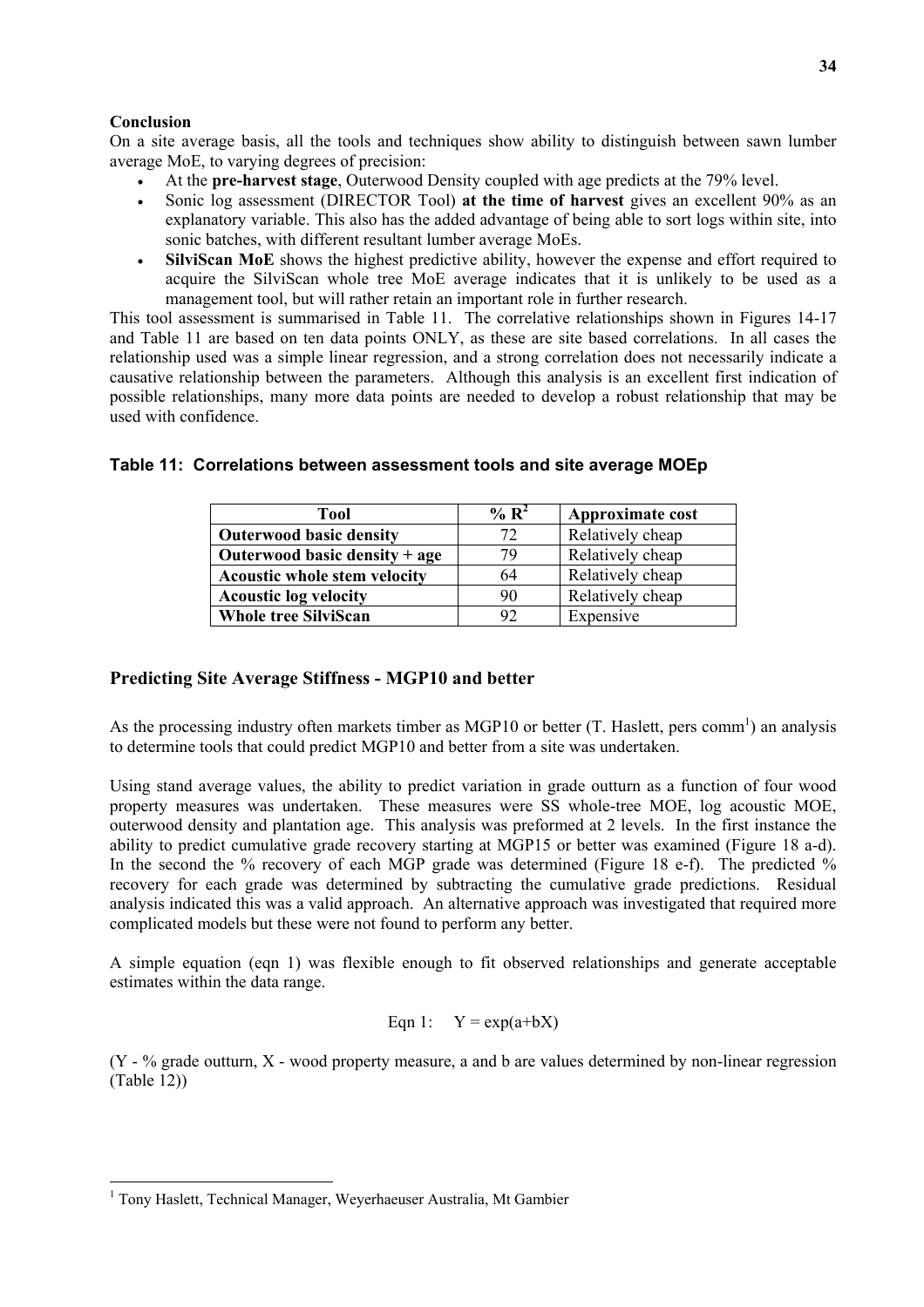**Conclusion**

On a site average basis, all the tools and techniques show ability to distinguish between sawn lumber average MoE, to varying degrees of precision:

- At the **pre-harvest stage**, Outerwood Density coupled with age predicts at the 79% level.
- Sonic log assessment (DIRECTOR Tool) **at the time of harvest** gives an excellent 90% as an explanatory variable. This also has the added advantage of being able to sort logs within site, into sonic batches, with different resultant lumber average MoEs.
- **SilviScan MoE** shows the highest predictive ability, however the expense and effort required to acquire the SilviScan whole tree MoE average indicates that it is unlikely to be used as a management tool, but will rather retain an important role in further research.

This tool assessment is summarised in Table 11. The correlative relationships shown in Figures 14-17 and Table 11 are based on ten data points ONLY, as these are site based correlations. In all cases the relationship used was a simple linear regression, and a strong correlation does not necessarily indicate a causative relationship between the parameters. Although this analysis is an excellent first indication of possible relationships, many more data points are needed to develop a robust relationship that may be used with confidence.

**Table 11: Correlations between assessment tools and site average MOEp**

| Tool | % $R^2$ | Approximate cost |
|---|---|---|
| **Outerwood basic density** | 72 | Relatively cheap |
| **Outerwood basic density + age** | 79 | Relatively cheap |
| **Acoustic whole stem velocity** | 64 | Relatively cheap |
| **Acoustic log velocity** | 90 | Relatively cheap |
| **Whole tree SilviScan** | 92 | Expensive |

## Predicting Site Average Stiffness - MGP10 and better

As the processing industry often markets timber as MGP10 or better (T. Haslett, pers comm[1]) an analysis to determine tools that could predict MGP10 and better from a site was undertaken.

Using stand average values, the ability to predict variation in grade outturn as a function of four wood property measures was undertaken. These measures were SS whole-tree MOE, log acoustic MOE, outerwood density and plantation age. This analysis was preformed at 2 levels. In the first instance the ability to predict cumulative grade recovery starting at MGP15 or better was examined (Figure 18 a-d). In the second the % recovery of each MGP grade was determined (Figure 18 e-f). The predicted % recovery for each grade was determined by subtracting the cumulative grade predictions. Residual analysis indicated this was a valid approach. An alternative approach was investigated that required more complicated models but these were not found to perform any better.

A simple equation (eqn 1) was flexible enough to fit observed relationships and generate acceptable estimates within the data range.

$$\text{Eqn 1:} \quad Y = \exp(a+bX)$$

(Y - % grade outturn, X - wood property measure, a and b are values determined by non-linear regression (Table 12))

[1] Tony Haslett, Technical Manager, Weyerhaeuser Australia, Mt Gambier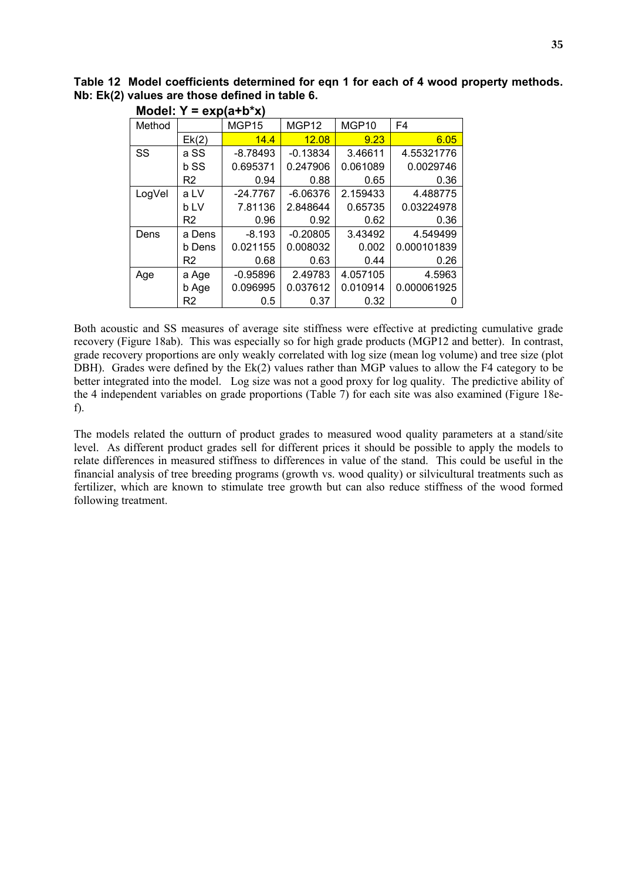**Table 12 Model coefficients determined for eqn 1 for each of 4 wood property methods. Nb: Ek(2) values are those defined in table 6.**

**Model: Y = exp(a+b*x)**

| Method | | MGP15 | MGP12 | MGP10 | F4 |
|---|---|---|---|---|---|
| | Ek(2) | 14.4 | 12.08 | 9.23 | 6.05 |
| SS | a SS | -8.78493 | -0.13834 | 3.46611 | 4.55321776 |
| | b SS | 0.695371 | 0.247906 | 0.061089 | 0.0029746 |
| | R2 | 0.94 | 0.88 | 0.65 | 0.36 |
| LogVel | a LV | -24.7767 | -6.06376 | 2.159433 | 4.488775 |
| | b LV | 7.81136 | 2.848644 | 0.65735 | 0.03224978 |
| | R2 | 0.96 | 0.92 | 0.62 | 0.36 |
| Dens | a Dens | -8.193 | -0.20805 | 3.43492 | 4.549499 |
| | b Dens | 0.021155 | 0.008032 | 0.002 | 0.000101839 |
| | R2 | 0.68 | 0.63 | 0.44 | 0.26 |
| Age | a Age | -0.95896 | 2.49783 | 4.057105 | 4.5963 |
| | b Age | 0.096995 | 0.037612 | 0.010914 | 0.000061925 |
| | R2 | 0.5 | 0.37 | 0.32 | 0 |

Both acoustic and SS measures of average site stiffness were effective at predicting cumulative grade recovery (Figure 18ab). This was especially so for high grade products (MGP12 and better). In contrast, grade recovery proportions are only weakly correlated with log size (mean log volume) and tree size (plot DBH). Grades were defined by the Ek(2) values rather than MGP values to allow the F4 category to be better integrated into the model. Log size was not a good proxy for log quality. The predictive ability of the 4 independent variables on grade proportions (Table 7) for each site was also examined (Figure 18e-f).

The models related the outturn of product grades to measured wood quality parameters at a stand/site level. As different product grades sell for different prices it should be possible to apply the models to relate differences in measured stiffness to differences in value of the stand. This could be useful in the financial analysis of tree breeding programs (growth vs. wood quality) or silvicultural treatments such as fertilizer, which are known to stimulate tree growth but can also reduce stiffness of the wood formed following treatment.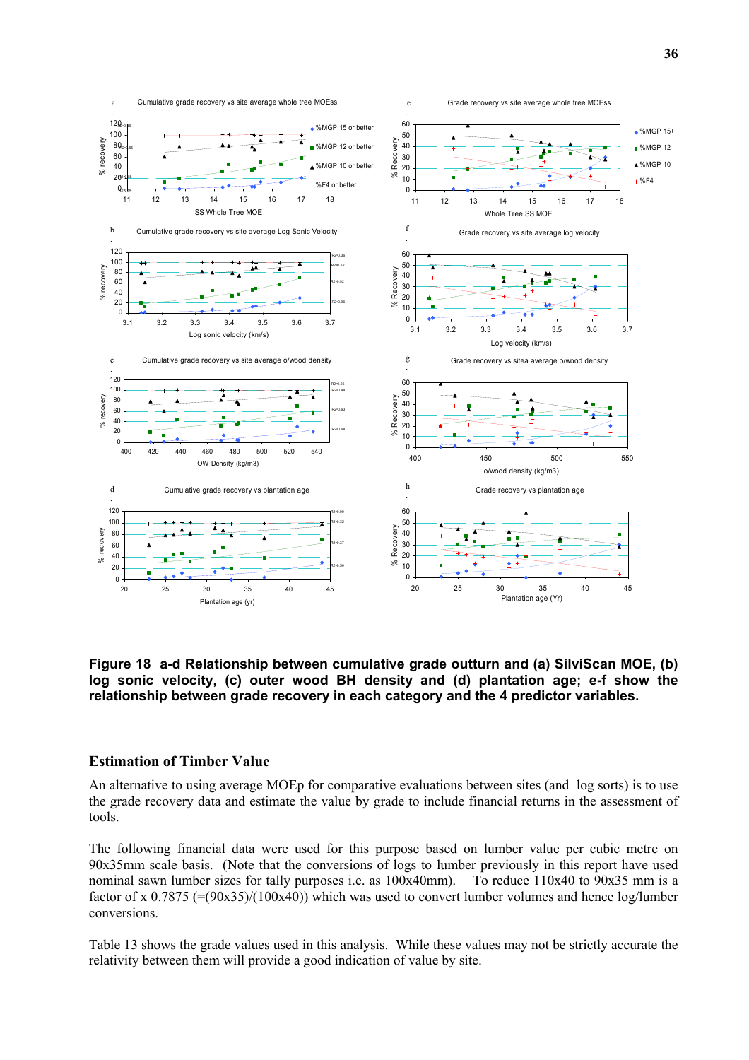**Figure 18 a-d Relationship between cumulative grade outturn and (a) SilviScan MOE, (b) log sonic velocity, (c) outer wood BH density and (d) plantation age; e-f show the relationship between grade recovery in each category and the 4 predictor variables.**

### Estimation of Timber Value

An alternative to using average MOEp for comparative evaluations between sites (and log sorts) is to use the grade recovery data and estimate the value by grade to include financial returns in the assessment of tools.

The following financial data were used for this purpose based on lumber value per cubic metre on 90x35mm scale basis. (Note that the conversions of logs to lumber previously in this report have used nominal sawn lumber sizes for tally purposes i.e. as 100x40mm). To reduce 110x40 to 90x35 mm is a factor of x 0.7875 (=(90x35)/(100x40)) which was used to convert lumber volumes and hence log/lumber conversions.

Table 13 shows the grade values used in this analysis. While these values may not be strictly accurate the relativity between them will provide a good indication of value by site.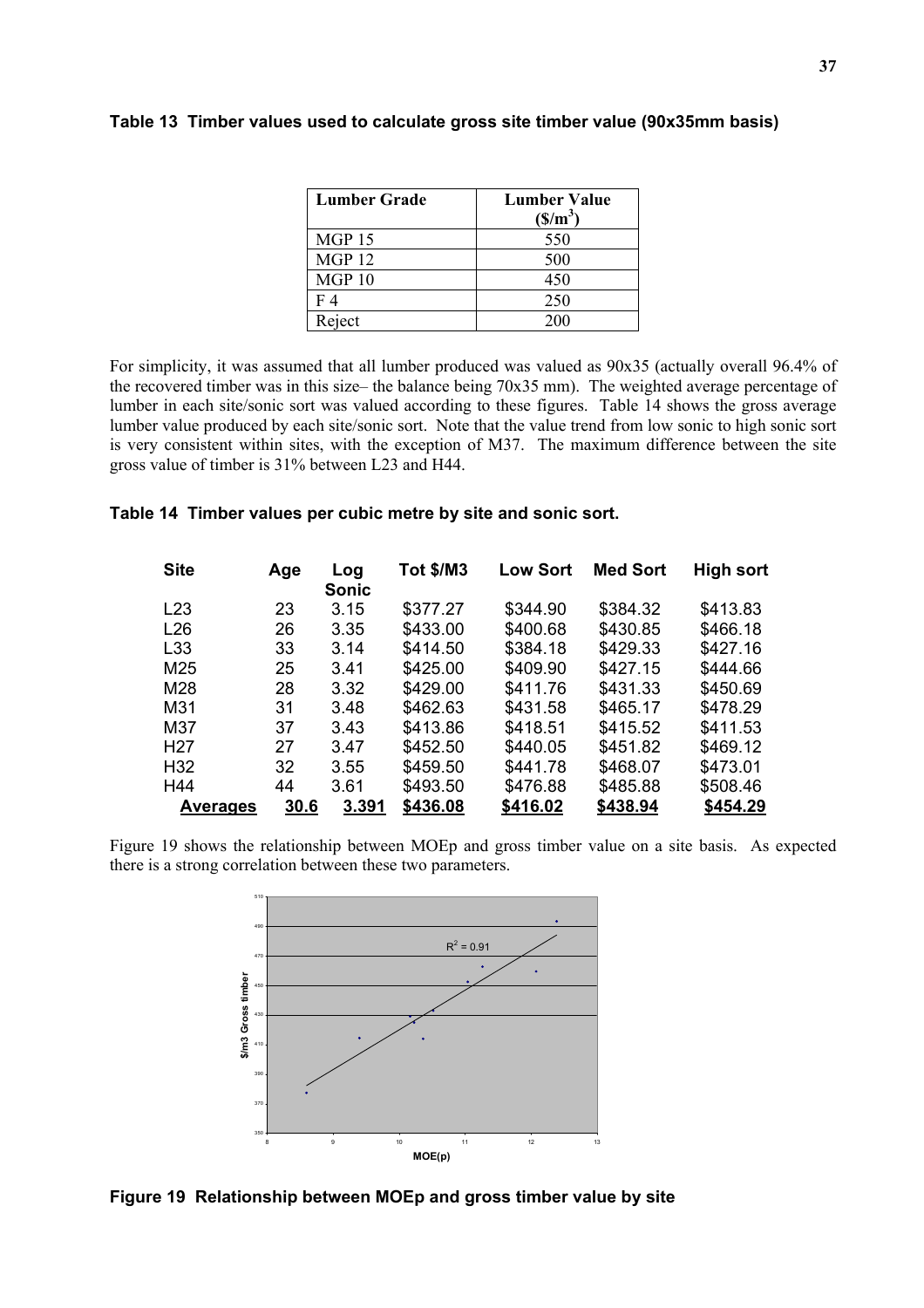**Table 13 Timber values used to calculate gross site timber value (90x35mm basis)**

| Lumber Grade | Lumber Value ($/m$^3$) |
|---|---|
| MGP 15 | 550 |
| MGP 12 | 500 |
| MGP 10 | 450 |
| F 4 | 250 |
| Reject | 200 |

For simplicity, it was assumed that all lumber produced was valued as 90x35 (actually overall 96.4% of the recovered timber was in this size– the balance being 70x35 mm). The weighted average percentage of lumber in each site/sonic sort was valued according to these figures. Table 14 shows the gross average lumber value produced by each site/sonic sort. Note that the value trend from low sonic to high sonic sort is very consistent within sites, with the exception of M37. The maximum difference between the site gross value of timber is 31% between L23 and H44.

**Table 14 Timber values per cubic metre by site and sonic sort.**

| Site | Age | Log Sonic | Tot $/M3 | Low Sort | Med Sort | High sort |
|---|---|---|---|---|---|---|
| L23 | 23 | 3.15 | $377.27 | $344.90 | $384.32 | $413.83 |
| L26 | 26 | 3.35 | $433.00 | $400.68 | $430.85 | $466.18 |
| L33 | 33 | 3.14 | $414.50 | $384.18 | $429.33 | $427.16 |
| M25 | 25 | 3.41 | $425.00 | $409.90 | $427.15 | $444.66 |
| M28 | 28 | 3.32 | $429.00 | $411.76 | $431.33 | $450.69 |
| M31 | 31 | 3.48 | $462.63 | $431.58 | $465.17 | $478.29 |
| M37 | 37 | 3.43 | $413.86 | $418.51 | $415.52 | $411.53 |
| H27 | 27 | 3.47 | $452.50 | $440.05 | $451.82 | $469.12 |
| H32 | 32 | 3.55 | $459.50 | $441.78 | $468.07 | $473.01 |
| H44 | 44 | 3.61 | $493.50 | $476.88 | $485.88 | $508.46 |
| **Averages** | **30.6** | **3.391** | **$436.08** | **$416.02** | **$438.94** | **$454.29** |

Figure 19 shows the relationship between MOEp and gross timber value on a site basis. As expected there is a strong correlation between these two parameters.

**Figure 19 Relationship between MOEp and gross timber value by site**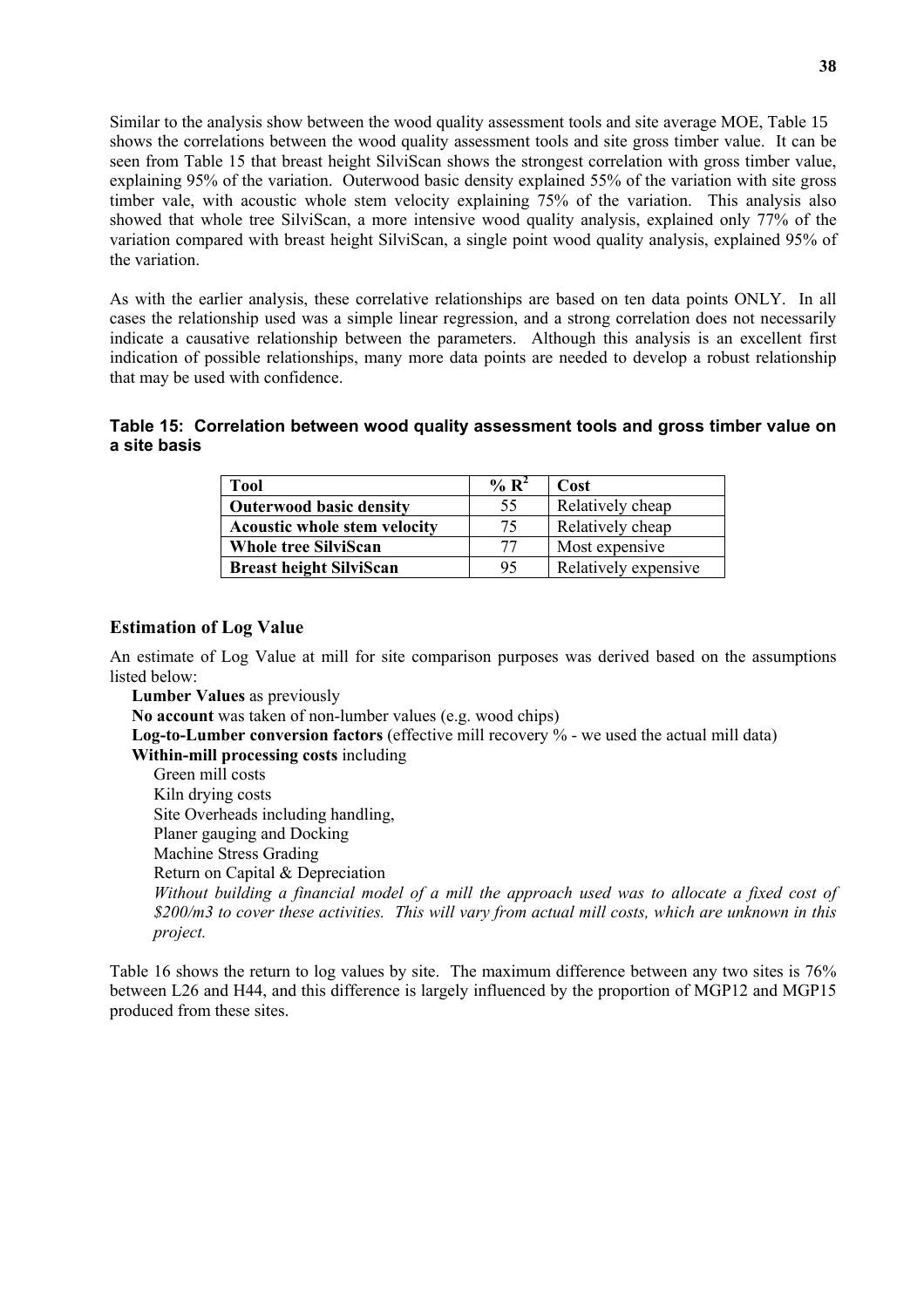Similar to the analysis show between the wood quality assessment tools and site average MOE, Table 15 shows the correlations between the wood quality assessment tools and site gross timber value. It can be seen from Table 15 that breast height SilviScan shows the strongest correlation with gross timber value, explaining 95% of the variation. Outerwood basic density explained 55% of the variation with site gross timber vale, with acoustic whole stem velocity explaining 75% of the variation. This analysis also showed that whole tree SilviScan, a more intensive wood quality analysis, explained only 77% of the variation compared with breast height SilviScan, a single point wood quality analysis, explained 95% of the variation.

As with the earlier analysis, these correlative relationships are based on ten data points ONLY. In all cases the relationship used was a simple linear regression, and a strong correlation does not necessarily indicate a causative relationship between the parameters. Although this analysis is an excellent first indication of possible relationships, many more data points are needed to develop a robust relationship that may be used with confidence.

**Table 15: Correlation between wood quality assessment tools and gross timber value on a site basis**

| Tool | % $R^2$ | Cost |
|---|---|---|
| **Outerwood basic density** | 55 | Relatively cheap |
| **Acoustic whole stem velocity** | 75 | Relatively cheap |
| **Whole tree SilviScan** | 77 | Most expensive |
| **Breast height SilviScan** | 95 | Relatively expensive |

### Estimation of Log Value

An estimate of Log Value at mill for site comparison purposes was derived based on the assumptions listed below:

- **Lumber Values** as previously
- **No account** was taken of non-lumber values (e.g. wood chips)
- **Log-to-Lumber conversion factors** (effective mill recovery % - we used the actual mill data)
- **Within-mill processing costs** including
  - Green mill costs
  - Kiln drying costs
  - Site Overheads including handling,
  - Planer gauging and Docking
  - Machine Stress Grading
  - Return on Capital & Depreciation

  *Without building a financial model of a mill the approach used was to allocate a fixed cost of \$200/m3 to cover these activities. This will vary from actual mill costs, which are unknown in this project.*

Table 16 shows the return to log values by site. The maximum difference between any two sites is 76% between L26 and H44, and this difference is largely influenced by the proportion of MGP12 and MGP15 produced from these sites.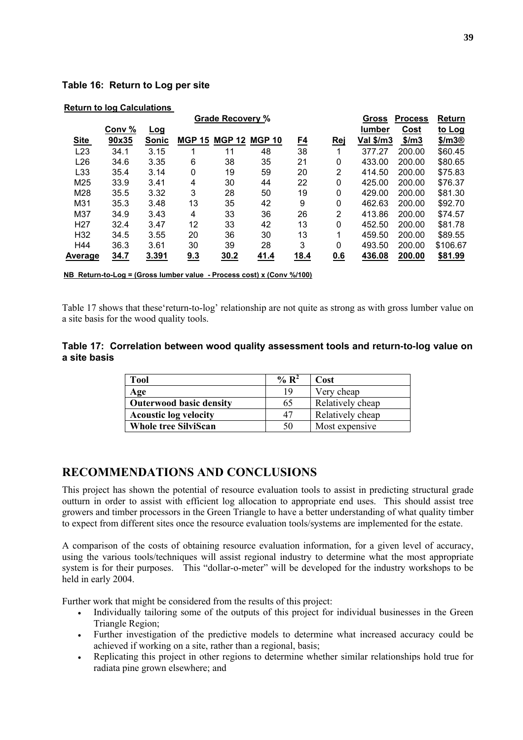### Table 16: Return to Log per site

**Return to log Calculations**

| | | | Grade Recovery % | | | | | Gross | Process | Return |
|---|---|---|---|---|---|---|---|---|---|---|
| Site | Conv % 90x35 | Log Sonic | MGP 15 | MGP 12 | MGP 10 | F4 | Rej | lumber Val \$/m3 | Cost \$/m3 | to Log \$/m3® |
| L23 | 34.1 | 3.15 | 1 | 11 | 48 | 38 | 1 | 377.27 | 200.00 | \$60.45 |
| L26 | 34.6 | 3.35 | 6 | 38 | 35 | 21 | 0 | 433.00 | 200.00 | \$80.65 |
| L33 | 35.4 | 3.14 | 0 | 19 | 59 | 20 | 2 | 414.50 | 200.00 | \$75.83 |
| M25 | 33.9 | 3.41 | 4 | 30 | 44 | 22 | 0 | 425.00 | 200.00 | \$76.37 |
| M28 | 35.5 | 3.32 | 3 | 28 | 50 | 19 | 0 | 429.00 | 200.00 | \$81.30 |
| M31 | 35.3 | 3.48 | 13 | 35 | 42 | 9 | 0 | 462.63 | 200.00 | \$92.70 |
| M37 | 34.9 | 3.43 | 4 | 33 | 36 | 26 | 2 | 413.86 | 200.00 | \$74.57 |
| H27 | 32.4 | 3.47 | 12 | 33 | 42 | 13 | 0 | 452.50 | 200.00 | \$81.78 |
| H32 | 34.5 | 3.55 | 20 | 36 | 30 | 13 | 1 | 459.50 | 200.00 | \$89.55 |
| H44 | 36.3 | 3.61 | 30 | 39 | 28 | 3 | 0 | 493.50 | 200.00 | \$106.67 |
| **Average** | **34.7** | **3.391** | **9.3** | **30.2** | **41.4** | **18.4** | **0.6** | **436.08** | **200.00** | **\$81.99** |

**NB Return-to-Log = (Gross lumber value - Process cost) x (Conv %/100)**

Table 17 shows that these'return-to-log' relationship are not quite as strong as with gross lumber value on a site basis for the wood quality tools.

### Table 17: Correlation between wood quality assessment tools and return-to-log value on a site basis

| Tool | % $R^2$ | Cost |
|---|---|---|
| **Age** | 19 | Very cheap |
| **Outerwood basic density** | 65 | Relatively cheap |
| **Acoustic log velocity** | 47 | Relatively cheap |
| **Whole tree SilviScan** | 50 | Most expensive |

## RECOMMENDATIONS AND CONCLUSIONS

This project has shown the potential of resource evaluation tools to assist in predicting structural grade outturn in order to assist with efficient log allocation to appropriate end uses. This should assist tree growers and timber processors in the Green Triangle to have a better understanding of what quality timber to expect from different sites once the resource evaluation tools/systems are implemented for the estate.

A comparison of the costs of obtaining resource evaluation information, for a given level of accuracy, using the various tools/techniques will assist regional industry to determine what the most appropriate system is for their purposes. This "dollar-o-meter" will be developed for the industry workshops to be held in early 2004.

Further work that might be considered from the results of this project:

- Individually tailoring some of the outputs of this project for individual businesses in the Green Triangle Region;
- Further investigation of the predictive models to determine what increased accuracy could be achieved if working on a site, rather than a regional, basis;
- Replicating this project in other regions to determine whether similar relationships hold true for radiata pine grown elsewhere; and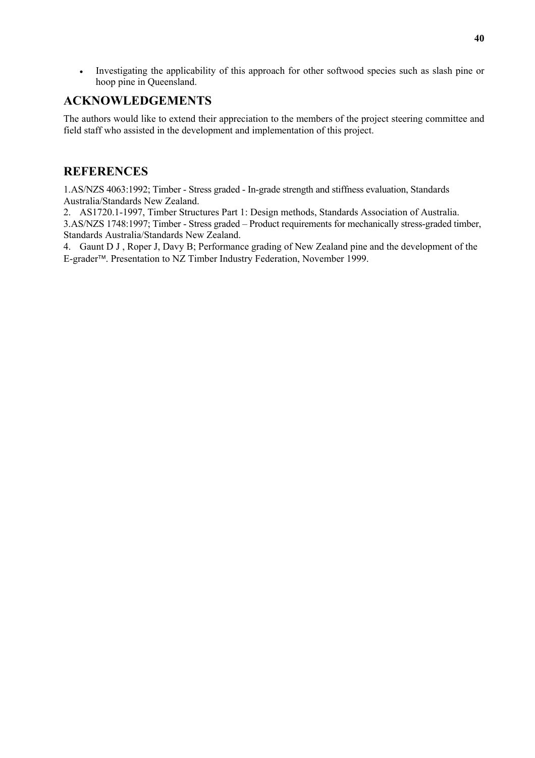- Investigating the applicability of this approach for other softwood species such as slash pine or hoop pine in Queensland.

## ACKNOWLEDGEMENTS

The authors would like to extend their appreciation to the members of the project steering committee and field staff who assisted in the development and implementation of this project.

## REFERENCES

1.AS/NZS 4063:1992; Timber - Stress graded - In-grade strength and stiffness evaluation, Standards Australia/Standards New Zealand.

2. AS1720.1-1997, Timber Structures Part 1: Design methods, Standards Association of Australia.

3.AS/NZS 1748:1997; Timber - Stress graded – Product requirements for mechanically stress-graded timber, Standards Australia/Standards New Zealand.

4. Gaunt D J , Roper J, Davy B; Performance grading of New Zealand pine and the development of the E-grader™. Presentation to NZ Timber Industry Federation, November 1999.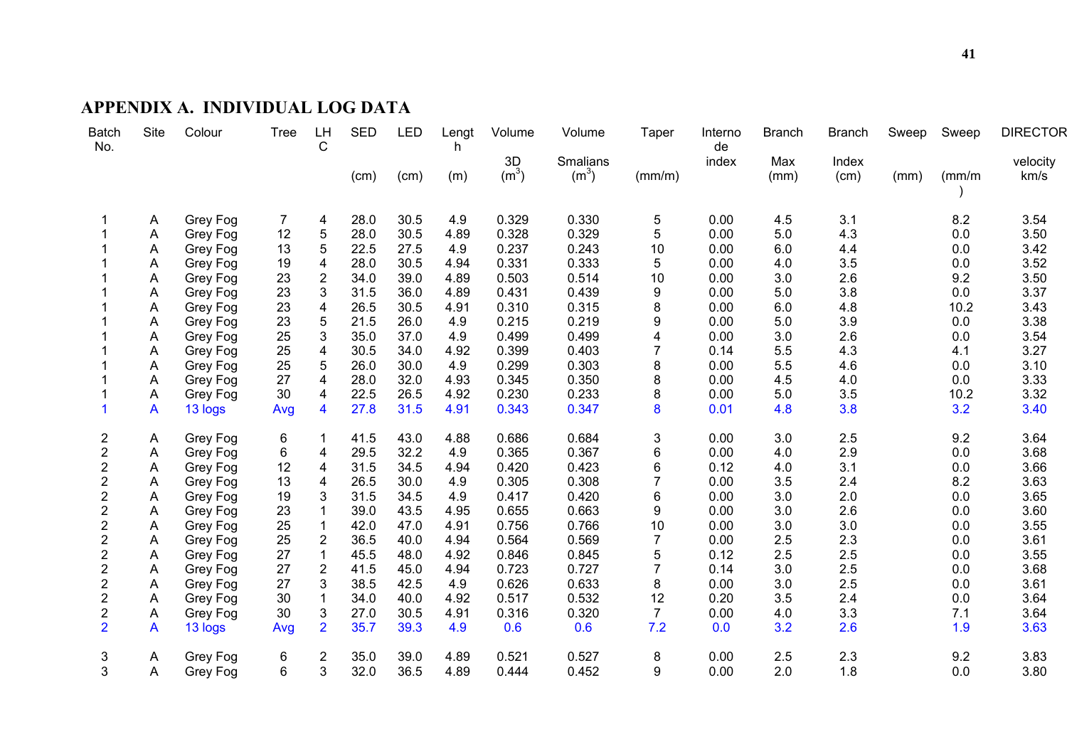# APPENDIX A.  INDIVIDUAL LOG DATA

| Batch No. | Site | Colour | Tree | LHC | SED (cm) | LED (cm) | Length (m) | Volume 3D ($m^3$) | Volume Smalians ($m^3$) | Taper (mm/m) | Internode index | Branch Max (mm) | Branch Index (cm) | Sweep (mm) | Sweep (mm/m) | DIRECTOR velocity km/s |
|---|---|---|---|---|---|---|---|---|---|---|---|---|---|---|---|---|
| 1 | A | Grey Fog | 7 | 4 | 28.0 | 30.5 | 4.9 | 0.329 | 0.330 | 5 | 0.00 | 4.5 | 3.1 | | 8.2 | 3.54 |
| 1 | A | Grey Fog | 12 | 5 | 28.0 | 30.5 | 4.89 | 0.328 | 0.329 | 5 | 0.00 | 5.0 | 4.3 | | 0.0 | 3.50 |
| 1 | A | Grey Fog | 13 | 5 | 22.5 | 27.5 | 4.9 | 0.237 | 0.243 | 10 | 0.00 | 6.0 | 4.4 | | 0.0 | 3.42 |
| 1 | A | Grey Fog | 19 | 4 | 28.0 | 30.5 | 4.94 | 0.331 | 0.333 | 5 | 0.00 | 4.0 | 3.5 | | 0.0 | 3.52 |
| 1 | A | Grey Fog | 23 | 2 | 34.0 | 39.0 | 4.89 | 0.503 | 0.514 | 10 | 0.00 | 3.0 | 2.6 | | 9.2 | 3.50 |
| 1 | A | Grey Fog | 23 | 3 | 31.5 | 36.0 | 4.89 | 0.431 | 0.439 | 9 | 0.00 | 5.0 | 3.8 | | 0.0 | 3.37 |
| 1 | A | Grey Fog | 23 | 4 | 26.5 | 30.5 | 4.91 | 0.310 | 0.315 | 8 | 0.00 | 6.0 | 4.8 | | 10.2 | 3.43 |
| 1 | A | Grey Fog | 23 | 5 | 21.5 | 26.0 | 4.9 | 0.215 | 0.219 | 9 | 0.00 | 5.0 | 3.9 | | 0.0 | 3.38 |
| 1 | A | Grey Fog | 25 | 3 | 35.0 | 37.0 | 4.9 | 0.499 | 0.499 | 4 | 0.00 | 3.0 | 2.6 | | 0.0 | 3.54 |
| 1 | A | Grey Fog | 25 | 4 | 30.5 | 34.0 | 4.92 | 0.399 | 0.403 | 7 | 0.14 | 5.5 | 4.3 | | 4.1 | 3.27 |
| 1 | A | Grey Fog | 25 | 5 | 26.0 | 30.0 | 4.9 | 0.299 | 0.303 | 8 | 0.00 | 5.5 | 4.6 | | 0.0 | 3.10 |
| 1 | A | Grey Fog | 27 | 4 | 28.0 | 32.0 | 4.93 | 0.345 | 0.350 | 8 | 0.00 | 4.5 | 4.0 | | 0.0 | 3.33 |
| 1 | A | Grey Fog | 30 | 4 | 22.5 | 26.5 | 4.92 | 0.230 | 0.233 | 8 | 0.00 | 5.0 | 3.5 | | 10.2 | 3.32 |
| 1 | A | 13 logs | Avg | 4 | 27.8 | 31.5 | 4.91 | 0.343 | 0.347 | 8 | 0.01 | 4.8 | 3.8 | | 3.2 | 3.40 |
| | | | | | | | | | | | | | | | | |
| 2 | A | Grey Fog | 6 | 1 | 41.5 | 43.0 | 4.88 | 0.686 | 0.684 | 3 | 0.00 | 3.0 | 2.5 | | 9.2 | 3.64 |
| 2 | A | Grey Fog | 6 | 4 | 29.5 | 32.2 | 4.9 | 0.365 | 0.367 | 6 | 0.00 | 4.0 | 2.9 | | 0.0 | 3.68 |
| 2 | A | Grey Fog | 12 | 4 | 31.5 | 34.5 | 4.94 | 0.420 | 0.423 | 6 | 0.12 | 4.0 | 3.1 | | 0.0 | 3.66 |
| 2 | A | Grey Fog | 13 | 4 | 26.5 | 30.0 | 4.9 | 0.305 | 0.308 | 7 | 0.00 | 3.5 | 2.4 | | 8.2 | 3.63 |
| 2 | A | Grey Fog | 19 | 3 | 31.5 | 34.5 | 4.9 | 0.417 | 0.420 | 6 | 0.00 | 3.0 | 2.0 | | 0.0 | 3.65 |
| 2 | A | Grey Fog | 23 | 1 | 39.0 | 43.5 | 4.95 | 0.655 | 0.663 | 9 | 0.00 | 3.0 | 2.6 | | 0.0 | 3.60 |
| 2 | A | Grey Fog | 25 | 1 | 42.0 | 47.0 | 4.91 | 0.756 | 0.766 | 10 | 0.00 | 3.0 | 3.0 | | 0.0 | 3.55 |
| 2 | A | Grey Fog | 25 | 2 | 36.5 | 40.0 | 4.94 | 0.564 | 0.569 | 7 | 0.00 | 2.5 | 2.3 | | 0.0 | 3.61 |
| 2 | A | Grey Fog | 27 | 1 | 45.5 | 48.0 | 4.92 | 0.846 | 0.845 | 5 | 0.12 | 2.5 | 2.5 | | 0.0 | 3.55 |
| 2 | A | Grey Fog | 27 | 2 | 41.5 | 45.0 | 4.94 | 0.723 | 0.727 | 7 | 0.14 | 3.0 | 2.5 | | 0.0 | 3.68 |
| 2 | A | Grey Fog | 27 | 3 | 38.5 | 42.5 | 4.9 | 0.626 | 0.633 | 8 | 0.00 | 3.0 | 2.5 | | 0.0 | 3.61 |
| 2 | A | Grey Fog | 30 | 1 | 34.0 | 40.0 | 4.92 | 0.517 | 0.532 | 12 | 0.20 | 3.5 | 2.4 | | 0.0 | 3.64 |
| 2 | A | Grey Fog | 30 | 3 | 27.0 | 30.5 | 4.91 | 0.316 | 0.320 | 7 | 0.00 | 4.0 | 3.3 | | 7.1 | 3.64 |
| 2 | A | 13 logs | Avg | 2 | 35.7 | 39.3 | 4.9 | 0.6 | 0.6 | 7.2 | 0.0 | 3.2 | 2.6 | | 1.9 | 3.63 |
| | | | | | | | | | | | | | | | | |
| 3 | A | Grey Fog | 6 | 2 | 35.0 | 39.0 | 4.89 | 0.521 | 0.527 | 8 | 0.00 | 2.5 | 2.3 | | 9.2 | 3.83 |
| 3 | A | Grey Fog | 6 | 3 | 32.0 | 36.5 | 4.89 | 0.444 | 0.452 | 9 | 0.00 | 2.0 | 1.8 | | 0.0 | 3.80 |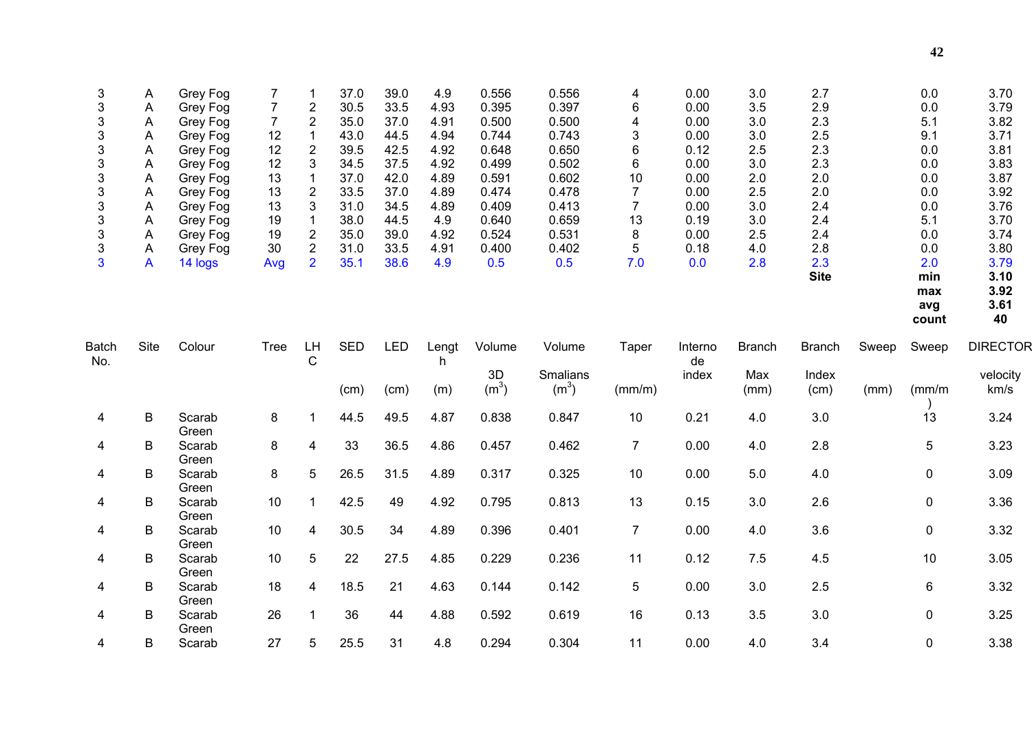| | | | | | | | | | | | | | | | | |
|---|---|---|---|---|---|---|---|---|---|---|---|---|---|---|---|---|
| 3 | A | Grey Fog | 7 | 1 | 37.0 | 39.0 | 4.9 | 0.556 | 0.556 | 4 | 0.00 | 3.0 | 2.7 | | 0.0 | 3.70 |
| 3 | A | Grey Fog | 7 | 2 | 30.5 | 33.5 | 4.93 | 0.395 | 0.397 | 6 | 0.00 | 3.5 | 2.9 | | 0.0 | 3.79 |
| 3 | A | Grey Fog | 7 | 2 | 35.0 | 37.0 | 4.91 | 0.500 | 0.500 | 4 | 0.00 | 3.0 | 2.3 | | 5.1 | 3.82 |
| 3 | A | Grey Fog | 12 | 1 | 43.0 | 44.5 | 4.94 | 0.744 | 0.743 | 3 | 0.00 | 3.0 | 2.5 | | 9.1 | 3.71 |
| 3 | A | Grey Fog | 12 | 2 | 39.5 | 42.5 | 4.92 | 0.648 | 0.650 | 6 | 0.12 | 2.5 | 2.3 | | 0.0 | 3.81 |
| 3 | A | Grey Fog | 12 | 3 | 34.5 | 37.5 | 4.92 | 0.499 | 0.502 | 6 | 0.00 | 3.0 | 2.3 | | 0.0 | 3.83 |
| 3 | A | Grey Fog | 13 | 1 | 37.0 | 42.0 | 4.89 | 0.591 | 0.602 | 10 | 0.00 | 2.0 | 2.0 | | 0.0 | 3.87 |
| 3 | A | Grey Fog | 13 | 2 | 33.5 | 37.0 | 4.89 | 0.474 | 0.478 | 7 | 0.00 | 2.5 | 2.0 | | 0.0 | 3.92 |
| 3 | A | Grey Fog | 13 | 3 | 31.0 | 34.5 | 4.89 | 0.409 | 0.413 | 7 | 0.00 | 3.0 | 2.4 | | 0.0 | 3.76 |
| 3 | A | Grey Fog | 19 | 1 | 38.0 | 44.5 | 4.9 | 0.640 | 0.659 | 13 | 0.19 | 3.0 | 2.4 | | 5.1 | 3.70 |
| 3 | A | Grey Fog | 19 | 2 | 35.0 | 39.0 | 4.92 | 0.524 | 0.531 | 8 | 0.00 | 2.5 | 2.4 | | 0.0 | 3.74 |
| 3 | A | Grey Fog | 30 | 2 | 31.0 | 33.5 | 4.91 | 0.400 | 0.402 | 5 | 0.18 | 4.0 | 2.8 | | 0.0 | 3.80 |
| 3 | A | 14 logs | Avg | 2 | 35.1 | 38.6 | 4.9 | 0.5 | 0.5 | 7.0 | 0.0 | 2.8 | 2.3 | | 2.0 | 3.79 |
| | | | | | | | | | | | | | **Site** | | **min** | **3.10** |
| | | | | | | | | | | | | | | | **max** | **3.92** |
| | | | | | | | | | | | | | | | **avg** | **3.61** |
| | | | | | | | | | | | | | | | **count** | **40** |

| Batch No. | Site | Colour | Tree | LHC | SED | LED | Length | Volume | Volume | Taper | Internode | Branch | Branch | Sweep | Sweep | DIRECTOR |
|---|---|---|---|---|---|---|---|---|---|---|---|---|---|---|---|---|
| | | | | | | | | 3D | Smalians | | index | Max | Index | | | velocity |
| | | | | | (cm) | (cm) | (m) | ($m^3$) | ($m^3$) | (mm/m) | | (mm) | (cm) | (mm) | (mm/m) | km/s |
| 4 | B | Scarab Green | 8 | 1 | 44.5 | 49.5 | 4.87 | 0.838 | 0.847 | 10 | 0.21 | 4.0 | 3.0 | | 13 | 3.24 |
| 4 | B | Scarab Green | 8 | 4 | 33 | 36.5 | 4.86 | 0.457 | 0.462 | 7 | 0.00 | 4.0 | 2.8 | | 5 | 3.23 |
| 4 | B | Scarab Green | 8 | 5 | 26.5 | 31.5 | 4.89 | 0.317 | 0.325 | 10 | 0.00 | 5.0 | 4.0 | | 0 | 3.09 |
| 4 | B | Scarab Green | 10 | 1 | 42.5 | 49 | 4.92 | 0.795 | 0.813 | 13 | 0.15 | 3.0 | 2.6 | | 0 | 3.36 |
| 4 | B | Scarab Green | 10 | 4 | 30.5 | 34 | 4.89 | 0.396 | 0.401 | 7 | 0.00 | 4.0 | 3.6 | | 0 | 3.32 |
| 4 | B | Scarab Green | 10 | 5 | 22 | 27.5 | 4.85 | 0.229 | 0.236 | 11 | 0.12 | 7.5 | 4.5 | | 10 | 3.05 |
| 4 | B | Scarab Green | 18 | 4 | 18.5 | 21 | 4.63 | 0.144 | 0.142 | 5 | 0.00 | 3.0 | 2.5 | | 6 | 3.32 |
| 4 | B | Scarab Green | 26 | 1 | 36 | 44 | 4.88 | 0.592 | 0.619 | 16 | 0.13 | 3.5 | 3.0 | | 0 | 3.25 |
| 4 | B | Scarab | 27 | 5 | 25.5 | 31 | 4.8 | 0.294 | 0.304 | 11 | 0.00 | 4.0 | 3.4 | | 0 | 3.38 |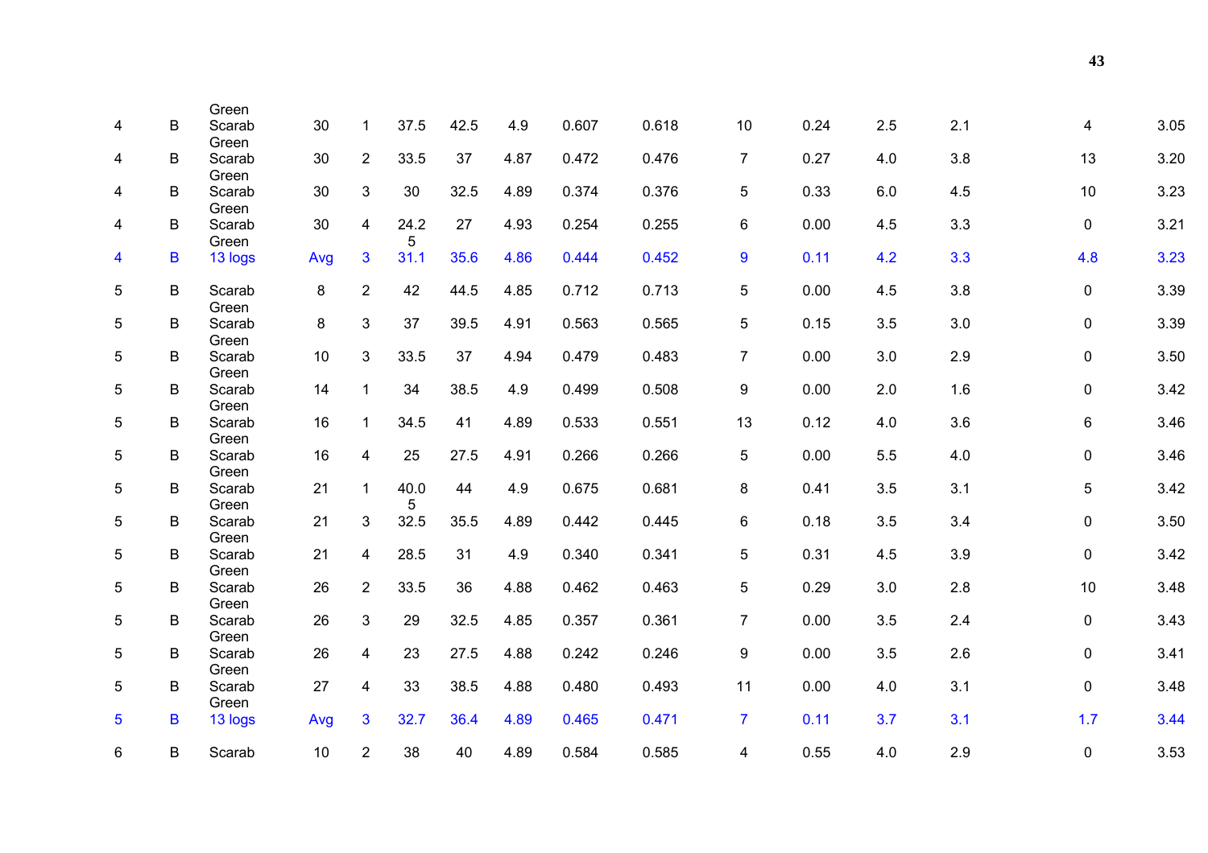| | | | | | | | | | | | | | | | |
|---|---|---|---|---|---|---|---|---|---|---|---|---|---|---|---|
| 4 | B | Green Scarab | 30 | 1 | 37.5 | 42.5 | 4.9 | 0.607 | 0.618 | 10 | 0.24 | 2.5 | 2.1 | 4 | 3.05 |
| 4 | B | Green Scarab | 30 | 2 | 33.5 | 37 | 4.87 | 0.472 | 0.476 | 7 | 0.27 | 4.0 | 3.8 | 13 | 3.20 |
| 4 | B | Green Scarab | 30 | 3 | 30 | 32.5 | 4.89 | 0.374 | 0.376 | 5 | 0.33 | 6.0 | 4.5 | 10 | 3.23 |
| 4 | B | Green Scarab | 30 | 4 | 24.25 | 27 | 4.93 | 0.254 | 0.255 | 6 | 0.00 | 4.5 | 3.3 | 0 | 3.21 |
| 4 | B | Green 13 logs | Avg | 3 | 31.1 | 35.6 | 4.86 | 0.444 | 0.452 | 9 | 0.11 | 4.2 | 3.3 | 4.8 | 3.23 |
| 5 | B | Scarab | 8 | 2 | 42 | 44.5 | 4.85 | 0.712 | 0.713 | 5 | 0.00 | 4.5 | 3.8 | 0 | 3.39 |
| 5 | B | Green Scarab | 8 | 3 | 37 | 39.5 | 4.91 | 0.563 | 0.565 | 5 | 0.15 | 3.5 | 3.0 | 0 | 3.39 |
| 5 | B | Green Scarab | 10 | 3 | 33.5 | 37 | 4.94 | 0.479 | 0.483 | 7 | 0.00 | 3.0 | 2.9 | 0 | 3.50 |
| 5 | B | Green Scarab | 14 | 1 | 34 | 38.5 | 4.9 | 0.499 | 0.508 | 9 | 0.00 | 2.0 | 1.6 | 0 | 3.42 |
| 5 | B | Green Scarab | 16 | 1 | 34.5 | 41 | 4.89 | 0.533 | 0.551 | 13 | 0.12 | 4.0 | 3.6 | 6 | 3.46 |
| 5 | B | Green Scarab | 16 | 4 | 25 | 27.5 | 4.91 | 0.266 | 0.266 | 5 | 0.00 | 5.5 | 4.0 | 0 | 3.46 |
| 5 | B | Green Scarab | 21 | 1 | 40.05 | 44 | 4.9 | 0.675 | 0.681 | 8 | 0.41 | 3.5 | 3.1 | 5 | 3.42 |
| 5 | B | Green Scarab | 21 | 3 | 32.5 | 35.5 | 4.89 | 0.442 | 0.445 | 6 | 0.18 | 3.5 | 3.4 | 0 | 3.50 |
| 5 | B | Green Scarab | 21 | 4 | 28.5 | 31 | 4.9 | 0.340 | 0.341 | 5 | 0.31 | 4.5 | 3.9 | 0 | 3.42 |
| 5 | B | Green Scarab | 26 | 2 | 33.5 | 36 | 4.88 | 0.462 | 0.463 | 5 | 0.29 | 3.0 | 2.8 | 10 | 3.48 |
| 5 | B | Green Scarab | 26 | 3 | 29 | 32.5 | 4.85 | 0.357 | 0.361 | 7 | 0.00 | 3.5 | 2.4 | 0 | 3.43 |
| 5 | B | Green Scarab | 26 | 4 | 23 | 27.5 | 4.88 | 0.242 | 0.246 | 9 | 0.00 | 3.5 | 2.6 | 0 | 3.41 |
| 5 | B | Green Scarab | 27 | 4 | 33 | 38.5 | 4.88 | 0.480 | 0.493 | 11 | 0.00 | 4.0 | 3.1 | 0 | 3.48 |
| 5 | B | Green 13 logs | Avg | 3 | 32.7 | 36.4 | 4.89 | 0.465 | 0.471 | 7 | 0.11 | 3.7 | 3.1 | 1.7 | 3.44 |
| 6 | B | Scarab | 10 | 2 | 38 | 40 | 4.89 | 0.584 | 0.585 | 4 | 0.55 | 4.0 | 2.9 | 0 | 3.53 |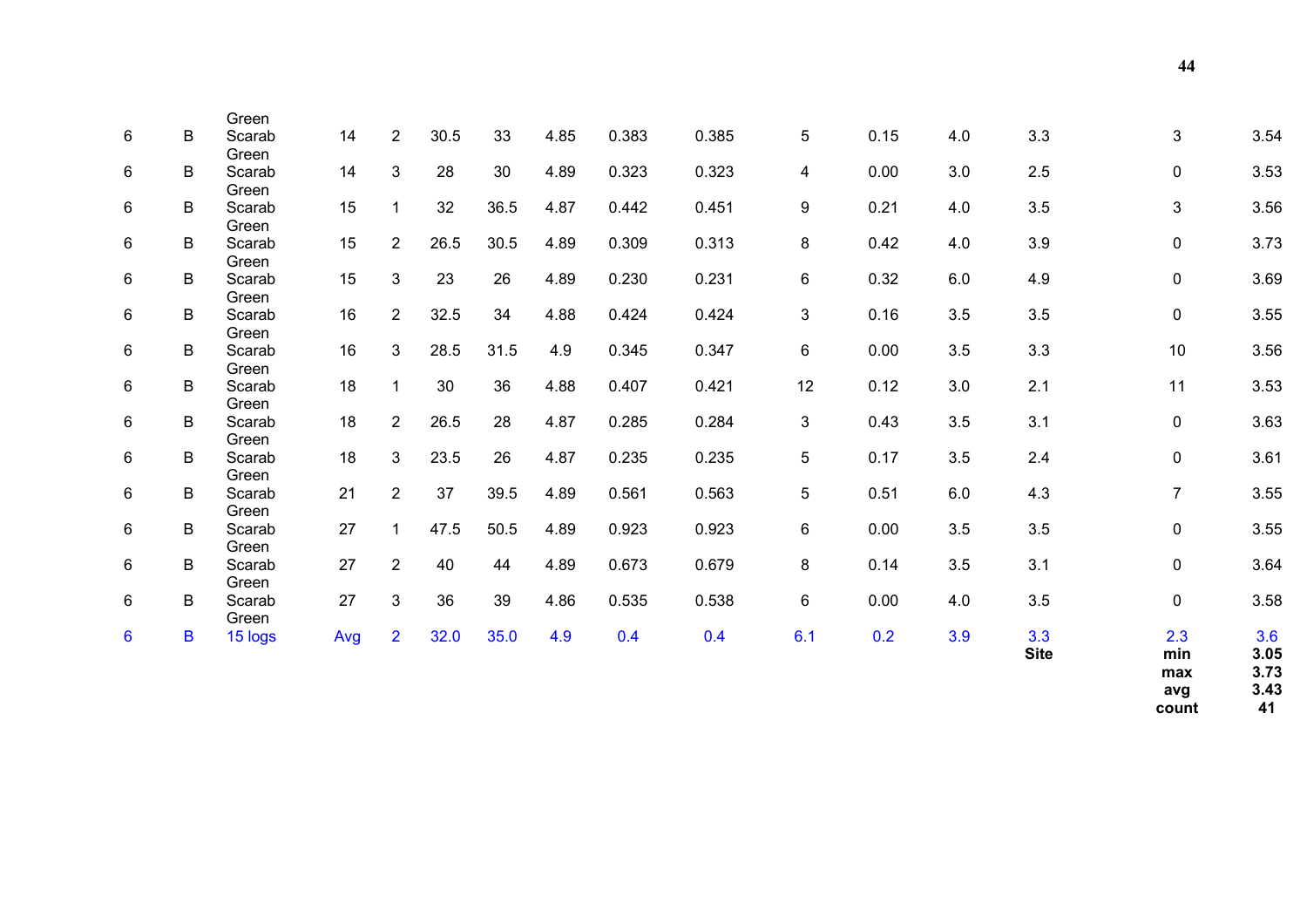| | | | | | | | | | | | | | | | |
|---|---|---|---|---|---|---|---|---|---|---|---|---|---|---|---|
| 6 | B | Green Scarab | 14 | 2 | 30.5 | 33 | 4.85 | 0.383 | 0.385 | 5 | 0.15 | 4.0 | 3.3 | 3 | 3.54 |
| 6 | B | Green Scarab | 14 | 3 | 28 | 30 | 4.89 | 0.323 | 0.323 | 4 | 0.00 | 3.0 | 2.5 | 0 | 3.53 |
| 6 | B | Green Scarab | 15 | 1 | 32 | 36.5 | 4.87 | 0.442 | 0.451 | 9 | 0.21 | 4.0 | 3.5 | 3 | 3.56 |
| 6 | B | Green Scarab | 15 | 2 | 26.5 | 30.5 | 4.89 | 0.309 | 0.313 | 8 | 0.42 | 4.0 | 3.9 | 0 | 3.73 |
| 6 | B | Green Scarab | 15 | 3 | 23 | 26 | 4.89 | 0.230 | 0.231 | 6 | 0.32 | 6.0 | 4.9 | 0 | 3.69 |
| 6 | B | Green Scarab | 16 | 2 | 32.5 | 34 | 4.88 | 0.424 | 0.424 | 3 | 0.16 | 3.5 | 3.5 | 0 | 3.55 |
| 6 | B | Green Scarab | 16 | 3 | 28.5 | 31.5 | 4.9 | 0.345 | 0.347 | 6 | 0.00 | 3.5 | 3.3 | 10 | 3.56 |
| 6 | B | Green Scarab | 18 | 1 | 30 | 36 | 4.88 | 0.407 | 0.421 | 12 | 0.12 | 3.0 | 2.1 | 11 | 3.53 |
| 6 | B | Green Scarab | 18 | 2 | 26.5 | 28 | 4.87 | 0.285 | 0.284 | 3 | 0.43 | 3.5 | 3.1 | 0 | 3.63 |
| 6 | B | Green Scarab | 18 | 3 | 23.5 | 26 | 4.87 | 0.235 | 0.235 | 5 | 0.17 | 3.5 | 2.4 | 0 | 3.61 |
| 6 | B | Green Scarab | 21 | 2 | 37 | 39.5 | 4.89 | 0.561 | 0.563 | 5 | 0.51 | 6.0 | 4.3 | 7 | 3.55 |
| 6 | B | Green Scarab | 27 | 1 | 47.5 | 50.5 | 4.89 | 0.923 | 0.923 | 6 | 0.00 | 3.5 | 3.5 | 0 | 3.55 |
| 6 | B | Green Scarab | 27 | 2 | 40 | 44 | 4.89 | 0.673 | 0.679 | 8 | 0.14 | 3.5 | 3.1 | 0 | 3.64 |
| 6 | B | Green Scarab | 27 | 3 | 36 | 39 | 4.86 | 0.535 | 0.538 | 6 | 0.00 | 4.0 | 3.5 | 0 | 3.58 |
| 6 | B | Green 15 logs | Avg | 2 | 32.0 | 35.0 | 4.9 | 0.4 | 0.4 | 6.1 | 0.2 | 3.9 | 3.3 | 2.3 | 3.6 |
| | | | | | | | | | | | | | **Site** | **min** | **3.05** |
| | | | | | | | | | | | | | | **max** | **3.73** |
| | | | | | | | | | | | | | | **avg** | **3.43** |
| | | | | | | | | | | | | | | **count** | **41** |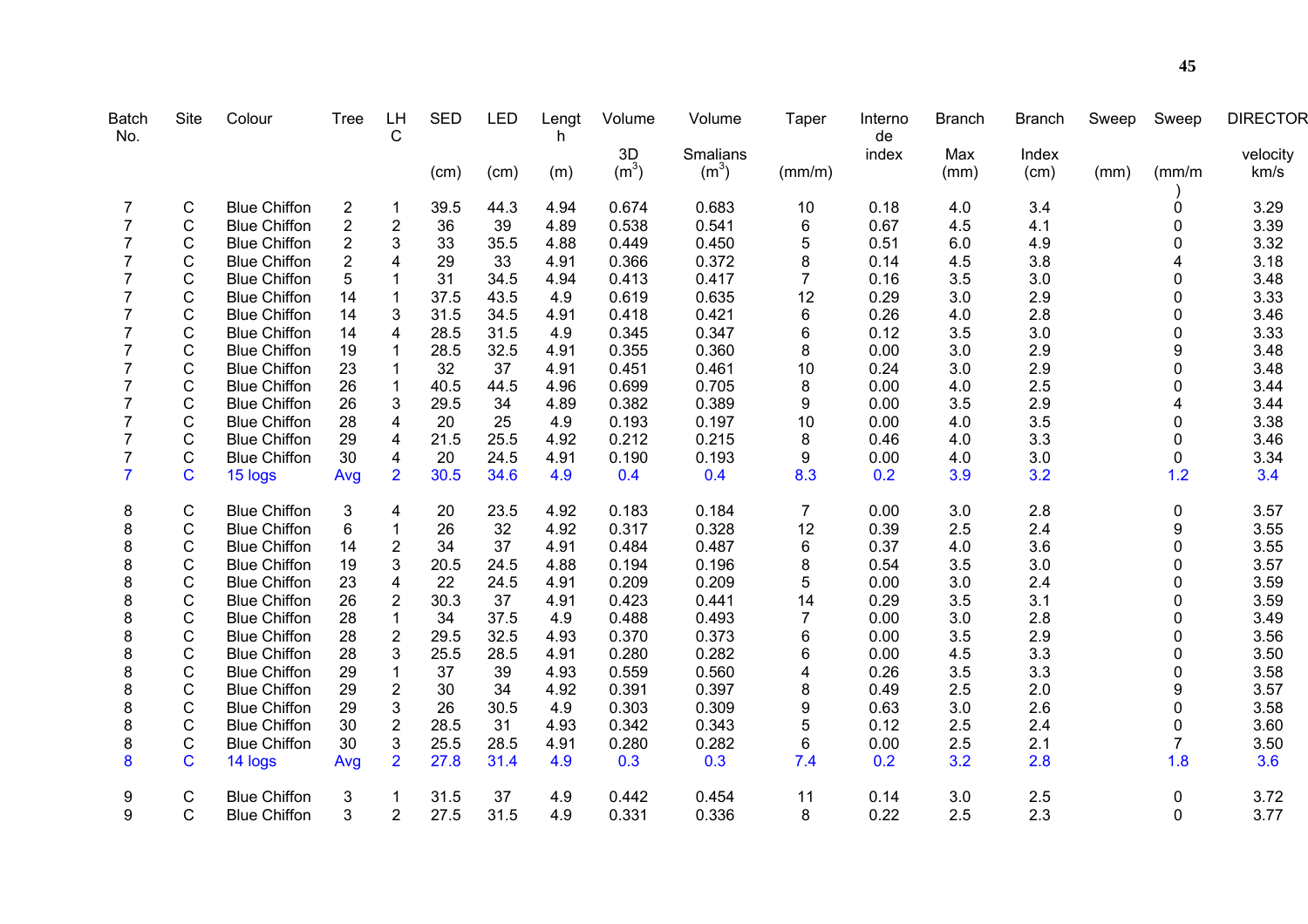| Batch No. | Site | Colour | Tree | LHC | SED (cm) | LED (cm) | Length (m) | Volume 3D ($m^3$) | Volume Smalians ($m^3$) | Taper (mm/m) | Internode index | Branch Max (mm) | Branch Index (cm) | Sweep (mm) | Sweep (mm/m) | DIRECTOR velocity km/s |
|---|---|---|---|---|---|---|---|---|---|---|---|---|---|---|---|---|
| 7 | C | Blue Chiffon | 2 | 1 | 39.5 | 44.3 | 4.94 | 0.674 | 0.683 | 10 | 0.18 | 4.0 | 3.4 | | 0 | 3.29 |
| 7 | C | Blue Chiffon | 2 | 2 | 36 | 39 | 4.89 | 0.538 | 0.541 | 6 | 0.67 | 4.5 | 4.1 | | 0 | 3.39 |
| 7 | C | Blue Chiffon | 2 | 3 | 33 | 35.5 | 4.88 | 0.449 | 0.450 | 5 | 0.51 | 6.0 | 4.9 | | 0 | 3.32 |
| 7 | C | Blue Chiffon | 2 | 4 | 29 | 33 | 4.91 | 0.366 | 0.372 | 8 | 0.14 | 4.5 | 3.8 | | 4 | 3.18 |
| 7 | C | Blue Chiffon | 5 | 1 | 31 | 34.5 | 4.94 | 0.413 | 0.417 | 7 | 0.16 | 3.5 | 3.0 | | 0 | 3.48 |
| 7 | C | Blue Chiffon | 14 | 1 | 37.5 | 43.5 | 4.9 | 0.619 | 0.635 | 12 | 0.29 | 3.0 | 2.9 | | 0 | 3.33 |
| 7 | C | Blue Chiffon | 14 | 3 | 31.5 | 34.5 | 4.91 | 0.418 | 0.421 | 6 | 0.26 | 4.0 | 2.8 | | 0 | 3.46 |
| 7 | C | Blue Chiffon | 14 | 4 | 28.5 | 31.5 | 4.9 | 0.345 | 0.347 | 6 | 0.12 | 3.5 | 3.0 | | 0 | 3.33 |
| 7 | C | Blue Chiffon | 19 | 1 | 28.5 | 32.5 | 4.91 | 0.355 | 0.360 | 8 | 0.00 | 3.0 | 2.9 | | 9 | 3.48 |
| 7 | C | Blue Chiffon | 23 | 1 | 32 | 37 | 4.91 | 0.451 | 0.461 | 10 | 0.24 | 3.0 | 2.9 | | 0 | 3.48 |
| 7 | C | Blue Chiffon | 26 | 1 | 40.5 | 44.5 | 4.96 | 0.699 | 0.705 | 8 | 0.00 | 4.0 | 2.5 | | 0 | 3.44 |
| 7 | C | Blue Chiffon | 26 | 3 | 29.5 | 34 | 4.89 | 0.382 | 0.389 | 9 | 0.00 | 3.5 | 2.9 | | 4 | 3.44 |
| 7 | C | Blue Chiffon | 28 | 4 | 20 | 25 | 4.9 | 0.193 | 0.197 | 10 | 0.00 | 4.0 | 3.5 | | 0 | 3.38 |
| 7 | C | Blue Chiffon | 29 | 4 | 21.5 | 25.5 | 4.92 | 0.212 | 0.215 | 8 | 0.46 | 4.0 | 3.3 | | 0 | 3.46 |
| 7 | C | Blue Chiffon | 30 | 4 | 20 | 24.5 | 4.91 | 0.190 | 0.193 | 9 | 0.00 | 4.0 | 3.0 | | 0 | 3.34 |
| 7 | C | 15 logs | Avg | 2 | 30.5 | 34.6 | 4.9 | 0.4 | 0.4 | 8.3 | 0.2 | 3.9 | 3.2 | | 1.2 | 3.4 |
| | | | | | | | | | | | | | | | | |
| 8 | C | Blue Chiffon | 3 | 4 | 20 | 23.5 | 4.92 | 0.183 | 0.184 | 7 | 0.00 | 3.0 | 2.8 | | 0 | 3.57 |
| 8 | C | Blue Chiffon | 6 | 1 | 26 | 32 | 4.92 | 0.317 | 0.328 | 12 | 0.39 | 2.5 | 2.4 | | 9 | 3.55 |
| 8 | C | Blue Chiffon | 14 | 2 | 34 | 37 | 4.91 | 0.484 | 0.487 | 6 | 0.37 | 4.0 | 3.6 | | 0 | 3.55 |
| 8 | C | Blue Chiffon | 19 | 3 | 20.5 | 24.5 | 4.88 | 0.194 | 0.196 | 8 | 0.54 | 3.5 | 3.0 | | 0 | 3.57 |
| 8 | C | Blue Chiffon | 23 | 4 | 22 | 24.5 | 4.91 | 0.209 | 0.209 | 5 | 0.00 | 3.0 | 2.4 | | 0 | 3.59 |
| 8 | C | Blue Chiffon | 26 | 2 | 30.3 | 37 | 4.91 | 0.423 | 0.441 | 14 | 0.29 | 3.5 | 3.1 | | 0 | 3.59 |
| 8 | C | Blue Chiffon | 28 | 1 | 34 | 37.5 | 4.9 | 0.488 | 0.493 | 7 | 0.00 | 3.0 | 2.8 | | 0 | 3.49 |
| 8 | C | Blue Chiffon | 28 | 2 | 29.5 | 32.5 | 4.93 | 0.370 | 0.373 | 6 | 0.00 | 3.5 | 2.9 | | 0 | 3.56 |
| 8 | C | Blue Chiffon | 28 | 3 | 25.5 | 28.5 | 4.91 | 0.280 | 0.282 | 6 | 0.00 | 4.5 | 3.3 | | 0 | 3.50 |
| 8 | C | Blue Chiffon | 29 | 1 | 37 | 39 | 4.93 | 0.559 | 0.560 | 4 | 0.26 | 3.5 | 3.3 | | 0 | 3.58 |
| 8 | C | Blue Chiffon | 29 | 2 | 30 | 34 | 4.92 | 0.391 | 0.397 | 8 | 0.49 | 2.5 | 2.0 | | 9 | 3.57 |
| 8 | C | Blue Chiffon | 29 | 3 | 26 | 30.5 | 4.9 | 0.303 | 0.309 | 9 | 0.63 | 3.0 | 2.6 | | 0 | 3.58 |
| 8 | C | Blue Chiffon | 30 | 2 | 28.5 | 31 | 4.93 | 0.342 | 0.343 | 5 | 0.12 | 2.5 | 2.4 | | 0 | 3.60 |
| 8 | C | Blue Chiffon | 30 | 3 | 25.5 | 28.5 | 4.91 | 0.280 | 0.282 | 6 | 0.00 | 2.5 | 2.1 | | 7 | 3.50 |
| 8 | C | 14 logs | Avg | 2 | 27.8 | 31.4 | 4.9 | 0.3 | 0.3 | 7.4 | 0.2 | 3.2 | 2.8 | | 1.8 | 3.6 |
| | | | | | | | | | | | | | | | | |
| 9 | C | Blue Chiffon | 3 | 1 | 31.5 | 37 | 4.9 | 0.442 | 0.454 | 11 | 0.14 | 3.0 | 2.5 | | 0 | 3.72 |
| 9 | C | Blue Chiffon | 3 | 2 | 27.5 | 31.5 | 4.9 | 0.331 | 0.336 | 8 | 0.22 | 2.5 | 2.3 | | 0 | 3.77 |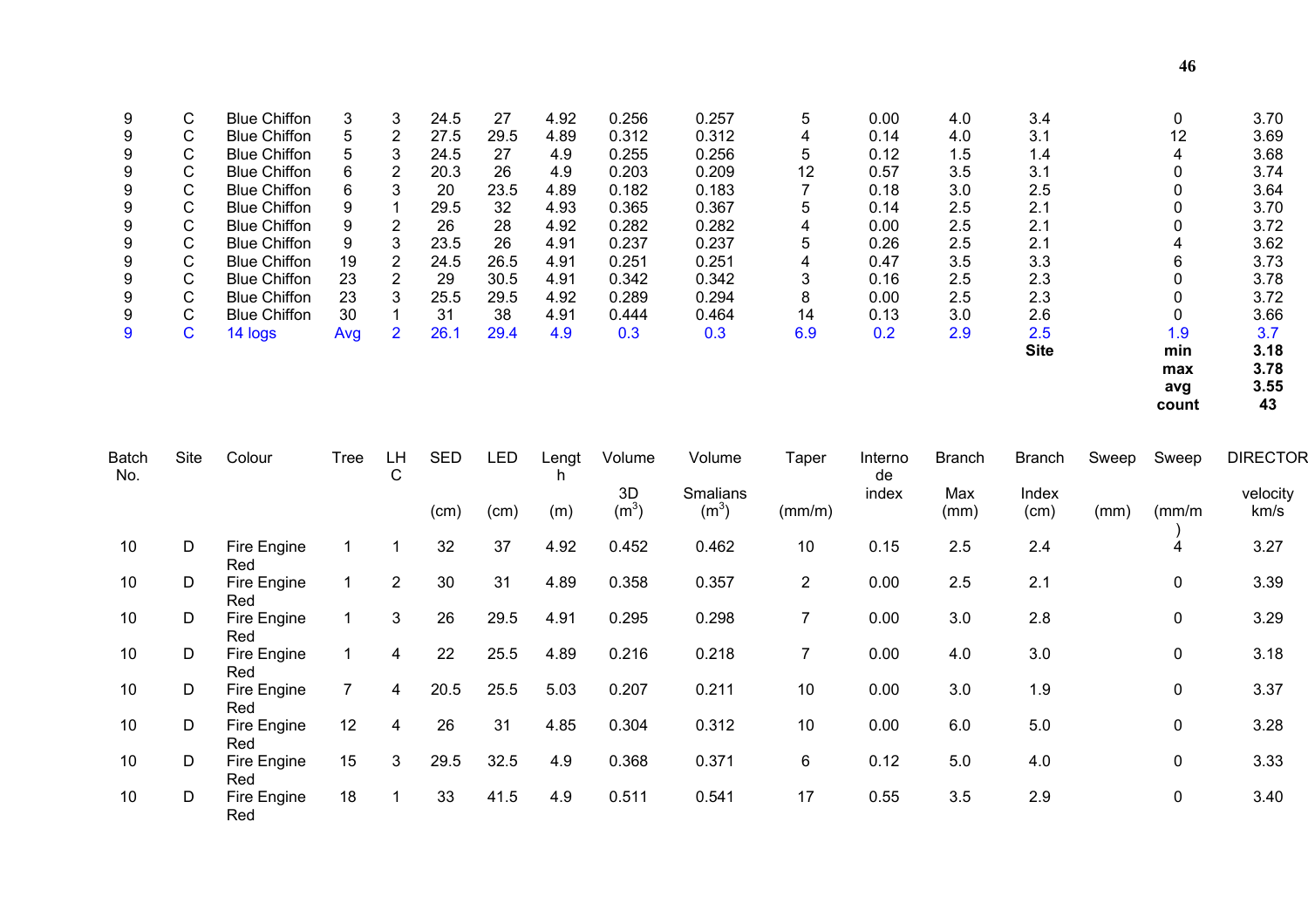| | | | | | | | | | | | | | | | | |
|---|---|---|---|---|---|---|---|---|---|---|---|---|---|---|---|---|
| 9 | C | Blue Chiffon | 3 | 3 | 24.5 | 27 | 4.92 | 0.256 | 0.257 | 5 | 0.00 | 4.0 | 3.4 | | 0 | 3.70 |
| 9 | C | Blue Chiffon | 5 | 2 | 27.5 | 29.5 | 4.89 | 0.312 | 0.312 | 4 | 0.14 | 4.0 | 3.1 | | 12 | 3.69 |
| 9 | C | Blue Chiffon | 5 | 3 | 24.5 | 27 | 4.9 | 0.255 | 0.256 | 5 | 0.12 | 1.5 | 1.4 | | 4 | 3.68 |
| 9 | C | Blue Chiffon | 6 | 2 | 20.3 | 26 | 4.9 | 0.203 | 0.209 | 12 | 0.57 | 3.5 | 3.1 | | 0 | 3.74 |
| 9 | C | Blue Chiffon | 6 | 3 | 20 | 23.5 | 4.89 | 0.182 | 0.183 | 7 | 0.18 | 3.0 | 2.5 | | 0 | 3.64 |
| 9 | C | Blue Chiffon | 9 | 1 | 29.5 | 32 | 4.93 | 0.365 | 0.367 | 5 | 0.14 | 2.5 | 2.1 | | 0 | 3.70 |
| 9 | C | Blue Chiffon | 9 | 2 | 26 | 28 | 4.92 | 0.282 | 0.282 | 4 | 0.00 | 2.5 | 2.1 | | 0 | 3.72 |
| 9 | C | Blue Chiffon | 9 | 3 | 23.5 | 26 | 4.91 | 0.237 | 0.237 | 5 | 0.26 | 2.5 | 2.1 | | 4 | 3.62 |
| 9 | C | Blue Chiffon | 19 | 2 | 24.5 | 26.5 | 4.91 | 0.251 | 0.251 | 4 | 0.47 | 3.5 | 3.3 | | 6 | 3.73 |
| 9 | C | Blue Chiffon | 23 | 2 | 29 | 30.5 | 4.91 | 0.342 | 0.342 | 3 | 0.16 | 2.5 | 2.3 | | 0 | 3.78 |
| 9 | C | Blue Chiffon | 23 | 3 | 25.5 | 29.5 | 4.92 | 0.289 | 0.294 | 8 | 0.00 | 2.5 | 2.3 | | 0 | 3.72 |
| 9 | C | Blue Chiffon | 30 | 1 | 31 | 38 | 4.91 | 0.444 | 0.464 | 14 | 0.13 | 3.0 | 2.6 | | 0 | 3.66 |
| 9 | C | 14 logs | Avg | 2 | 26.1 | 29.4 | 4.9 | 0.3 | 0.3 | 6.9 | 0.2 | 2.9 | 2.5 | | 1.9 | 3.7 |
| | | | | | | | | | | | | | **Site** | | **min** | **3.18** |
| | | | | | | | | | | | | | | | **max** | **3.78** |
| | | | | | | | | | | | | | | | **avg** | **3.55** |
| | | | | | | | | | | | | | | | **count** | **43** |

| Batch No. | Site | Colour | Tree | LHC | SED | LED | Length | Volume | Volume | Taper | Internode | Branch | Branch | Sweep | Sweep | DIRECTOR |
|---|---|---|---|---|---|---|---|---|---|---|---|---|---|---|---|---|
| | | | | | | | | 3D | Smalians | | index | Max | Index | | | velocity |
| | | | | | (cm) | (cm) | (m) | ($m^3$) | ($m^3$) | (mm/m) | | (mm) | (cm) | (mm) | (mm/m) | km/s |
| 10 | D | Fire Engine Red | 1 | 1 | 32 | 37 | 4.92 | 0.452 | 0.462 | 10 | 0.15 | 2.5 | 2.4 | | 4 | 3.27 |
| 10 | D | Fire Engine Red | 1 | 2 | 30 | 31 | 4.89 | 0.358 | 0.357 | 2 | 0.00 | 2.5 | 2.1 | | 0 | 3.39 |
| 10 | D | Fire Engine Red | 1 | 3 | 26 | 29.5 | 4.91 | 0.295 | 0.298 | 7 | 0.00 | 3.0 | 2.8 | | 0 | 3.29 |
| 10 | D | Fire Engine Red | 1 | 4 | 22 | 25.5 | 4.89 | 0.216 | 0.218 | 7 | 0.00 | 4.0 | 3.0 | | 0 | 3.18 |
| 10 | D | Fire Engine Red | 7 | 4 | 20.5 | 25.5 | 5.03 | 0.207 | 0.211 | 10 | 0.00 | 3.0 | 1.9 | | 0 | 3.37 |
| 10 | D | Fire Engine Red | 12 | 4 | 26 | 31 | 4.85 | 0.304 | 0.312 | 10 | 0.00 | 6.0 | 5.0 | | 0 | 3.28 |
| 10 | D | Fire Engine Red | 15 | 3 | 29.5 | 32.5 | 4.9 | 0.368 | 0.371 | 6 | 0.12 | 5.0 | 4.0 | | 0 | 3.33 |
| 10 | D | Fire Engine Red | 18 | 1 | 33 | 41.5 | 4.9 | 0.511 | 0.541 | 17 | 0.55 | 3.5 | 2.9 | | 0 | 3.40 |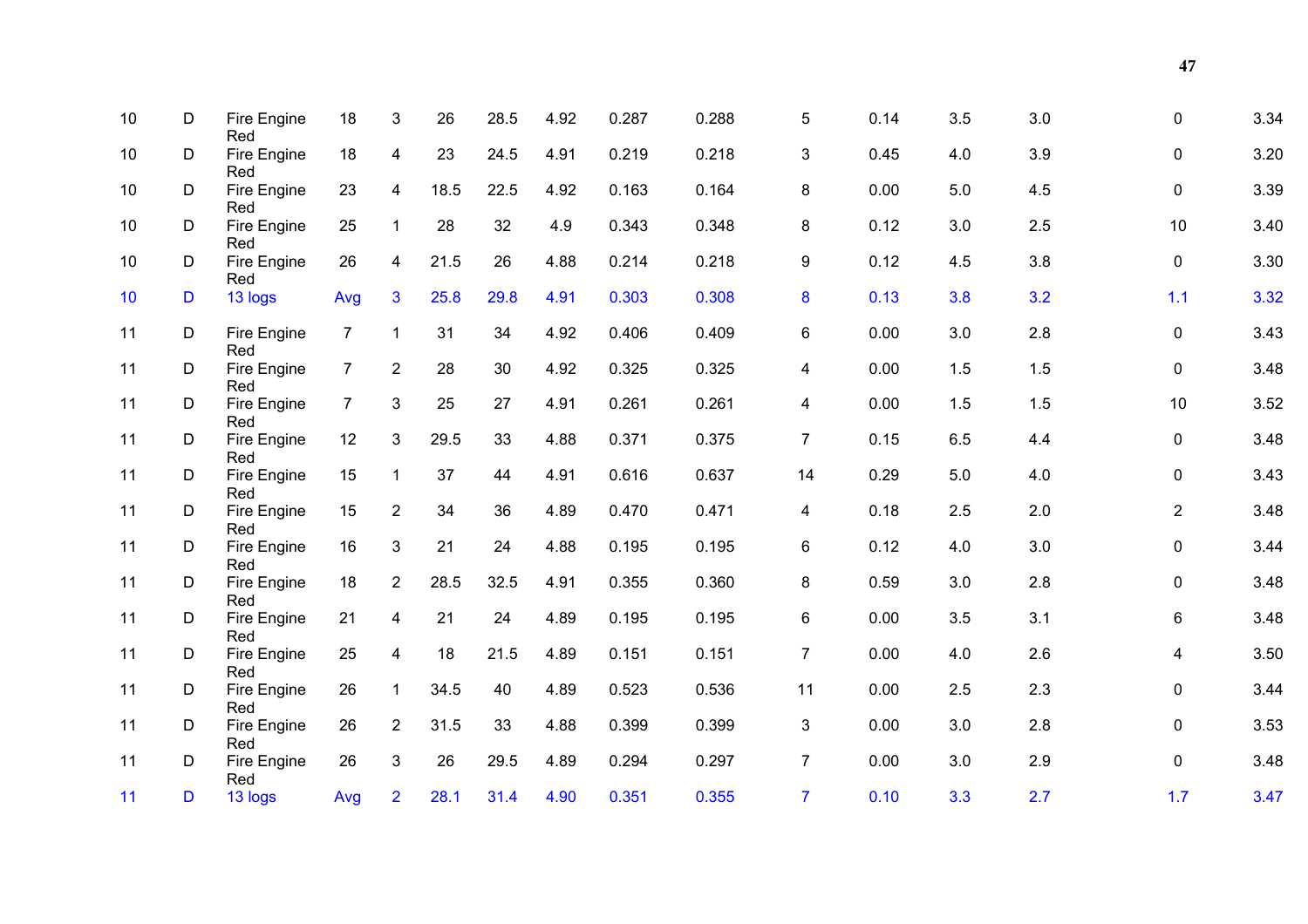| | | | | | | | | | | | | | | | |
|---|---|---|---|---|---|---|---|---|---|---|---|---|---|---|---|
| 10 | D | Fire Engine Red | 18 | 3 | 26 | 28.5 | 4.92 | 0.287 | 0.288 | 5 | 0.14 | 3.5 | 3.0 | 0 | 3.34 |
| 10 | D | Fire Engine Red | 18 | 4 | 23 | 24.5 | 4.91 | 0.219 | 0.218 | 3 | 0.45 | 4.0 | 3.9 | 0 | 3.20 |
| 10 | D | Fire Engine Red | 23 | 4 | 18.5 | 22.5 | 4.92 | 0.163 | 0.164 | 8 | 0.00 | 5.0 | 4.5 | 0 | 3.39 |
| 10 | D | Fire Engine Red | 25 | 1 | 28 | 32 | 4.9 | 0.343 | 0.348 | 8 | 0.12 | 3.0 | 2.5 | 10 | 3.40 |
| 10 | D | Fire Engine Red | 26 | 4 | 21.5 | 26 | 4.88 | 0.214 | 0.218 | 9 | 0.12 | 4.5 | 3.8 | 0 | 3.30 |
| 10 | D | 13 logs | Avg | 3 | 25.8 | 29.8 | 4.91 | 0.303 | 0.308 | 8 | 0.13 | 3.8 | 3.2 | 1.1 | 3.32 |
| 11 | D | Fire Engine Red | 7 | 1 | 31 | 34 | 4.92 | 0.406 | 0.409 | 6 | 0.00 | 3.0 | 2.8 | 0 | 3.43 |
| 11 | D | Fire Engine Red | 7 | 2 | 28 | 30 | 4.92 | 0.325 | 0.325 | 4 | 0.00 | 1.5 | 1.5 | 0 | 3.48 |
| 11 | D | Fire Engine Red | 7 | 3 | 25 | 27 | 4.91 | 0.261 | 0.261 | 4 | 0.00 | 1.5 | 1.5 | 10 | 3.52 |
| 11 | D | Fire Engine Red | 12 | 3 | 29.5 | 33 | 4.88 | 0.371 | 0.375 | 7 | 0.15 | 6.5 | 4.4 | 0 | 3.48 |
| 11 | D | Fire Engine Red | 15 | 1 | 37 | 44 | 4.91 | 0.616 | 0.637 | 14 | 0.29 | 5.0 | 4.0 | 0 | 3.43 |
| 11 | D | Fire Engine Red | 15 | 2 | 34 | 36 | 4.89 | 0.470 | 0.471 | 4 | 0.18 | 2.5 | 2.0 | 2 | 3.48 |
| 11 | D | Fire Engine Red | 16 | 3 | 21 | 24 | 4.88 | 0.195 | 0.195 | 6 | 0.12 | 4.0 | 3.0 | 0 | 3.44 |
| 11 | D | Fire Engine Red | 18 | 2 | 28.5 | 32.5 | 4.91 | 0.355 | 0.360 | 8 | 0.59 | 3.0 | 2.8 | 0 | 3.48 |
| 11 | D | Fire Engine Red | 21 | 4 | 21 | 24 | 4.89 | 0.195 | 0.195 | 6 | 0.00 | 3.5 | 3.1 | 6 | 3.48 |
| 11 | D | Fire Engine Red | 25 | 4 | 18 | 21.5 | 4.89 | 0.151 | 0.151 | 7 | 0.00 | 4.0 | 2.6 | 4 | 3.50 |
| 11 | D | Fire Engine Red | 26 | 1 | 34.5 | 40 | 4.89 | 0.523 | 0.536 | 11 | 0.00 | 2.5 | 2.3 | 0 | 3.44 |
| 11 | D | Fire Engine Red | 26 | 2 | 31.5 | 33 | 4.88 | 0.399 | 0.399 | 3 | 0.00 | 3.0 | 2.8 | 0 | 3.53 |
| 11 | D | Fire Engine Red | 26 | 3 | 26 | 29.5 | 4.89 | 0.294 | 0.297 | 7 | 0.00 | 3.0 | 2.9 | 0 | 3.48 |
| 11 | D | 13 logs | Avg | 2 | 28.1 | 31.4 | 4.90 | 0.351 | 0.355 | 7 | 0.10 | 3.3 | 2.7 | 1.7 | 3.47 |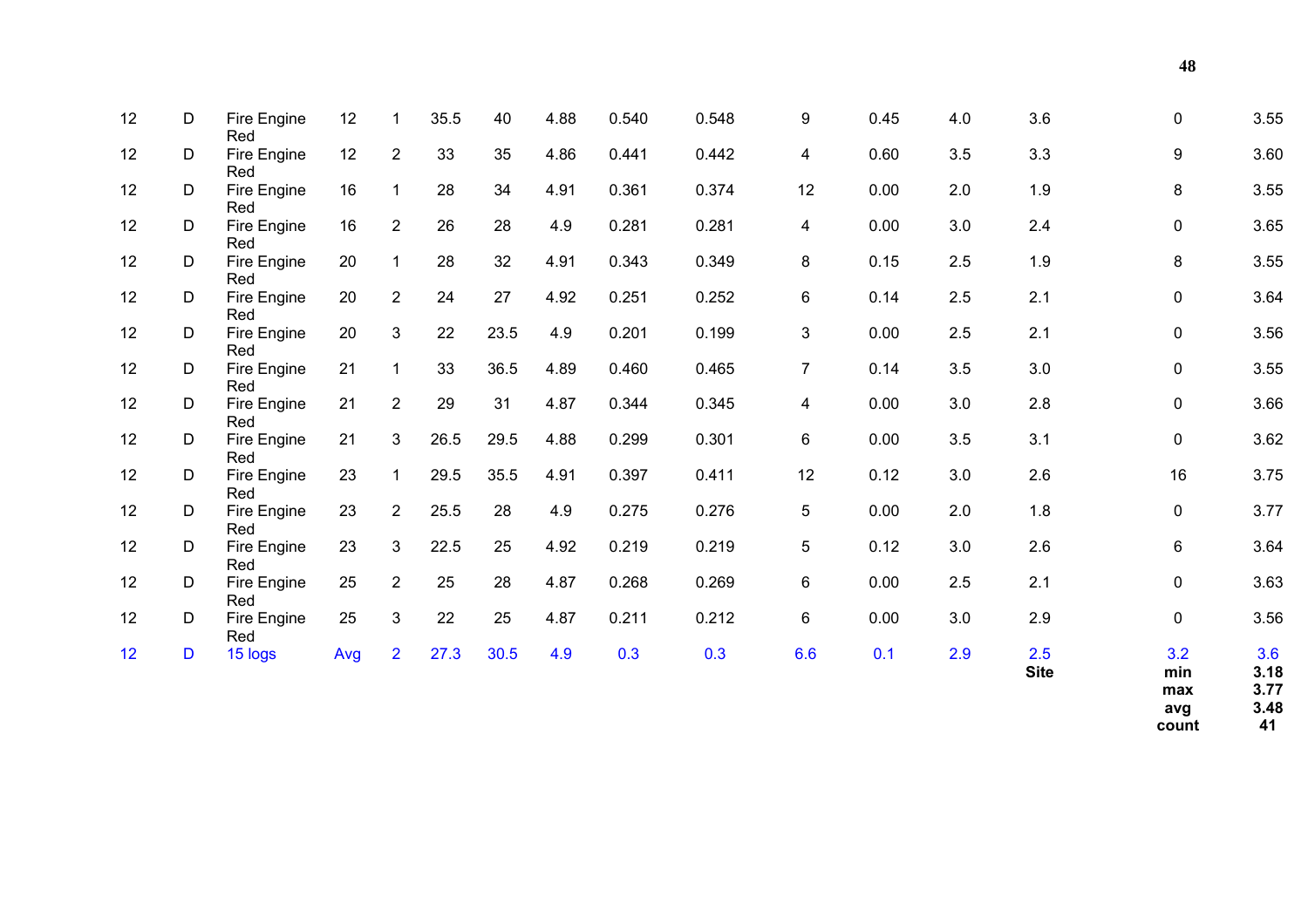| | | | | | | | | | | | | | | | |
|---|---|---|---|---|---|---|---|---|---|---|---|---|---|---|---|
| 12 | D | Fire Engine Red | 12 | 1 | 35.5 | 40 | 4.88 | 0.540 | 0.548 | 9 | 0.45 | 4.0 | 3.6 | 0 | 3.55 |
| 12 | D | Fire Engine Red | 12 | 2 | 33 | 35 | 4.86 | 0.441 | 0.442 | 4 | 0.60 | 3.5 | 3.3 | 9 | 3.60 |
| 12 | D | Fire Engine Red | 16 | 1 | 28 | 34 | 4.91 | 0.361 | 0.374 | 12 | 0.00 | 2.0 | 1.9 | 8 | 3.55 |
| 12 | D | Fire Engine Red | 16 | 2 | 26 | 28 | 4.9 | 0.281 | 0.281 | 4 | 0.00 | 3.0 | 2.4 | 0 | 3.65 |
| 12 | D | Fire Engine Red | 20 | 1 | 28 | 32 | 4.91 | 0.343 | 0.349 | 8 | 0.15 | 2.5 | 1.9 | 8 | 3.55 |
| 12 | D | Fire Engine Red | 20 | 2 | 24 | 27 | 4.92 | 0.251 | 0.252 | 6 | 0.14 | 2.5 | 2.1 | 0 | 3.64 |
| 12 | D | Fire Engine Red | 20 | 3 | 22 | 23.5 | 4.9 | 0.201 | 0.199 | 3 | 0.00 | 2.5 | 2.1 | 0 | 3.56 |
| 12 | D | Fire Engine Red | 21 | 1 | 33 | 36.5 | 4.89 | 0.460 | 0.465 | 7 | 0.14 | 3.5 | 3.0 | 0 | 3.55 |
| 12 | D | Fire Engine Red | 21 | 2 | 29 | 31 | 4.87 | 0.344 | 0.345 | 4 | 0.00 | 3.0 | 2.8 | 0 | 3.66 |
| 12 | D | Fire Engine Red | 21 | 3 | 26.5 | 29.5 | 4.88 | 0.299 | 0.301 | 6 | 0.00 | 3.5 | 3.1 | 0 | 3.62 |
| 12 | D | Fire Engine Red | 23 | 1 | 29.5 | 35.5 | 4.91 | 0.397 | 0.411 | 12 | 0.12 | 3.0 | 2.6 | 16 | 3.75 |
| 12 | D | Fire Engine Red | 23 | 2 | 25.5 | 28 | 4.9 | 0.275 | 0.276 | 5 | 0.00 | 2.0 | 1.8 | 0 | 3.77 |
| 12 | D | Fire Engine Red | 23 | 3 | 22.5 | 25 | 4.92 | 0.219 | 0.219 | 5 | 0.12 | 3.0 | 2.6 | 6 | 3.64 |
| 12 | D | Fire Engine Red | 25 | 2 | 25 | 28 | 4.87 | 0.268 | 0.269 | 6 | 0.00 | 2.5 | 2.1 | 0 | 3.63 |
| 12 | D | Fire Engine Red | 25 | 3 | 22 | 25 | 4.87 | 0.211 | 0.212 | 6 | 0.00 | 3.0 | 2.9 | 0 | 3.56 |
| 12 | D | 15 logs | Avg | 2 | 27.3 | 30.5 | 4.9 | 0.3 | 0.3 | 6.6 | 0.1 | 2.9 | 2.5 | 3.2 | 3.6 |
| | | | | | | | | | | | | | **Site** | **min** | **3.18** |
| | | | | | | | | | | | | | | **max** | **3.77** |
| | | | | | | | | | | | | | | **avg** | **3.48** |
| | | | | | | | | | | | | | | **count** | **41** |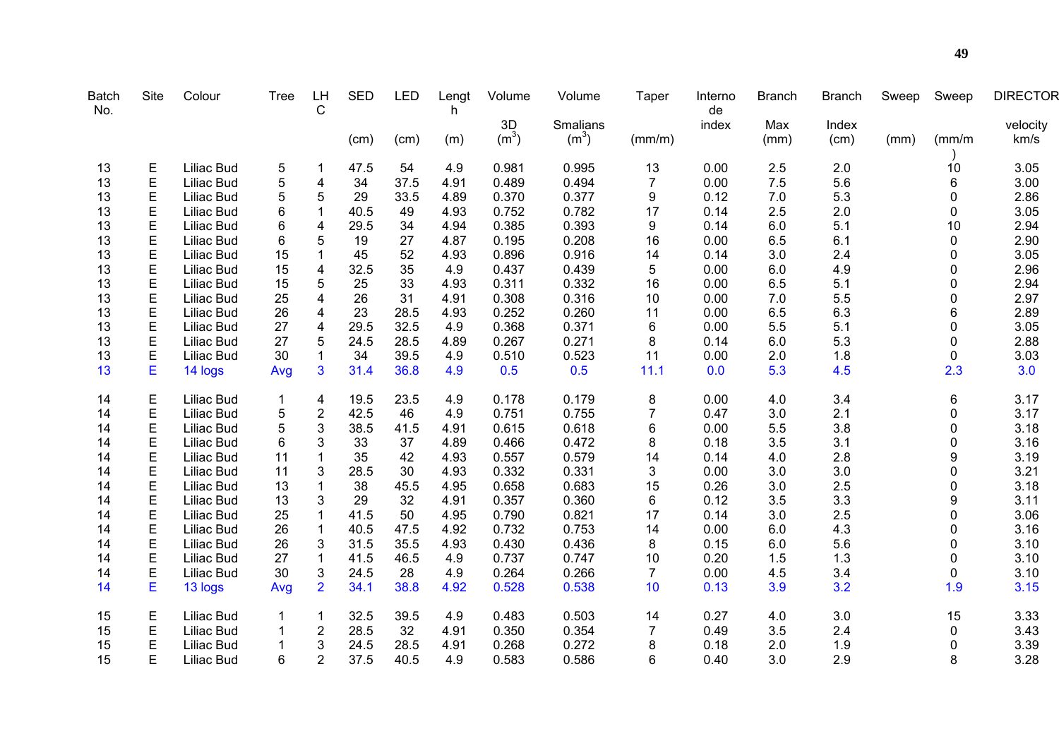| Batch No. | Site | Colour | Tree | LHC | SED (cm) | LED (cm) | Length (m) | Volume 3D ($m^3$) | Volume Smalians ($m^3$) | Taper (mm/m) | Internode index | Branch Max (mm) | Branch Index (cm) | Sweep (mm) | Sweep (mm/m) | DIRECTOR velocity km/s |
|---|---|---|---|---|---|---|---|---|---|---|---|---|---|---|---|---|
| 13 | E | Liliac Bud | 5 | 1 | 47.5 | 54 | 4.9 | 0.981 | 0.995 | 13 | 0.00 | 2.5 | 2.0 | | 10 | 3.05 |
| 13 | E | Liliac Bud | 5 | 4 | 34 | 37.5 | 4.91 | 0.489 | 0.494 | 7 | 0.00 | 7.5 | 5.6 | | 6 | 3.00 |
| 13 | E | Liliac Bud | 5 | 5 | 29 | 33.5 | 4.89 | 0.370 | 0.377 | 9 | 0.12 | 7.0 | 5.3 | | 0 | 2.86 |
| 13 | E | Liliac Bud | 6 | 1 | 40.5 | 49 | 4.93 | 0.752 | 0.782 | 17 | 0.14 | 2.5 | 2.0 | | 0 | 3.05 |
| 13 | E | Liliac Bud | 6 | 4 | 29.5 | 34 | 4.94 | 0.385 | 0.393 | 9 | 0.14 | 6.0 | 5.1 | | 10 | 2.94 |
| 13 | E | Liliac Bud | 6 | 5 | 19 | 27 | 4.87 | 0.195 | 0.208 | 16 | 0.00 | 6.5 | 6.1 | | 0 | 2.90 |
| 13 | E | Liliac Bud | 15 | 1 | 45 | 52 | 4.93 | 0.896 | 0.916 | 14 | 0.14 | 3.0 | 2.4 | | 0 | 3.05 |
| 13 | E | Liliac Bud | 15 | 4 | 32.5 | 35 | 4.9 | 0.437 | 0.439 | 5 | 0.00 | 6.0 | 4.9 | | 0 | 2.96 |
| 13 | E | Liliac Bud | 15 | 5 | 25 | 33 | 4.93 | 0.311 | 0.332 | 16 | 0.00 | 6.5 | 5.1 | | 0 | 2.94 |
| 13 | E | Liliac Bud | 25 | 4 | 26 | 31 | 4.91 | 0.308 | 0.316 | 10 | 0.00 | 7.0 | 5.5 | | 0 | 2.97 |
| 13 | E | Liliac Bud | 26 | 4 | 23 | 28.5 | 4.93 | 0.252 | 0.260 | 11 | 0.00 | 6.5 | 6.3 | | 6 | 2.89 |
| 13 | E | Liliac Bud | 27 | 4 | 29.5 | 32.5 | 4.9 | 0.368 | 0.371 | 6 | 0.00 | 5.5 | 5.1 | | 0 | 3.05 |
| 13 | E | Liliac Bud | 27 | 5 | 24.5 | 28.5 | 4.89 | 0.267 | 0.271 | 8 | 0.14 | 6.0 | 5.3 | | 0 | 2.88 |
| 13 | E | Liliac Bud | 30 | 1 | 34 | 39.5 | 4.9 | 0.510 | 0.523 | 11 | 0.00 | 2.0 | 1.8 | | 0 | 3.03 |
| 13 | E | 14 logs | Avg | 3 | 31.4 | 36.8 | 4.9 | 0.5 | 0.5 | 11.1 | 0.0 | 5.3 | 4.5 | | 2.3 | 3.0 |
| | | | | | | | | | | | | | | | | |
| 14 | E | Liliac Bud | 1 | 4 | 19.5 | 23.5 | 4.9 | 0.178 | 0.179 | 8 | 0.00 | 4.0 | 3.4 | | 6 | 3.17 |
| 14 | E | Liliac Bud | 5 | 2 | 42.5 | 46 | 4.9 | 0.751 | 0.755 | 7 | 0.47 | 3.0 | 2.1 | | 0 | 3.17 |
| 14 | E | Liliac Bud | 5 | 3 | 38.5 | 41.5 | 4.91 | 0.615 | 0.618 | 6 | 0.00 | 5.5 | 3.8 | | 0 | 3.18 |
| 14 | E | Liliac Bud | 6 | 3 | 33 | 37 | 4.89 | 0.466 | 0.472 | 8 | 0.18 | 3.5 | 3.1 | | 0 | 3.16 |
| 14 | E | Liliac Bud | 11 | 1 | 35 | 42 | 4.93 | 0.557 | 0.579 | 14 | 0.14 | 4.0 | 2.8 | | 9 | 3.19 |
| 14 | E | Liliac Bud | 11 | 3 | 28.5 | 30 | 4.93 | 0.332 | 0.331 | 3 | 0.00 | 3.0 | 3.0 | | 0 | 3.21 |
| 14 | E | Liliac Bud | 13 | 1 | 38 | 45.5 | 4.95 | 0.658 | 0.683 | 15 | 0.26 | 3.0 | 2.5 | | 0 | 3.18 |
| 14 | E | Liliac Bud | 13 | 3 | 29 | 32 | 4.91 | 0.357 | 0.360 | 6 | 0.12 | 3.5 | 3.3 | | 9 | 3.11 |
| 14 | E | Liliac Bud | 25 | 1 | 41.5 | 50 | 4.95 | 0.790 | 0.821 | 17 | 0.14 | 3.0 | 2.5 | | 0 | 3.06 |
| 14 | E | Liliac Bud | 26 | 1 | 40.5 | 47.5 | 4.92 | 0.732 | 0.753 | 14 | 0.00 | 6.0 | 4.3 | | 0 | 3.16 |
| 14 | E | Liliac Bud | 26 | 3 | 31.5 | 35.5 | 4.93 | 0.430 | 0.436 | 8 | 0.15 | 6.0 | 5.6 | | 0 | 3.10 |
| 14 | E | Liliac Bud | 27 | 1 | 41.5 | 46.5 | 4.9 | 0.737 | 0.747 | 10 | 0.20 | 1.5 | 1.3 | | 0 | 3.10 |
| 14 | E | Liliac Bud | 30 | 3 | 24.5 | 28 | 4.9 | 0.264 | 0.266 | 7 | 0.00 | 4.5 | 3.4 | | 0 | 3.10 |
| 14 | E | 13 logs | Avg | 2 | 34.1 | 38.8 | 4.92 | 0.528 | 0.538 | 10 | 0.13 | 3.9 | 3.2 | | 1.9 | 3.15 |
| | | | | | | | | | | | | | | | | |
| 15 | E | Liliac Bud | 1 | 1 | 32.5 | 39.5 | 4.9 | 0.483 | 0.503 | 14 | 0.27 | 4.0 | 3.0 | | 15 | 3.33 |
| 15 | E | Liliac Bud | 1 | 2 | 28.5 | 32 | 4.91 | 0.350 | 0.354 | 7 | 0.49 | 3.5 | 2.4 | | 0 | 3.43 |
| 15 | E | Liliac Bud | 1 | 3 | 24.5 | 28.5 | 4.91 | 0.268 | 0.272 | 8 | 0.18 | 2.0 | 1.9 | | 0 | 3.39 |
| 15 | E | Liliac Bud | 6 | 2 | 37.5 | 40.5 | 4.9 | 0.583 | 0.586 | 6 | 0.40 | 3.0 | 2.9 | | 8 | 3.28 |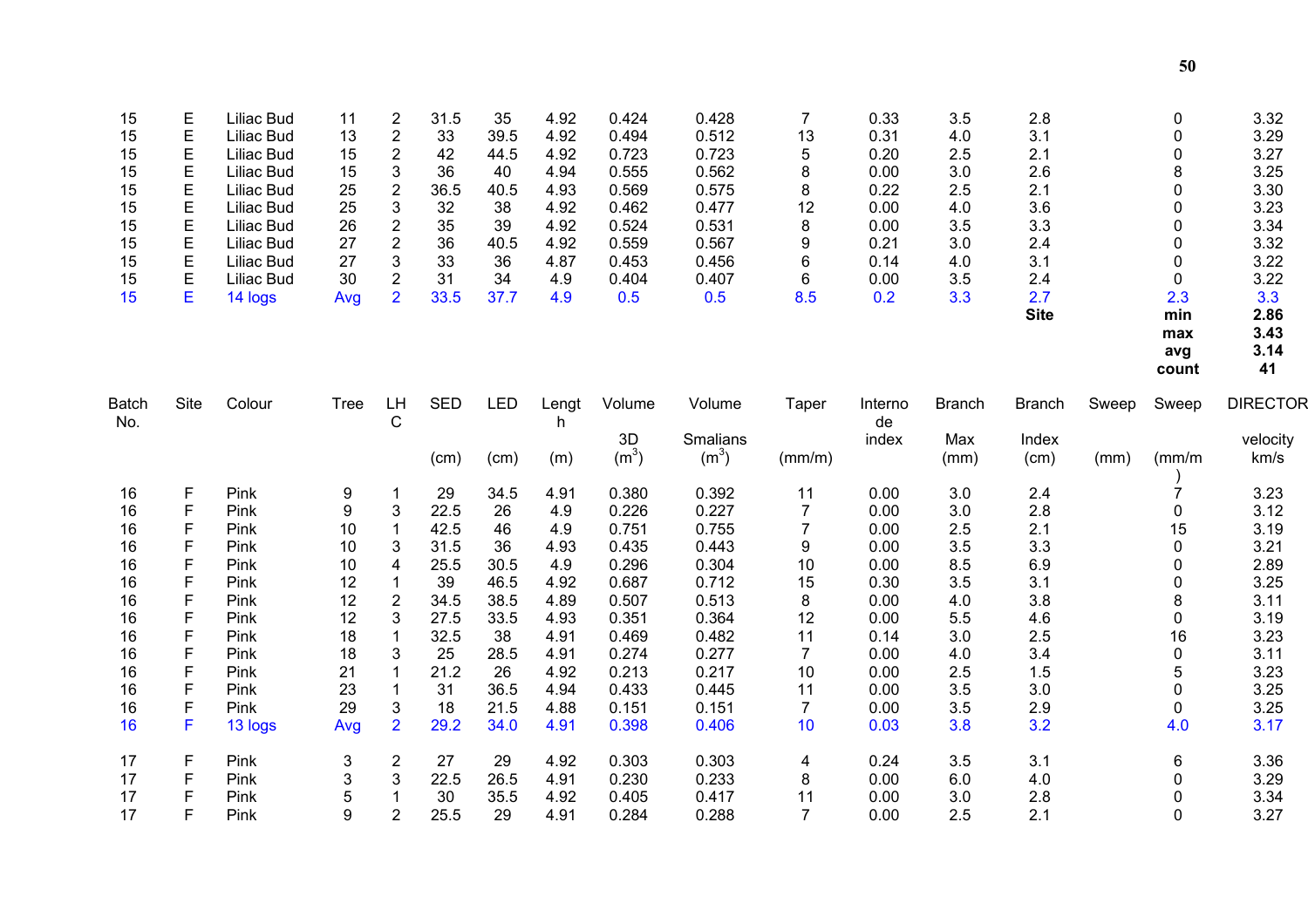| | | | | | | | | | | | | | | | | |
|---|---|---|---|---|---|---|---|---|---|---|---|---|---|---|---|---|
| 15 | E | Liliac Bud | 11 | 2 | 31.5 | 35 | 4.92 | 0.424 | 0.428 | 7 | 0.33 | 3.5 | 2.8 | | 0 | 3.32 |
| 15 | E | Liliac Bud | 13 | 2 | 33 | 39.5 | 4.92 | 0.494 | 0.512 | 13 | 0.31 | 4.0 | 3.1 | | 0 | 3.29 |
| 15 | E | Liliac Bud | 15 | 2 | 42 | 44.5 | 4.92 | 0.723 | 0.723 | 5 | 0.20 | 2.5 | 2.1 | | 0 | 3.27 |
| 15 | E | Liliac Bud | 15 | 3 | 36 | 40 | 4.94 | 0.555 | 0.562 | 8 | 0.00 | 3.0 | 2.6 | | 8 | 3.25 |
| 15 | E | Liliac Bud | 25 | 2 | 36.5 | 40.5 | 4.93 | 0.569 | 0.575 | 8 | 0.22 | 2.5 | 2.1 | | 0 | 3.30 |
| 15 | E | Liliac Bud | 25 | 3 | 32 | 38 | 4.92 | 0.462 | 0.477 | 12 | 0.00 | 4.0 | 3.6 | | 0 | 3.23 |
| 15 | E | Liliac Bud | 26 | 2 | 35 | 39 | 4.92 | 0.524 | 0.531 | 8 | 0.00 | 3.5 | 3.3 | | 0 | 3.34 |
| 15 | E | Liliac Bud | 27 | 2 | 36 | 40.5 | 4.92 | 0.559 | 0.567 | 9 | 0.21 | 3.0 | 2.4 | | 0 | 3.32 |
| 15 | E | Liliac Bud | 27 | 3 | 33 | 36 | 4.87 | 0.453 | 0.456 | 6 | 0.14 | 4.0 | 3.1 | | 0 | 3.22 |
| 15 | E | Liliac Bud | 30 | 2 | 31 | 34 | 4.9 | 0.404 | 0.407 | 6 | 0.00 | 3.5 | 2.4 | | 0 | 3.22 |
| 15 | E | 14 logs | Avg | 2 | 33.5 | 37.7 | 4.9 | 0.5 | 0.5 | 8.5 | 0.2 | 3.3 | 2.7 | | 2.3 | 3.3 |
| | | | | | | | | | | | | | **Site** | | **min** | **2.86** |
| | | | | | | | | | | | | | | | **max** | **3.43** |
| | | | | | | | | | | | | | | | **avg** | **3.14** |
| | | | | | | | | | | | | | | | **count** | **41** |

| Batch No. | Site | Colour | Tree | LHC | SED (cm) | LED (cm) | Length (m) | Volume 3D ($m^3$) | Volume Smalians ($m^3$) | Taper (mm/m) | Internode index | Branch Max (mm) | Branch Index (cm) | Sweep (mm) | Sweep (mm/m) | DIRECTOR velocity km/s |
|---|---|---|---|---|---|---|---|---|---|---|---|---|---|---|---|---|
| 16 | F | Pink | 9 | 1 | 29 | 34.5 | 4.91 | 0.380 | 0.392 | 11 | 0.00 | 3.0 | 2.4 | | 7 | 3.23 |
| 16 | F | Pink | 9 | 3 | 22.5 | 26 | 4.9 | 0.226 | 0.227 | 7 | 0.00 | 3.0 | 2.8 | | 0 | 3.12 |
| 16 | F | Pink | 10 | 1 | 42.5 | 46 | 4.9 | 0.751 | 0.755 | 7 | 0.00 | 2.5 | 2.1 | | 15 | 3.19 |
| 16 | F | Pink | 10 | 3 | 31.5 | 36 | 4.93 | 0.435 | 0.443 | 9 | 0.00 | 3.5 | 3.3 | | 0 | 3.21 |
| 16 | F | Pink | 10 | 4 | 25.5 | 30.5 | 4.9 | 0.296 | 0.304 | 10 | 0.00 | 8.5 | 6.9 | | 0 | 2.89 |
| 16 | F | Pink | 12 | 1 | 39 | 46.5 | 4.92 | 0.687 | 0.712 | 15 | 0.30 | 3.5 | 3.1 | | 0 | 3.25 |
| 16 | F | Pink | 12 | 2 | 34.5 | 38.5 | 4.89 | 0.507 | 0.513 | 8 | 0.00 | 4.0 | 3.8 | | 8 | 3.11 |
| 16 | F | Pink | 12 | 3 | 27.5 | 33.5 | 4.93 | 0.351 | 0.364 | 12 | 0.00 | 5.5 | 4.6 | | 0 | 3.19 |
| 16 | F | Pink | 18 | 1 | 32.5 | 38 | 4.91 | 0.469 | 0.482 | 11 | 0.14 | 3.0 | 2.5 | | 16 | 3.23 |
| 16 | F | Pink | 18 | 3 | 25 | 28.5 | 4.91 | 0.274 | 0.277 | 7 | 0.00 | 4.0 | 3.4 | | 0 | 3.11 |
| 16 | F | Pink | 21 | 1 | 21.2 | 26 | 4.92 | 0.213 | 0.217 | 10 | 0.00 | 2.5 | 1.5 | | 5 | 3.23 |
| 16 | F | Pink | 23 | 1 | 31 | 36.5 | 4.94 | 0.433 | 0.445 | 11 | 0.00 | 3.5 | 3.0 | | 0 | 3.25 |
| 16 | F | Pink | 29 | 3 | 18 | 21.5 | 4.88 | 0.151 | 0.151 | 7 | 0.00 | 3.5 | 2.9 | | 0 | 3.25 |
| 16 | F | 13 logs | Avg | 2 | 29.2 | 34.0 | 4.91 | 0.398 | 0.406 | 10 | 0.03 | 3.8 | 3.2 | | 4.0 | 3.17 |
| | | | | | | | | | | | | | | | | |
| 17 | F | Pink | 3 | 2 | 27 | 29 | 4.92 | 0.303 | 0.303 | 4 | 0.24 | 3.5 | 3.1 | | 6 | 3.36 |
| 17 | F | Pink | 3 | 3 | 22.5 | 26.5 | 4.91 | 0.230 | 0.233 | 8 | 0.00 | 6.0 | 4.0 | | 0 | 3.29 |
| 17 | F | Pink | 5 | 1 | 30 | 35.5 | 4.92 | 0.405 | 0.417 | 11 | 0.00 | 3.0 | 2.8 | | 0 | 3.34 |
| 17 | F | Pink | 9 | 2 | 25.5 | 29 | 4.91 | 0.284 | 0.288 | 7 | 0.00 | 2.5 | 2.1 | | 0 | 3.27 |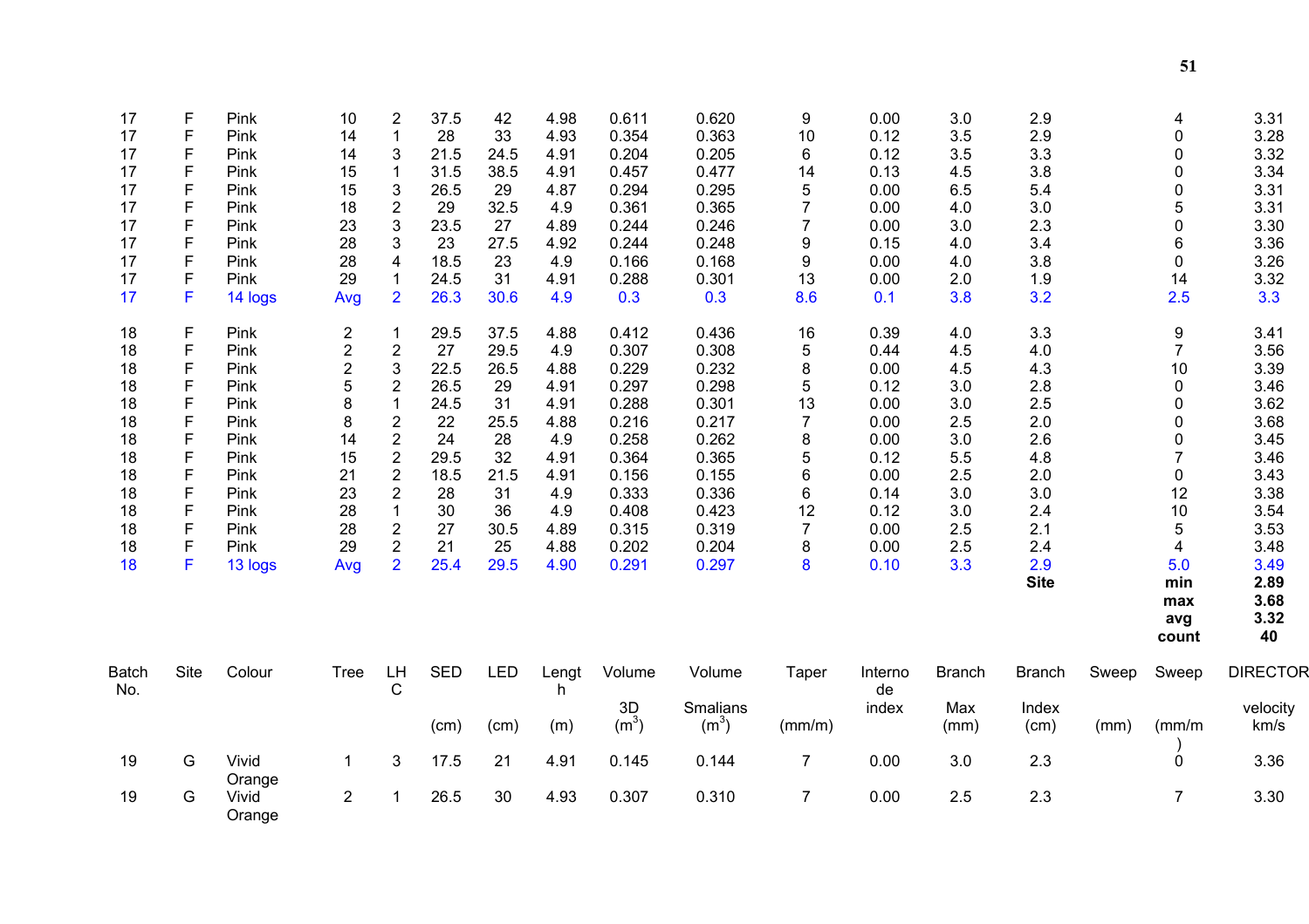| Batch No. | Site | Colour | Tree | LHC | SED (cm) | LED (cm) | Length (m) | Volume 3D ($m^3$) | Volume Smalians ($m^3$) | Taper (mm/m) | Internode index | Branch Max (mm) | Branch Index (cm) | Sweep (mm) | Sweep (mm/m) | DIRECTOR velocity km/s |
|---|---|---|---|---|---|---|---|---|---|---|---|---|---|---|---|---|
| 17 | F | Pink | 10 | 2 | 37.5 | 42 | 4.98 | 0.611 | 0.620 | 9 | 0.00 | 3.0 | 2.9 | | 4 | 3.31 |
| 17 | F | Pink | 14 | 1 | 28 | 33 | 4.93 | 0.354 | 0.363 | 10 | 0.12 | 3.5 | 2.9 | | 0 | 3.28 |
| 17 | F | Pink | 14 | 3 | 21.5 | 24.5 | 4.91 | 0.204 | 0.205 | 6 | 0.12 | 3.5 | 3.3 | | 0 | 3.32 |
| 17 | F | Pink | 15 | 1 | 31.5 | 38.5 | 4.91 | 0.457 | 0.477 | 14 | 0.13 | 4.5 | 3.8 | | 0 | 3.34 |
| 17 | F | Pink | 15 | 3 | 26.5 | 29 | 4.87 | 0.294 | 0.295 | 5 | 0.00 | 6.5 | 5.4 | | 0 | 3.31 |
| 17 | F | Pink | 18 | 2 | 29 | 32.5 | 4.9 | 0.361 | 0.365 | 7 | 0.00 | 4.0 | 3.0 | | 5 | 3.31 |
| 17 | F | Pink | 23 | 3 | 23.5 | 27 | 4.89 | 0.244 | 0.246 | 7 | 0.00 | 3.0 | 2.3 | | 0 | 3.30 |
| 17 | F | Pink | 28 | 3 | 23 | 27.5 | 4.92 | 0.244 | 0.248 | 9 | 0.15 | 4.0 | 3.4 | | 6 | 3.36 |
| 17 | F | Pink | 28 | 4 | 18.5 | 23 | 4.9 | 0.166 | 0.168 | 9 | 0.00 | 4.0 | 3.8 | | 0 | 3.26 |
| 17 | F | Pink | 29 | 1 | 24.5 | 31 | 4.91 | 0.288 | 0.301 | 13 | 0.00 | 2.0 | 1.9 | | 14 | 3.32 |
| 17 | F | 14 logs | Avg | 2 | 26.3 | 30.6 | 4.9 | 0.3 | 0.3 | 8.6 | 0.1 | 3.8 | 3.2 | | 2.5 | 3.3 |
| | | | | | | | | | | | | | | | | |
| 18 | F | Pink | 2 | 1 | 29.5 | 37.5 | 4.88 | 0.412 | 0.436 | 16 | 0.39 | 4.0 | 3.3 | | 9 | 3.41 |
| 18 | F | Pink | 2 | 2 | 27 | 29.5 | 4.9 | 0.307 | 0.308 | 5 | 0.44 | 4.5 | 4.0 | | 7 | 3.56 |
| 18 | F | Pink | 2 | 3 | 22.5 | 26.5 | 4.88 | 0.229 | 0.232 | 8 | 0.00 | 4.5 | 4.3 | | 10 | 3.39 |
| 18 | F | Pink | 5 | 2 | 26.5 | 29 | 4.91 | 0.297 | 0.298 | 5 | 0.12 | 3.0 | 2.8 | | 0 | 3.46 |
| 18 | F | Pink | 8 | 1 | 24.5 | 31 | 4.91 | 0.288 | 0.301 | 13 | 0.00 | 3.0 | 2.5 | | 0 | 3.62 |
| 18 | F | Pink | 8 | 2 | 22 | 25.5 | 4.88 | 0.216 | 0.217 | 7 | 0.00 | 2.5 | 2.0 | | 0 | 3.68 |
| 18 | F | Pink | 14 | 2 | 24 | 28 | 4.9 | 0.258 | 0.262 | 8 | 0.00 | 3.0 | 2.6 | | 0 | 3.45 |
| 18 | F | Pink | 15 | 2 | 29.5 | 32 | 4.91 | 0.364 | 0.365 | 5 | 0.12 | 5.5 | 4.8 | | 7 | 3.46 |
| 18 | F | Pink | 21 | 2 | 18.5 | 21.5 | 4.91 | 0.156 | 0.155 | 6 | 0.00 | 2.5 | 2.0 | | 0 | 3.43 |
| 18 | F | Pink | 23 | 2 | 28 | 31 | 4.9 | 0.333 | 0.336 | 6 | 0.14 | 3.0 | 3.0 | | 12 | 3.38 |
| 18 | F | Pink | 28 | 1 | 30 | 36 | 4.9 | 0.408 | 0.423 | 12 | 0.12 | 3.0 | 2.4 | | 10 | 3.54 |
| 18 | F | Pink | 28 | 2 | 27 | 30.5 | 4.89 | 0.315 | 0.319 | 7 | 0.00 | 2.5 | 2.1 | | 5 | 3.53 |
| 18 | F | Pink | 29 | 2 | 21 | 25 | 4.88 | 0.202 | 0.204 | 8 | 0.00 | 2.5 | 2.4 | | 4 | 3.48 |
| 18 | F | 13 logs | Avg | 2 | 25.4 | 29.5 | 4.90 | 0.291 | 0.297 | 8 | 0.10 | 3.3 | 2.9 | | 5.0 | 3.49 |
| | | | | | | | | | | | | | **Site** | | **min** | **2.89** |
| | | | | | | | | | | | | | | | **max** | **3.68** |
| | | | | | | | | | | | | | | | **avg** | **3.32** |
| | | | | | | | | | | | | | | | **count** | **40** |
| 19 | G | Vivid Orange | 1 | 3 | 17.5 | 21 | 4.91 | 0.145 | 0.144 | 7 | 0.00 | 3.0 | 2.3 | | 0 | 3.36 |
| 19 | G | Vivid Orange | 2 | 1 | 26.5 | 30 | 4.93 | 0.307 | 0.310 | 7 | 0.00 | 2.5 | 2.3 | | 7 | 3.30 |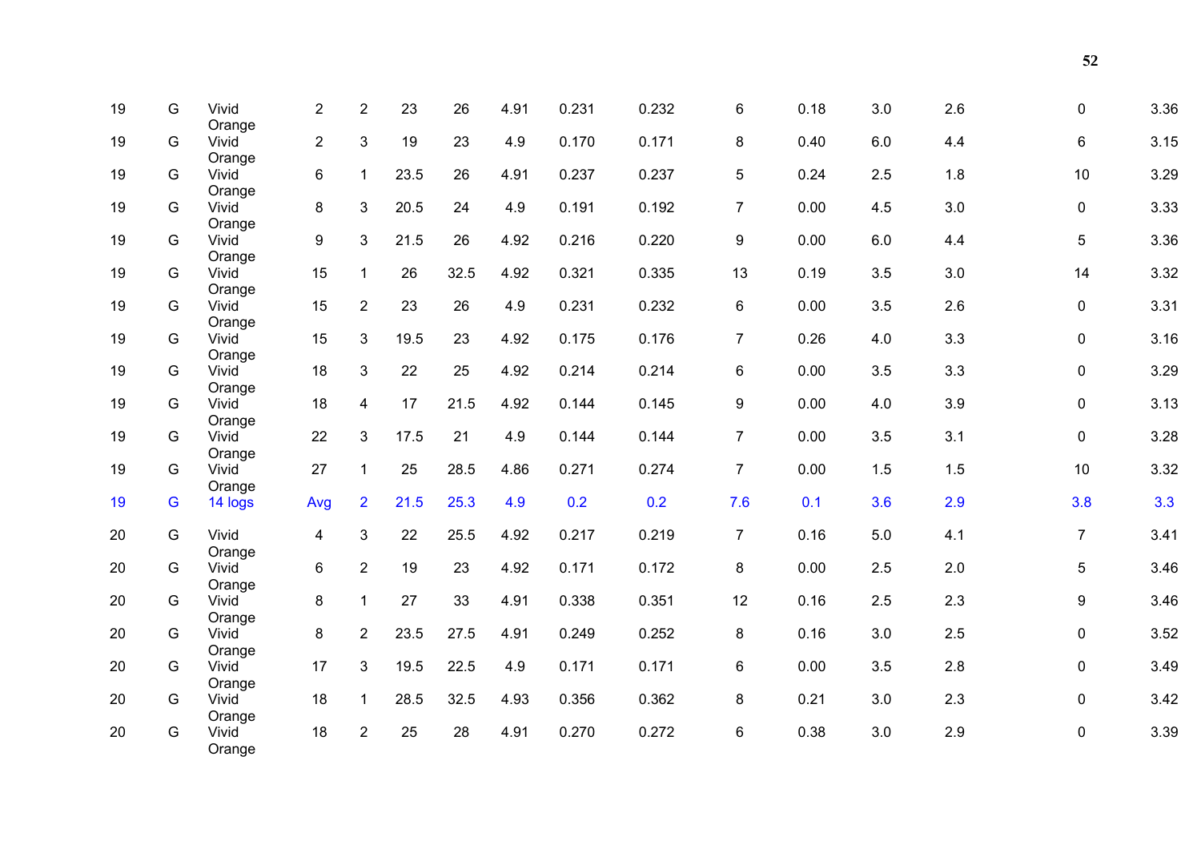| | | | | | | | | | | | | | | | |
|---|---|---|---|---|---|---|---|---|---|---|---|---|---|---|---|
| 19 | G | Vivid Orange | 2 | 2 | 23 | 26 | 4.91 | 0.231 | 0.232 | 6 | 0.18 | 3.0 | 2.6 | 0 | 3.36 |
| 19 | G | Vivid Orange | 2 | 3 | 19 | 23 | 4.9 | 0.170 | 0.171 | 8 | 0.40 | 6.0 | 4.4 | 6 | 3.15 |
| 19 | G | Vivid Orange | 6 | 1 | 23.5 | 26 | 4.91 | 0.237 | 0.237 | 5 | 0.24 | 2.5 | 1.8 | 10 | 3.29 |
| 19 | G | Vivid Orange | 8 | 3 | 20.5 | 24 | 4.9 | 0.191 | 0.192 | 7 | 0.00 | 4.5 | 3.0 | 0 | 3.33 |
| 19 | G | Vivid Orange | 9 | 3 | 21.5 | 26 | 4.92 | 0.216 | 0.220 | 9 | 0.00 | 6.0 | 4.4 | 5 | 3.36 |
| 19 | G | Vivid Orange | 15 | 1 | 26 | 32.5 | 4.92 | 0.321 | 0.335 | 13 | 0.19 | 3.5 | 3.0 | 14 | 3.32 |
| 19 | G | Vivid Orange | 15 | 2 | 23 | 26 | 4.9 | 0.231 | 0.232 | 6 | 0.00 | 3.5 | 2.6 | 0 | 3.31 |
| 19 | G | Vivid Orange | 15 | 3 | 19.5 | 23 | 4.92 | 0.175 | 0.176 | 7 | 0.26 | 4.0 | 3.3 | 0 | 3.16 |
| 19 | G | Vivid Orange | 18 | 3 | 22 | 25 | 4.92 | 0.214 | 0.214 | 6 | 0.00 | 3.5 | 3.3 | 0 | 3.29 |
| 19 | G | Vivid Orange | 18 | 4 | 17 | 21.5 | 4.92 | 0.144 | 0.145 | 9 | 0.00 | 4.0 | 3.9 | 0 | 3.13 |
| 19 | G | Vivid Orange | 22 | 3 | 17.5 | 21 | 4.9 | 0.144 | 0.144 | 7 | 0.00 | 3.5 | 3.1 | 0 | 3.28 |
| 19 | G | Vivid Orange | 27 | 1 | 25 | 28.5 | 4.86 | 0.271 | 0.274 | 7 | 0.00 | 1.5 | 1.5 | 10 | 3.32 |
| 19 | G | 14 logs | Avg | 2 | 21.5 | 25.3 | 4.9 | 0.2 | 0.2 | 7.6 | 0.1 | 3.6 | 2.9 | 3.8 | 3.3 |
| 20 | G | Vivid Orange | 4 | 3 | 22 | 25.5 | 4.92 | 0.217 | 0.219 | 7 | 0.16 | 5.0 | 4.1 | 7 | 3.41 |
| 20 | G | Vivid Orange | 6 | 2 | 19 | 23 | 4.92 | 0.171 | 0.172 | 8 | 0.00 | 2.5 | 2.0 | 5 | 3.46 |
| 20 | G | Vivid Orange | 8 | 1 | 27 | 33 | 4.91 | 0.338 | 0.351 | 12 | 0.16 | 2.5 | 2.3 | 9 | 3.46 |
| 20 | G | Vivid Orange | 8 | 2 | 23.5 | 27.5 | 4.91 | 0.249 | 0.252 | 8 | 0.16 | 3.0 | 2.5 | 0 | 3.52 |
| 20 | G | Vivid Orange | 17 | 3 | 19.5 | 22.5 | 4.9 | 0.171 | 0.171 | 6 | 0.00 | 3.5 | 2.8 | 0 | 3.49 |
| 20 | G | Vivid Orange | 18 | 1 | 28.5 | 32.5 | 4.93 | 0.356 | 0.362 | 8 | 0.21 | 3.0 | 2.3 | 0 | 3.42 |
| 20 | G | Vivid Orange | 18 | 2 | 25 | 28 | 4.91 | 0.270 | 0.272 | 6 | 0.38 | 3.0 | 2.9 | 0 | 3.39 |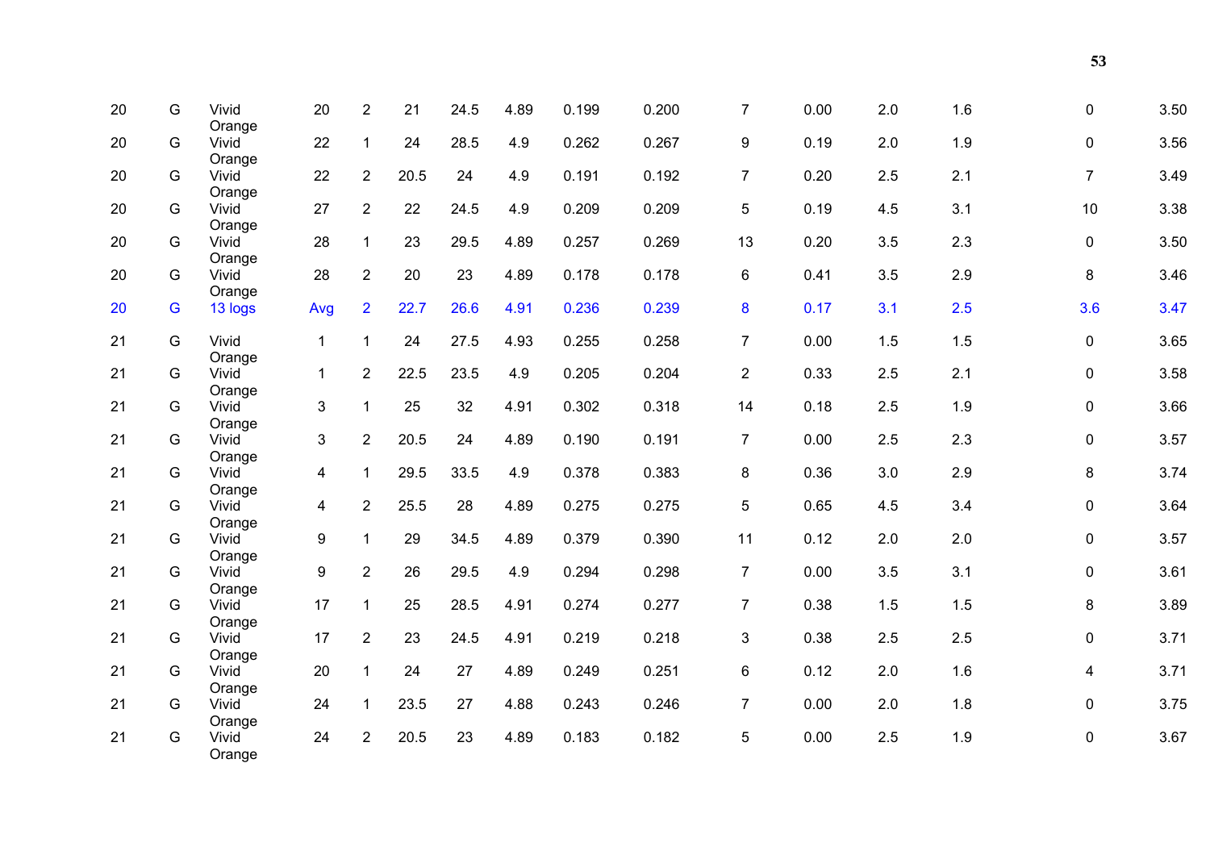| | | | | | | | | | | | | | | | |
|---|---|---|---|---|---|---|---|---|---|---|---|---|---|---|---|
| 20 | G | Vivid Orange | 20 | 2 | 21 | 24.5 | 4.89 | 0.199 | 0.200 | 7 | 0.00 | 2.0 | 1.6 | 0 | 3.50 |
| 20 | G | Vivid Orange | 22 | 1 | 24 | 28.5 | 4.9 | 0.262 | 0.267 | 9 | 0.19 | 2.0 | 1.9 | 0 | 3.56 |
| 20 | G | Vivid Orange | 22 | 2 | 20.5 | 24 | 4.9 | 0.191 | 0.192 | 7 | 0.20 | 2.5 | 2.1 | 7 | 3.49 |
| 20 | G | Vivid Orange | 27 | 2 | 22 | 24.5 | 4.9 | 0.209 | 0.209 | 5 | 0.19 | 4.5 | 3.1 | 10 | 3.38 |
| 20 | G | Vivid Orange | 28 | 1 | 23 | 29.5 | 4.89 | 0.257 | 0.269 | 13 | 0.20 | 3.5 | 2.3 | 0 | 3.50 |
| 20 | G | Vivid Orange | 28 | 2 | 20 | 23 | 4.89 | 0.178 | 0.178 | 6 | 0.41 | 3.5 | 2.9 | 8 | 3.46 |
| 20 | G | 13 logs | Avg | 2 | 22.7 | 26.6 | 4.91 | 0.236 | 0.239 | 8 | 0.17 | 3.1 | 2.5 | 3.6 | 3.47 |
| 21 | G | Vivid Orange | 1 | 1 | 24 | 27.5 | 4.93 | 0.255 | 0.258 | 7 | 0.00 | 1.5 | 1.5 | 0 | 3.65 |
| 21 | G | Vivid Orange | 1 | 2 | 22.5 | 23.5 | 4.9 | 0.205 | 0.204 | 2 | 0.33 | 2.5 | 2.1 | 0 | 3.58 |
| 21 | G | Vivid Orange | 3 | 1 | 25 | 32 | 4.91 | 0.302 | 0.318 | 14 | 0.18 | 2.5 | 1.9 | 0 | 3.66 |
| 21 | G | Vivid Orange | 3 | 2 | 20.5 | 24 | 4.89 | 0.190 | 0.191 | 7 | 0.00 | 2.5 | 2.3 | 0 | 3.57 |
| 21 | G | Vivid Orange | 4 | 1 | 29.5 | 33.5 | 4.9 | 0.378 | 0.383 | 8 | 0.36 | 3.0 | 2.9 | 8 | 3.74 |
| 21 | G | Vivid Orange | 4 | 2 | 25.5 | 28 | 4.89 | 0.275 | 0.275 | 5 | 0.65 | 4.5 | 3.4 | 0 | 3.64 |
| 21 | G | Vivid Orange | 9 | 1 | 29 | 34.5 | 4.89 | 0.379 | 0.390 | 11 | 0.12 | 2.0 | 2.0 | 0 | 3.57 |
| 21 | G | Vivid Orange | 9 | 2 | 26 | 29.5 | 4.9 | 0.294 | 0.298 | 7 | 0.00 | 3.5 | 3.1 | 0 | 3.61 |
| 21 | G | Vivid Orange | 17 | 1 | 25 | 28.5 | 4.91 | 0.274 | 0.277 | 7 | 0.38 | 1.5 | 1.5 | 8 | 3.89 |
| 21 | G | Vivid Orange | 17 | 2 | 23 | 24.5 | 4.91 | 0.219 | 0.218 | 3 | 0.38 | 2.5 | 2.5 | 0 | 3.71 |
| 21 | G | Vivid Orange | 20 | 1 | 24 | 27 | 4.89 | 0.249 | 0.251 | 6 | 0.12 | 2.0 | 1.6 | 4 | 3.71 |
| 21 | G | Vivid Orange | 24 | 1 | 23.5 | 27 | 4.88 | 0.243 | 0.246 | 7 | 0.00 | 2.0 | 1.8 | 0 | 3.75 |
| 21 | G | Vivid Orange | 24 | 2 | 20.5 | 23 | 4.89 | 0.183 | 0.182 | 5 | 0.00 | 2.5 | 1.9 | 0 | 3.67 |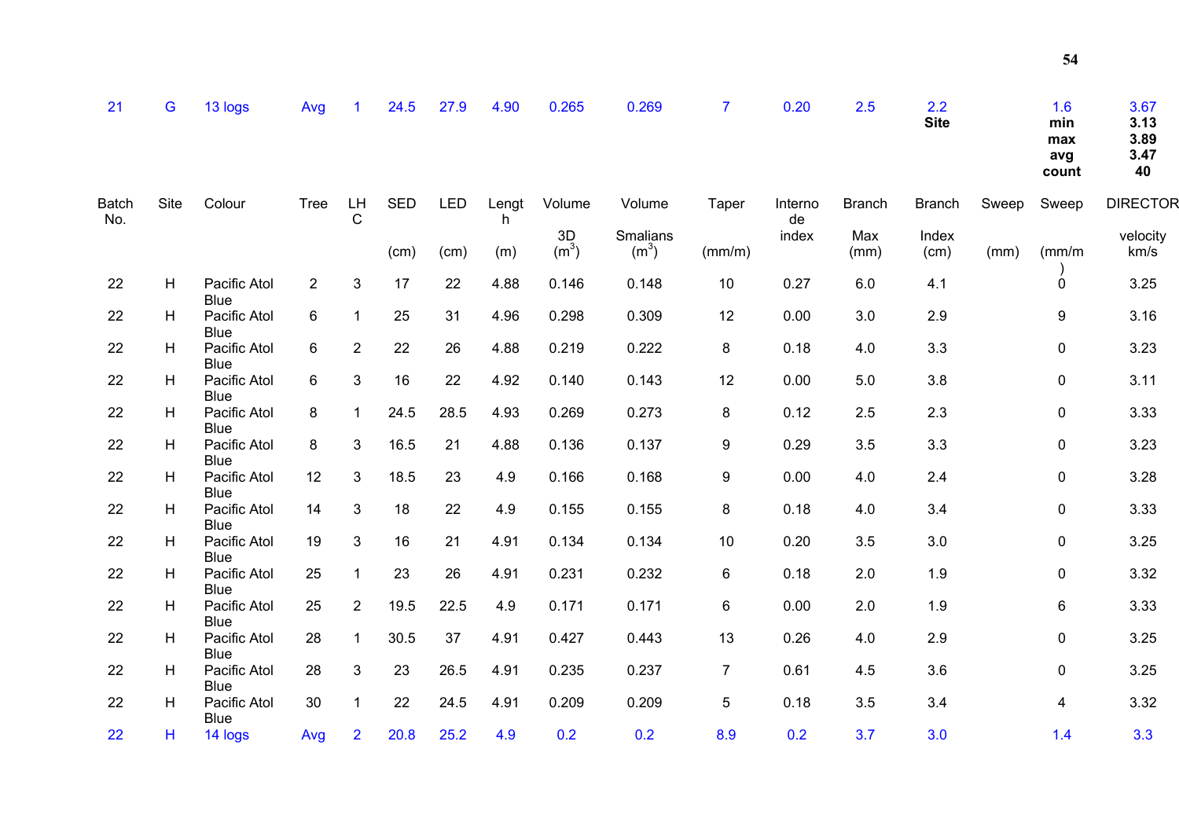| 21 | G | 13 logs | Avg | 1 | 24.5 | 27.9 | 4.90 | 0.265 | 0.269 | 7 | 0.20 | 2.5 | 2.2 | | 1.6 | 3.67 |
|---|---|---|---|---|---|---|---|---|---|---|---|---|---|---|---|---|
| | | | | | | | | | | | | | **Site** | | **min** | **3.13** |
| | | | | | | | | | | | | | | | **max** | **3.89** |
| | | | | | | | | | | | | | | | **avg** | **3.47** |
| | | | | | | | | | | | | | | | **count** | **40** |

| Batch No. | Site | Colour | Tree | LHC | SED | LED | Length | Volume 3D | Volume Smalians | Taper | Internode index | Branch Max | Branch Index | Sweep | Sweep | DIRECTOR velocity |
|---|---|---|---|---|---|---|---|---|---|---|---|---|---|---|---|---|
| | | | | | (cm) | (cm) | (m) | ($m^3$) | ($m^3$) | (mm/m) | | (mm) | (cm) | (mm) | (mm/m) | km/s |
| 22 | H | Pacific Atol Blue | 2 | 3 | 17 | 22 | 4.88 | 0.146 | 0.148 | 10 | 0.27 | 6.0 | 4.1 | | 0 | 3.25 |
| 22 | H | Pacific Atol Blue | 6 | 1 | 25 | 31 | 4.96 | 0.298 | 0.309 | 12 | 0.00 | 3.0 | 2.9 | | 9 | 3.16 |
| 22 | H | Pacific Atol Blue | 6 | 2 | 22 | 26 | 4.88 | 0.219 | 0.222 | 8 | 0.18 | 4.0 | 3.3 | | 0 | 3.23 |
| 22 | H | Pacific Atol Blue | 6 | 3 | 16 | 22 | 4.92 | 0.140 | 0.143 | 12 | 0.00 | 5.0 | 3.8 | | 0 | 3.11 |
| 22 | H | Pacific Atol Blue | 8 | 1 | 24.5 | 28.5 | 4.93 | 0.269 | 0.273 | 8 | 0.12 | 2.5 | 2.3 | | 0 | 3.33 |
| 22 | H | Pacific Atol Blue | 8 | 3 | 16.5 | 21 | 4.88 | 0.136 | 0.137 | 9 | 0.29 | 3.5 | 3.3 | | 0 | 3.23 |
| 22 | H | Pacific Atol Blue | 12 | 3 | 18.5 | 23 | 4.9 | 0.166 | 0.168 | 9 | 0.00 | 4.0 | 2.4 | | 0 | 3.28 |
| 22 | H | Pacific Atol Blue | 14 | 3 | 18 | 22 | 4.9 | 0.155 | 0.155 | 8 | 0.18 | 4.0 | 3.4 | | 0 | 3.33 |
| 22 | H | Pacific Atol Blue | 19 | 3 | 16 | 21 | 4.91 | 0.134 | 0.134 | 10 | 0.20 | 3.5 | 3.0 | | 0 | 3.25 |
| 22 | H | Pacific Atol Blue | 25 | 1 | 23 | 26 | 4.91 | 0.231 | 0.232 | 6 | 0.18 | 2.0 | 1.9 | | 0 | 3.32 |
| 22 | H | Pacific Atol Blue | 25 | 2 | 19.5 | 22.5 | 4.9 | 0.171 | 0.171 | 6 | 0.00 | 2.0 | 1.9 | | 6 | 3.33 |
| 22 | H | Pacific Atol Blue | 28 | 1 | 30.5 | 37 | 4.91 | 0.427 | 0.443 | 13 | 0.26 | 4.0 | 2.9 | | 0 | 3.25 |
| 22 | H | Pacific Atol Blue | 28 | 3 | 23 | 26.5 | 4.91 | 0.235 | 0.237 | 7 | 0.61 | 4.5 | 3.6 | | 0 | 3.25 |
| 22 | H | Pacific Atol Blue | 30 | 1 | 22 | 24.5 | 4.91 | 0.209 | 0.209 | 5 | 0.18 | 3.5 | 3.4 | | 4 | 3.32 |
| 22 | H | 14 logs | Avg | 2 | 20.8 | 25.2 | 4.9 | 0.2 | 0.2 | 8.9 | 0.2 | 3.7 | 3.0 | | 1.4 | 3.3 |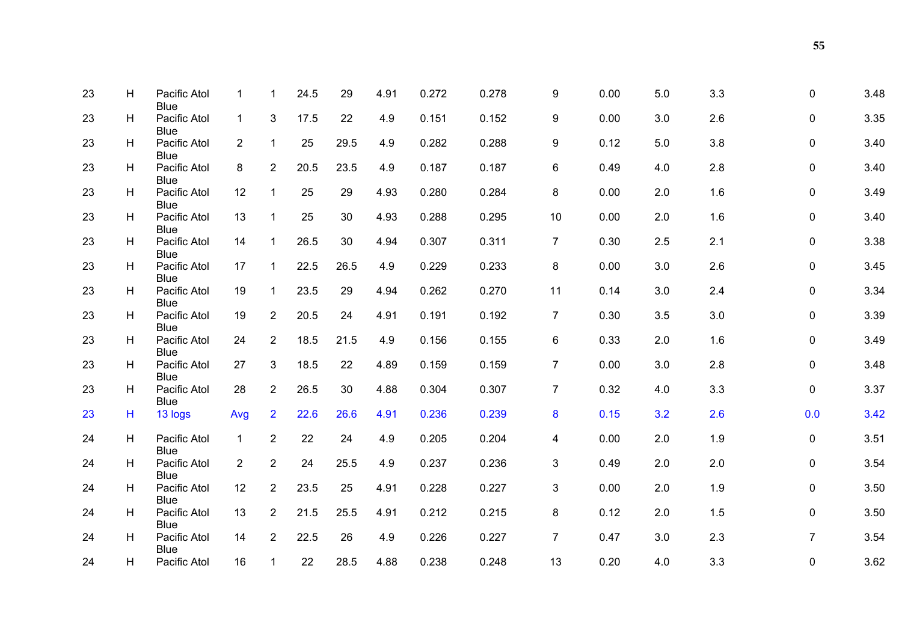| | | | | | | | | | | | | | | | |
|---|---|---|---|---|---|---|---|---|---|---|---|---|---|---|---|
| 23 | H | Pacific Atol Blue | 1 | 1 | 24.5 | 29 | 4.91 | 0.272 | 0.278 | 9 | 0.00 | 5.0 | 3.3 | 0 | 3.48 |
| 23 | H | Pacific Atol Blue | 1 | 3 | 17.5 | 22 | 4.9 | 0.151 | 0.152 | 9 | 0.00 | 3.0 | 2.6 | 0 | 3.35 |
| 23 | H | Pacific Atol Blue | 2 | 1 | 25 | 29.5 | 4.9 | 0.282 | 0.288 | 9 | 0.12 | 5.0 | 3.8 | 0 | 3.40 |
| 23 | H | Pacific Atol Blue | 8 | 2 | 20.5 | 23.5 | 4.9 | 0.187 | 0.187 | 6 | 0.49 | 4.0 | 2.8 | 0 | 3.40 |
| 23 | H | Pacific Atol Blue | 12 | 1 | 25 | 29 | 4.93 | 0.280 | 0.284 | 8 | 0.00 | 2.0 | 1.6 | 0 | 3.49 |
| 23 | H | Pacific Atol Blue | 13 | 1 | 25 | 30 | 4.93 | 0.288 | 0.295 | 10 | 0.00 | 2.0 | 1.6 | 0 | 3.40 |
| 23 | H | Pacific Atol Blue | 14 | 1 | 26.5 | 30 | 4.94 | 0.307 | 0.311 | 7 | 0.30 | 2.5 | 2.1 | 0 | 3.38 |
| 23 | H | Pacific Atol Blue | 17 | 1 | 22.5 | 26.5 | 4.9 | 0.229 | 0.233 | 8 | 0.00 | 3.0 | 2.6 | 0 | 3.45 |
| 23 | H | Pacific Atol Blue | 19 | 1 | 23.5 | 29 | 4.94 | 0.262 | 0.270 | 11 | 0.14 | 3.0 | 2.4 | 0 | 3.34 |
| 23 | H | Pacific Atol Blue | 19 | 2 | 20.5 | 24 | 4.91 | 0.191 | 0.192 | 7 | 0.30 | 3.5 | 3.0 | 0 | 3.39 |
| 23 | H | Pacific Atol Blue | 24 | 2 | 18.5 | 21.5 | 4.9 | 0.156 | 0.155 | 6 | 0.33 | 2.0 | 1.6 | 0 | 3.49 |
| 23 | H | Pacific Atol Blue | 27 | 3 | 18.5 | 22 | 4.89 | 0.159 | 0.159 | 7 | 0.00 | 3.0 | 2.8 | 0 | 3.48 |
| 23 | H | Pacific Atol Blue | 28 | 2 | 26.5 | 30 | 4.88 | 0.304 | 0.307 | 7 | 0.32 | 4.0 | 3.3 | 0 | 3.37 |
| 23 | H | 13 logs | Avg | 2 | 22.6 | 26.6 | 4.91 | 0.236 | 0.239 | 8 | 0.15 | 3.2 | 2.6 | 0.0 | 3.42 |
| 24 | H | Pacific Atol Blue | 1 | 2 | 22 | 24 | 4.9 | 0.205 | 0.204 | 4 | 0.00 | 2.0 | 1.9 | 0 | 3.51 |
| 24 | H | Pacific Atol Blue | 2 | 2 | 24 | 25.5 | 4.9 | 0.237 | 0.236 | 3 | 0.49 | 2.0 | 2.0 | 0 | 3.54 |
| 24 | H | Pacific Atol Blue | 12 | 2 | 23.5 | 25 | 4.91 | 0.228 | 0.227 | 3 | 0.00 | 2.0 | 1.9 | 0 | 3.50 |
| 24 | H | Pacific Atol Blue | 13 | 2 | 21.5 | 25.5 | 4.91 | 0.212 | 0.215 | 8 | 0.12 | 2.0 | 1.5 | 0 | 3.50 |
| 24 | H | Pacific Atol Blue | 14 | 2 | 22.5 | 26 | 4.9 | 0.226 | 0.227 | 7 | 0.47 | 3.0 | 2.3 | 7 | 3.54 |
| 24 | H | Pacific Atol | 16 | 1 | 22 | 28.5 | 4.88 | 0.238 | 0.248 | 13 | 0.20 | 4.0 | 3.3 | 0 | 3.62 |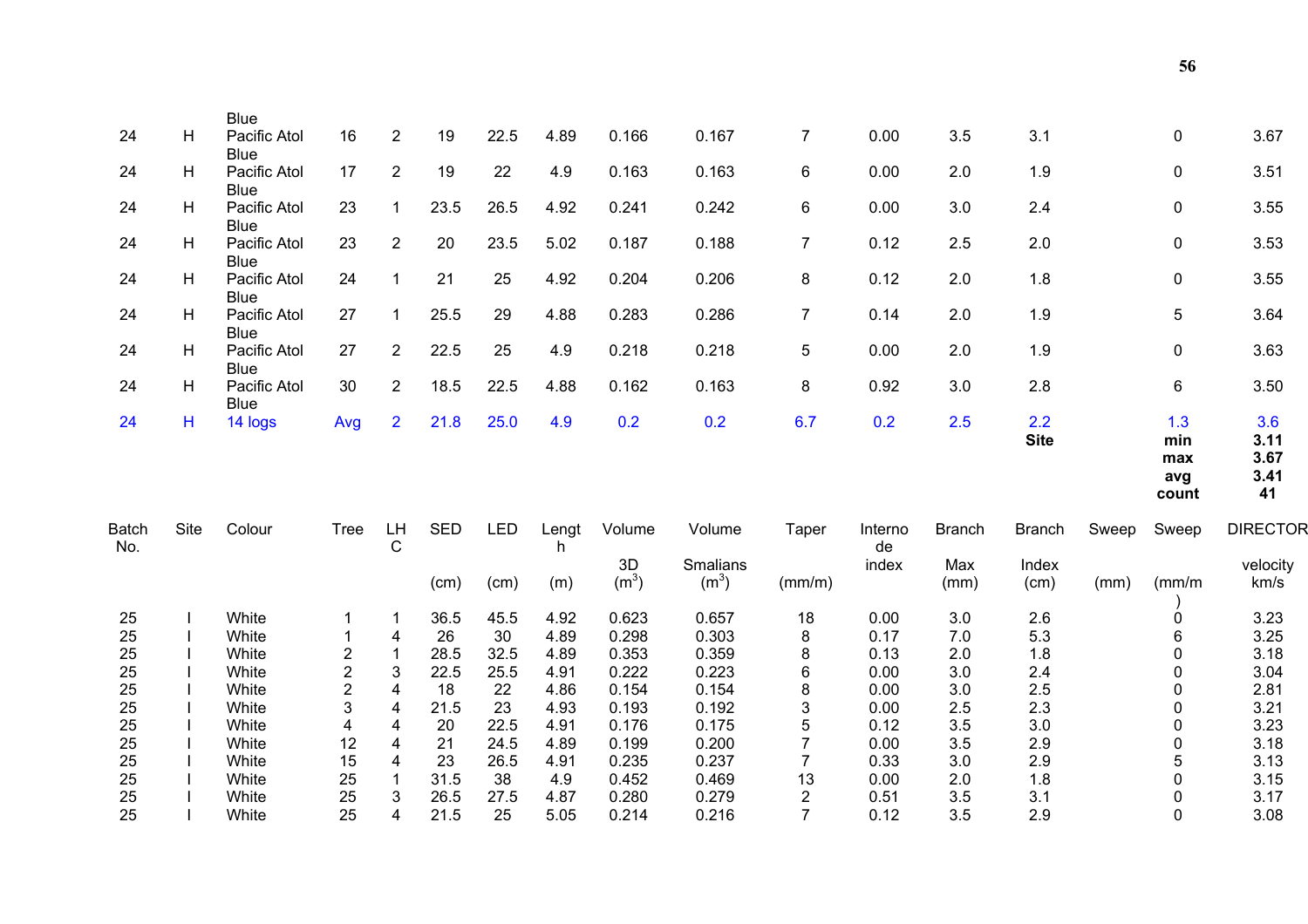| | | | | | | | | | | | | | | | | |
|---|---|---|---|---|---|---|---|---|---|---|---|---|---|---|---|---|
| 24 | H | Blue Pacific Atol | 16 | 2 | 19 | 22.5 | 4.89 | 0.166 | 0.167 | 7 | 0.00 | 3.5 | 3.1 | | 0 | 3.67 |
| 24 | H | Blue Pacific Atol | 17 | 2 | 19 | 22 | 4.9 | 0.163 | 0.163 | 6 | 0.00 | 2.0 | 1.9 | | 0 | 3.51 |
| 24 | H | Blue Pacific Atol | 23 | 1 | 23.5 | 26.5 | 4.92 | 0.241 | 0.242 | 6 | 0.00 | 3.0 | 2.4 | | 0 | 3.55 |
| 24 | H | Blue Pacific Atol | 23 | 2 | 20 | 23.5 | 5.02 | 0.187 | 0.188 | 7 | 0.12 | 2.5 | 2.0 | | 0 | 3.53 |
| 24 | H | Blue Pacific Atol | 24 | 1 | 21 | 25 | 4.92 | 0.204 | 0.206 | 8 | 0.12 | 2.0 | 1.8 | | 0 | 3.55 |
| 24 | H | Blue Pacific Atol | 27 | 1 | 25.5 | 29 | 4.88 | 0.283 | 0.286 | 7 | 0.14 | 2.0 | 1.9 | | 5 | 3.64 |
| 24 | H | Blue Pacific Atol | 27 | 2 | 22.5 | 25 | 4.9 | 0.218 | 0.218 | 5 | 0.00 | 2.0 | 1.9 | | 0 | 3.63 |
| 24 | H | Blue Pacific Atol | 30 | 2 | 18.5 | 22.5 | 4.88 | 0.162 | 0.163 | 8 | 0.92 | 3.0 | 2.8 | | 6 | 3.50 |
| 24 | H | Blue 14 logs | Avg | 2 | 21.8 | 25.0 | 4.9 | 0.2 | 0.2 | 6.7 | 0.2 | 2.5 | 2.2 | | 1.3 | 3.6 |
| | | | | | | | | | | | | | **Site** | | **min** | **3.11** |
| | | | | | | | | | | | | | | | **max** | **3.67** |
| | | | | | | | | | | | | | | | **avg** | **3.41** |
| | | | | | | | | | | | | | | | **count** | **41** |

| Batch No. | Site | Colour | Tree | LHC | SED | LED | Length | Volume | Volume | Taper | Internode | Branch | Branch | Sweep | Sweep | DIRECTOR |
|---|---|---|---|---|---|---|---|---|---|---|---|---|---|---|---|---|
| | | | | | | | | 3D | Smalians | | index | Max | Index | | | velocity |
| | | | | | (cm) | (cm) | (m) | ($m^3$) | ($m^3$) | (mm/m) | | (mm) | (cm) | (mm) | (mm/m) | km/s |
| 25 | I | White | 1 | 1 | 36.5 | 45.5 | 4.92 | 0.623 | 0.657 | 18 | 0.00 | 3.0 | 2.6 | | 0 | 3.23 |
| 25 | I | White | 1 | 4 | 26 | 30 | 4.89 | 0.298 | 0.303 | 8 | 0.17 | 7.0 | 5.3 | | 6 | 3.25 |
| 25 | I | White | 2 | 1 | 28.5 | 32.5 | 4.89 | 0.353 | 0.359 | 8 | 0.13 | 2.0 | 1.8 | | 0 | 3.18 |
| 25 | I | White | 2 | 3 | 22.5 | 25.5 | 4.91 | 0.222 | 0.223 | 6 | 0.00 | 3.0 | 2.4 | | 0 | 3.04 |
| 25 | I | White | 2 | 4 | 18 | 22 | 4.86 | 0.154 | 0.154 | 8 | 0.00 | 3.0 | 2.5 | | 0 | 2.81 |
| 25 | I | White | 3 | 4 | 21.5 | 23 | 4.93 | 0.193 | 0.192 | 3 | 0.00 | 2.5 | 2.3 | | 0 | 3.21 |
| 25 | I | White | 4 | 4 | 20 | 22.5 | 4.91 | 0.176 | 0.175 | 5 | 0.12 | 3.5 | 3.0 | | 0 | 3.23 |
| 25 | I | White | 12 | 4 | 21 | 24.5 | 4.89 | 0.199 | 0.200 | 7 | 0.00 | 3.5 | 2.9 | | 0 | 3.18 |
| 25 | I | White | 15 | 4 | 23 | 26.5 | 4.91 | 0.235 | 0.237 | 7 | 0.33 | 3.0 | 2.9 | | 5 | 3.13 |
| 25 | I | White | 25 | 1 | 31.5 | 38 | 4.9 | 0.452 | 0.469 | 13 | 0.00 | 2.0 | 1.8 | | 0 | 3.15 |
| 25 | I | White | 25 | 3 | 26.5 | 27.5 | 4.87 | 0.280 | 0.279 | 2 | 0.51 | 3.5 | 3.1 | | 0 | 3.17 |
| 25 | I | White | 25 | 4 | 21.5 | 25 | 5.05 | 0.214 | 0.216 | 7 | 0.12 | 3.5 | 2.9 | | 0 | 3.08 |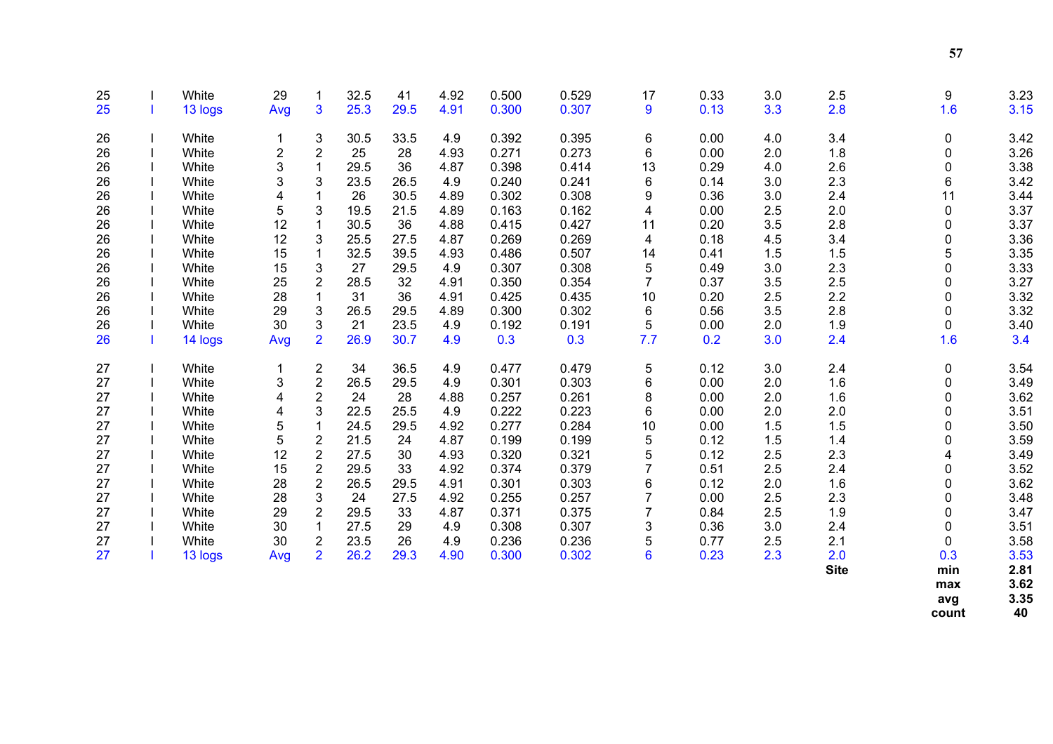| | | | | | | | | | | | | | | | |
|---|---|---|---|---|---|---|---|---|---|---|---|---|---|---|---|
| 25 | I | White | 29 | 1 | 32.5 | 41 | 4.92 | 0.500 | 0.529 | 17 | 0.33 | 3.0 | 2.5 | 9 | 3.23 |
| 25 | I | 13 logs | Avg | 3 | 25.3 | 29.5 | 4.91 | 0.300 | 0.307 | 9 | 0.13 | 3.3 | 2.8 | 1.6 | 3.15 |
| | | | | | | | | | | | | | | | |
| 26 | I | White | 1 | 3 | 30.5 | 33.5 | 4.9 | 0.392 | 0.395 | 6 | 0.00 | 4.0 | 3.4 | 0 | 3.42 |
| 26 | I | White | 2 | 2 | 25 | 28 | 4.93 | 0.271 | 0.273 | 6 | 0.00 | 2.0 | 1.8 | 0 | 3.26 |
| 26 | I | White | 3 | 1 | 29.5 | 36 | 4.87 | 0.398 | 0.414 | 13 | 0.29 | 4.0 | 2.6 | 0 | 3.38 |
| 26 | I | White | 3 | 3 | 23.5 | 26.5 | 4.9 | 0.240 | 0.241 | 6 | 0.14 | 3.0 | 2.3 | 6 | 3.42 |
| 26 | I | White | 4 | 1 | 26 | 30.5 | 4.89 | 0.302 | 0.308 | 9 | 0.36 | 3.0 | 2.4 | 11 | 3.44 |
| 26 | I | White | 5 | 3 | 19.5 | 21.5 | 4.89 | 0.163 | 0.162 | 4 | 0.00 | 2.5 | 2.0 | 0 | 3.37 |
| 26 | I | White | 12 | 1 | 30.5 | 36 | 4.88 | 0.415 | 0.427 | 11 | 0.20 | 3.5 | 2.8 | 0 | 3.37 |
| 26 | I | White | 12 | 3 | 25.5 | 27.5 | 4.87 | 0.269 | 0.269 | 4 | 0.18 | 4.5 | 3.4 | 0 | 3.36 |
| 26 | I | White | 15 | 1 | 32.5 | 39.5 | 4.93 | 0.486 | 0.507 | 14 | 0.41 | 1.5 | 1.5 | 5 | 3.35 |
| 26 | I | White | 15 | 3 | 27 | 29.5 | 4.9 | 0.307 | 0.308 | 5 | 0.49 | 3.0 | 2.3 | 0 | 3.33 |
| 26 | I | White | 25 | 2 | 28.5 | 32 | 4.91 | 0.350 | 0.354 | 7 | 0.37 | 3.5 | 2.5 | 0 | 3.27 |
| 26 | I | White | 28 | 1 | 31 | 36 | 4.91 | 0.425 | 0.435 | 10 | 0.20 | 2.5 | 2.2 | 0 | 3.32 |
| 26 | I | White | 29 | 3 | 26.5 | 29.5 | 4.89 | 0.300 | 0.302 | 6 | 0.56 | 3.5 | 2.8 | 0 | 3.32 |
| 26 | I | White | 30 | 3 | 21 | 23.5 | 4.9 | 0.192 | 0.191 | 5 | 0.00 | 2.0 | 1.9 | 0 | 3.40 |
| 26 | I | 14 logs | Avg | 2 | 26.9 | 30.7 | 4.9 | 0.3 | 0.3 | 7.7 | 0.2 | 3.0 | 2.4 | 1.6 | 3.4 |
| | | | | | | | | | | | | | | | |
| 27 | I | White | 1 | 2 | 34 | 36.5 | 4.9 | 0.477 | 0.479 | 5 | 0.12 | 3.0 | 2.4 | 0 | 3.54 |
| 27 | I | White | 3 | 2 | 26.5 | 29.5 | 4.9 | 0.301 | 0.303 | 6 | 0.00 | 2.0 | 1.6 | 0 | 3.49 |
| 27 | I | White | 4 | 2 | 24 | 28 | 4.88 | 0.257 | 0.261 | 8 | 0.00 | 2.0 | 1.6 | 0 | 3.62 |
| 27 | I | White | 4 | 3 | 22.5 | 25.5 | 4.9 | 0.222 | 0.223 | 6 | 0.00 | 2.0 | 2.0 | 0 | 3.51 |
| 27 | I | White | 5 | 1 | 24.5 | 29.5 | 4.92 | 0.277 | 0.284 | 10 | 0.00 | 1.5 | 1.5 | 0 | 3.50 |
| 27 | I | White | 5 | 2 | 21.5 | 24 | 4.87 | 0.199 | 0.199 | 5 | 0.12 | 1.5 | 1.4 | 0 | 3.59 |
| 27 | I | White | 12 | 2 | 27.5 | 30 | 4.93 | 0.320 | 0.321 | 5 | 0.12 | 2.5 | 2.3 | 4 | 3.49 |
| 27 | I | White | 15 | 2 | 29.5 | 33 | 4.92 | 0.374 | 0.379 | 7 | 0.51 | 2.5 | 2.4 | 0 | 3.52 |
| 27 | I | White | 28 | 2 | 26.5 | 29.5 | 4.91 | 0.301 | 0.303 | 6 | 0.12 | 2.0 | 1.6 | 0 | 3.62 |
| 27 | I | White | 28 | 3 | 24 | 27.5 | 4.92 | 0.255 | 0.257 | 7 | 0.00 | 2.5 | 2.3 | 0 | 3.48 |
| 27 | I | White | 29 | 2 | 29.5 | 33 | 4.87 | 0.371 | 0.375 | 7 | 0.84 | 2.5 | 1.9 | 0 | 3.47 |
| 27 | I | White | 30 | 1 | 27.5 | 29 | 4.9 | 0.308 | 0.307 | 3 | 0.36 | 3.0 | 2.4 | 0 | 3.51 |
| 27 | I | White | 30 | 2 | 23.5 | 26 | 4.9 | 0.236 | 0.236 | 5 | 0.77 | 2.5 | 2.1 | 0 | 3.58 |
| 27 | I | 13 logs | Avg | 2 | 26.2 | 29.3 | 4.90 | 0.300 | 0.302 | 6 | 0.23 | 2.3 | 2.0 | 0.3 | 3.53 |
| | | | | | | | | | | | | | **Site** | **min** | **2.81** |
| | | | | | | | | | | | | | | **max** | **3.62** |
| | | | | | | | | | | | | | | **avg** | **3.35** |
| | | | | | | | | | | | | | | **count** | **40** |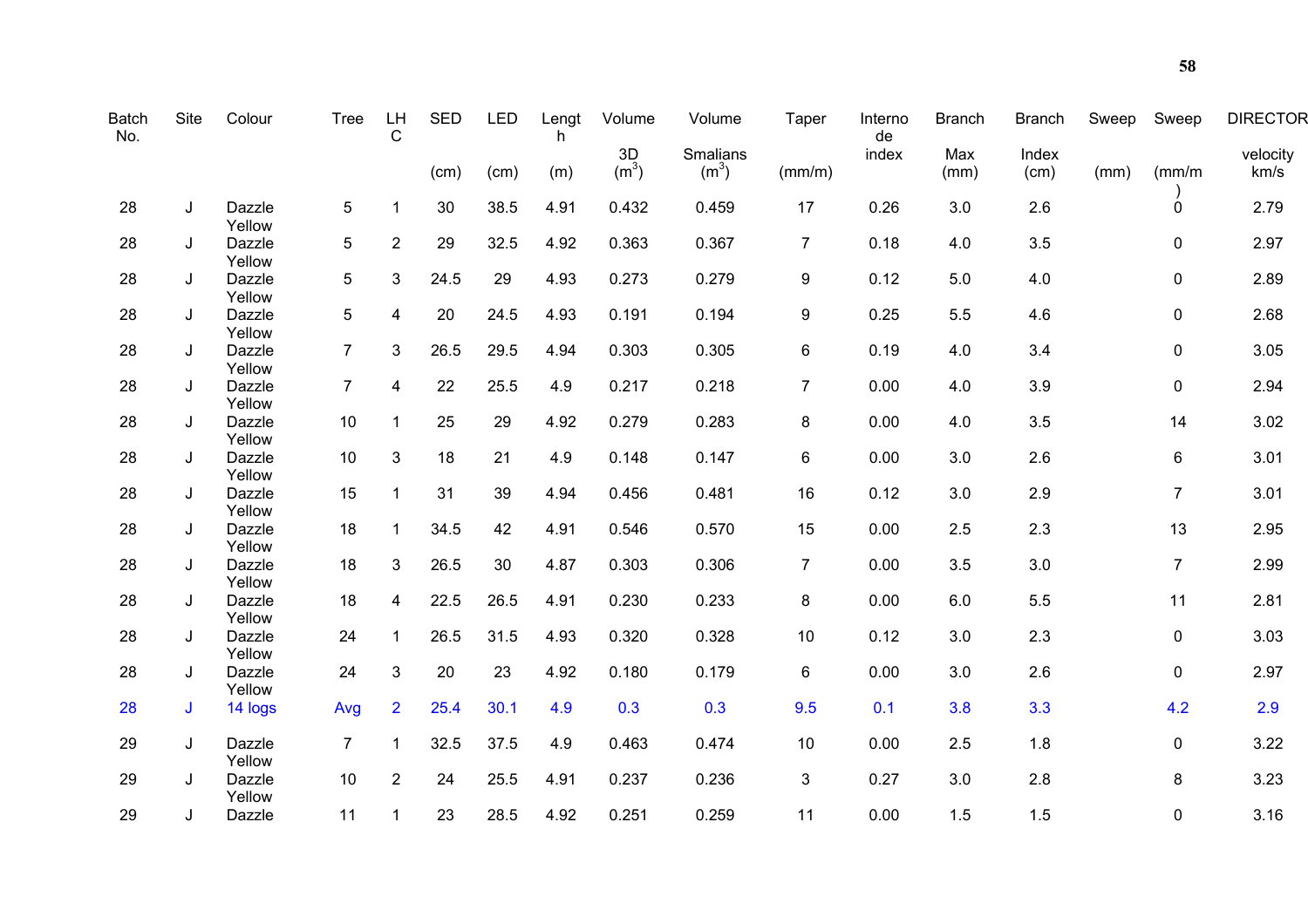| Batch No. | Site | Colour | Tree | LHC | SED (cm) | LED (cm) | Length (m) | Volume 3D ($m^3$) | Volume Smalians ($m^3$) | Taper (mm/m) | Internode index | Branch Max (mm) | Branch Index (cm) | Sweep (mm) | Sweep (mm/m) | DIRECTOR velocity km/s |
|---|---|---|---|---|---|---|---|---|---|---|---|---|---|---|---|---|
| 28 | J | Dazzle Yellow | 5 | 1 | 30 | 38.5 | 4.91 | 0.432 | 0.459 | 17 | 0.26 | 3.0 | 2.6 | | 0 | 2.79 |
| 28 | J | Dazzle Yellow | 5 | 2 | 29 | 32.5 | 4.92 | 0.363 | 0.367 | 7 | 0.18 | 4.0 | 3.5 | | 0 | 2.97 |
| 28 | J | Dazzle Yellow | 5 | 3 | 24.5 | 29 | 4.93 | 0.273 | 0.279 | 9 | 0.12 | 5.0 | 4.0 | | 0 | 2.89 |
| 28 | J | Dazzle Yellow | 5 | 4 | 20 | 24.5 | 4.93 | 0.191 | 0.194 | 9 | 0.25 | 5.5 | 4.6 | | 0 | 2.68 |
| 28 | J | Dazzle Yellow | 7 | 3 | 26.5 | 29.5 | 4.94 | 0.303 | 0.305 | 6 | 0.19 | 4.0 | 3.4 | | 0 | 3.05 |
| 28 | J | Dazzle Yellow | 7 | 4 | 22 | 25.5 | 4.9 | 0.217 | 0.218 | 7 | 0.00 | 4.0 | 3.9 | | 0 | 2.94 |
| 28 | J | Dazzle Yellow | 10 | 1 | 25 | 29 | 4.92 | 0.279 | 0.283 | 8 | 0.00 | 4.0 | 3.5 | | 14 | 3.02 |
| 28 | J | Dazzle Yellow | 10 | 3 | 18 | 21 | 4.9 | 0.148 | 0.147 | 6 | 0.00 | 3.0 | 2.6 | | 6 | 3.01 |
| 28 | J | Dazzle Yellow | 15 | 1 | 31 | 39 | 4.94 | 0.456 | 0.481 | 16 | 0.12 | 3.0 | 2.9 | | 7 | 3.01 |
| 28 | J | Dazzle Yellow | 18 | 1 | 34.5 | 42 | 4.91 | 0.546 | 0.570 | 15 | 0.00 | 2.5 | 2.3 | | 13 | 2.95 |
| 28 | J | Dazzle Yellow | 18 | 3 | 26.5 | 30 | 4.87 | 0.303 | 0.306 | 7 | 0.00 | 3.5 | 3.0 | | 7 | 2.99 |
| 28 | J | Dazzle Yellow | 18 | 4 | 22.5 | 26.5 | 4.91 | 0.230 | 0.233 | 8 | 0.00 | 6.0 | 5.5 | | 11 | 2.81 |
| 28 | J | Dazzle Yellow | 24 | 1 | 26.5 | 31.5 | 4.93 | 0.320 | 0.328 | 10 | 0.12 | 3.0 | 2.3 | | 0 | 3.03 |
| 28 | J | Dazzle Yellow | 24 | 3 | 20 | 23 | 4.92 | 0.180 | 0.179 | 6 | 0.00 | 3.0 | 2.6 | | 0 | 2.97 |
| 28 | J | 14 logs | Avg | 2 | 25.4 | 30.1 | 4.9 | 0.3 | 0.3 | 9.5 | 0.1 | 3.8 | 3.3 | | 4.2 | 2.9 |
| 29 | J | Dazzle Yellow | 7 | 1 | 32.5 | 37.5 | 4.9 | 0.463 | 0.474 | 10 | 0.00 | 2.5 | 1.8 | | 0 | 3.22 |
| 29 | J | Dazzle Yellow | 10 | 2 | 24 | 25.5 | 4.91 | 0.237 | 0.236 | 3 | 0.27 | 3.0 | 2.8 | | 8 | 3.23 |
| 29 | J | Dazzle | 11 | 1 | 23 | 28.5 | 4.92 | 0.251 | 0.259 | 11 | 0.00 | 1.5 | 1.5 | | 0 | 3.16 |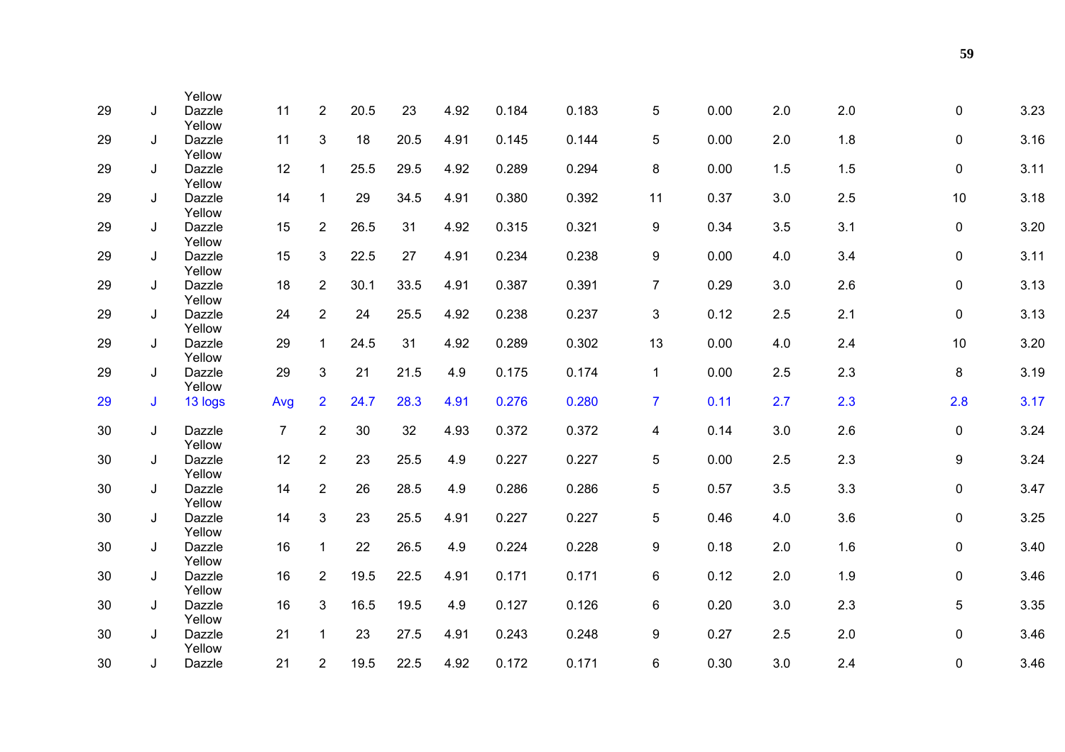| | | | | | | | | | | | | | | | |
|---|---|---|---|---|---|---|---|---|---|---|---|---|---|---|---|
| 29 | J | Yellow Dazzle | 11 | 2 | 20.5 | 23 | 4.92 | 0.184 | 0.183 | 5 | 0.00 | 2.0 | 2.0 | 0 | 3.23 |
| 29 | J | Yellow Dazzle | 11 | 3 | 18 | 20.5 | 4.91 | 0.145 | 0.144 | 5 | 0.00 | 2.0 | 1.8 | 0 | 3.16 |
| 29 | J | Yellow Dazzle | 12 | 1 | 25.5 | 29.5 | 4.92 | 0.289 | 0.294 | 8 | 0.00 | 1.5 | 1.5 | 0 | 3.11 |
| 29 | J | Yellow Dazzle | 14 | 1 | 29 | 34.5 | 4.91 | 0.380 | 0.392 | 11 | 0.37 | 3.0 | 2.5 | 10 | 3.18 |
| 29 | J | Yellow Dazzle | 15 | 2 | 26.5 | 31 | 4.92 | 0.315 | 0.321 | 9 | 0.34 | 3.5 | 3.1 | 0 | 3.20 |
| 29 | J | Yellow Dazzle | 15 | 3 | 22.5 | 27 | 4.91 | 0.234 | 0.238 | 9 | 0.00 | 4.0 | 3.4 | 0 | 3.11 |
| 29 | J | Yellow Dazzle | 18 | 2 | 30.1 | 33.5 | 4.91 | 0.387 | 0.391 | 7 | 0.29 | 3.0 | 2.6 | 0 | 3.13 |
| 29 | J | Yellow Dazzle | 24 | 2 | 24 | 25.5 | 4.92 | 0.238 | 0.237 | 3 | 0.12 | 2.5 | 2.1 | 0 | 3.13 |
| 29 | J | Yellow Dazzle | 29 | 1 | 24.5 | 31 | 4.92 | 0.289 | 0.302 | 13 | 0.00 | 4.0 | 2.4 | 10 | 3.20 |
| 29 | J | Yellow Dazzle | 29 | 3 | 21 | 21.5 | 4.9 | 0.175 | 0.174 | 1 | 0.00 | 2.5 | 2.3 | 8 | 3.19 |
| 29 | J | Yellow 13 logs | Avg | 2 | 24.7 | 28.3 | 4.91 | 0.276 | 0.280 | 7 | 0.11 | 2.7 | 2.3 | 2.8 | 3.17 |
| 30 | J | Dazzle | 7 | 2 | 30 | 32 | 4.93 | 0.372 | 0.372 | 4 | 0.14 | 3.0 | 2.6 | 0 | 3.24 |
| 30 | J | Yellow Dazzle | 12 | 2 | 23 | 25.5 | 4.9 | 0.227 | 0.227 | 5 | 0.00 | 2.5 | 2.3 | 9 | 3.24 |
| 30 | J | Yellow Dazzle | 14 | 2 | 26 | 28.5 | 4.9 | 0.286 | 0.286 | 5 | 0.57 | 3.5 | 3.3 | 0 | 3.47 |
| 30 | J | Yellow Dazzle | 14 | 3 | 23 | 25.5 | 4.91 | 0.227 | 0.227 | 5 | 0.46 | 4.0 | 3.6 | 0 | 3.25 |
| 30 | J | Yellow Dazzle | 16 | 1 | 22 | 26.5 | 4.9 | 0.224 | 0.228 | 9 | 0.18 | 2.0 | 1.6 | 0 | 3.40 |
| 30 | J | Yellow Dazzle | 16 | 2 | 19.5 | 22.5 | 4.91 | 0.171 | 0.171 | 6 | 0.12 | 2.0 | 1.9 | 0 | 3.46 |
| 30 | J | Yellow Dazzle | 16 | 3 | 16.5 | 19.5 | 4.9 | 0.127 | 0.126 | 6 | 0.20 | 3.0 | 2.3 | 5 | 3.35 |
| 30 | J | Yellow Dazzle | 21 | 1 | 23 | 27.5 | 4.91 | 0.243 | 0.248 | 9 | 0.27 | 2.5 | 2.0 | 0 | 3.46 |
| 30 | J | Yellow Dazzle | 21 | 2 | 19.5 | 22.5 | 4.92 | 0.172 | 0.171 | 6 | 0.30 | 3.0 | 2.4 | 0 | 3.46 |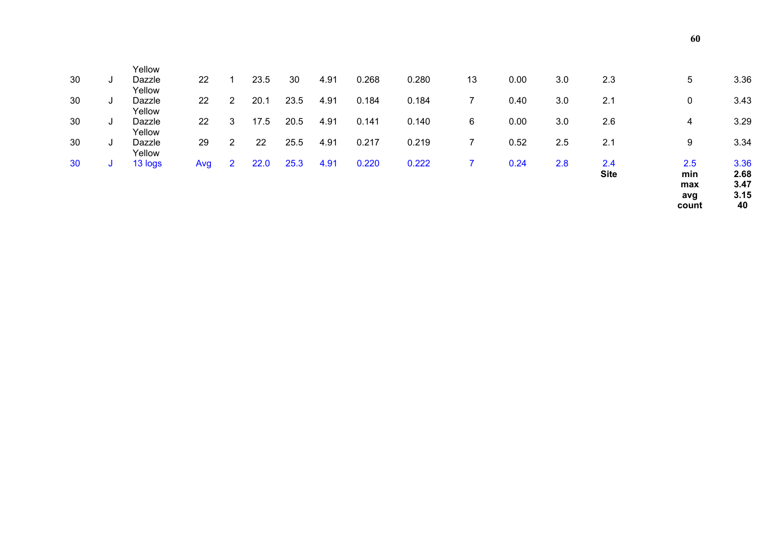| | | | | | | | | | | | | | | | |
|---|---|---|---|---|---|---|---|---|---|---|---|---|---|---|---|
| 30 | J | Yellow Dazzle | 22 | 1 | 23.5 | 30 | 4.91 | 0.268 | 0.280 | 13 | 0.00 | 3.0 | 2.3 | 5 | 3.36 |
| 30 | J | Yellow Dazzle | 22 | 2 | 20.1 | 23.5 | 4.91 | 0.184 | 0.184 | 7 | 0.40 | 3.0 | 2.1 | 0 | 3.43 |
| 30 | J | Yellow Dazzle | 22 | 3 | 17.5 | 20.5 | 4.91 | 0.141 | 0.140 | 6 | 0.00 | 3.0 | 2.6 | 4 | 3.29 |
| 30 | J | Yellow Dazzle | 29 | 2 | 22 | 25.5 | 4.91 | 0.217 | 0.219 | 7 | 0.52 | 2.5 | 2.1 | 9 | 3.34 |
| 30 | J | Yellow 13 logs | Avg | 2 | 22.0 | 25.3 | 4.91 | 0.220 | 0.222 | 7 | 0.24 | 2.8 | 2.4 | 2.5 | 3.36 |
| | | | | | | | | | | | | | **Site** | **min** | **2.68** |
| | | | | | | | | | | | | | | **max** | **3.47** |
| | | | | | | | | | | | | | | **avg** | **3.15** |
| | | | | | | | | | | | | | | **count** | **40** |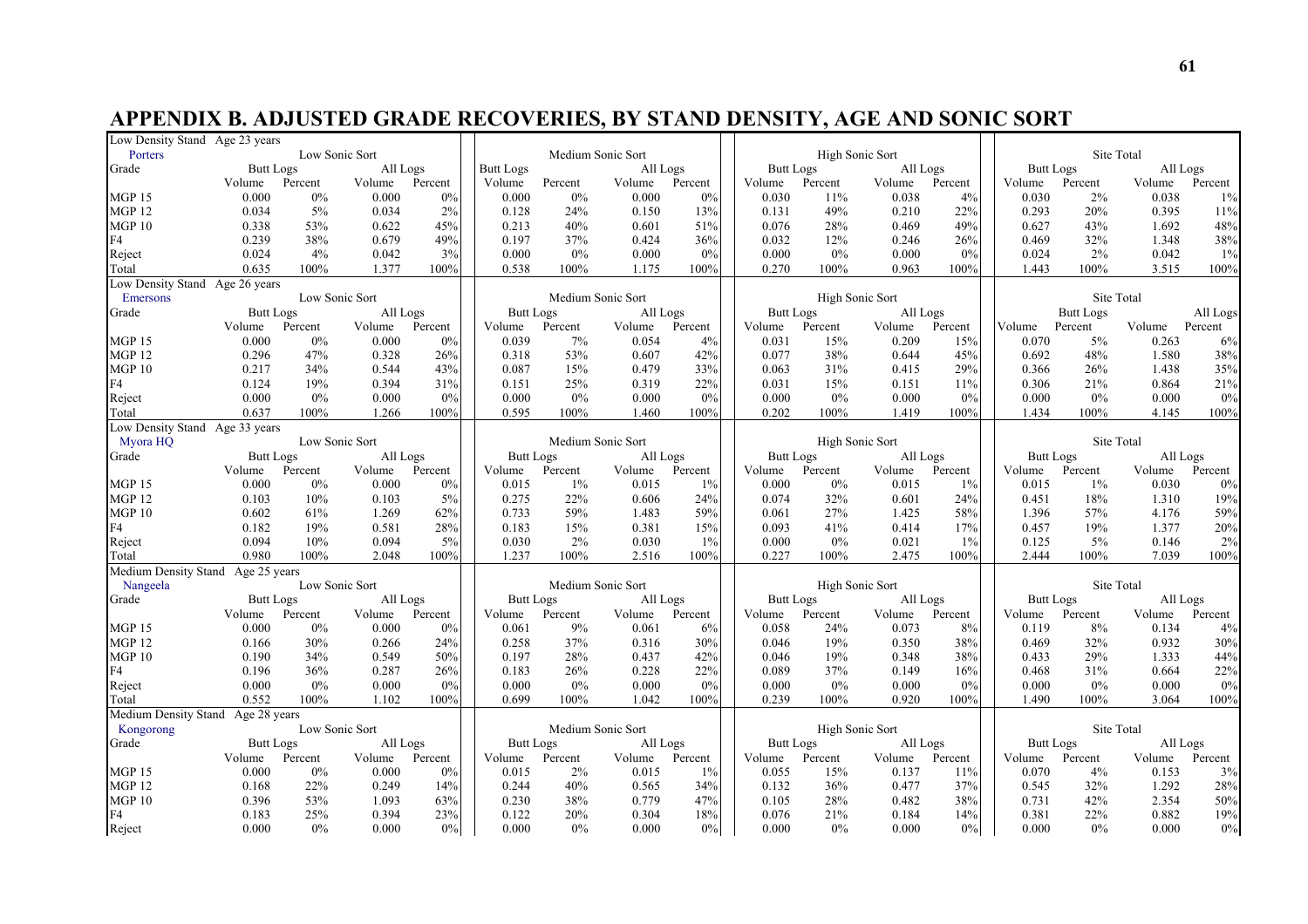# APPENDIX B. ADJUSTED GRADE RECOVERIES, BY STAND DENSITY, AGE AND SONIC SORT

**Low Density Stand Age 23 years — Porters**

| Grade | Low Sonic Sort | | | | Medium Sonic Sort | | | | High Sonic Sort | | | | Site Total | | | |
|---|---|---|---|---|---|---|---|---|---|---|---|---|---|---|---|---|
| | Butt Logs | | All Logs | | Butt Logs | | All Logs | | Butt Logs | | All Logs | | Butt Logs | | All Logs | |
| | Volume | Percent | Volume | Percent | Volume | Percent | Volume | Percent | Volume | Percent | Volume | Percent | Volume | Percent | Volume | Percent |
| MGP 15 | 0.000 | 0% | 0.000 | 0% | 0.000 | 0% | 0.000 | 0% | 0.030 | 11% | 0.038 | 4% | 0.030 | 2% | 0.038 | 1% |
| MGP 12 | 0.034 | 5% | 0.034 | 2% | 0.128 | 24% | 0.150 | 13% | 0.131 | 49% | 0.210 | 22% | 0.293 | 20% | 0.395 | 11% |
| MGP 10 | 0.338 | 53% | 0.622 | 45% | 0.213 | 40% | 0.601 | 51% | 0.076 | 28% | 0.469 | 49% | 0.627 | 43% | 1.692 | 48% |
| F4 | 0.239 | 38% | 0.679 | 49% | 0.197 | 37% | 0.424 | 36% | 0.032 | 12% | 0.246 | 26% | 0.469 | 32% | 1.348 | 38% |
| Reject | 0.024 | 4% | 0.042 | 3% | 0.000 | 0% | 0.000 | 0% | 0.000 | 0% | 0.000 | 0% | 0.024 | 2% | 0.042 | 1% |
| Total | 0.635 | 100% | 1.377 | 100% | 0.538 | 100% | 1.175 | 100% | 0.270 | 100% | 0.963 | 100% | 1.443 | 100% | 3.515 | 100% |

**Low Density Stand Age 26 years — Emersons**

| Grade | Low Sonic Sort | | | | Medium Sonic Sort | | | | High Sonic Sort | | | | Site Total | | | |
|---|---|---|---|---|---|---|---|---|---|---|---|---|---|---|---|---|
| | Butt Logs | | All Logs | | Butt Logs | | All Logs | | Butt Logs | | All Logs | | Butt Logs | | All Logs | |
| | Volume | Percent | Volume | Percent | Volume | Percent | Volume | Percent | Volume | Percent | Volume | Percent | Volume | Percent | Volume | Percent |
| MGP 15 | 0.000 | 0% | 0.000 | 0% | 0.039 | 7% | 0.054 | 4% | 0.031 | 15% | 0.209 | 15% | 0.070 | 5% | 0.263 | 6% |
| MGP 12 | 0.296 | 47% | 0.328 | 26% | 0.318 | 53% | 0.607 | 42% | 0.077 | 38% | 0.644 | 45% | 0.692 | 48% | 1.580 | 38% |
| MGP 10 | 0.217 | 34% | 0.544 | 43% | 0.087 | 15% | 0.479 | 33% | 0.063 | 31% | 0.415 | 29% | 0.366 | 26% | 1.438 | 35% |
| F4 | 0.124 | 19% | 0.394 | 31% | 0.151 | 25% | 0.319 | 22% | 0.031 | 15% | 0.151 | 11% | 0.306 | 21% | 0.864 | 21% |
| Reject | 0.000 | 0% | 0.000 | 0% | 0.000 | 0% | 0.000 | 0% | 0.000 | 0% | 0.000 | 0% | 0.000 | 0% | 0.000 | 0% |
| Total | 0.637 | 100% | 1.266 | 100% | 0.595 | 100% | 1.460 | 100% | 0.202 | 100% | 1.419 | 100% | 1.434 | 100% | 4.145 | 100% |

**Low Density Stand Age 33 years — Myora HQ**

| Grade | Low Sonic Sort | | | | Medium Sonic Sort | | | | High Sonic Sort | | | | Site Total | | | |
|---|---|---|---|---|---|---|---|---|---|---|---|---|---|---|---|---|
| | Butt Logs | | All Logs | | Butt Logs | | All Logs | | Butt Logs | | All Logs | | Butt Logs | | All Logs | |
| | Volume | Percent | Volume | Percent | Volume | Percent | Volume | Percent | Volume | Percent | Volume | Percent | Volume | Percent | Volume | Percent |
| MGP 15 | 0.000 | 0% | 0.000 | 0% | 0.015 | 1% | 0.015 | 1% | 0.000 | 0% | 0.015 | 1% | 0.015 | 1% | 0.030 | 0% |
| MGP 12 | 0.103 | 10% | 0.103 | 5% | 0.275 | 22% | 0.606 | 24% | 0.074 | 32% | 0.601 | 24% | 0.451 | 18% | 1.310 | 19% |
| MGP 10 | 0.602 | 61% | 1.269 | 62% | 0.733 | 59% | 1.483 | 59% | 0.061 | 27% | 1.425 | 58% | 1.396 | 57% | 4.176 | 59% |
| F4 | 0.182 | 19% | 0.581 | 28% | 0.183 | 15% | 0.381 | 15% | 0.093 | 41% | 0.414 | 17% | 0.457 | 19% | 1.377 | 20% |
| Reject | 0.094 | 10% | 0.094 | 5% | 0.030 | 2% | 0.030 | 1% | 0.000 | 0% | 0.021 | 1% | 0.125 | 5% | 0.146 | 2% |
| Total | 0.980 | 100% | 2.048 | 100% | 1.237 | 100% | 2.516 | 100% | 0.227 | 100% | 2.475 | 100% | 2.444 | 100% | 7.039 | 100% |

**Medium Density Stand Age 25 years — Nangeela**

| Grade | Low Sonic Sort | | | | Medium Sonic Sort | | | | High Sonic Sort | | | | Site Total | | | |
|---|---|---|---|---|---|---|---|---|---|---|---|---|---|---|---|---|
| | Butt Logs | | All Logs | | Butt Logs | | All Logs | | Butt Logs | | All Logs | | Butt Logs | | All Logs | |
| | Volume | Percent | Volume | Percent | Volume | Percent | Volume | Percent | Volume | Percent | Volume | Percent | Volume | Percent | Volume | Percent |
| MGP 15 | 0.000 | 0% | 0.000 | 0% | 0.061 | 9% | 0.061 | 6% | 0.058 | 24% | 0.073 | 8% | 0.119 | 8% | 0.134 | 4% |
| MGP 12 | 0.166 | 30% | 0.266 | 24% | 0.258 | 37% | 0.316 | 30% | 0.046 | 19% | 0.350 | 38% | 0.469 | 32% | 0.932 | 30% |
| MGP 10 | 0.190 | 34% | 0.549 | 50% | 0.197 | 28% | 0.437 | 42% | 0.046 | 19% | 0.348 | 38% | 0.433 | 29% | 1.333 | 44% |
| F4 | 0.196 | 36% | 0.287 | 26% | 0.183 | 26% | 0.228 | 22% | 0.089 | 37% | 0.149 | 16% | 0.468 | 31% | 0.664 | 22% |
| Reject | 0.000 | 0% | 0.000 | 0% | 0.000 | 0% | 0.000 | 0% | 0.000 | 0% | 0.000 | 0% | 0.000 | 0% | 0.000 | 0% |
| Total | 0.552 | 100% | 1.102 | 100% | 0.699 | 100% | 1.042 | 100% | 0.239 | 100% | 0.920 | 100% | 1.490 | 100% | 3.064 | 100% |

**Medium Density Stand Age 28 years — Kongorong**

| Grade | Low Sonic Sort | | | | Medium Sonic Sort | | | | High Sonic Sort | | | | Site Total | | | |
|---|---|---|---|---|---|---|---|---|---|---|---|---|---|---|---|---|
| | Butt Logs | | All Logs | | Butt Logs | | All Logs | | Butt Logs | | All Logs | | Butt Logs | | All Logs | |
| | Volume | Percent | Volume | Percent | Volume | Percent | Volume | Percent | Volume | Percent | Volume | Percent | Volume | Percent | Volume | Percent |
| MGP 15 | 0.000 | 0% | 0.000 | 0% | 0.015 | 2% | 0.015 | 1% | 0.055 | 15% | 0.137 | 11% | 0.070 | 4% | 0.153 | 3% |
| MGP 12 | 0.168 | 22% | 0.249 | 14% | 0.244 | 40% | 0.565 | 34% | 0.132 | 36% | 0.477 | 37% | 0.545 | 32% | 1.292 | 28% |
| MGP 10 | 0.396 | 53% | 1.093 | 63% | 0.230 | 38% | 0.779 | 47% | 0.105 | 28% | 0.482 | 38% | 0.731 | 42% | 2.354 | 50% |
| F4 | 0.183 | 25% | 0.394 | 23% | 0.122 | 20% | 0.304 | 18% | 0.076 | 21% | 0.184 | 14% | 0.381 | 22% | 0.882 | 19% |
| Reject | 0.000 | 0% | 0.000 | 0% | 0.000 | 0% | 0.000 | 0% | 0.000 | 0% | 0.000 | 0% | 0.000 | 0% | 0.000 | 0% |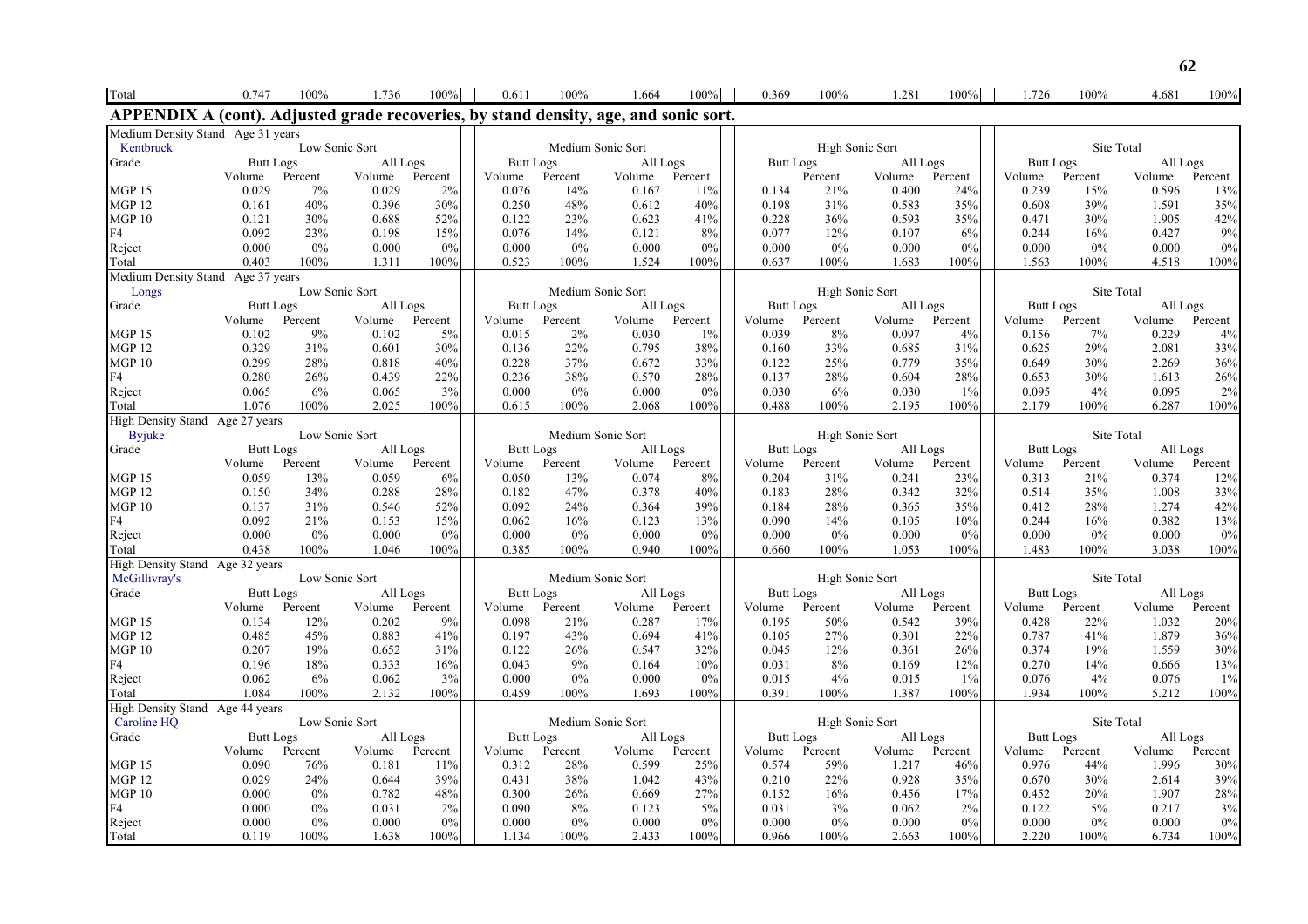| Total | 0.747 | 100% | 1.736 | 100% | 0.611 | 100% | 1.664 | 100% | 0.369 | 100% | 1.281 | 100% | 1.726 | 100% | 4.681 | 100% |
|---|---|---|---|---|---|---|---|---|---|---|---|---|---|---|---|---|

## APPENDIX A (cont). Adjusted grade recoveries, by stand density, age, and sonic sort.

| Medium Density Stand Age 31 years | | | | | | | | | | | | | | | | |
|---|---|---|---|---|---|---|---|---|---|---|---|---|---|---|---|---|
| Kentbruck | Low Sonic Sort | | | | Medium Sonic Sort | | | | High Sonic Sort | | | | Site Total | | | |
| Grade | Butt Logs | | All Logs | | Butt Logs | | All Logs | | Butt Logs | | All Logs | | Butt Logs | | All Logs | |
| | Volume | Percent | Volume | Percent | Volume | Percent | Volume | Percent | | Percent | Volume | Percent | Volume | Percent | Volume | Percent |
| MGP 15 | 0.029 | 7% | 0.029 | 2% | 0.076 | 14% | 0.167 | 11% | 0.134 | 21% | 0.400 | 24% | 0.239 | 15% | 0.596 | 13% |
| MGP 12 | 0.161 | 40% | 0.396 | 30% | 0.250 | 48% | 0.612 | 40% | 0.198 | 31% | 0.583 | 35% | 0.608 | 39% | 1.591 | 35% |
| MGP 10 | 0.121 | 30% | 0.688 | 52% | 0.122 | 23% | 0.623 | 41% | 0.228 | 36% | 0.593 | 35% | 0.471 | 30% | 1.905 | 42% |
| F4 | 0.092 | 23% | 0.198 | 15% | 0.076 | 14% | 0.121 | 8% | 0.077 | 12% | 0.107 | 6% | 0.244 | 16% | 0.427 | 9% |
| Reject | 0.000 | 0% | 0.000 | 0% | 0.000 | 0% | 0.000 | 0% | 0.000 | 0% | 0.000 | 0% | 0.000 | 0% | 0.000 | 0% |
| Total | 0.403 | 100% | 1.311 | 100% | 0.523 | 100% | 1.524 | 100% | 0.637 | 100% | 1.683 | 100% | 1.563 | 100% | 4.518 | 100% |

| Medium Density Stand Age 37 years | | | | | | | | | | | | | | | | |
|---|---|---|---|---|---|---|---|---|---|---|---|---|---|---|---|---|
| Longs | Low Sonic Sort | | | | Medium Sonic Sort | | | | High Sonic Sort | | | | Site Total | | | |
| Grade | Butt Logs | | All Logs | | Butt Logs | | All Logs | | Butt Logs | | All Logs | | Butt Logs | | All Logs | |
| | Volume | Percent | Volume | Percent | Volume | Percent | Volume | Percent | Volume | Percent | Volume | Percent | Volume | Percent | Volume | Percent |
| MGP 15 | 0.102 | 9% | 0.102 | 5% | 0.015 | 2% | 0.030 | 1% | 0.039 | 8% | 0.097 | 4% | 0.156 | 7% | 0.229 | 4% |
| MGP 12 | 0.329 | 31% | 0.601 | 30% | 0.136 | 22% | 0.795 | 38% | 0.160 | 33% | 0.685 | 31% | 0.625 | 29% | 2.081 | 33% |
| MGP 10 | 0.299 | 28% | 0.818 | 40% | 0.228 | 37% | 0.672 | 33% | 0.122 | 25% | 0.779 | 35% | 0.649 | 30% | 2.269 | 36% |
| F4 | 0.280 | 26% | 0.439 | 22% | 0.236 | 38% | 0.570 | 28% | 0.137 | 28% | 0.604 | 28% | 0.653 | 30% | 1.613 | 26% |
| Reject | 0.065 | 6% | 0.065 | 3% | 0.000 | 0% | 0.000 | 0% | 0.030 | 6% | 0.030 | 1% | 0.095 | 4% | 0.095 | 2% |
| Total | 1.076 | 100% | 2.025 | 100% | 0.615 | 100% | 2.068 | 100% | 0.488 | 100% | 2.195 | 100% | 2.179 | 100% | 6.287 | 100% |

| High Density Stand Age 27 years | | | | | | | | | | | | | | | | |
|---|---|---|---|---|---|---|---|---|---|---|---|---|---|---|---|---|
| Byjuke | Low Sonic Sort | | | | Medium Sonic Sort | | | | High Sonic Sort | | | | Site Total | | | |
| Grade | Butt Logs | | All Logs | | Butt Logs | | All Logs | | Butt Logs | | All Logs | | Butt Logs | | All Logs | |
| | Volume | Percent | Volume | Percent | Volume | Percent | Volume | Percent | Volume | Percent | Volume | Percent | Volume | Percent | Volume | Percent |
| MGP 15 | 0.059 | 13% | 0.059 | 6% | 0.050 | 13% | 0.074 | 8% | 0.204 | 31% | 0.241 | 23% | 0.313 | 21% | 0.374 | 12% |
| MGP 12 | 0.150 | 34% | 0.288 | 28% | 0.182 | 47% | 0.378 | 40% | 0.183 | 28% | 0.342 | 32% | 0.514 | 35% | 1.008 | 33% |
| MGP 10 | 0.137 | 31% | 0.546 | 52% | 0.092 | 24% | 0.364 | 39% | 0.184 | 28% | 0.365 | 35% | 0.412 | 28% | 1.274 | 42% |
| F4 | 0.092 | 21% | 0.153 | 15% | 0.062 | 16% | 0.123 | 13% | 0.090 | 14% | 0.105 | 10% | 0.244 | 16% | 0.382 | 13% |
| Reject | 0.000 | 0% | 0.000 | 0% | 0.000 | 0% | 0.000 | 0% | 0.000 | 0% | 0.000 | 0% | 0.000 | 0% | 0.000 | 0% |
| Total | 0.438 | 100% | 1.046 | 100% | 0.385 | 100% | 0.940 | 100% | 0.660 | 100% | 1.053 | 100% | 1.483 | 100% | 3.038 | 100% |

| High Density Stand Age 32 years | | | | | | | | | | | | | | | | |
|---|---|---|---|---|---|---|---|---|---|---|---|---|---|---|---|---|
| McGillivray's | Low Sonic Sort | | | | Medium Sonic Sort | | | | High Sonic Sort | | | | Site Total | | | |
| Grade | Butt Logs | | All Logs | | Butt Logs | | All Logs | | Butt Logs | | All Logs | | Butt Logs | | All Logs | |
| | Volume | Percent | Volume | Percent | Volume | Percent | Volume | Percent | Volume | Percent | Volume | Percent | Volume | Percent | Volume | Percent |
| MGP 15 | 0.134 | 12% | 0.202 | 9% | 0.098 | 21% | 0.287 | 17% | 0.195 | 50% | 0.542 | 39% | 0.428 | 22% | 1.032 | 20% |
| MGP 12 | 0.485 | 45% | 0.883 | 41% | 0.197 | 43% | 0.694 | 41% | 0.105 | 27% | 0.301 | 22% | 0.787 | 41% | 1.879 | 36% |
| MGP 10 | 0.207 | 19% | 0.652 | 31% | 0.122 | 26% | 0.547 | 32% | 0.045 | 12% | 0.361 | 26% | 0.374 | 19% | 1.559 | 30% |
| F4 | 0.196 | 18% | 0.333 | 16% | 0.043 | 9% | 0.164 | 10% | 0.031 | 8% | 0.169 | 12% | 0.270 | 14% | 0.666 | 13% |
| Reject | 0.062 | 6% | 0.062 | 3% | 0.000 | 0% | 0.000 | 0% | 0.015 | 4% | 0.015 | 1% | 0.076 | 4% | 0.076 | 1% |
| Total | 1.084 | 100% | 2.132 | 100% | 0.459 | 100% | 1.693 | 100% | 0.391 | 100% | 1.387 | 100% | 1.934 | 100% | 5.212 | 100% |

| High Density Stand Age 44 years | | | | | | | | | | | | | | | | |
|---|---|---|---|---|---|---|---|---|---|---|---|---|---|---|---|---|
| Caroline HQ | Low Sonic Sort | | | | Medium Sonic Sort | | | | High Sonic Sort | | | | Site Total | | | |
| Grade | Butt Logs | | All Logs | | Butt Logs | | All Logs | | Butt Logs | | All Logs | | Butt Logs | | All Logs | |
| | Volume | Percent | Volume | Percent | Volume | Percent | Volume | Percent | Volume | Percent | Volume | Percent | Volume | Percent | Volume | Percent |
| MGP 15 | 0.090 | 76% | 0.181 | 11% | 0.312 | 28% | 0.599 | 25% | 0.574 | 59% | 1.217 | 46% | 0.976 | 44% | 1.996 | 30% |
| MGP 12 | 0.029 | 24% | 0.644 | 39% | 0.431 | 38% | 1.042 | 43% | 0.210 | 22% | 0.928 | 35% | 0.670 | 30% | 2.614 | 39% |
| MGP 10 | 0.000 | 0% | 0.782 | 48% | 0.300 | 26% | 0.669 | 27% | 0.152 | 16% | 0.456 | 17% | 0.452 | 20% | 1.907 | 28% |
| F4 | 0.000 | 0% | 0.031 | 2% | 0.090 | 8% | 0.123 | 5% | 0.031 | 3% | 0.062 | 2% | 0.122 | 5% | 0.217 | 3% |
| Reject | 0.000 | 0% | 0.000 | 0% | 0.000 | 0% | 0.000 | 0% | 0.000 | 0% | 0.000 | 0% | 0.000 | 0% | 0.000 | 0% |
| Total | 0.119 | 100% | 1.638 | 100% | 1.134 | 100% | 2.433 | 100% | 0.966 | 100% | 2.663 | 100% | 2.220 | 100% | 6.734 | 100% |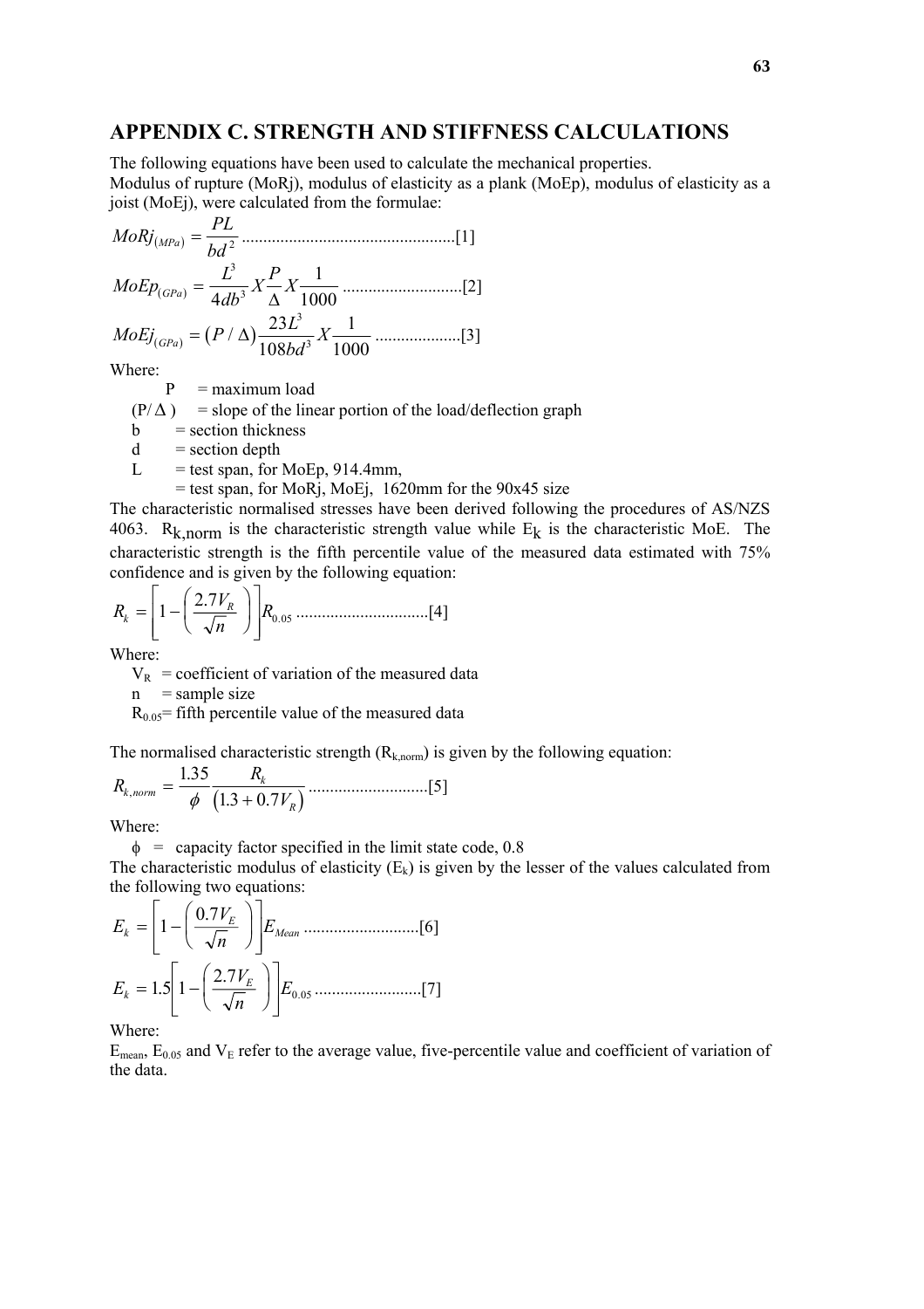## APPENDIX C. STRENGTH AND STIFFNESS CALCULATIONS

The following equations have been used to calculate the mechanical properties.
Modulus of rupture (MoRj), modulus of elasticity as a plank (MoEp), modulus of elasticity as a joist (MoEj), were calculated from the formulae:

$$MoRj_{(MPa)} = \frac{PL}{bd^2} \quad \text{[1]}$$

$$MoEp_{(GPa)} = \frac{L^3}{4db^3} X \frac{P}{\Delta} X \frac{1}{1000} \quad \text{[2]}$$

$$MoEj_{(GPa)} = (P/\Delta)\frac{23L^3}{108bd^3} X \frac{1}{1000} \quad \text{[3]}$$

Where:

- P = maximum load
- (P/ Δ ) = slope of the linear portion of the load/deflection graph
- b = section thickness
- d = section depth
- L = test span, for MoEp, 914.4mm,
  = test span, for MoRj, MoEj, 1620mm for the 90x45 size

The characteristic normalised stresses have been derived following the procedures of AS/NZS 4063. $R_{k,norm}$ is the characteristic strength value while $E_k$ is the characteristic MoE. The characteristic strength is the fifth percentile value of the measured data estimated with 75% confidence and is given by the following equation:

$$R_k = \left[1 - \left(\frac{2.7V_R}{\sqrt{n}}\right)\right] R_{0.05} \quad \text{[4]}$$

Where:

- $V_R$ = coefficient of variation of the measured data
- n = sample size
- $R_{0.05}$= fifth percentile value of the measured data

The normalised characteristic strength ($R_{k,norm}$) is given by the following equation:

$$R_{k,norm} = \frac{1.35}{\phi} \frac{R_k}{(1.3 + 0.7V_R)} \quad \text{[5]}$$

Where:

- $\phi$ = capacity factor specified in the limit state code, 0.8

The characteristic modulus of elasticity ($E_k$) is given by the lesser of the values calculated from the following two equations:

$$E_k = \left[1 - \left(\frac{0.7V_E}{\sqrt{n}}\right)\right] E_{Mean} \quad \text{[6]}$$

$$E_k = 1.5\left[1 - \left(\frac{2.7V_E}{\sqrt{n}}\right)\right] E_{0.05} \quad \text{[7]}$$

Where:

$E_{mean}$, $E_{0.05}$ and $V_E$ refer to the average value, five-percentile value and coefficient of variation of the data.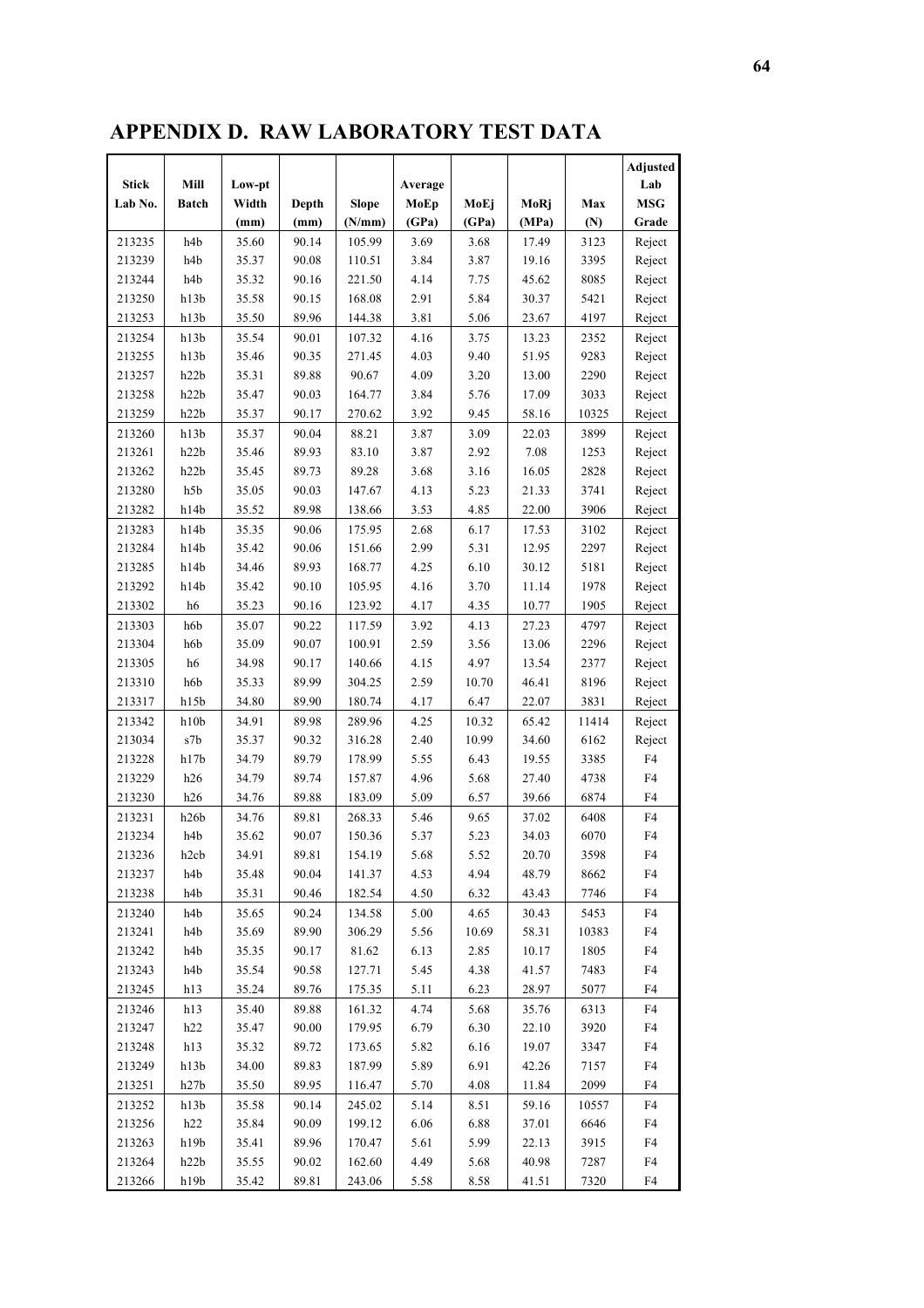# APPENDIX D. RAW LABORATORY TEST DATA

| Stick Lab No. | Mill Batch | Low-pt Width (mm) | Depth (mm) | Slope (N/mm) | Average MoEp (GPa) | MoEj (GPa) | MoRj (MPa) | Max (N) | Adjusted Lab MSG Grade |
|---|---|---|---|---|---|---|---|---|---|
| 213235 | h4b | 35.60 | 90.14 | 105.99 | 3.69 | 3.68 | 17.49 | 3123 | Reject |
| 213239 | h4b | 35.37 | 90.08 | 110.51 | 3.84 | 3.87 | 19.16 | 3395 | Reject |
| 213244 | h4b | 35.32 | 90.16 | 221.50 | 4.14 | 7.75 | 45.62 | 8085 | Reject |
| 213250 | h13b | 35.58 | 90.15 | 168.08 | 2.91 | 5.84 | 30.37 | 5421 | Reject |
| 213253 | h13b | 35.50 | 89.96 | 144.38 | 3.81 | 5.06 | 23.67 | 4197 | Reject |
| 213254 | h13b | 35.54 | 90.01 | 107.32 | 4.16 | 3.75 | 13.23 | 2352 | Reject |
| 213255 | h13b | 35.46 | 90.35 | 271.45 | 4.03 | 9.40 | 51.95 | 9283 | Reject |
| 213257 | h22b | 35.31 | 89.88 | 90.67 | 4.09 | 3.20 | 13.00 | 2290 | Reject |
| 213258 | h22b | 35.47 | 90.03 | 164.77 | 3.84 | 5.76 | 17.09 | 3033 | Reject |
| 213259 | h22b | 35.37 | 90.17 | 270.62 | 3.92 | 9.45 | 58.16 | 10325 | Reject |
| 213260 | h13b | 35.37 | 90.04 | 88.21 | 3.87 | 3.09 | 22.03 | 3899 | Reject |
| 213261 | h22b | 35.46 | 89.93 | 83.10 | 3.87 | 2.92 | 7.08 | 1253 | Reject |
| 213262 | h22b | 35.45 | 89.73 | 89.28 | 3.68 | 3.16 | 16.05 | 2828 | Reject |
| 213280 | h5b | 35.05 | 90.03 | 147.67 | 4.13 | 5.23 | 21.33 | 3741 | Reject |
| 213282 | h14b | 35.52 | 89.98 | 138.66 | 3.53 | 4.85 | 22.00 | 3906 | Reject |
| 213283 | h14b | 35.35 | 90.06 | 175.95 | 2.68 | 6.17 | 17.53 | 3102 | Reject |
| 213284 | h14b | 35.42 | 90.06 | 151.66 | 2.99 | 5.31 | 12.95 | 2297 | Reject |
| 213285 | h14b | 34.46 | 89.93 | 168.77 | 4.25 | 6.10 | 30.12 | 5181 | Reject |
| 213292 | h14b | 35.42 | 90.10 | 105.95 | 4.16 | 3.70 | 11.14 | 1978 | Reject |
| 213302 | h6 | 35.23 | 90.16 | 123.92 | 4.17 | 4.35 | 10.77 | 1905 | Reject |
| 213303 | h6b | 35.07 | 90.22 | 117.59 | 3.92 | 4.13 | 27.23 | 4797 | Reject |
| 213304 | h6b | 35.09 | 90.07 | 100.91 | 2.59 | 3.56 | 13.06 | 2296 | Reject |
| 213305 | h6 | 34.98 | 90.17 | 140.66 | 4.15 | 4.97 | 13.54 | 2377 | Reject |
| 213310 | h6b | 35.33 | 89.99 | 304.25 | 2.59 | 10.70 | 46.41 | 8196 | Reject |
| 213317 | h15b | 34.80 | 89.90 | 180.74 | 4.17 | 6.47 | 22.07 | 3831 | Reject |
| 213342 | h10b | 34.91 | 89.98 | 289.96 | 4.25 | 10.32 | 65.42 | 11414 | Reject |
| 213034 | s7b | 35.37 | 90.32 | 316.28 | 2.40 | 10.99 | 34.60 | 6162 | Reject |
| 213228 | h17b | 34.79 | 89.79 | 178.99 | 5.55 | 6.43 | 19.55 | 3385 | F4 |
| 213229 | h26 | 34.79 | 89.74 | 157.87 | 4.96 | 5.68 | 27.40 | 4738 | F4 |
| 213230 | h26 | 34.76 | 89.88 | 183.09 | 5.09 | 6.57 | 39.66 | 6874 | F4 |
| 213231 | h26b | 34.76 | 89.81 | 268.33 | 5.46 | 9.65 | 37.02 | 6408 | F4 |
| 213234 | h4b | 35.62 | 90.07 | 150.36 | 5.37 | 5.23 | 34.03 | 6070 | F4 |
| 213236 | h2cb | 34.91 | 89.81 | 154.19 | 5.68 | 5.52 | 20.70 | 3598 | F4 |
| 213237 | h4b | 35.48 | 90.04 | 141.37 | 4.53 | 4.94 | 48.79 | 8662 | F4 |
| 213238 | h4b | 35.31 | 90.46 | 182.54 | 4.50 | 6.32 | 43.43 | 7746 | F4 |
| 213240 | h4b | 35.65 | 90.24 | 134.58 | 5.00 | 4.65 | 30.43 | 5453 | F4 |
| 213241 | h4b | 35.69 | 89.90 | 306.29 | 5.56 | 10.69 | 58.31 | 10383 | F4 |
| 213242 | h4b | 35.35 | 90.17 | 81.62 | 6.13 | 2.85 | 10.17 | 1805 | F4 |
| 213243 | h4b | 35.54 | 90.58 | 127.71 | 5.45 | 4.38 | 41.57 | 7483 | F4 |
| 213245 | h13 | 35.24 | 89.76 | 175.35 | 5.11 | 6.23 | 28.97 | 5077 | F4 |
| 213246 | h13 | 35.40 | 89.88 | 161.32 | 4.74 | 5.68 | 35.76 | 6313 | F4 |
| 213247 | h22 | 35.47 | 90.00 | 179.95 | 6.79 | 6.30 | 22.10 | 3920 | F4 |
| 213248 | h13 | 35.32 | 89.72 | 173.65 | 5.82 | 6.16 | 19.07 | 3347 | F4 |
| 213249 | h13b | 34.00 | 89.83 | 187.99 | 5.89 | 6.91 | 42.26 | 7157 | F4 |
| 213251 | h27b | 35.50 | 89.95 | 116.47 | 5.70 | 4.08 | 11.84 | 2099 | F4 |
| 213252 | h13b | 35.58 | 90.14 | 245.02 | 5.14 | 8.51 | 59.16 | 10557 | F4 |
| 213256 | h22 | 35.84 | 90.09 | 199.12 | 6.06 | 6.88 | 37.01 | 6646 | F4 |
| 213263 | h19b | 35.41 | 89.96 | 170.47 | 5.61 | 5.99 | 22.13 | 3915 | F4 |
| 213264 | h22b | 35.55 | 90.02 | 162.60 | 4.49 | 5.68 | 40.98 | 7287 | F4 |
| 213266 | h19b | 35.42 | 89.81 | 243.06 | 5.58 | 8.58 | 41.51 | 7320 | F4 |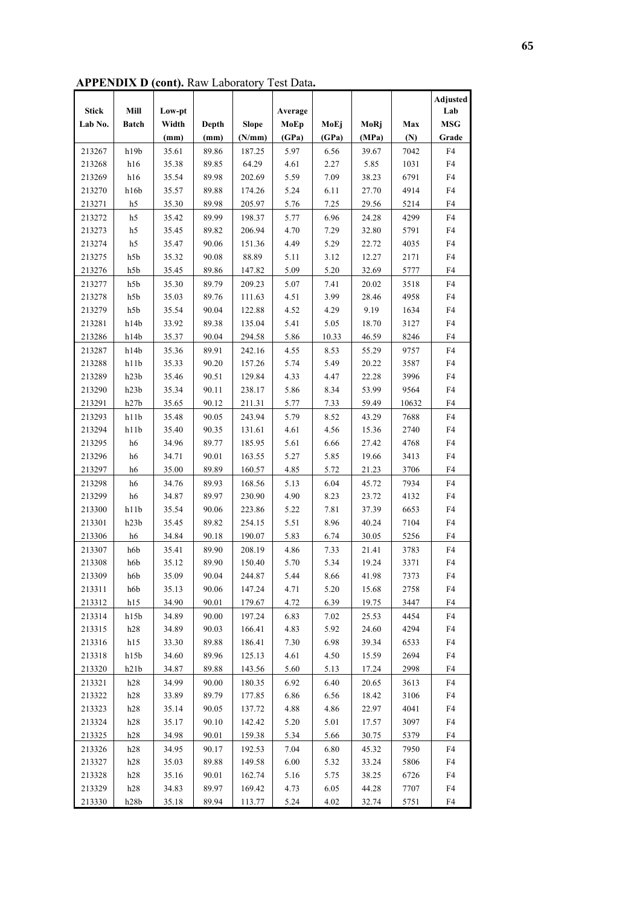**APPENDIX D (cont).** Raw Laboratory Test Data**.**

| Stick Lab No. | Mill Batch | Low-pt Width (mm) | Depth (mm) | Slope (N/mm) | Average MoEp (GPa) | MoEj (GPa) | MoRj (MPa) | Max (N) | Adjusted Lab MSG Grade |
|---|---|---|---|---|---|---|---|---|---|
| 213267 | h19b | 35.61 | 89.86 | 187.25 | 5.97 | 6.56 | 39.67 | 7042 | F4 |
| 213268 | h16 | 35.38 | 89.85 | 64.29 | 4.61 | 2.27 | 5.85 | 1031 | F4 |
| 213269 | h16 | 35.54 | 89.98 | 202.69 | 5.59 | 7.09 | 38.23 | 6791 | F4 |
| 213270 | h16b | 35.57 | 89.88 | 174.26 | 5.24 | 6.11 | 27.70 | 4914 | F4 |
| 213271 | h5 | 35.30 | 89.98 | 205.97 | 5.76 | 7.25 | 29.56 | 5214 | F4 |
| 213272 | h5 | 35.42 | 89.99 | 198.37 | 5.77 | 6.96 | 24.28 | 4299 | F4 |
| 213273 | h5 | 35.45 | 89.82 | 206.94 | 4.70 | 7.29 | 32.80 | 5791 | F4 |
| 213274 | h5 | 35.47 | 90.06 | 151.36 | 4.49 | 5.29 | 22.72 | 4035 | F4 |
| 213275 | h5b | 35.32 | 90.08 | 88.89 | 5.11 | 3.12 | 12.27 | 2171 | F4 |
| 213276 | h5b | 35.45 | 89.86 | 147.82 | 5.09 | 5.20 | 32.69 | 5777 | F4 |
| 213277 | h5b | 35.30 | 89.79 | 209.23 | 5.07 | 7.41 | 20.02 | 3518 | F4 |
| 213278 | h5b | 35.03 | 89.76 | 111.63 | 4.51 | 3.99 | 28.46 | 4958 | F4 |
| 213279 | h5b | 35.54 | 90.04 | 122.88 | 4.52 | 4.29 | 9.19 | 1634 | F4 |
| 213281 | h14b | 33.92 | 89.38 | 135.04 | 5.41 | 5.05 | 18.70 | 3127 | F4 |
| 213286 | h14b | 35.37 | 90.04 | 294.58 | 5.86 | 10.33 | 46.59 | 8246 | F4 |
| 213287 | h14b | 35.36 | 89.91 | 242.16 | 4.55 | 8.53 | 55.29 | 9757 | F4 |
| 213288 | h11b | 35.33 | 90.20 | 157.26 | 5.74 | 5.49 | 20.22 | 3587 | F4 |
| 213289 | h23b | 35.46 | 90.51 | 129.84 | 4.33 | 4.47 | 22.28 | 3996 | F4 |
| 213290 | h23b | 35.34 | 90.11 | 238.17 | 5.86 | 8.34 | 53.99 | 9564 | F4 |
| 213291 | h27b | 35.65 | 90.12 | 211.31 | 5.77 | 7.33 | 59.49 | 10632 | F4 |
| 213293 | h11b | 35.48 | 90.05 | 243.94 | 5.79 | 8.52 | 43.29 | 7688 | F4 |
| 213294 | h11b | 35.40 | 90.35 | 131.61 | 4.61 | 4.56 | 15.36 | 2740 | F4 |
| 213295 | h6 | 34.96 | 89.77 | 185.95 | 5.61 | 6.66 | 27.42 | 4768 | F4 |
| 213296 | h6 | 34.71 | 90.01 | 163.55 | 5.27 | 5.85 | 19.66 | 3413 | F4 |
| 213297 | h6 | 35.00 | 89.89 | 160.57 | 4.85 | 5.72 | 21.23 | 3706 | F4 |
| 213298 | h6 | 34.76 | 89.93 | 168.56 | 5.13 | 6.04 | 45.72 | 7934 | F4 |
| 213299 | h6 | 34.87 | 89.97 | 230.90 | 4.90 | 8.23 | 23.72 | 4132 | F4 |
| 213300 | h11b | 35.54 | 90.06 | 223.86 | 5.22 | 7.81 | 37.39 | 6653 | F4 |
| 213301 | h23b | 35.45 | 89.82 | 254.15 | 5.51 | 8.96 | 40.24 | 7104 | F4 |
| 213306 | h6 | 34.84 | 90.18 | 190.07 | 5.83 | 6.74 | 30.05 | 5256 | F4 |
| 213307 | h6b | 35.41 | 89.90 | 208.19 | 4.86 | 7.33 | 21.41 | 3783 | F4 |
| 213308 | h6b | 35.12 | 89.90 | 150.40 | 5.70 | 5.34 | 19.24 | 3371 | F4 |
| 213309 | h6b | 35.09 | 90.04 | 244.87 | 5.44 | 8.66 | 41.98 | 7373 | F4 |
| 213311 | h6b | 35.13 | 90.06 | 147.24 | 4.71 | 5.20 | 15.68 | 2758 | F4 |
| 213312 | h15 | 34.90 | 90.01 | 179.67 | 4.72 | 6.39 | 19.75 | 3447 | F4 |
| 213314 | h15b | 34.89 | 90.00 | 197.24 | 6.83 | 7.02 | 25.53 | 4454 | F4 |
| 213315 | h28 | 34.89 | 90.03 | 166.41 | 4.83 | 5.92 | 24.60 | 4294 | F4 |
| 213316 | h15 | 33.30 | 89.88 | 186.41 | 7.30 | 6.98 | 39.34 | 6533 | F4 |
| 213318 | h15b | 34.60 | 89.96 | 125.13 | 4.61 | 4.50 | 15.59 | 2694 | F4 |
| 213320 | h21b | 34.87 | 89.88 | 143.56 | 5.60 | 5.13 | 17.24 | 2998 | F4 |
| 213321 | h28 | 34.99 | 90.00 | 180.35 | 6.92 | 6.40 | 20.65 | 3613 | F4 |
| 213322 | h28 | 33.89 | 89.79 | 177.85 | 6.86 | 6.56 | 18.42 | 3106 | F4 |
| 213323 | h28 | 35.14 | 90.05 | 137.72 | 4.88 | 4.86 | 22.97 | 4041 | F4 |
| 213324 | h28 | 35.17 | 90.10 | 142.42 | 5.20 | 5.01 | 17.57 | 3097 | F4 |
| 213325 | h28 | 34.98 | 90.01 | 159.38 | 5.34 | 5.66 | 30.75 | 5379 | F4 |
| 213326 | h28 | 34.95 | 90.17 | 192.53 | 7.04 | 6.80 | 45.32 | 7950 | F4 |
| 213327 | h28 | 35.03 | 89.88 | 149.58 | 6.00 | 5.32 | 33.24 | 5806 | F4 |
| 213328 | h28 | 35.16 | 90.01 | 162.74 | 5.16 | 5.75 | 38.25 | 6726 | F4 |
| 213329 | h28 | 34.83 | 89.97 | 169.42 | 4.73 | 6.05 | 44.28 | 7707 | F4 |
| 213330 | h28b | 35.18 | 89.94 | 113.77 | 5.24 | 4.02 | 32.74 | 5751 | F4 |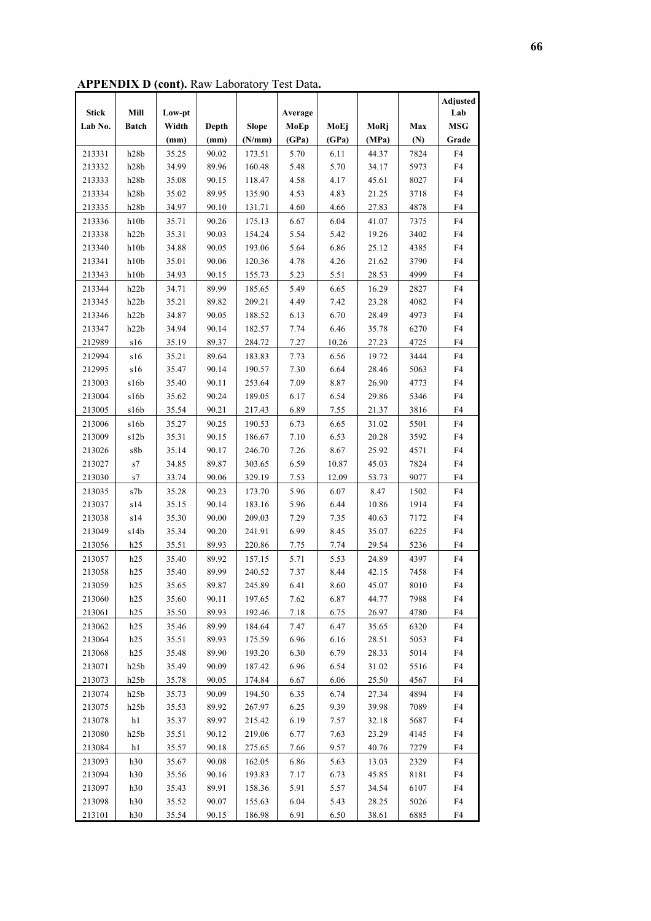**APPENDIX D (cont).** Raw Laboratory Test Data**.**

| Stick Lab No. | Mill Batch | Low-pt Width (mm) | Depth (mm) | Slope (N/mm) | Average MoEp (GPa) | MoEj (GPa) | MoRj (MPa) | Max (N) | Adjusted Lab MSG Grade |
|---|---|---|---|---|---|---|---|---|---|
| 213331 | h28b | 35.25 | 90.02 | 173.51 | 5.70 | 6.11 | 44.37 | 7824 | F4 |
| 213332 | h28b | 34.99 | 89.96 | 160.48 | 5.48 | 5.70 | 34.17 | 5973 | F4 |
| 213333 | h28b | 35.08 | 90.15 | 118.47 | 4.58 | 4.17 | 45.61 | 8027 | F4 |
| 213334 | h28b | 35.02 | 89.95 | 135.90 | 4.53 | 4.83 | 21.25 | 3718 | F4 |
| 213335 | h28b | 34.97 | 90.10 | 131.71 | 4.60 | 4.66 | 27.83 | 4878 | F4 |
| 213336 | h10b | 35.71 | 90.26 | 175.13 | 6.67 | 6.04 | 41.07 | 7375 | F4 |
| 213338 | h22b | 35.31 | 90.03 | 154.24 | 5.54 | 5.42 | 19.26 | 3402 | F4 |
| 213340 | h10b | 34.88 | 90.05 | 193.06 | 5.64 | 6.86 | 25.12 | 4385 | F4 |
| 213341 | h10b | 35.01 | 90.06 | 120.36 | 4.78 | 4.26 | 21.62 | 3790 | F4 |
| 213343 | h10b | 34.93 | 90.15 | 155.73 | 5.23 | 5.51 | 28.53 | 4999 | F4 |
| 213344 | h22b | 34.71 | 89.99 | 185.65 | 5.49 | 6.65 | 16.29 | 2827 | F4 |
| 213345 | h22b | 35.21 | 89.82 | 209.21 | 4.49 | 7.42 | 23.28 | 4082 | F4 |
| 213346 | h22b | 34.87 | 90.05 | 188.52 | 6.13 | 6.70 | 28.49 | 4973 | F4 |
| 213347 | h22b | 34.94 | 90.14 | 182.57 | 7.74 | 6.46 | 35.78 | 6270 | F4 |
| 212989 | s16 | 35.19 | 89.37 | 284.72 | 7.27 | 10.26 | 27.23 | 4725 | F4 |
| 212994 | s16 | 35.21 | 89.64 | 183.83 | 7.73 | 6.56 | 19.72 | 3444 | F4 |
| 212995 | s16 | 35.47 | 90.14 | 190.57 | 7.30 | 6.64 | 28.46 | 5063 | F4 |
| 213003 | s16b | 35.40 | 90.11 | 253.64 | 7.09 | 8.87 | 26.90 | 4773 | F4 |
| 213004 | s16b | 35.62 | 90.24 | 189.05 | 6.17 | 6.54 | 29.86 | 5346 | F4 |
| 213005 | s16b | 35.54 | 90.21 | 217.43 | 6.89 | 7.55 | 21.37 | 3816 | F4 |
| 213006 | s16b | 35.27 | 90.25 | 190.53 | 6.73 | 6.65 | 31.02 | 5501 | F4 |
| 213009 | s12b | 35.31 | 90.15 | 186.67 | 7.10 | 6.53 | 20.28 | 3592 | F4 |
| 213026 | s8b | 35.14 | 90.17 | 246.70 | 7.26 | 8.67 | 25.92 | 4571 | F4 |
| 213027 | s7 | 34.85 | 89.87 | 303.65 | 6.59 | 10.87 | 45.03 | 7824 | F4 |
| 213030 | s7 | 33.74 | 90.06 | 329.19 | 7.53 | 12.09 | 53.73 | 9077 | F4 |
| 213035 | s7b | 35.28 | 90.23 | 173.70 | 5.96 | 6.07 | 8.47 | 1502 | F4 |
| 213037 | s14 | 35.15 | 90.14 | 183.16 | 5.96 | 6.44 | 10.86 | 1914 | F4 |
| 213038 | s14 | 35.30 | 90.00 | 209.03 | 7.29 | 7.35 | 40.63 | 7172 | F4 |
| 213049 | s14b | 35.34 | 90.20 | 241.91 | 6.99 | 8.45 | 35.07 | 6225 | F4 |
| 213056 | h25 | 35.51 | 89.93 | 220.86 | 7.75 | 7.74 | 29.54 | 5236 | F4 |
| 213057 | h25 | 35.40 | 89.92 | 157.15 | 5.71 | 5.53 | 24.89 | 4397 | F4 |
| 213058 | h25 | 35.40 | 89.99 | 240.52 | 7.37 | 8.44 | 42.15 | 7458 | F4 |
| 213059 | h25 | 35.65 | 89.87 | 245.89 | 6.41 | 8.60 | 45.07 | 8010 | F4 |
| 213060 | h25 | 35.60 | 90.11 | 197.65 | 7.62 | 6.87 | 44.77 | 7988 | F4 |
| 213061 | h25 | 35.50 | 89.93 | 192.46 | 7.18 | 6.75 | 26.97 | 4780 | F4 |
| 213062 | h25 | 35.46 | 89.99 | 184.64 | 7.47 | 6.47 | 35.65 | 6320 | F4 |
| 213064 | h25 | 35.51 | 89.93 | 175.59 | 6.96 | 6.16 | 28.51 | 5053 | F4 |
| 213068 | h25 | 35.48 | 89.90 | 193.20 | 6.30 | 6.79 | 28.33 | 5014 | F4 |
| 213071 | h25b | 35.49 | 90.09 | 187.42 | 6.96 | 6.54 | 31.02 | 5516 | F4 |
| 213073 | h25b | 35.78 | 90.05 | 174.84 | 6.67 | 6.06 | 25.50 | 4567 | F4 |
| 213074 | h25b | 35.73 | 90.09 | 194.50 | 6.35 | 6.74 | 27.34 | 4894 | F4 |
| 213075 | h25b | 35.53 | 89.92 | 267.97 | 6.25 | 9.39 | 39.98 | 7089 | F4 |
| 213078 | h1 | 35.37 | 89.97 | 215.42 | 6.19 | 7.57 | 32.18 | 5687 | F4 |
| 213080 | h25b | 35.51 | 90.12 | 219.06 | 6.77 | 7.63 | 23.29 | 4145 | F4 |
| 213084 | h1 | 35.57 | 90.18 | 275.65 | 7.66 | 9.57 | 40.76 | 7279 | F4 |
| 213093 | h30 | 35.67 | 90.08 | 162.05 | 6.86 | 5.63 | 13.03 | 2329 | F4 |
| 213094 | h30 | 35.56 | 90.16 | 193.83 | 7.17 | 6.73 | 45.85 | 8181 | F4 |
| 213097 | h30 | 35.43 | 89.91 | 158.36 | 5.91 | 5.57 | 34.54 | 6107 | F4 |
| 213098 | h30 | 35.52 | 90.07 | 155.63 | 6.04 | 5.43 | 28.25 | 5026 | F4 |
| 213101 | h30 | 35.54 | 90.15 | 186.98 | 6.91 | 6.50 | 38.61 | 6885 | F4 |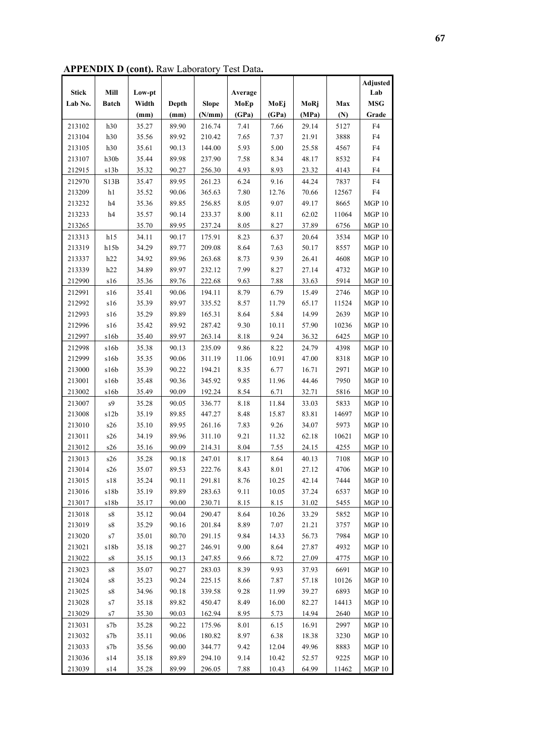**APPENDIX D (cont).** Raw Laboratory Test Data**.**

| Stick Lab No. | Mill Batch | Low-pt Width (mm) | Depth (mm) | Slope (N/mm) | Average MoEp (GPa) | MoEj (GPa) | MoRj (MPa) | Max (N) | Adjusted Lab MSG Grade |
|---|---|---|---|---|---|---|---|---|---|
| 213102 | h30 | 35.27 | 89.90 | 216.74 | 7.41 | 7.66 | 29.14 | 5127 | F4 |
| 213104 | h30 | 35.56 | 89.92 | 210.42 | 7.65 | 7.37 | 21.91 | 3888 | F4 |
| 213105 | h30 | 35.61 | 90.13 | 144.00 | 5.93 | 5.00 | 25.58 | 4567 | F4 |
| 213107 | h30b | 35.44 | 89.98 | 237.90 | 7.58 | 8.34 | 48.17 | 8532 | F4 |
| 212915 | s13b | 35.32 | 90.27 | 256.30 | 4.93 | 8.93 | 23.32 | 4143 | F4 |
| 212970 | S13B | 35.47 | 89.95 | 261.23 | 6.24 | 9.16 | 44.24 | 7837 | F4 |
| 213209 | h1 | 35.52 | 90.06 | 365.63 | 7.80 | 12.76 | 70.66 | 12567 | F4 |
| 213232 | h4 | 35.36 | 89.85 | 256.85 | 8.05 | 9.07 | 49.17 | 8665 | MGP 10 |
| 213233 | h4 | 35.57 | 90.14 | 233.37 | 8.00 | 8.11 | 62.02 | 11064 | MGP 10 |
| 213265 | | 35.70 | 89.95 | 237.24 | 8.05 | 8.27 | 37.89 | 6756 | MGP 10 |
| 213313 | h15 | 34.11 | 90.17 | 175.91 | 8.23 | 6.37 | 20.64 | 3534 | MGP 10 |
| 213319 | h15b | 34.29 | 89.77 | 209.08 | 8.64 | 7.63 | 50.17 | 8557 | MGP 10 |
| 213337 | h22 | 34.92 | 89.96 | 263.68 | 8.73 | 9.39 | 26.41 | 4608 | MGP 10 |
| 213339 | h22 | 34.89 | 89.97 | 232.12 | 7.99 | 8.27 | 27.14 | 4732 | MGP 10 |
| 212990 | s16 | 35.36 | 89.76 | 222.68 | 9.63 | 7.88 | 33.63 | 5914 | MGP 10 |
| 212991 | s16 | 35.41 | 90.06 | 194.11 | 8.79 | 6.79 | 15.49 | 2746 | MGP 10 |
| 212992 | s16 | 35.39 | 89.97 | 335.52 | 8.57 | 11.79 | 65.17 | 11524 | MGP 10 |
| 212993 | s16 | 35.29 | 89.89 | 165.31 | 8.64 | 5.84 | 14.99 | 2639 | MGP 10 |
| 212996 | s16 | 35.42 | 89.92 | 287.42 | 9.30 | 10.11 | 57.90 | 10236 | MGP 10 |
| 212997 | s16b | 35.40 | 89.97 | 263.14 | 8.18 | 9.24 | 36.32 | 6425 | MGP 10 |
| 212998 | s16b | 35.38 | 90.13 | 235.09 | 9.86 | 8.22 | 24.79 | 4398 | MGP 10 |
| 212999 | s16b | 35.35 | 90.06 | 311.19 | 11.06 | 10.91 | 47.00 | 8318 | MGP 10 |
| 213000 | s16b | 35.39 | 90.22 | 194.21 | 8.35 | 6.77 | 16.71 | 2971 | MGP 10 |
| 213001 | s16b | 35.48 | 90.36 | 345.92 | 9.85 | 11.96 | 44.46 | 7950 | MGP 10 |
| 213002 | s16b | 35.49 | 90.09 | 192.24 | 8.54 | 6.71 | 32.71 | 5816 | MGP 10 |
| 213007 | s9 | 35.28 | 90.05 | 336.77 | 8.18 | 11.84 | 33.03 | 5833 | MGP 10 |
| 213008 | s12b | 35.19 | 89.85 | 447.27 | 8.48 | 15.87 | 83.81 | 14697 | MGP 10 |
| 213010 | s26 | 35.10 | 89.95 | 261.16 | 7.83 | 9.26 | 34.07 | 5973 | MGP 10 |
| 213011 | s26 | 34.19 | 89.96 | 311.10 | 9.21 | 11.32 | 62.18 | 10621 | MGP 10 |
| 213012 | s26 | 35.16 | 90.09 | 214.31 | 8.04 | 7.55 | 24.15 | 4255 | MGP 10 |
| 213013 | s26 | 35.28 | 90.18 | 247.01 | 8.17 | 8.64 | 40.13 | 7108 | MGP 10 |
| 213014 | s26 | 35.07 | 89.53 | 222.76 | 8.43 | 8.01 | 27.12 | 4706 | MGP 10 |
| 213015 | s18 | 35.24 | 90.11 | 291.81 | 8.76 | 10.25 | 42.14 | 7444 | MGP 10 |
| 213016 | s18b | 35.19 | 89.89 | 283.63 | 9.11 | 10.05 | 37.24 | 6537 | MGP 10 |
| 213017 | s18b | 35.17 | 90.00 | 230.71 | 8.15 | 8.15 | 31.02 | 5455 | MGP 10 |
| 213018 | s8 | 35.12 | 90.04 | 290.47 | 8.64 | 10.26 | 33.29 | 5852 | MGP 10 |
| 213019 | s8 | 35.29 | 90.16 | 201.84 | 8.89 | 7.07 | 21.21 | 3757 | MGP 10 |
| 213020 | s7 | 35.01 | 80.70 | 291.15 | 9.84 | 14.33 | 56.73 | 7984 | MGP 10 |
| 213021 | s18b | 35.18 | 90.27 | 246.91 | 9.00 | 8.64 | 27.87 | 4932 | MGP 10 |
| 213022 | s8 | 35.15 | 90.13 | 247.85 | 9.66 | 8.72 | 27.09 | 4775 | MGP 10 |
| 213023 | s8 | 35.07 | 90.27 | 283.03 | 8.39 | 9.93 | 37.93 | 6691 | MGP 10 |
| 213024 | s8 | 35.23 | 90.24 | 225.15 | 8.66 | 7.87 | 57.18 | 10126 | MGP 10 |
| 213025 | s8 | 34.96 | 90.18 | 339.58 | 9.28 | 11.99 | 39.27 | 6893 | MGP 10 |
| 213028 | s7 | 35.18 | 89.82 | 450.47 | 8.49 | 16.00 | 82.27 | 14413 | MGP 10 |
| 213029 | s7 | 35.30 | 90.03 | 162.94 | 8.95 | 5.73 | 14.94 | 2640 | MGP 10 |
| 213031 | s7b | 35.28 | 90.22 | 175.96 | 8.01 | 6.15 | 16.91 | 2997 | MGP 10 |
| 213032 | s7b | 35.11 | 90.06 | 180.82 | 8.97 | 6.38 | 18.38 | 3230 | MGP 10 |
| 213033 | s7b | 35.56 | 90.00 | 344.77 | 9.42 | 12.04 | 49.96 | 8883 | MGP 10 |
| 213036 | s14 | 35.18 | 89.89 | 294.10 | 9.14 | 10.42 | 52.57 | 9225 | MGP 10 |
| 213039 | s14 | 35.28 | 89.99 | 296.05 | 7.88 | 10.43 | 64.99 | 11462 | MGP 10 |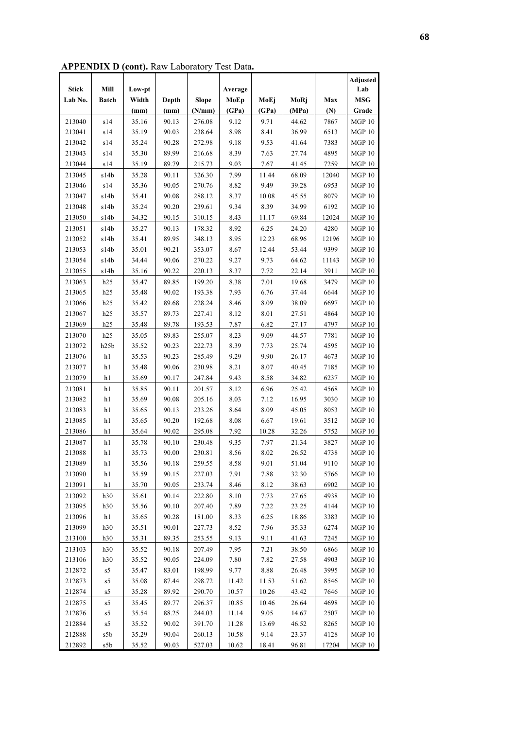**APPENDIX D (cont).** Raw Laboratory Test Data**.**

| Stick Lab No. | Mill Batch | Low-pt Width (mm) | Depth (mm) | Slope (N/mm) | Average MoEp (GPa) | MoEj (GPa) | MoRj (MPa) | Max (N) | Adjusted Lab MSG Grade |
|---|---|---|---|---|---|---|---|---|---|
| 213040 | s14 | 35.16 | 90.13 | 276.08 | 9.12 | 9.71 | 44.62 | 7867 | MGP 10 |
| 213041 | s14 | 35.19 | 90.03 | 238.64 | 8.98 | 8.41 | 36.99 | 6513 | MGP 10 |
| 213042 | s14 | 35.24 | 90.28 | 272.98 | 9.18 | 9.53 | 41.64 | 7383 | MGP 10 |
| 213043 | s14 | 35.30 | 89.99 | 216.68 | 8.39 | 7.63 | 27.74 | 4895 | MGP 10 |
| 213044 | s14 | 35.19 | 89.79 | 215.73 | 9.03 | 7.67 | 41.45 | 7259 | MGP 10 |
| 213045 | s14b | 35.28 | 90.11 | 326.30 | 7.99 | 11.44 | 68.09 | 12040 | MGP 10 |
| 213046 | s14 | 35.36 | 90.05 | 270.76 | 8.82 | 9.49 | 39.28 | 6953 | MGP 10 |
| 213047 | s14b | 35.41 | 90.08 | 288.12 | 8.37 | 10.08 | 45.55 | 8079 | MGP 10 |
| 213048 | s14b | 35.24 | 90.20 | 239.61 | 9.34 | 8.39 | 34.99 | 6192 | MGP 10 |
| 213050 | s14b | 34.32 | 90.15 | 310.15 | 8.43 | 11.17 | 69.84 | 12024 | MGP 10 |
| 213051 | s14b | 35.27 | 90.13 | 178.32 | 8.92 | 6.25 | 24.20 | 4280 | MGP 10 |
| 213052 | s14b | 35.41 | 89.95 | 348.13 | 8.95 | 12.23 | 68.96 | 12196 | MGP 10 |
| 213053 | s14b | 35.01 | 90.21 | 353.07 | 8.67 | 12.44 | 53.44 | 9399 | MGP 10 |
| 213054 | s14b | 34.44 | 90.06 | 270.22 | 9.27 | 9.73 | 64.62 | 11143 | MGP 10 |
| 213055 | s14b | 35.16 | 90.22 | 220.13 | 8.37 | 7.72 | 22.14 | 3911 | MGP 10 |
| 213063 | h25 | 35.47 | 89.85 | 199.20 | 8.38 | 7.01 | 19.68 | 3479 | MGP 10 |
| 213065 | h25 | 35.48 | 90.02 | 193.38 | 7.93 | 6.76 | 37.44 | 6644 | MGP 10 |
| 213066 | h25 | 35.42 | 89.68 | 228.24 | 8.46 | 8.09 | 38.09 | 6697 | MGP 10 |
| 213067 | h25 | 35.57 | 89.73 | 227.41 | 8.12 | 8.01 | 27.51 | 4864 | MGP 10 |
| 213069 | h25 | 35.48 | 89.78 | 193.53 | 7.87 | 6.82 | 27.17 | 4797 | MGP 10 |
| 213070 | h25 | 35.05 | 89.83 | 255.07 | 8.23 | 9.09 | 44.57 | 7781 | MGP 10 |
| 213072 | h25b | 35.52 | 90.23 | 222.73 | 8.39 | 7.73 | 25.74 | 4595 | MGP 10 |
| 213076 | h1 | 35.53 | 90.23 | 285.49 | 9.29 | 9.90 | 26.17 | 4673 | MGP 10 |
| 213077 | h1 | 35.48 | 90.06 | 230.98 | 8.21 | 8.07 | 40.45 | 7185 | MGP 10 |
| 213079 | h1 | 35.69 | 90.17 | 247.84 | 9.43 | 8.58 | 34.82 | 6237 | MGP 10 |
| 213081 | h1 | 35.85 | 90.11 | 201.57 | 8.12 | 6.96 | 25.42 | 4568 | MGP 10 |
| 213082 | h1 | 35.69 | 90.08 | 205.16 | 8.03 | 7.12 | 16.95 | 3030 | MGP 10 |
| 213083 | h1 | 35.65 | 90.13 | 233.26 | 8.64 | 8.09 | 45.05 | 8053 | MGP 10 |
| 213085 | h1 | 35.65 | 90.20 | 192.68 | 8.08 | 6.67 | 19.61 | 3512 | MGP 10 |
| 213086 | h1 | 35.64 | 90.02 | 295.08 | 7.92 | 10.28 | 32.26 | 5752 | MGP 10 |
| 213087 | h1 | 35.78 | 90.10 | 230.48 | 9.35 | 7.97 | 21.34 | 3827 | MGP 10 |
| 213088 | h1 | 35.73 | 90.00 | 230.81 | 8.56 | 8.02 | 26.52 | 4738 | MGP 10 |
| 213089 | h1 | 35.56 | 90.18 | 259.55 | 8.58 | 9.01 | 51.04 | 9110 | MGP 10 |
| 213090 | h1 | 35.59 | 90.15 | 227.03 | 7.91 | 7.88 | 32.30 | 5766 | MGP 10 |
| 213091 | h1 | 35.70 | 90.05 | 233.74 | 8.46 | 8.12 | 38.63 | 6902 | MGP 10 |
| 213092 | h30 | 35.61 | 90.14 | 222.80 | 8.10 | 7.73 | 27.65 | 4938 | MGP 10 |
| 213095 | h30 | 35.56 | 90.10 | 207.40 | 7.89 | 7.22 | 23.25 | 4144 | MGP 10 |
| 213096 | h1 | 35.65 | 90.28 | 181.00 | 8.33 | 6.25 | 18.86 | 3383 | MGP 10 |
| 213099 | h30 | 35.51 | 90.01 | 227.73 | 8.52 | 7.96 | 35.33 | 6274 | MGP 10 |
| 213100 | h30 | 35.31 | 89.35 | 253.55 | 9.13 | 9.11 | 41.63 | 7245 | MGP 10 |
| 213103 | h30 | 35.52 | 90.18 | 207.49 | 7.95 | 7.21 | 38.50 | 6866 | MGP 10 |
| 213106 | h30 | 35.52 | 90.05 | 224.09 | 7.80 | 7.82 | 27.58 | 4903 | MGP 10 |
| 212872 | s5 | 35.47 | 83.01 | 198.99 | 9.77 | 8.88 | 26.48 | 3995 | MGP 10 |
| 212873 | s5 | 35.08 | 87.44 | 298.72 | 11.42 | 11.53 | 51.62 | 8546 | MGP 10 |
| 212874 | s5 | 35.28 | 89.92 | 290.70 | 10.57 | 10.26 | 43.42 | 7646 | MGP 10 |
| 212875 | s5 | 35.45 | 89.77 | 296.37 | 10.85 | 10.46 | 26.64 | 4698 | MGP 10 |
| 212876 | s5 | 35.54 | 88.25 | 244.03 | 11.14 | 9.05 | 14.67 | 2507 | MGP 10 |
| 212884 | s5 | 35.52 | 90.02 | 391.70 | 11.28 | 13.69 | 46.52 | 8265 | MGP 10 |
| 212888 | s5b | 35.29 | 90.04 | 260.13 | 10.58 | 9.14 | 23.37 | 4128 | MGP 10 |
| 212892 | s5b | 35.52 | 90.03 | 527.03 | 10.62 | 18.41 | 96.81 | 17204 | MGP 10 |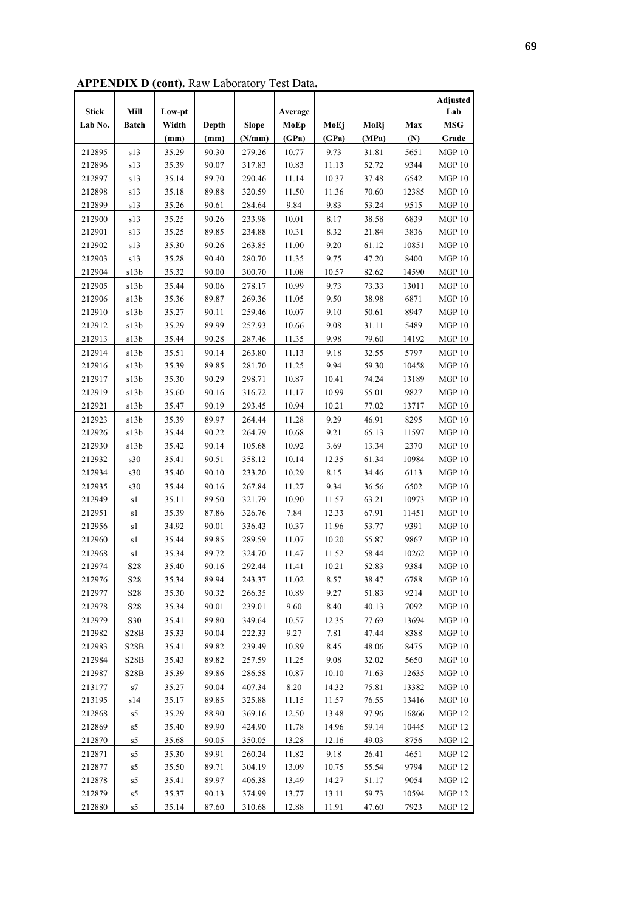**APPENDIX D (cont).** Raw Laboratory Test Data**.**

| Stick Lab No. | Mill Batch | Low-pt Width (mm) | Depth (mm) | Slope (N/mm) | Average MoEp (GPa) | MoEj (GPa) | MoRj (MPa) | Max (N) | Adjusted Lab MSG Grade |
|---|---|---|---|---|---|---|---|---|---|
| 212895 | s13 | 35.29 | 90.30 | 279.26 | 10.77 | 9.73 | 31.81 | 5651 | MGP 10 |
| 212896 | s13 | 35.39 | 90.07 | 317.83 | 10.83 | 11.13 | 52.72 | 9344 | MGP 10 |
| 212897 | s13 | 35.14 | 89.70 | 290.46 | 11.14 | 10.37 | 37.48 | 6542 | MGP 10 |
| 212898 | s13 | 35.18 | 89.88 | 320.59 | 11.50 | 11.36 | 70.60 | 12385 | MGP 10 |
| 212899 | s13 | 35.26 | 90.61 | 284.64 | 9.84 | 9.83 | 53.24 | 9515 | MGP 10 |
| 212900 | s13 | 35.25 | 90.26 | 233.98 | 10.01 | 8.17 | 38.58 | 6839 | MGP 10 |
| 212901 | s13 | 35.25 | 89.85 | 234.88 | 10.31 | 8.32 | 21.84 | 3836 | MGP 10 |
| 212902 | s13 | 35.30 | 90.26 | 263.85 | 11.00 | 9.20 | 61.12 | 10851 | MGP 10 |
| 212903 | s13 | 35.28 | 90.40 | 280.70 | 11.35 | 9.75 | 47.20 | 8400 | MGP 10 |
| 212904 | s13b | 35.32 | 90.00 | 300.70 | 11.08 | 10.57 | 82.62 | 14590 | MGP 10 |
| 212905 | s13b | 35.44 | 90.06 | 278.17 | 10.99 | 9.73 | 73.33 | 13011 | MGP 10 |
| 212906 | s13b | 35.36 | 89.87 | 269.36 | 11.05 | 9.50 | 38.98 | 6871 | MGP 10 |
| 212910 | s13b | 35.27 | 90.11 | 259.46 | 10.07 | 9.10 | 50.61 | 8947 | MGP 10 |
| 212912 | s13b | 35.29 | 89.99 | 257.93 | 10.66 | 9.08 | 31.11 | 5489 | MGP 10 |
| 212913 | s13b | 35.44 | 90.28 | 287.46 | 11.35 | 9.98 | 79.60 | 14192 | MGP 10 |
| 212914 | s13b | 35.51 | 90.14 | 263.80 | 11.13 | 9.18 | 32.55 | 5797 | MGP 10 |
| 212916 | s13b | 35.39 | 89.85 | 281.70 | 11.25 | 9.94 | 59.30 | 10458 | MGP 10 |
| 212917 | s13b | 35.30 | 90.29 | 298.71 | 10.87 | 10.41 | 74.24 | 13189 | MGP 10 |
| 212919 | s13b | 35.60 | 90.16 | 316.72 | 11.17 | 10.99 | 55.01 | 9827 | MGP 10 |
| 212921 | s13b | 35.47 | 90.19 | 293.45 | 10.94 | 10.21 | 77.02 | 13717 | MGP 10 |
| 212923 | s13b | 35.39 | 89.97 | 264.44 | 11.28 | 9.29 | 46.91 | 8295 | MGP 10 |
| 212926 | s13b | 35.44 | 90.22 | 264.79 | 10.68 | 9.21 | 65.13 | 11597 | MGP 10 |
| 212930 | s13b | 35.42 | 90.14 | 105.68 | 10.92 | 3.69 | 13.34 | 2370 | MGP 10 |
| 212932 | s30 | 35.41 | 90.51 | 358.12 | 10.14 | 12.35 | 61.34 | 10984 | MGP 10 |
| 212934 | s30 | 35.40 | 90.10 | 233.20 | 10.29 | 8.15 | 34.46 | 6113 | MGP 10 |
| 212935 | s30 | 35.44 | 90.16 | 267.84 | 11.27 | 9.34 | 36.56 | 6502 | MGP 10 |
| 212949 | s1 | 35.11 | 89.50 | 321.79 | 10.90 | 11.57 | 63.21 | 10973 | MGP 10 |
| 212951 | s1 | 35.39 | 87.86 | 326.76 | 7.84 | 12.33 | 67.91 | 11451 | MGP 10 |
| 212956 | s1 | 34.92 | 90.01 | 336.43 | 10.37 | 11.96 | 53.77 | 9391 | MGP 10 |
| 212960 | s1 | 35.44 | 89.85 | 289.59 | 11.07 | 10.20 | 55.87 | 9867 | MGP 10 |
| 212968 | s1 | 35.34 | 89.72 | 324.70 | 11.47 | 11.52 | 58.44 | 10262 | MGP 10 |
| 212974 | S28 | 35.40 | 90.16 | 292.44 | 11.41 | 10.21 | 52.83 | 9384 | MGP 10 |
| 212976 | S28 | 35.34 | 89.94 | 243.37 | 11.02 | 8.57 | 38.47 | 6788 | MGP 10 |
| 212977 | S28 | 35.30 | 90.32 | 266.35 | 10.89 | 9.27 | 51.83 | 9214 | MGP 10 |
| 212978 | S28 | 35.34 | 90.01 | 239.01 | 9.60 | 8.40 | 40.13 | 7092 | MGP 10 |
| 212979 | S30 | 35.41 | 89.80 | 349.64 | 10.57 | 12.35 | 77.69 | 13694 | MGP 10 |
| 212982 | S28B | 35.33 | 90.04 | 222.33 | 9.27 | 7.81 | 47.44 | 8388 | MGP 10 |
| 212983 | S28B | 35.41 | 89.82 | 239.49 | 10.89 | 8.45 | 48.06 | 8475 | MGP 10 |
| 212984 | S28B | 35.43 | 89.82 | 257.59 | 11.25 | 9.08 | 32.02 | 5650 | MGP 10 |
| 212987 | S28B | 35.39 | 89.86 | 286.58 | 10.87 | 10.10 | 71.63 | 12635 | MGP 10 |
| 213177 | s7 | 35.27 | 90.04 | 407.34 | 8.20 | 14.32 | 75.81 | 13382 | MGP 10 |
| 213195 | s14 | 35.17 | 89.85 | 325.88 | 11.15 | 11.57 | 76.55 | 13416 | MGP 10 |
| 212868 | s5 | 35.29 | 88.90 | 369.16 | 12.50 | 13.48 | 97.96 | 16866 | MGP 12 |
| 212869 | s5 | 35.40 | 89.90 | 424.90 | 11.78 | 14.96 | 59.14 | 10445 | MGP 12 |
| 212870 | s5 | 35.68 | 90.05 | 350.05 | 13.28 | 12.16 | 49.03 | 8756 | MGP 12 |
| 212871 | s5 | 35.30 | 89.91 | 260.24 | 11.82 | 9.18 | 26.41 | 4651 | MGP 12 |
| 212877 | s5 | 35.50 | 89.71 | 304.19 | 13.09 | 10.75 | 55.54 | 9794 | MGP 12 |
| 212878 | s5 | 35.41 | 89.97 | 406.38 | 13.49 | 14.27 | 51.17 | 9054 | MGP 12 |
| 212879 | s5 | 35.37 | 90.13 | 374.99 | 13.77 | 13.11 | 59.73 | 10594 | MGP 12 |
| 212880 | s5 | 35.14 | 87.60 | 310.68 | 12.88 | 11.91 | 47.60 | 7923 | MGP 12 |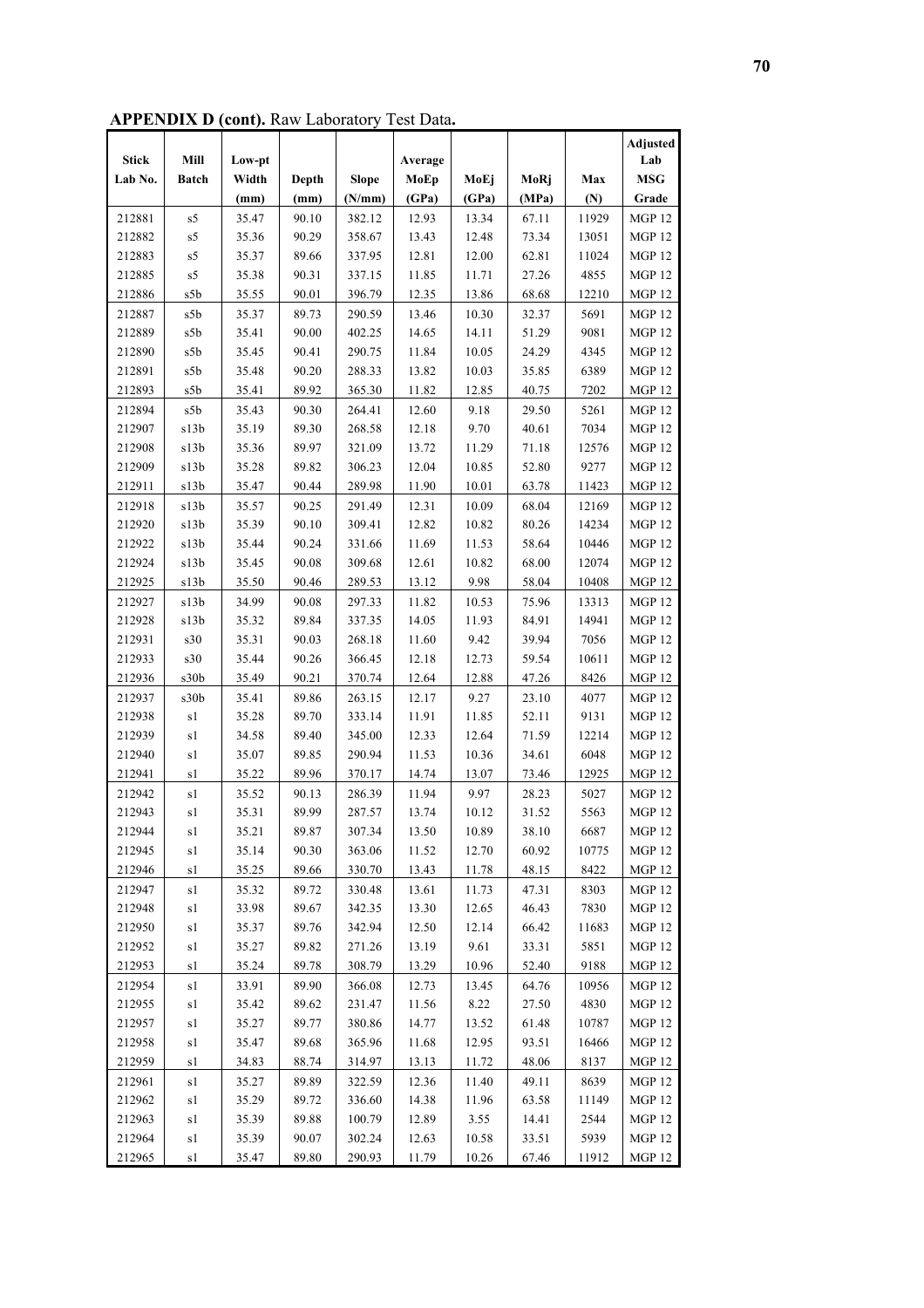**APPENDIX D (cont).** Raw Laboratory Test Data**.**

| Stick Lab No. | Mill Batch | Low-pt Width (mm) | Depth (mm) | Slope (N/mm) | Average MoEp (GPa) | MoEj (GPa) | MoRj (MPa) | Max (N) | Adjusted Lab MSG Grade |
|---|---|---|---|---|---|---|---|---|---|
| 212881 | s5 | 35.47 | 90.10 | 382.12 | 12.93 | 13.34 | 67.11 | 11929 | MGP 12 |
| 212882 | s5 | 35.36 | 90.29 | 358.67 | 13.43 | 12.48 | 73.34 | 13051 | MGP 12 |
| 212883 | s5 | 35.37 | 89.66 | 337.95 | 12.81 | 12.00 | 62.81 | 11024 | MGP 12 |
| 212885 | s5 | 35.38 | 90.31 | 337.15 | 11.85 | 11.71 | 27.26 | 4855 | MGP 12 |
| 212886 | s5b | 35.55 | 90.01 | 396.79 | 12.35 | 13.86 | 68.68 | 12210 | MGP 12 |
| 212887 | s5b | 35.37 | 89.73 | 290.59 | 13.46 | 10.30 | 32.37 | 5691 | MGP 12 |
| 212889 | s5b | 35.41 | 90.00 | 402.25 | 14.65 | 14.11 | 51.29 | 9081 | MGP 12 |
| 212890 | s5b | 35.45 | 90.41 | 290.75 | 11.84 | 10.05 | 24.29 | 4345 | MGP 12 |
| 212891 | s5b | 35.48 | 90.20 | 288.33 | 13.82 | 10.03 | 35.85 | 6389 | MGP 12 |
| 212893 | s5b | 35.41 | 89.92 | 365.30 | 11.82 | 12.85 | 40.75 | 7202 | MGP 12 |
| 212894 | s5b | 35.43 | 90.30 | 264.41 | 12.60 | 9.18 | 29.50 | 5261 | MGP 12 |
| 212907 | s13b | 35.19 | 89.30 | 268.58 | 12.18 | 9.70 | 40.61 | 7034 | MGP 12 |
| 212908 | s13b | 35.36 | 89.97 | 321.09 | 13.72 | 11.29 | 71.18 | 12576 | MGP 12 |
| 212909 | s13b | 35.28 | 89.82 | 306.23 | 12.04 | 10.85 | 52.80 | 9277 | MGP 12 |
| 212911 | s13b | 35.47 | 90.44 | 289.98 | 11.90 | 10.01 | 63.78 | 11423 | MGP 12 |
| 212918 | s13b | 35.57 | 90.25 | 291.49 | 12.31 | 10.09 | 68.04 | 12169 | MGP 12 |
| 212920 | s13b | 35.39 | 90.10 | 309.41 | 12.82 | 10.82 | 80.26 | 14234 | MGP 12 |
| 212922 | s13b | 35.44 | 90.24 | 331.66 | 11.69 | 11.53 | 58.64 | 10446 | MGP 12 |
| 212924 | s13b | 35.45 | 90.08 | 309.68 | 12.61 | 10.82 | 68.00 | 12074 | MGP 12 |
| 212925 | s13b | 35.50 | 90.46 | 289.53 | 13.12 | 9.98 | 58.04 | 10408 | MGP 12 |
| 212927 | s13b | 34.99 | 90.08 | 297.33 | 11.82 | 10.53 | 75.96 | 13313 | MGP 12 |
| 212928 | s13b | 35.32 | 89.84 | 337.35 | 14.05 | 11.93 | 84.91 | 14941 | MGP 12 |
| 212931 | s30 | 35.31 | 90.03 | 268.18 | 11.60 | 9.42 | 39.94 | 7056 | MGP 12 |
| 212933 | s30 | 35.44 | 90.26 | 366.45 | 12.18 | 12.73 | 59.54 | 10611 | MGP 12 |
| 212936 | s30b | 35.49 | 90.21 | 370.74 | 12.64 | 12.88 | 47.26 | 8426 | MGP 12 |
| 212937 | s30b | 35.41 | 89.86 | 263.15 | 12.17 | 9.27 | 23.10 | 4077 | MGP 12 |
| 212938 | s1 | 35.28 | 89.70 | 333.14 | 11.91 | 11.85 | 52.11 | 9131 | MGP 12 |
| 212939 | s1 | 34.58 | 89.40 | 345.00 | 12.33 | 12.64 | 71.59 | 12214 | MGP 12 |
| 212940 | s1 | 35.07 | 89.85 | 290.94 | 11.53 | 10.36 | 34.61 | 6048 | MGP 12 |
| 212941 | s1 | 35.22 | 89.96 | 370.17 | 14.74 | 13.07 | 73.46 | 12925 | MGP 12 |
| 212942 | s1 | 35.52 | 90.13 | 286.39 | 11.94 | 9.97 | 28.23 | 5027 | MGP 12 |
| 212943 | s1 | 35.31 | 89.99 | 287.57 | 13.74 | 10.12 | 31.52 | 5563 | MGP 12 |
| 212944 | s1 | 35.21 | 89.87 | 307.34 | 13.50 | 10.89 | 38.10 | 6687 | MGP 12 |
| 212945 | s1 | 35.14 | 90.30 | 363.06 | 11.52 | 12.70 | 60.92 | 10775 | MGP 12 |
| 212946 | s1 | 35.25 | 89.66 | 330.70 | 13.43 | 11.78 | 48.15 | 8422 | MGP 12 |
| 212947 | s1 | 35.32 | 89.72 | 330.48 | 13.61 | 11.73 | 47.31 | 8303 | MGP 12 |
| 212948 | s1 | 33.98 | 89.67 | 342.35 | 13.30 | 12.65 | 46.43 | 7830 | MGP 12 |
| 212950 | s1 | 35.37 | 89.76 | 342.94 | 12.50 | 12.14 | 66.42 | 11683 | MGP 12 |
| 212952 | s1 | 35.27 | 89.82 | 271.26 | 13.19 | 9.61 | 33.31 | 5851 | MGP 12 |
| 212953 | s1 | 35.24 | 89.78 | 308.79 | 13.29 | 10.96 | 52.40 | 9188 | MGP 12 |
| 212954 | s1 | 33.91 | 89.90 | 366.08 | 12.73 | 13.45 | 64.76 | 10956 | MGP 12 |
| 212955 | s1 | 35.42 | 89.62 | 231.47 | 11.56 | 8.22 | 27.50 | 4830 | MGP 12 |
| 212957 | s1 | 35.27 | 89.77 | 380.86 | 14.77 | 13.52 | 61.48 | 10787 | MGP 12 |
| 212958 | s1 | 35.47 | 89.68 | 365.96 | 11.68 | 12.95 | 93.51 | 16466 | MGP 12 |
| 212959 | s1 | 34.83 | 88.74 | 314.97 | 13.13 | 11.72 | 48.06 | 8137 | MGP 12 |
| 212961 | s1 | 35.27 | 89.89 | 322.59 | 12.36 | 11.40 | 49.11 | 8639 | MGP 12 |
| 212962 | s1 | 35.29 | 89.72 | 336.60 | 14.38 | 11.96 | 63.58 | 11149 | MGP 12 |
| 212963 | s1 | 35.39 | 89.88 | 100.79 | 12.89 | 3.55 | 14.41 | 2544 | MGP 12 |
| 212964 | s1 | 35.39 | 90.07 | 302.24 | 12.63 | 10.58 | 33.51 | 5939 | MGP 12 |
| 212965 | s1 | 35.47 | 89.80 | 290.93 | 11.79 | 10.26 | 67.46 | 11912 | MGP 12 |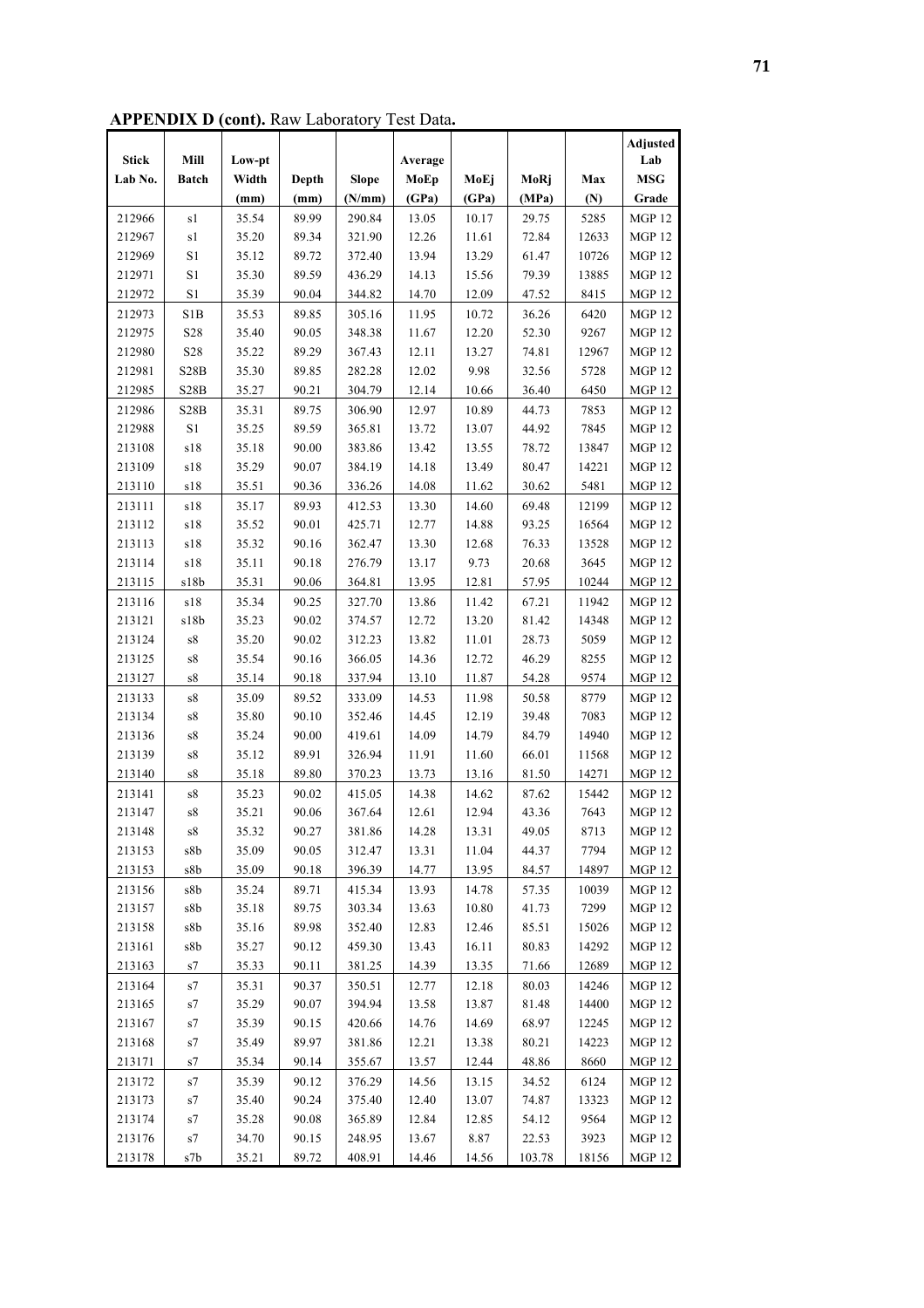**APPENDIX D (cont).** Raw Laboratory Test Data**.**

| Stick Lab No. | Mill Batch | Low-pt Width (mm) | Depth (mm) | Slope (N/mm) | Average MoEp (GPa) | MoEj (GPa) | MoRj (MPa) | Max (N) | Adjusted Lab MSG Grade |
|---|---|---|---|---|---|---|---|---|---|
| 212966 | s1 | 35.54 | 89.99 | 290.84 | 13.05 | 10.17 | 29.75 | 5285 | MGP 12 |
| 212967 | s1 | 35.20 | 89.34 | 321.90 | 12.26 | 11.61 | 72.84 | 12633 | MGP 12 |
| 212969 | S1 | 35.12 | 89.72 | 372.40 | 13.94 | 13.29 | 61.47 | 10726 | MGP 12 |
| 212971 | S1 | 35.30 | 89.59 | 436.29 | 14.13 | 15.56 | 79.39 | 13885 | MGP 12 |
| 212972 | S1 | 35.39 | 90.04 | 344.82 | 14.70 | 12.09 | 47.52 | 8415 | MGP 12 |
| 212973 | S1B | 35.53 | 89.85 | 305.16 | 11.95 | 10.72 | 36.26 | 6420 | MGP 12 |
| 212975 | S28 | 35.40 | 90.05 | 348.38 | 11.67 | 12.20 | 52.30 | 9267 | MGP 12 |
| 212980 | S28 | 35.22 | 89.29 | 367.43 | 12.11 | 13.27 | 74.81 | 12967 | MGP 12 |
| 212981 | S28B | 35.30 | 89.85 | 282.28 | 12.02 | 9.98 | 32.56 | 5728 | MGP 12 |
| 212985 | S28B | 35.27 | 90.21 | 304.79 | 12.14 | 10.66 | 36.40 | 6450 | MGP 12 |
| 212986 | S28B | 35.31 | 89.75 | 306.90 | 12.97 | 10.89 | 44.73 | 7853 | MGP 12 |
| 212988 | S1 | 35.25 | 89.59 | 365.81 | 13.72 | 13.07 | 44.92 | 7845 | MGP 12 |
| 213108 | s18 | 35.18 | 90.00 | 383.86 | 13.42 | 13.55 | 78.72 | 13847 | MGP 12 |
| 213109 | s18 | 35.29 | 90.07 | 384.19 | 14.18 | 13.49 | 80.47 | 14221 | MGP 12 |
| 213110 | s18 | 35.51 | 90.36 | 336.26 | 14.08 | 11.62 | 30.62 | 5481 | MGP 12 |
| 213111 | s18 | 35.17 | 89.93 | 412.53 | 13.30 | 14.60 | 69.48 | 12199 | MGP 12 |
| 213112 | s18 | 35.52 | 90.01 | 425.71 | 12.77 | 14.88 | 93.25 | 16564 | MGP 12 |
| 213113 | s18 | 35.32 | 90.16 | 362.47 | 13.30 | 12.68 | 76.33 | 13528 | MGP 12 |
| 213114 | s18 | 35.11 | 90.18 | 276.79 | 13.17 | 9.73 | 20.68 | 3645 | MGP 12 |
| 213115 | s18b | 35.31 | 90.06 | 364.81 | 13.95 | 12.81 | 57.95 | 10244 | MGP 12 |
| 213116 | s18 | 35.34 | 90.25 | 327.70 | 13.86 | 11.42 | 67.21 | 11942 | MGP 12 |
| 213121 | s18b | 35.23 | 90.02 | 374.57 | 12.72 | 13.20 | 81.42 | 14348 | MGP 12 |
| 213124 | s8 | 35.20 | 90.02 | 312.23 | 13.82 | 11.01 | 28.73 | 5059 | MGP 12 |
| 213125 | s8 | 35.54 | 90.16 | 366.05 | 14.36 | 12.72 | 46.29 | 8255 | MGP 12 |
| 213127 | s8 | 35.14 | 90.18 | 337.94 | 13.10 | 11.87 | 54.28 | 9574 | MGP 12 |
| 213133 | s8 | 35.09 | 89.52 | 333.09 | 14.53 | 11.98 | 50.58 | 8779 | MGP 12 |
| 213134 | s8 | 35.80 | 90.10 | 352.46 | 14.45 | 12.19 | 39.48 | 7083 | MGP 12 |
| 213136 | s8 | 35.24 | 90.00 | 419.61 | 14.09 | 14.79 | 84.79 | 14940 | MGP 12 |
| 213139 | s8 | 35.12 | 89.91 | 326.94 | 11.91 | 11.60 | 66.01 | 11568 | MGP 12 |
| 213140 | s8 | 35.18 | 89.80 | 370.23 | 13.73 | 13.16 | 81.50 | 14271 | MGP 12 |
| 213141 | s8 | 35.23 | 90.02 | 415.05 | 14.38 | 14.62 | 87.62 | 15442 | MGP 12 |
| 213147 | s8 | 35.21 | 90.06 | 367.64 | 12.61 | 12.94 | 43.36 | 7643 | MGP 12 |
| 213148 | s8 | 35.32 | 90.27 | 381.86 | 14.28 | 13.31 | 49.05 | 8713 | MGP 12 |
| 213153 | s8b | 35.09 | 90.05 | 312.47 | 13.31 | 11.04 | 44.37 | 7794 | MGP 12 |
| 213153 | s8b | 35.09 | 90.18 | 396.39 | 14.77 | 13.95 | 84.57 | 14897 | MGP 12 |
| 213156 | s8b | 35.24 | 89.71 | 415.34 | 13.93 | 14.78 | 57.35 | 10039 | MGP 12 |
| 213157 | s8b | 35.18 | 89.75 | 303.34 | 13.63 | 10.80 | 41.73 | 7299 | MGP 12 |
| 213158 | s8b | 35.16 | 89.98 | 352.40 | 12.83 | 12.46 | 85.51 | 15026 | MGP 12 |
| 213161 | s8b | 35.27 | 90.12 | 459.30 | 13.43 | 16.11 | 80.83 | 14292 | MGP 12 |
| 213163 | s7 | 35.33 | 90.11 | 381.25 | 14.39 | 13.35 | 71.66 | 12689 | MGP 12 |
| 213164 | s7 | 35.31 | 90.37 | 350.51 | 12.77 | 12.18 | 80.03 | 14246 | MGP 12 |
| 213165 | s7 | 35.29 | 90.07 | 394.94 | 13.58 | 13.87 | 81.48 | 14400 | MGP 12 |
| 213167 | s7 | 35.39 | 90.15 | 420.66 | 14.76 | 14.69 | 68.97 | 12245 | MGP 12 |
| 213168 | s7 | 35.49 | 89.97 | 381.86 | 12.21 | 13.38 | 80.21 | 14223 | MGP 12 |
| 213171 | s7 | 35.34 | 90.14 | 355.67 | 13.57 | 12.44 | 48.86 | 8660 | MGP 12 |
| 213172 | s7 | 35.39 | 90.12 | 376.29 | 14.56 | 13.15 | 34.52 | 6124 | MGP 12 |
| 213173 | s7 | 35.40 | 90.24 | 375.40 | 12.40 | 13.07 | 74.87 | 13323 | MGP 12 |
| 213174 | s7 | 35.28 | 90.08 | 365.89 | 12.84 | 12.85 | 54.12 | 9564 | MGP 12 |
| 213176 | s7 | 34.70 | 90.15 | 248.95 | 13.67 | 8.87 | 22.53 | 3923 | MGP 12 |
| 213178 | s7b | 35.21 | 89.72 | 408.91 | 14.46 | 14.56 | 103.78 | 18156 | MGP 12 |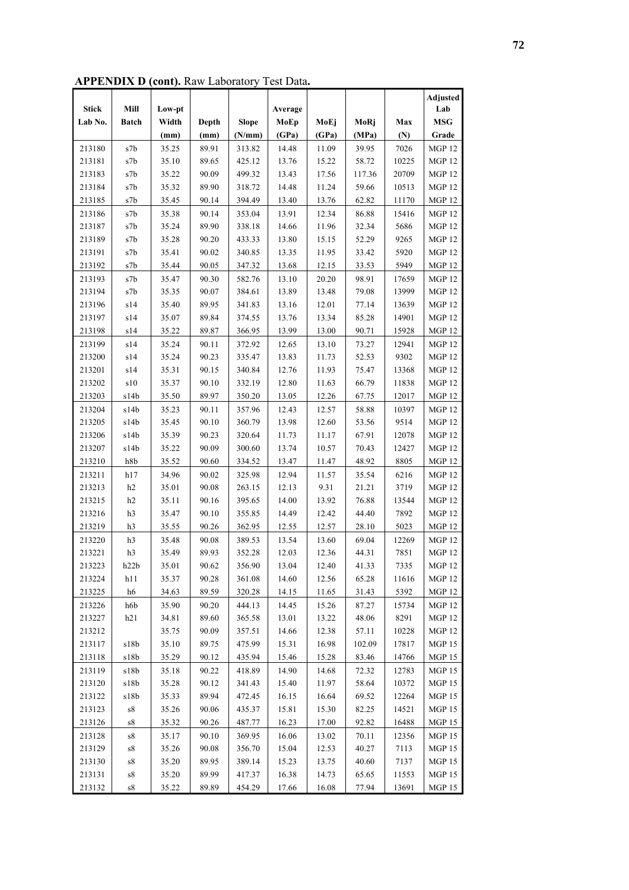**APPENDIX D (cont).** Raw Laboratory Test Data**.**

| Stick Lab No. | Mill Batch | Low-pt Width (mm) | Depth (mm) | Slope (N/mm) | Average MoEp (GPa) | MoEj (GPa) | MoRj (MPa) | Max (N) | Adjusted Lab MSG Grade |
|---|---|---|---|---|---|---|---|---|---|
| 213180 | s7b | 35.25 | 89.91 | 313.82 | 14.48 | 11.09 | 39.95 | 7026 | MGP 12 |
| 213181 | s7b | 35.10 | 89.65 | 425.12 | 13.76 | 15.22 | 58.72 | 10225 | MGP 12 |
| 213183 | s7b | 35.22 | 90.09 | 499.32 | 13.43 | 17.56 | 117.36 | 20709 | MGP 12 |
| 213184 | s7b | 35.32 | 89.90 | 318.72 | 14.48 | 11.24 | 59.66 | 10513 | MGP 12 |
| 213185 | s7b | 35.45 | 90.14 | 394.49 | 13.40 | 13.76 | 62.82 | 11170 | MGP 12 |
| 213186 | s7b | 35.38 | 90.14 | 353.04 | 13.91 | 12.34 | 86.88 | 15416 | MGP 12 |
| 213187 | s7b | 35.24 | 89.90 | 338.18 | 14.66 | 11.96 | 32.34 | 5686 | MGP 12 |
| 213189 | s7b | 35.28 | 90.20 | 433.33 | 13.80 | 15.15 | 52.29 | 9265 | MGP 12 |
| 213191 | s7b | 35.41 | 90.02 | 340.85 | 13.35 | 11.95 | 33.42 | 5920 | MGP 12 |
| 213192 | s7b | 35.44 | 90.05 | 347.32 | 13.68 | 12.15 | 33.53 | 5949 | MGP 12 |
| 213193 | s7b | 35.47 | 90.30 | 582.76 | 13.10 | 20.20 | 98.91 | 17659 | MGP 12 |
| 213194 | s7b | 35.35 | 90.07 | 384.61 | 13.89 | 13.48 | 79.08 | 13999 | MGP 12 |
| 213196 | s14 | 35.40 | 89.95 | 341.83 | 13.16 | 12.01 | 77.14 | 13639 | MGP 12 |
| 213197 | s14 | 35.07 | 89.84 | 374.55 | 13.76 | 13.34 | 85.28 | 14901 | MGP 12 |
| 213198 | s14 | 35.22 | 89.87 | 366.95 | 13.99 | 13.00 | 90.71 | 15928 | MGP 12 |
| 213199 | s14 | 35.24 | 90.11 | 372.92 | 12.65 | 13.10 | 73.27 | 12941 | MGP 12 |
| 213200 | s14 | 35.24 | 90.23 | 335.47 | 13.83 | 11.73 | 52.53 | 9302 | MGP 12 |
| 213201 | s14 | 35.31 | 90.15 | 340.84 | 12.76 | 11.93 | 75.47 | 13368 | MGP 12 |
| 213202 | s10 | 35.37 | 90.10 | 332.19 | 12.80 | 11.63 | 66.79 | 11838 | MGP 12 |
| 213203 | s14b | 35.50 | 89.97 | 350.20 | 13.05 | 12.26 | 67.75 | 12017 | MGP 12 |
| 213204 | s14b | 35.23 | 90.11 | 357.96 | 12.43 | 12.57 | 58.88 | 10397 | MGP 12 |
| 213205 | s14b | 35.45 | 90.10 | 360.79 | 13.98 | 12.60 | 53.56 | 9514 | MGP 12 |
| 213206 | s14b | 35.39 | 90.23 | 320.64 | 11.73 | 11.17 | 67.91 | 12078 | MGP 12 |
| 213207 | s14b | 35.22 | 90.09 | 300.60 | 13.74 | 10.57 | 70.43 | 12427 | MGP 12 |
| 213210 | h8b | 35.52 | 90.60 | 334.52 | 13.47 | 11.47 | 48.92 | 8805 | MGP 12 |
| 213211 | h17 | 34.96 | 90.02 | 325.98 | 12.94 | 11.57 | 35.54 | 6216 | MGP 12 |
| 213213 | h2 | 35.01 | 90.08 | 263.15 | 12.13 | 9.31 | 21.21 | 3719 | MGP 12 |
| 213215 | h2 | 35.11 | 90.16 | 395.65 | 14.00 | 13.92 | 76.88 | 13544 | MGP 12 |
| 213216 | h3 | 35.47 | 90.10 | 355.85 | 14.49 | 12.42 | 44.40 | 7892 | MGP 12 |
| 213219 | h3 | 35.55 | 90.26 | 362.95 | 12.55 | 12.57 | 28.10 | 5023 | MGP 12 |
| 213220 | h3 | 35.48 | 90.08 | 389.53 | 13.54 | 13.60 | 69.04 | 12269 | MGP 12 |
| 213221 | h3 | 35.49 | 89.93 | 352.28 | 12.03 | 12.36 | 44.31 | 7851 | MGP 12 |
| 213223 | h22b | 35.01 | 90.62 | 356.90 | 13.04 | 12.40 | 41.33 | 7335 | MGP 12 |
| 213224 | h11 | 35.37 | 90.28 | 361.08 | 14.60 | 12.56 | 65.28 | 11616 | MGP 12 |
| 213225 | h6 | 34.63 | 89.59 | 320.28 | 14.15 | 11.65 | 31.43 | 5392 | MGP 12 |
| 213226 | h6b | 35.90 | 90.20 | 444.13 | 14.45 | 15.26 | 87.27 | 15734 | MGP 12 |
| 213227 | h21 | 34.81 | 89.60 | 365.58 | 13.01 | 13.22 | 48.06 | 8291 | MGP 12 |
| 213212 | | 35.75 | 90.09 | 357.51 | 14.66 | 12.38 | 57.11 | 10228 | MGP 12 |
| 213117 | s18b | 35.10 | 89.75 | 475.99 | 15.31 | 16.98 | 102.09 | 17817 | MGP 15 |
| 213118 | s18b | 35.29 | 90.12 | 435.94 | 15.46 | 15.28 | 83.46 | 14766 | MGP 15 |
| 213119 | s18b | 35.18 | 90.22 | 418.89 | 14.90 | 14.68 | 72.32 | 12783 | MGP 15 |
| 213120 | s18b | 35.28 | 90.12 | 341.43 | 15.40 | 11.97 | 58.64 | 10372 | MGP 15 |
| 213122 | s18b | 35.33 | 89.94 | 472.45 | 16.15 | 16.64 | 69.52 | 12264 | MGP 15 |
| 213123 | s8 | 35.26 | 90.06 | 435.37 | 15.81 | 15.30 | 82.25 | 14521 | MGP 15 |
| 213126 | s8 | 35.32 | 90.26 | 487.77 | 16.23 | 17.00 | 92.82 | 16488 | MGP 15 |
| 213128 | s8 | 35.17 | 90.10 | 369.95 | 16.06 | 13.02 | 70.11 | 12356 | MGP 15 |
| 213129 | s8 | 35.26 | 90.08 | 356.70 | 15.04 | 12.53 | 40.27 | 7113 | MGP 15 |
| 213130 | s8 | 35.20 | 89.95 | 389.14 | 15.23 | 13.75 | 40.60 | 7137 | MGP 15 |
| 213131 | s8 | 35.20 | 89.99 | 417.37 | 16.38 | 14.73 | 65.65 | 11553 | MGP 15 |
| 213132 | s8 | 35.22 | 89.89 | 454.29 | 17.66 | 16.08 | 77.94 | 13691 | MGP 15 |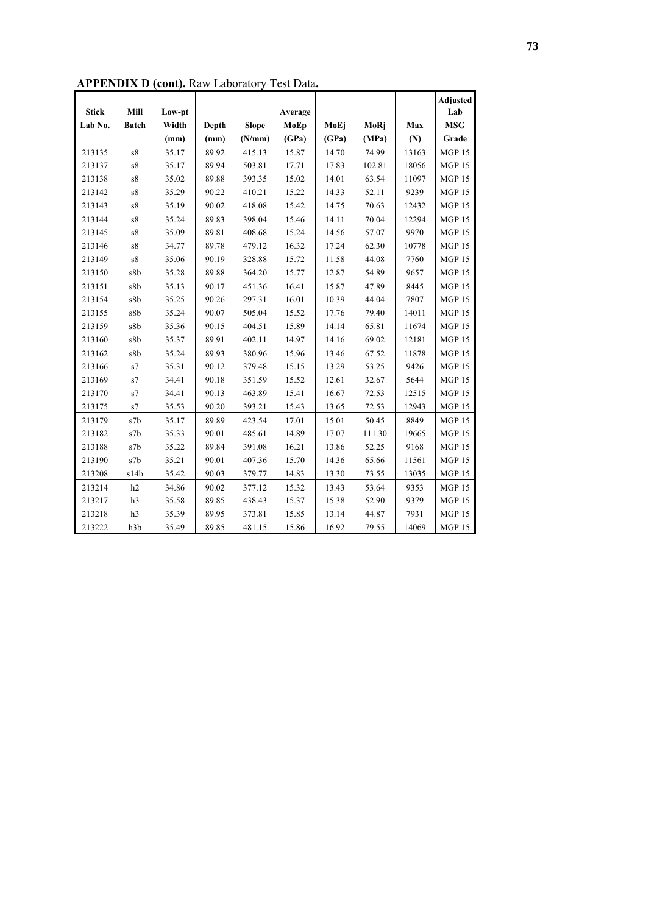**APPENDIX D (cont).** Raw Laboratory Test Data**.**

| Stick Lab No. | Mill Batch | Low-pt Width (mm) | Depth (mm) | Slope (N/mm) | Average MoEp (GPa) | MoEj (GPa) | MoRj (MPa) | Max (N) | Adjusted Lab MSG Grade |
|---|---|---|---|---|---|---|---|---|---|
| 213135 | s8 | 35.17 | 89.92 | 415.13 | 15.87 | 14.70 | 74.99 | 13163 | MGP 15 |
| 213137 | s8 | 35.17 | 89.94 | 503.81 | 17.71 | 17.83 | 102.81 | 18056 | MGP 15 |
| 213138 | s8 | 35.02 | 89.88 | 393.35 | 15.02 | 14.01 | 63.54 | 11097 | MGP 15 |
| 213142 | s8 | 35.29 | 90.22 | 410.21 | 15.22 | 14.33 | 52.11 | 9239 | MGP 15 |
| 213143 | s8 | 35.19 | 90.02 | 418.08 | 15.42 | 14.75 | 70.63 | 12432 | MGP 15 |
| 213144 | s8 | 35.24 | 89.83 | 398.04 | 15.46 | 14.11 | 70.04 | 12294 | MGP 15 |
| 213145 | s8 | 35.09 | 89.81 | 408.68 | 15.24 | 14.56 | 57.07 | 9970 | MGP 15 |
| 213146 | s8 | 34.77 | 89.78 | 479.12 | 16.32 | 17.24 | 62.30 | 10778 | MGP 15 |
| 213149 | s8 | 35.06 | 90.19 | 328.88 | 15.72 | 11.58 | 44.08 | 7760 | MGP 15 |
| 213150 | s8b | 35.28 | 89.88 | 364.20 | 15.77 | 12.87 | 54.89 | 9657 | MGP 15 |
| 213151 | s8b | 35.13 | 90.17 | 451.36 | 16.41 | 15.87 | 47.89 | 8445 | MGP 15 |
| 213154 | s8b | 35.25 | 90.26 | 297.31 | 16.01 | 10.39 | 44.04 | 7807 | MGP 15 |
| 213155 | s8b | 35.24 | 90.07 | 505.04 | 15.52 | 17.76 | 79.40 | 14011 | MGP 15 |
| 213159 | s8b | 35.36 | 90.15 | 404.51 | 15.89 | 14.14 | 65.81 | 11674 | MGP 15 |
| 213160 | s8b | 35.37 | 89.91 | 402.11 | 14.97 | 14.16 | 69.02 | 12181 | MGP 15 |
| 213162 | s8b | 35.24 | 89.93 | 380.96 | 15.96 | 13.46 | 67.52 | 11878 | MGP 15 |
| 213166 | s7 | 35.31 | 90.12 | 379.48 | 15.15 | 13.29 | 53.25 | 9426 | MGP 15 |
| 213169 | s7 | 34.41 | 90.18 | 351.59 | 15.52 | 12.61 | 32.67 | 5644 | MGP 15 |
| 213170 | s7 | 34.41 | 90.13 | 463.89 | 15.41 | 16.67 | 72.53 | 12515 | MGP 15 |
| 213175 | s7 | 35.53 | 90.20 | 393.21 | 15.43 | 13.65 | 72.53 | 12943 | MGP 15 |
| 213179 | s7b | 35.17 | 89.89 | 423.54 | 17.01 | 15.01 | 50.45 | 8849 | MGP 15 |
| 213182 | s7b | 35.33 | 90.01 | 485.61 | 14.89 | 17.07 | 111.30 | 19665 | MGP 15 |
| 213188 | s7b | 35.22 | 89.84 | 391.08 | 16.21 | 13.86 | 52.25 | 9168 | MGP 15 |
| 213190 | s7b | 35.21 | 90.01 | 407.36 | 15.70 | 14.36 | 65.66 | 11561 | MGP 15 |
| 213208 | s14b | 35.42 | 90.03 | 379.77 | 14.83 | 13.30 | 73.55 | 13035 | MGP 15 |
| 213214 | h2 | 34.86 | 90.02 | 377.12 | 15.32 | 13.43 | 53.64 | 9353 | MGP 15 |
| 213217 | h3 | 35.58 | 89.85 | 438.43 | 15.37 | 15.38 | 52.90 | 9379 | MGP 15 |
| 213218 | h3 | 35.39 | 89.95 | 373.81 | 15.85 | 13.14 | 44.87 | 7931 | MGP 15 |
| 213222 | h3b | 35.49 | 89.85 | 481.15 | 15.86 | 16.92 | 79.55 | 14069 | MGP 15 |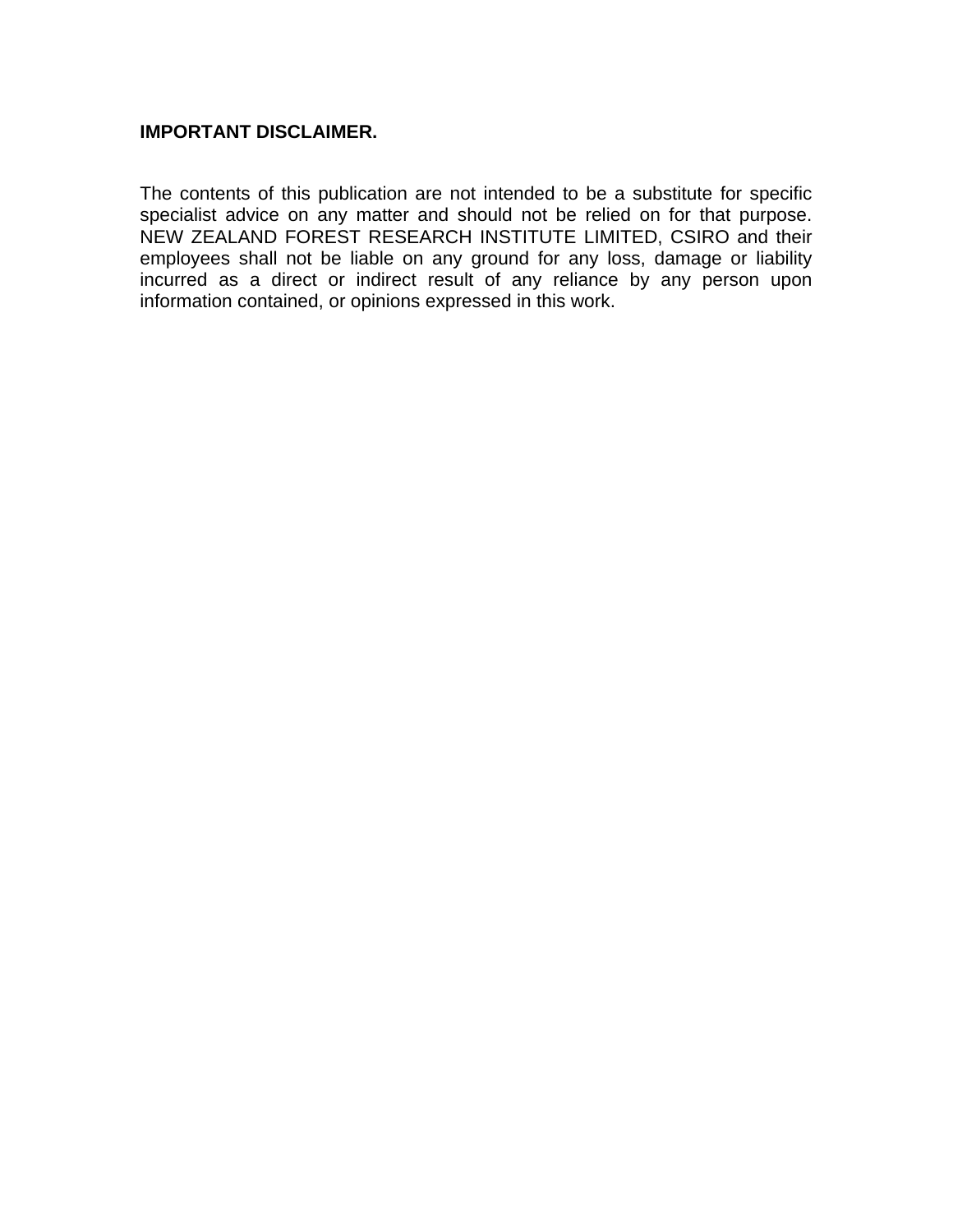**IMPORTANT DISCLAIMER.**

The contents of this publication are not intended to be a substitute for specific specialist advice on any matter and should not be relied on for that purpose. NEW ZEALAND FOREST RESEARCH INSTITUTE LIMITED, CSIRO and their employees shall not be liable on any ground for any loss, damage or liability incurred as a direct or indirect result of any reliance by any person upon information contained, or opinions expressed in this work.